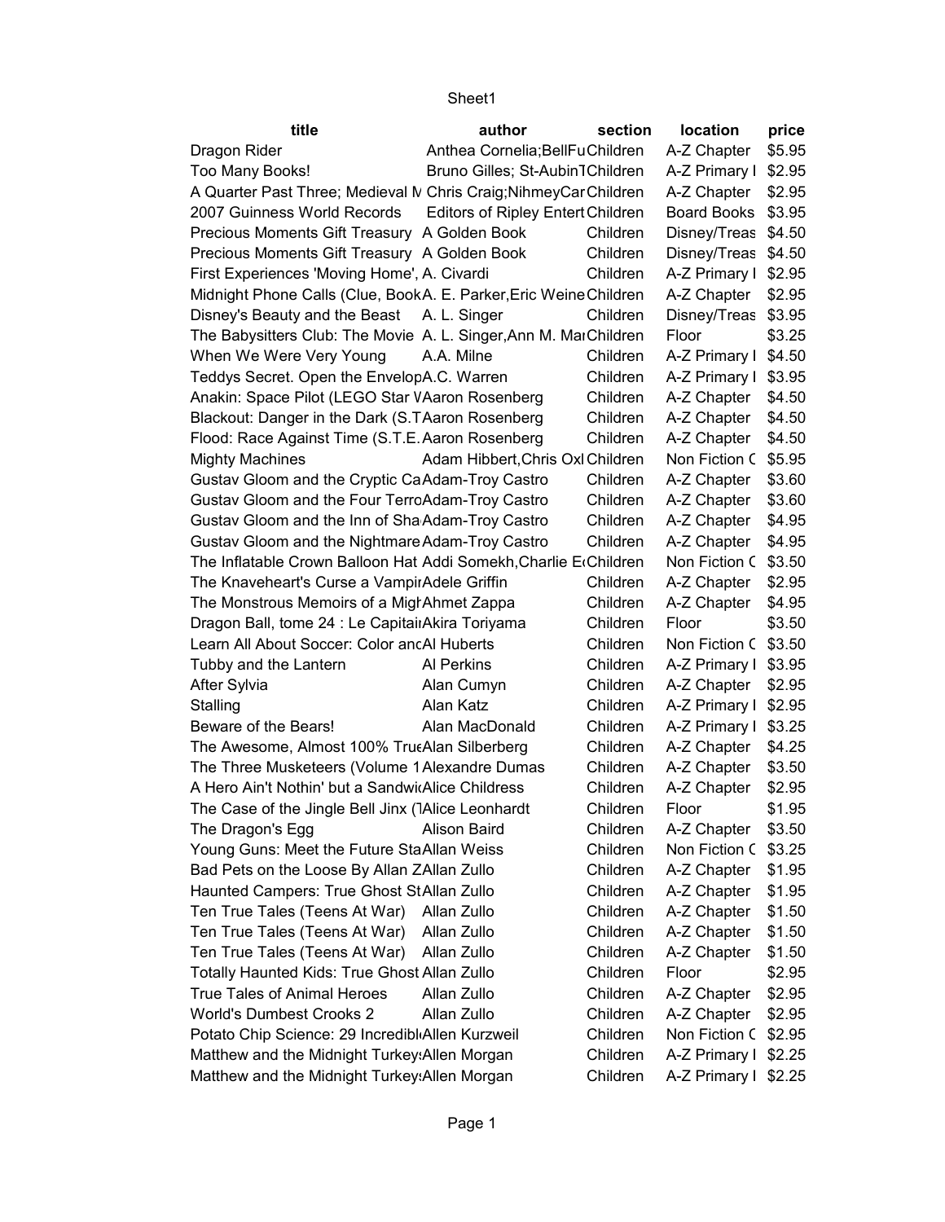Sheet1

| title | author | section | location | price |
|---|---|---|---|---|
| Dragon Rider | Anthea Cornelia;BellFu | Children | A-Z Chapter | $5.95 |
| Too Many Books! | Bruno Gilles; St-Aubin | Children | A-Z Primary I | $2.95 |
| A Quarter Past Three; Medieval M | Chris Craig;NihmeyCar | Children | A-Z Chapter | $2.95 |
| 2007 Guinness World Records | Editors of Ripley Entert | Children | Board Books | $3.95 |
| Precious Moments Gift Treasury | A Golden Book | Children | Disney/Treas | $4.50 |
| Precious Moments Gift Treasury | A Golden Book | Children | Disney/Treas | $4.50 |
| First Experiences 'Moving Home', | A. Civardi | Children | A-Z Primary I | $2.95 |
| Midnight Phone Calls (Clue, Book | A. E. Parker,Eric Weine | Children | A-Z Chapter | $2.95 |
| Disney's Beauty and the Beast | A. L. Singer | Children | Disney/Treas | $3.95 |
| The Babysitters Club: The Movie | A. L. Singer,Ann M. Ma | Children | Floor | $3.25 |
| When We Were Very Young | A.A. Milne | Children | A-Z Primary I | $4.50 |
| Teddys Secret. Open the Envelop | A.C. Warren | Children | A-Z Primary I | $3.95 |
| Anakin: Space Pilot (LEGO Star V | Aaron Rosenberg | Children | A-Z Chapter | $4.50 |
| Blackout: Danger in the Dark (S.T | Aaron Rosenberg | Children | A-Z Chapter | $4.50 |
| Flood: Race Against Time (S.T.E. | Aaron Rosenberg | Children | A-Z Chapter | $4.50 |
| Mighty Machines | Adam Hibbert,Chris Oxl | Children | Non Fiction C | $5.95 |
| Gustav Gloom and the Cryptic Ca | Adam-Troy Castro | Children | A-Z Chapter | $3.60 |
| Gustav Gloom and the Four Terro | Adam-Troy Castro | Children | A-Z Chapter | $3.60 |
| Gustav Gloom and the Inn of Sha | Adam-Troy Castro | Children | A-Z Chapter | $4.95 |
| Gustav Gloom and the Nightmare | Adam-Troy Castro | Children | A-Z Chapter | $4.95 |
| The Inflatable Crown Balloon Hat | Addi Somekh,Charlie E | Children | Non Fiction C | $3.50 |
| The Knaveheart's Curse a Vampir | Adele Griffin | Children | A-Z Chapter | $2.95 |
| The Monstrous Memoirs of a Migh | Ahmet Zappa | Children | A-Z Chapter | $4.95 |
| Dragon Ball, tome 24 : Le Capitai | Akira Toriyama | Children | Floor | $3.50 |
| Learn All About Soccer: Color anc | Al Huberts | Children | Non Fiction C | $3.50 |
| Tubby and the Lantern | Al Perkins | Children | A-Z Primary I | $3.95 |
| After Sylvia | Alan Cumyn | Children | A-Z Chapter | $2.95 |
| Stalling | Alan Katz | Children | A-Z Primary I | $2.95 |
| Beware of the Bears! | Alan MacDonald | Children | A-Z Primary I | $3.25 |
| The Awesome, Almost 100% True | Alan Silberberg | Children | A-Z Chapter | $4.25 |
| The Three Musketeers (Volume 1 | Alexandre Dumas | Children | A-Z Chapter | $3.50 |
| A Hero Ain't Nothin' but a Sandwi | Alice Childress | Children | A-Z Chapter | $2.95 |
| The Case of the Jingle Bell Jinx (T | Alice Leonhardt | Children | Floor | $1.95 |
| The Dragon's Egg | Alison Baird | Children | A-Z Chapter | $3.50 |
| Young Guns: Meet the Future Sta | Allan Weiss | Children | Non Fiction C | $3.25 |
| Bad Pets on the Loose By Allan Z | Allan Zullo | Children | A-Z Chapter | $1.95 |
| Haunted Campers: True Ghost St | Allan Zullo | Children | A-Z Chapter | $1.95 |
| Ten True Tales (Teens At War) | Allan Zullo | Children | A-Z Chapter | $1.50 |
| Ten True Tales (Teens At War) | Allan Zullo | Children | A-Z Chapter | $1.50 |
| Ten True Tales (Teens At War) | Allan Zullo | Children | A-Z Chapter | $1.50 |
| Totally Haunted Kids: True Ghost | Allan Zullo | Children | Floor | $2.95 |
| True Tales of Animal Heroes | Allan Zullo | Children | A-Z Chapter | $2.95 |
| World's Dumbest Crooks 2 | Allan Zullo | Children | A-Z Chapter | $2.95 |
| Potato Chip Science: 29 Incredibl | Allen Kurzweil | Children | Non Fiction C | $2.95 |
| Matthew and the Midnight Turkey | Allen Morgan | Children | A-Z Primary I | $2.25 |
| Matthew and the Midnight Turkey | Allen Morgan | Children | A-Z Primary I | $2.25 |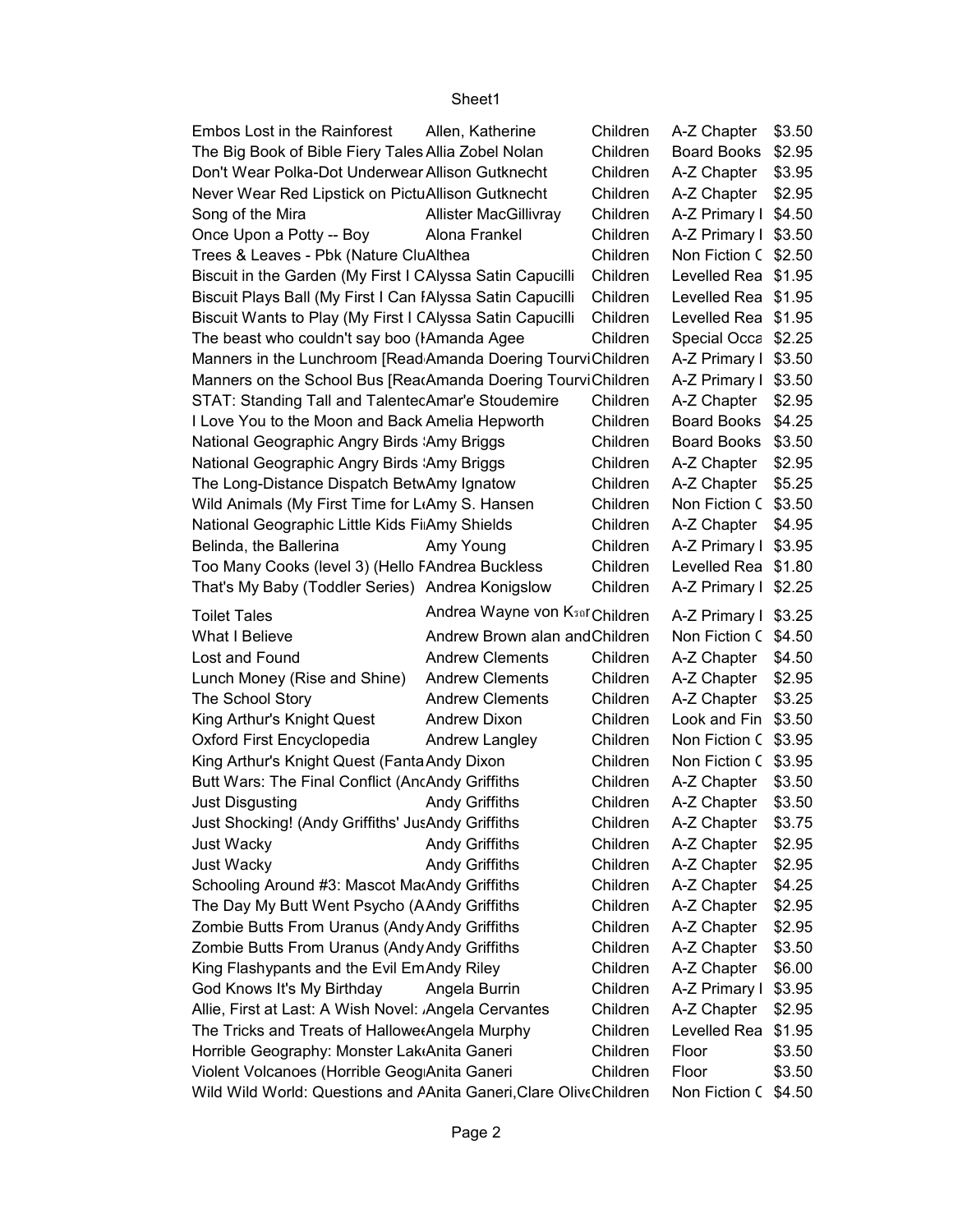| | | | | |
|---|---|---|---|---|
| Embos Lost in the Rainforest | Allen, Katherine | Children | A-Z Chapter | $3.50 |
| The Big Book of Bible Fiery Tales | Allia Zobel Nolan | Children | Board Books | $2.95 |
| Don't Wear Polka-Dot Underwear | Allison Gutknecht | Children | A-Z Chapter | $3.95 |
| Never Wear Red Lipstick on Pictu | Allison Gutknecht | Children | A-Z Chapter | $2.95 |
| Song of the Mira | Allister MacGillivray | Children | A-Z Primary I | $4.50 |
| Once Upon a Potty -- Boy | Alona Frankel | Children | A-Z Primary I | $3.50 |
| Trees & Leaves - Pbk (Nature Clu | Althea | Children | Non Fiction C | $2.50 |
| Biscuit in the Garden (My First I C | Alyssa Satin Capucilli | Children | Levelled Rea | $1.95 |
| Biscuit Plays Ball (My First I Can I | Alyssa Satin Capucilli | Children | Levelled Rea | $1.95 |
| Biscuit Wants to Play (My First I C | Alyssa Satin Capucilli | Children | Levelled Rea | $1.95 |
| The beast who couldn't say boo (I | Amanda Agee | Children | Special Occa | $2.25 |
| Manners in the Lunchroom [Read | Amanda Doering Tourvi | Children | A-Z Primary I | $3.50 |
| Manners on the School Bus [Rea | Amanda Doering Tourvi | Children | A-Z Primary I | $3.50 |
| STAT: Standing Tall and Talented | Amar'e Stoudemire | Children | A-Z Chapter | $2.95 |
| I Love You to the Moon and Back | Amelia Hepworth | Children | Board Books | $4.25 |
| National Geographic Angry Birds : | Amy Briggs | Children | Board Books | $3.50 |
| National Geographic Angry Birds : | Amy Briggs | Children | A-Z Chapter | $2.95 |
| The Long-Distance Dispatch Betw | Amy Ignatow | Children | A-Z Chapter | $5.25 |
| Wild Animals (My First Time for L | Amy S. Hansen | Children | Non Fiction C | $3.50 |
| National Geographic Little Kids Fi | Amy Shields | Children | A-Z Chapter | $4.95 |
| Belinda, the Ballerina | Amy Young | Children | A-Z Primary I | $3.95 |
| Too Many Cooks (level 3) (Hello F | Andrea Buckless | Children | Levelled Rea | $1.80 |
| That's My Baby (Toddler Series) | Andrea Konigslow | Children | A-Z Primary I | $2.25 |
| Toilet Tales | Andrea Wayne von K | Children | A-Z Primary I | $3.25 |
| What I Believe | Andrew Brown alan and | Children | Non Fiction C | $4.50 |
| Lost and Found | Andrew Clements | Children | A-Z Chapter | $4.50 |
| Lunch Money (Rise and Shine) | Andrew Clements | Children | A-Z Chapter | $2.95 |
| The School Story | Andrew Clements | Children | A-Z Chapter | $3.25 |
| King Arthur's Knight Quest | Andrew Dixon | Children | Look and Fin | $3.50 |
| Oxford First Encyclopedia | Andrew Langley | Children | Non Fiction C | $3.95 |
| King Arthur's Knight Quest (Fanta | Andy Dixon | Children | Non Fiction C | $3.95 |
| Butt Wars: The Final Conflict (An | Andy Griffiths | Children | A-Z Chapter | $3.50 |
| Just Disgusting | Andy Griffiths | Children | A-Z Chapter | $3.50 |
| Just Shocking! (Andy Griffiths' Jus | Andy Griffiths | Children | A-Z Chapter | $3.75 |
| Just Wacky | Andy Griffiths | Children | A-Z Chapter | $2.95 |
| Just Wacky | Andy Griffiths | Children | A-Z Chapter | $2.95 |
| Schooling Around #3: Mascot Ma | Andy Griffiths | Children | A-Z Chapter | $4.25 |
| The Day My Butt Went Psycho (A | Andy Griffiths | Children | A-Z Chapter | $2.95 |
| Zombie Butts From Uranus (Andy | Andy Griffiths | Children | A-Z Chapter | $2.95 |
| Zombie Butts From Uranus (Andy | Andy Griffiths | Children | A-Z Chapter | $3.50 |
| King Flashypants and the Evil Em | Andy Riley | Children | A-Z Chapter | $6.00 |
| God Knows It's My Birthday | Angela Burrin | Children | A-Z Primary I | $3.95 |
| Allie, First at Last: A Wish Novel: | Angela Cervantes | Children | A-Z Chapter | $2.95 |
| The Tricks and Treats of Hallowe | Angela Murphy | Children | Levelled Rea | $1.95 |
| Horrible Geography: Monster Lak | Anita Ganeri | Children | Floor | $3.50 |
| Violent Volcanoes (Horrible Geog | Anita Ganeri | Children | Floor | $3.50 |
| Wild Wild World: Questions and A | Anita Ganeri,Clare Olive | Children | Non Fiction C | $4.50 |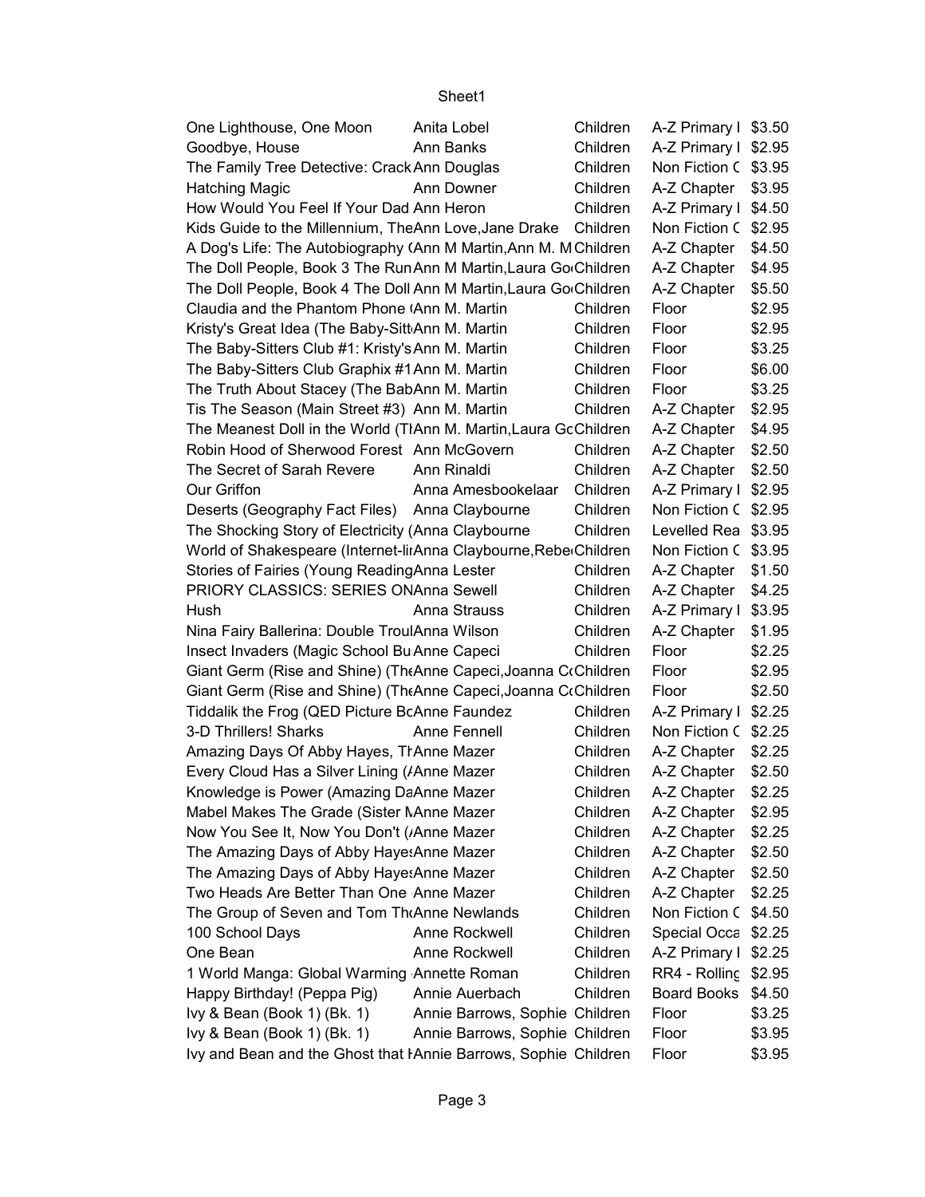| | | | | |
|---|---|---|---|---|
| One Lighthouse, One Moon | Anita Lobel | Children | A-Z Primary I | $3.50 |
| Goodbye, House | Ann Banks | Children | A-Z Primary I | $2.95 |
| The Family Tree Detective: Crack | Ann Douglas | Children | Non Fiction C | $3.95 |
| Hatching Magic | Ann Downer | Children | A-Z Chapter | $3.95 |
| How Would You Feel If Your Dad | Ann Heron | Children | A-Z Primary I | $4.50 |
| Kids Guide to the Millennium, The | Ann Love,Jane Drake | Children | Non Fiction C | $2.95 |
| A Dog's Life: The Autobiography ( | Ann M Martin,Ann M. M | Children | A-Z Chapter | $4.50 |
| The Doll People, Book 3 The Run | Ann M Martin,Laura Go | Children | A-Z Chapter | $4.95 |
| The Doll People, Book 4 The Doll | Ann M Martin,Laura Go | Children | A-Z Chapter | $5.50 |
| Claudia and the Phantom Phone ( | Ann M. Martin | Children | Floor | $2.95 |
| Kristy's Great Idea (The Baby-Sitt | Ann M. Martin | Children | Floor | $2.95 |
| The Baby-Sitters Club #1: Kristy's | Ann M. Martin | Children | Floor | $3.25 |
| The Baby-Sitters Club Graphix #1 | Ann M. Martin | Children | Floor | $6.00 |
| The Truth About Stacey (The Bab | Ann M. Martin | Children | Floor | $3.25 |
| Tis The Season (Main Street #3) | Ann M. Martin | Children | A-Z Chapter | $2.95 |
| The Meanest Doll in the World (T | Ann M. Martin,Laura Go | Children | A-Z Chapter | $4.95 |
| Robin Hood of Sherwood Forest | Ann McGovern | Children | A-Z Chapter | $2.50 |
| The Secret of Sarah Revere | Ann Rinaldi | Children | A-Z Chapter | $2.50 |
| Our Griffon | Anna Amesbookelaar | Children | A-Z Primary I | $2.95 |
| Deserts (Geography Fact Files) | Anna Claybourne | Children | Non Fiction C | $2.95 |
| The Shocking Story of Electricity ( | Anna Claybourne | Children | Levelled Rea | $3.95 |
| World of Shakespeare (Internet-li | Anna Claybourne,Rebe | Children | Non Fiction C | $3.95 |
| Stories of Fairies (Young Reading | Anna Lester | Children | A-Z Chapter | $1.50 |
| PRIORY CLASSICS: SERIES ON | Anna Sewell | Children | A-Z Chapter | $4.25 |
| Hush | Anna Strauss | Children | A-Z Primary I | $3.95 |
| Nina Fairy Ballerina: Double Trou | Anna Wilson | Children | A-Z Chapter | $1.95 |
| Insect Invaders (Magic School Bu | Anne Capeci | Children | Floor | $2.25 |
| Giant Germ (Rise and Shine) (The | Anne Capeci,Joanna Co | Children | Floor | $2.95 |
| Giant Germ (Rise and Shine) (The | Anne Capeci,Joanna Co | Children | Floor | $2.50 |
| Tiddalik the Frog (QED Picture Bo | Anne Faundez | Children | A-Z Primary I | $2.25 |
| 3-D Thrillers! Sharks | Anne Fennell | Children | Non Fiction C | $2.25 |
| Amazing Days Of Abby Hayes, Th | Anne Mazer | Children | A-Z Chapter | $2.25 |
| Every Cloud Has a Silver Lining ( | Anne Mazer | Children | A-Z Chapter | $2.50 |
| Knowledge is Power (Amazing Da | Anne Mazer | Children | A-Z Chapter | $2.25 |
| Mabel Makes The Grade (Sister M | Anne Mazer | Children | A-Z Chapter | $2.95 |
| Now You See It, Now You Don't ( | Anne Mazer | Children | A-Z Chapter | $2.25 |
| The Amazing Days of Abby Hayes | Anne Mazer | Children | A-Z Chapter | $2.50 |
| The Amazing Days of Abby Hayes | Anne Mazer | Children | A-Z Chapter | $2.50 |
| Two Heads Are Better Than One | Anne Mazer | Children | A-Z Chapter | $2.25 |
| The Group of Seven and Tom Th | Anne Newlands | Children | Non Fiction C | $4.50 |
| 100 School Days | Anne Rockwell | Children | Special Occa | $2.25 |
| One Bean | Anne Rockwell | Children | A-Z Primary I | $2.25 |
| 1 World Manga: Global Warming | Annette Roman | Children | RR4 - Rolling | $2.95 |
| Happy Birthday! (Peppa Pig) | Annie Auerbach | Children | Board Books | $4.50 |
| Ivy & Bean (Book 1) (Bk. 1) | Annie Barrows, Sophie | Children | Floor | $3.25 |
| Ivy & Bean (Book 1) (Bk. 1) | Annie Barrows, Sophie | Children | Floor | $3.95 |
| Ivy and Bean and the Ghost that I | Annie Barrows, Sophie | Children | Floor | $3.95 |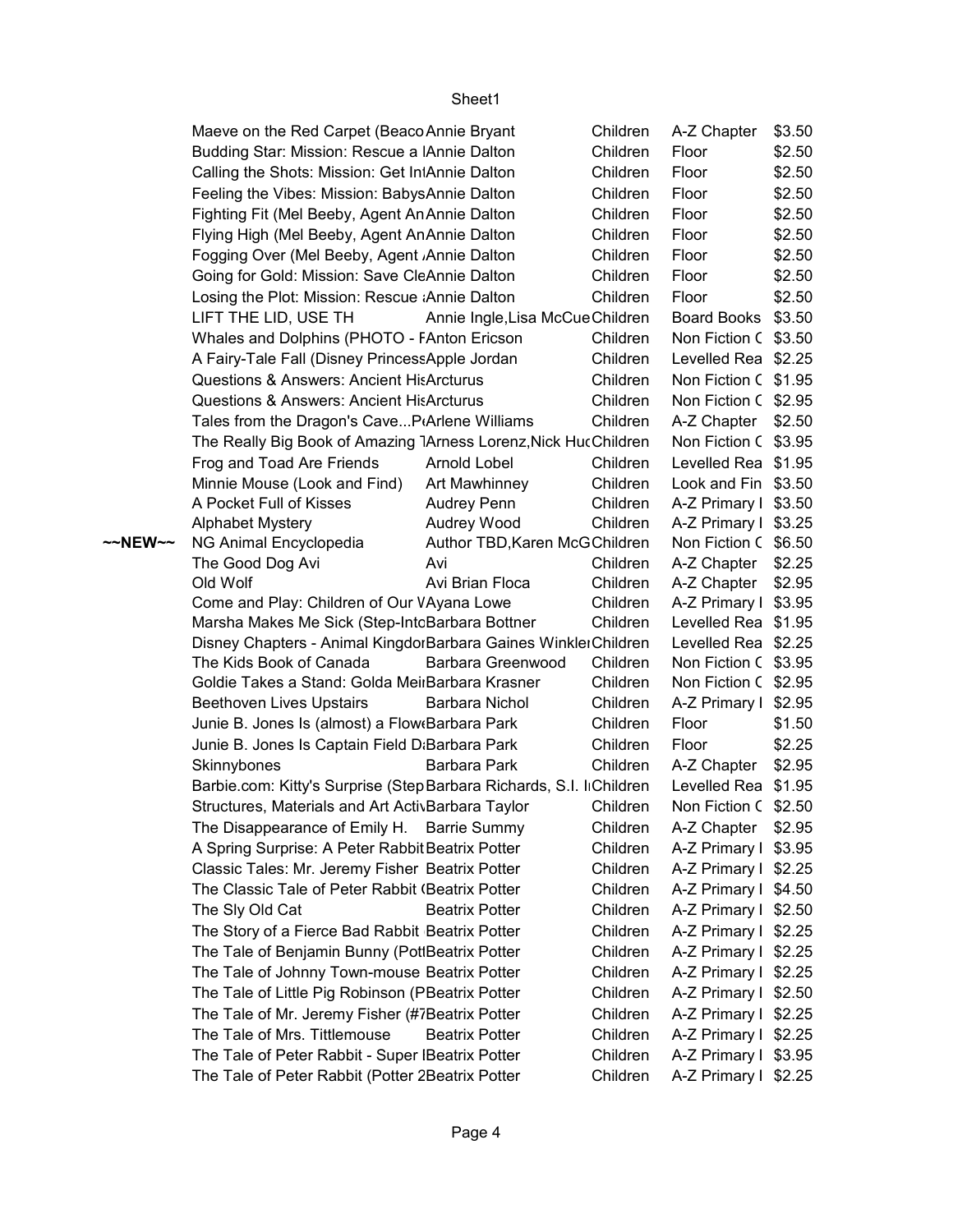| | | | | | |
|---|---|---|---|---|---|
| | Maeve on the Red Carpet (Beaco | Annie Bryant | Children | A-Z Chapter | $3.50 |
| | Budding Star: Mission: Rescue a l | Annie Dalton | Children | Floor | $2.50 |
| | Calling the Shots: Mission: Get In | Annie Dalton | Children | Floor | $2.50 |
| | Feeling the Vibes: Mission: Babys | Annie Dalton | Children | Floor | $2.50 |
| | Fighting Fit (Mel Beeby, Agent An | Annie Dalton | Children | Floor | $2.50 |
| | Flying High (Mel Beeby, Agent An | Annie Dalton | Children | Floor | $2.50 |
| | Fogging Over (Mel Beeby, Agent A | Annie Dalton | Children | Floor | $2.50 |
| | Going for Gold: Mission: Save Cle | Annie Dalton | Children | Floor | $2.50 |
| | Losing the Plot: Mission: Rescue a | Annie Dalton | Children | Floor | $2.50 |
| | LIFT THE LID, USE TH | Annie Ingle,Lisa McCue | Children | Board Books | $3.50 |
| | Whales and Dolphins (PHOTO - F | Anton Ericson | Children | Non Fiction C | $3.50 |
| | A Fairy-Tale Fall (Disney Princess | Apple Jordan | Children | Levelled Rea | $2.25 |
| | Questions & Answers: Ancient His | Arcturus | Children | Non Fiction C | $1.95 |
| | Questions & Answers: Ancient His | Arcturus | Children | Non Fiction C | $2.95 |
| | Tales from the Dragon's Cave...Pe | Arlene Williams | Children | A-Z Chapter | $2.50 |
| | The Really Big Book of Amazing T | Arness Lorenz,Nick Huc | Children | Non Fiction C | $3.95 |
| | Frog and Toad Are Friends | Arnold Lobel | Children | Levelled Rea | $1.95 |
| | Minnie Mouse (Look and Find) | Art Mawhinney | Children | Look and Fin | $3.50 |
| | A Pocket Full of Kisses | Audrey Penn | Children | A-Z Primary I | $3.50 |
| | Alphabet Mystery | Audrey Wood | Children | A-Z Primary I | $3.25 |
| ~~NEW~~ | NG Animal Encyclopedia | Author TBD,Karen McG | Children | Non Fiction C | $6.50 |
| | The Good Dog Avi | Avi | Children | A-Z Chapter | $2.25 |
| | Old Wolf | Avi Brian Floca | Children | A-Z Chapter | $2.95 |
| | Come and Play: Children of Our W | Ayana Lowe | Children | A-Z Primary I | $3.95 |
| | Marsha Makes Me Sick (Step-Into | Barbara Bottner | Children | Levelled Rea | $1.95 |
| | Disney Chapters - Animal Kingdor | Barbara Gaines Winkler | Children | Levelled Rea | $2.25 |
| | The Kids Book of Canada | Barbara Greenwood | Children | Non Fiction C | $3.95 |
| | Goldie Takes a Stand: Golda Meir | Barbara Krasner | Children | Non Fiction C | $2.95 |
| | Beethoven Lives Upstairs | Barbara Nichol | Children | A-Z Primary I | $2.95 |
| | Junie B. Jones Is (almost) a Flowe | Barbara Park | Children | Floor | $1.50 |
| | Junie B. Jones Is Captain Field Da | Barbara Park | Children | Floor | $2.25 |
| | Skinnybones | Barbara Park | Children | A-Z Chapter | $2.95 |
| | Barbie.com: Kitty's Surprise (Step | Barbara Richards, S.I. In | Children | Levelled Rea | $1.95 |
| | Structures, Materials and Art Activ | Barbara Taylor | Children | Non Fiction C | $2.50 |
| | The Disappearance of Emily H. | Barrie Summy | Children | A-Z Chapter | $2.95 |
| | A Spring Surprise: A Peter Rabbit | Beatrix Potter | Children | A-Z Primary I | $3.95 |
| | Classic Tales: Mr. Jeremy Fisher | Beatrix Potter | Children | A-Z Primary I | $2.25 |
| | The Classic Tale of Peter Rabbit ( | Beatrix Potter | Children | A-Z Primary I | $4.50 |
| | The Sly Old Cat | Beatrix Potter | Children | A-Z Primary I | $2.50 |
| | The Story of a Fierce Bad Rabbit | Beatrix Potter | Children | A-Z Primary I | $2.25 |
| | The Tale of Benjamin Bunny (Pott | Beatrix Potter | Children | A-Z Primary I | $2.25 |
| | The Tale of Johnny Town-mouse | Beatrix Potter | Children | A-Z Primary I | $2.25 |
| | The Tale of Little Pig Robinson (P | Beatrix Potter | Children | A-Z Primary I | $2.50 |
| | The Tale of Mr. Jeremy Fisher (#7 | Beatrix Potter | Children | A-Z Primary I | $2.25 |
| | The Tale of Mrs. Tittlemouse | Beatrix Potter | Children | A-Z Primary I | $2.25 |
| | The Tale of Peter Rabbit - Super I | Beatrix Potter | Children | A-Z Primary I | $3.95 |
| | The Tale of Peter Rabbit (Potter 2 | Beatrix Potter | Children | A-Z Primary I | $2.25 |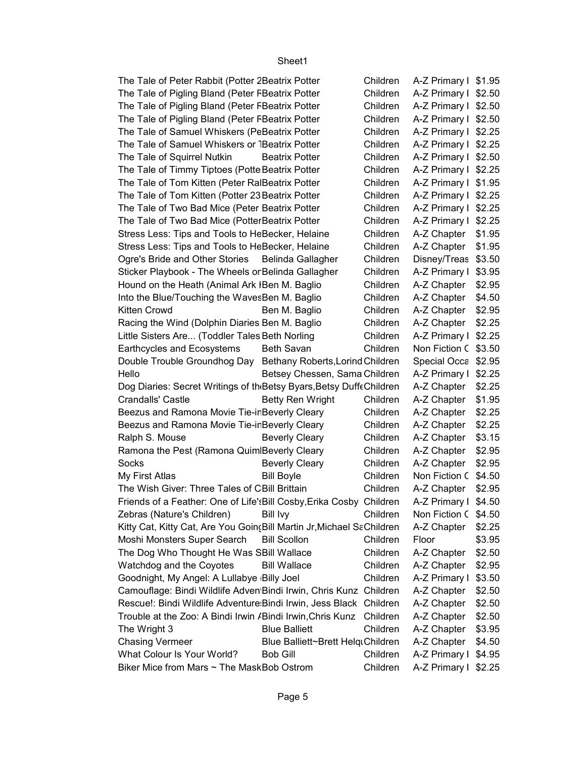Sheet1

| | | | | |
|---|---|---|---|---|
| The Tale of Peter Rabbit (Potter 2 | Beatrix Potter | Children | A-Z Primary I | $1.95 |
| The Tale of Pigling Bland (Peter F | Beatrix Potter | Children | A-Z Primary I | $2.50 |
| The Tale of Pigling Bland (Peter F | Beatrix Potter | Children | A-Z Primary I | $2.50 |
| The Tale of Pigling Bland (Peter F | Beatrix Potter | Children | A-Z Primary I | $2.50 |
| The Tale of Samuel Whiskers (Pe | Beatrix Potter | Children | A-Z Primary I | $2.25 |
| The Tale of Samuel Whiskers or T | Beatrix Potter | Children | A-Z Primary I | $2.25 |
| The Tale of Squirrel Nutkin | Beatrix Potter | Children | A-Z Primary I | $2.50 |
| The Tale of Timmy Tiptoes (Potte | Beatrix Potter | Children | A-Z Primary I | $2.25 |
| The Tale of Tom Kitten (Peter Ra | Beatrix Potter | Children | A-Z Primary I | $1.95 |
| The Tale of Tom Kitten (Potter 23 | Beatrix Potter | Children | A-Z Primary I | $2.25 |
| The Tale of Two Bad Mice (Peter | Beatrix Potter | Children | A-Z Primary I | $2.25 |
| The Tale of Two Bad Mice (Potter | Beatrix Potter | Children | A-Z Primary I | $2.25 |
| Stress Less: Tips and Tools to He | Becker, Helaine | Children | A-Z Chapter | $1.95 |
| Stress Less: Tips and Tools to He | Becker, Helaine | Children | A-Z Chapter | $1.95 |
| Ogre's Bride and Other Stories | Belinda Gallagher | Children | Disney/Treas | $3.50 |
| Sticker Playbook - The Wheels or | Belinda Gallagher | Children | A-Z Primary I | $3.95 |
| Hound on the Heath (Animal Ark I | Ben M. Baglio | Children | A-Z Chapter | $2.95 |
| Into the Blue/Touching the Waves | Ben M. Baglio | Children | A-Z Chapter | $4.50 |
| Kitten Crowd | Ben M. Baglio | Children | A-Z Chapter | $2.95 |
| Racing the Wind (Dolphin Diaries | Ben M. Baglio | Children | A-Z Chapter | $2.25 |
| Little Sisters Are... (Toddler Tales | Beth Norling | Children | A-Z Primary I | $2.25 |
| Earthcycles and Ecosystems | Beth Savan | Children | Non Fiction C | $3.50 |
| Double Trouble Groundhog Day | Bethany Roberts,Lorind | Children | Special Occa | $2.95 |
| Hello | Betsey Chessen, Sama | Children | A-Z Primary I | $2.25 |
| Dog Diaries: Secret Writings of th | Betsy Byars,Betsy Duff | Children | A-Z Chapter | $2.25 |
| Crandalls' Castle | Betty Ren Wright | Children | A-Z Chapter | $1.95 |
| Beezus and Ramona Movie Tie-in | Beverly Cleary | Children | A-Z Chapter | $2.25 |
| Beezus and Ramona Movie Tie-in | Beverly Cleary | Children | A-Z Chapter | $2.25 |
| Ralph S. Mouse | Beverly Cleary | Children | A-Z Chapter | $3.15 |
| Ramona the Pest (Ramona Quiml | Beverly Cleary | Children | A-Z Chapter | $2.95 |
| Socks | Beverly Cleary | Children | A-Z Chapter | $2.95 |
| My First Atlas | Bill Boyle | Children | Non Fiction C | $4.50 |
| The Wish Giver: Three Tales of C | Bill Brittain | Children | A-Z Chapter | $2.95 |
| Friends of a Feather: One of Life's | Bill Cosby,Erika Cosby | Children | A-Z Primary I | $4.50 |
| Zebras (Nature's Children) | Bill Ivy | Children | Non Fiction C | $4.50 |
| Kitty Cat, Kitty Cat, Are You Goin | Bill Martin Jr,Michael Sa | Children | A-Z Chapter | $2.25 |
| Moshi Monsters Super Search | Bill Scollon | Children | Floor | $3.95 |
| The Dog Who Thought He Was S | Bill Wallace | Children | A-Z Chapter | $2.50 |
| Watchdog and the Coyotes | Bill Wallace | Children | A-Z Chapter | $2.95 |
| Goodnight, My Angel: A Lullabye | Billy Joel | Children | A-Z Primary I | $3.50 |
| Camouflage: Bindi Wildlife Adven | Bindi Irwin, Chris Kunz | Children | A-Z Chapter | $2.50 |
| Rescue!: Bindi Wildlife Adventure | Bindi Irwin, Jess Black | Children | A-Z Chapter | $2.50 |
| Trouble at the Zoo: A Bindi Irwin A | Bindi Irwin,Chris Kunz | Children | A-Z Chapter | $2.50 |
| The Wright 3 | Blue Balliett | Children | A-Z Chapter | $3.95 |
| Chasing Vermeer | Blue Balliett~Brett Helq | Children | A-Z Chapter | $4.50 |
| What Colour Is Your World? | Bob Gill | Children | A-Z Primary I | $4.95 |
| Biker Mice from Mars ~ The Mask | Bob Ostrom | Children | A-Z Primary I | $2.25 |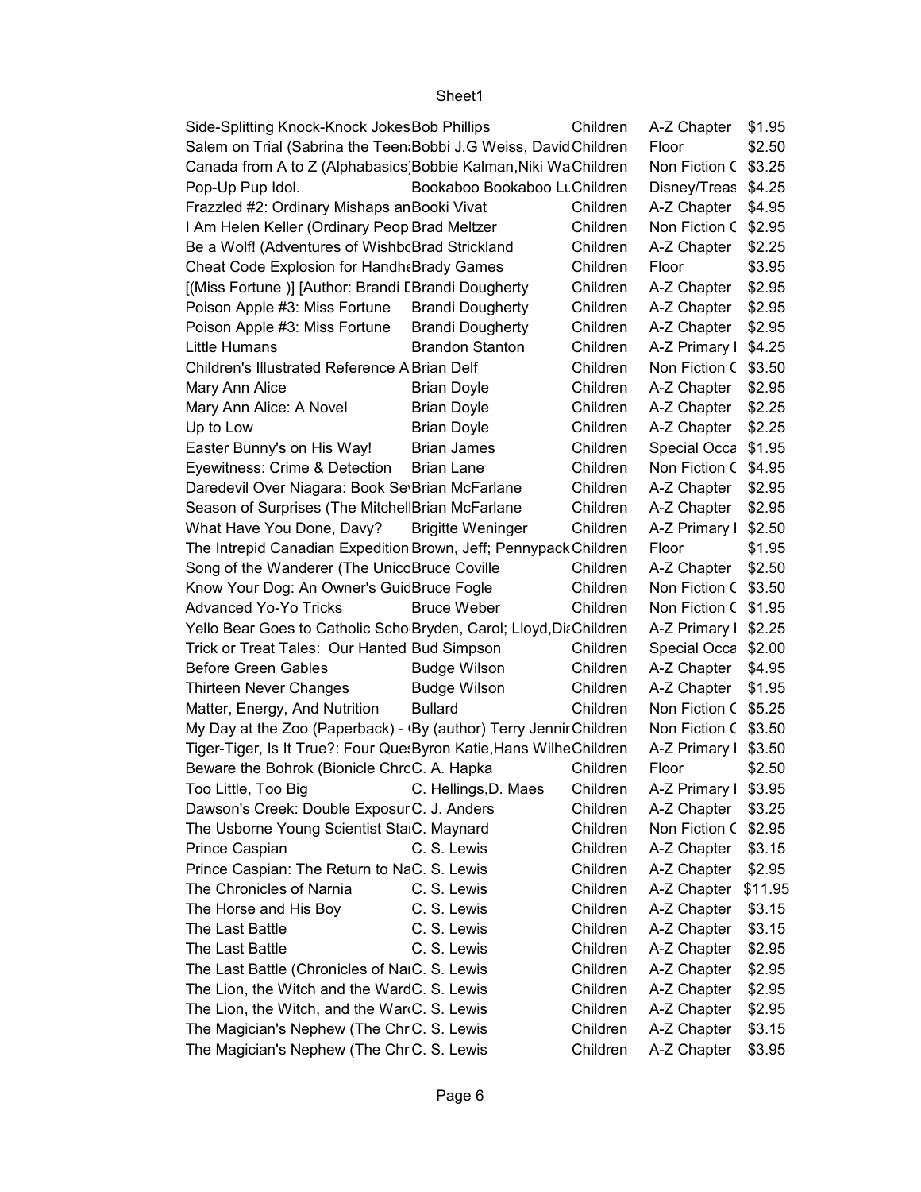| | | | | |
|---|---|---|---|---|
| Side-Splitting Knock-Knock Jokes | Bob Phillips | Children | A-Z Chapter | $1.95 |
| Salem on Trial (Sabrina the Teen | Bobbi J.G Weiss, David | Children | Floor | $2.50 |
| Canada from A to Z (Alphabasics) | Bobbie Kalman,Niki Wa | Children | Non Fiction C | $3.25 |
| Pop-Up Pup Idol. | Bookaboo Bookaboo Lu | Children | Disney/Treas | $4.25 |
| Frazzled #2: Ordinary Mishaps an | Booki Vivat | Children | A-Z Chapter | $4.95 |
| I Am Helen Keller (Ordinary Peopl | Brad Meltzer | Children | Non Fiction C | $2.95 |
| Be a Wolf! (Adventures of Wishbo | Brad Strickland | Children | A-Z Chapter | $2.25 |
| Cheat Code Explosion for Handhe | Brady Games | Children | Floor | $3.95 |
| [(Miss Fortune )] [Author: Brandi D | Brandi Dougherty | Children | A-Z Chapter | $2.95 |
| Poison Apple #3: Miss Fortune | Brandi Dougherty | Children | A-Z Chapter | $2.95 |
| Poison Apple #3: Miss Fortune | Brandi Dougherty | Children | A-Z Chapter | $2.95 |
| Little Humans | Brandon Stanton | Children | A-Z Primary I | $4.25 |
| Children's Illustrated Reference A | Brian Delf | Children | Non Fiction C | $3.50 |
| Mary Ann Alice | Brian Doyle | Children | A-Z Chapter | $2.95 |
| Mary Ann Alice: A Novel | Brian Doyle | Children | A-Z Chapter | $2.25 |
| Up to Low | Brian Doyle | Children | A-Z Chapter | $2.25 |
| Easter Bunny's on His Way! | Brian James | Children | Special Occa | $1.95 |
| Eyewitness: Crime & Detection | Brian Lane | Children | Non Fiction C | $4.95 |
| Daredevil Over Niagara: Book Se | Brian McFarlane | Children | A-Z Chapter | $2.95 |
| Season of Surprises (The Mitchell | Brian McFarlane | Children | A-Z Chapter | $2.95 |
| What Have You Done, Davy? | Brigitte Weninger | Children | A-Z Primary I | $2.50 |
| The Intrepid Canadian Expedition | Brown, Jeff; Pennypack | Children | Floor | $1.95 |
| Song of the Wanderer (The Unico | Bruce Coville | Children | A-Z Chapter | $2.50 |
| Know Your Dog: An Owner's Guid | Bruce Fogle | Children | Non Fiction C | $3.50 |
| Advanced Yo-Yo Tricks | Bruce Weber | Children | Non Fiction C | $1.95 |
| Yello Bear Goes to Catholic Scho | Bryden, Carol; Lloyd,Dia | Children | A-Z Primary I | $2.25 |
| Trick or Treat Tales: Our Hanted | Bud Simpson | Children | Special Occa | $2.00 |
| Before Green Gables | Budge Wilson | Children | A-Z Chapter | $4.95 |
| Thirteen Never Changes | Budge Wilson | Children | A-Z Chapter | $1.95 |
| Matter, Energy, And Nutrition | Bullard | Children | Non Fiction C | $5.25 |
| My Day at the Zoo (Paperback) - | By (author) Terry Jennir | Children | Non Fiction C | $3.50 |
| Tiger-Tiger, Is It True?: Four Que | Byron Katie,Hans Wilhe | Children | A-Z Primary I | $3.50 |
| Beware the Bohrok (Bionicle Chro | C. A. Hapka | Children | Floor | $2.50 |
| Too Little, Too Big | C. Hellings,D. Maes | Children | A-Z Primary I | $3.95 |
| Dawson's Creek: Double Exposur | C. J. Anders | Children | A-Z Chapter | $3.25 |
| The Usborne Young Scientist Sta | C. Maynard | Children | Non Fiction C | $2.95 |
| Prince Caspian | C. S. Lewis | Children | A-Z Chapter | $3.15 |
| Prince Caspian: The Return to Na | C. S. Lewis | Children | A-Z Chapter | $2.95 |
| The Chronicles of Narnia | C. S. Lewis | Children | A-Z Chapter | $11.95 |
| The Horse and His Boy | C. S. Lewis | Children | A-Z Chapter | $3.15 |
| The Last Battle | C. S. Lewis | Children | A-Z Chapter | $3.15 |
| The Last Battle | C. S. Lewis | Children | A-Z Chapter | $2.95 |
| The Last Battle (Chronicles of Na | C. S. Lewis | Children | A-Z Chapter | $2.95 |
| The Lion, the Witch and the Ward | C. S. Lewis | Children | A-Z Chapter | $2.95 |
| The Lion, the Witch, and the War | C. S. Lewis | Children | A-Z Chapter | $2.95 |
| The Magician's Nephew (The Chr | C. S. Lewis | Children | A-Z Chapter | $3.15 |
| The Magician's Nephew (The Chr | C. S. Lewis | Children | A-Z Chapter | $3.95 |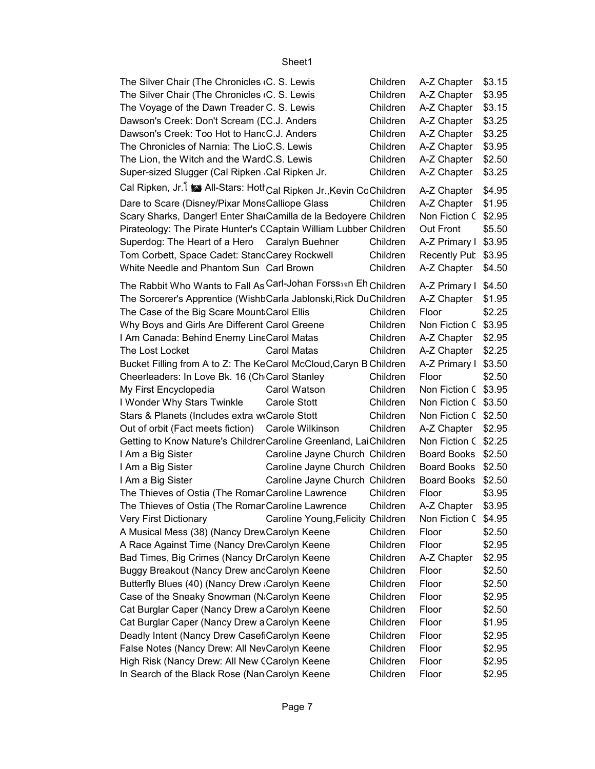| | | | | |
|---|---|---|---|---|
| The Silver Chair (The Chronicles ( | C. S. Lewis | Children | A-Z Chapter | $3.15 |
| The Silver Chair (The Chronicles ( | C. S. Lewis | Children | A-Z Chapter | $3.95 |
| The Voyage of the Dawn Treader | C. S. Lewis | Children | A-Z Chapter | $3.15 |
| Dawson's Creek: Don't Scream (D | C.J. Anders | Children | A-Z Chapter | $3.25 |
| Dawson's Creek: Too Hot to Hanc | C.J. Anders | Children | A-Z Chapter | $3.25 |
| The Chronicles of Narnia: The Lio | C.S. Lewis | Children | A-Z Chapter | $3.95 |
| The Lion, the Witch and the Ward | C.S. Lewis | Children | A-Z Chapter | $2.50 |
| Super-sized Slugger (Cal Ripken . | Cal Ripken Jr. | Children | A-Z Chapter | $3.25 |
| Cal Ripken, Jr.ἶ 📷 All-Stars: Hoth | Cal Ripken Jr.,Kevin Co | Children | A-Z Chapter | $4.95 |
| Dare to Scare (Disney/Pixar Mons | Calliope Glass | Children | A-Z Chapter | $1.95 |
| Scary Sharks, Danger! Enter Shar | Camilla de la Bedoyere | Children | Non Fiction C | $2.95 |
| Pirateology: The Pirate Hunter's C | Captain William Lubber | Children | Out Front | $5.50 |
| Superdog: The Heart of a Hero | Caralyn Buehner | Children | A-Z Primary I | $3.95 |
| Tom Corbett, Space Cadet: Stanc | Carey Rockwell | Children | Recently Put | $3.95 |
| White Needle and Phantom Sun | Carl Brown | Children | A-Z Chapter | $4.50 |
| The Rabbit Who Wants to Fall As | Carl-Johan Forssรจn Eh | Children | A-Z Primary I | $4.50 |
| The Sorcerer's Apprentice (Wishb | Carla Jablonski,Rick Du | Children | A-Z Chapter | $1.95 |
| The Case of the Big Scare Mount | Carol Ellis | Children | Floor | $2.25 |
| Why Boys and Girls Are Different | Carol Greene | Children | Non Fiction C | $3.95 |
| I Am Canada: Behind Enemy Line | Carol Matas | Children | A-Z Chapter | $2.95 |
| The Lost Locket | Carol Matas | Children | A-Z Chapter | $2.25 |
| Bucket Filling from A to Z: The Ke | Carol McCloud,Caryn B | Children | A-Z Primary I | $3.50 |
| Cheerleaders: In Love Bk. 16 (Ch | Carol Stanley | Children | Floor | $2.50 |
| My First Encyclopedia | Carol Watson | Children | Non Fiction C | $3.95 |
| I Wonder Why Stars Twinkle | Carole Stott | Children | Non Fiction C | $3.50 |
| Stars & Planets (Includes extra w | Carole Stott | Children | Non Fiction C | $2.50 |
| Out of orbit (Fact meets fiction) | Carole Wilkinson | Children | A-Z Chapter | $2.95 |
| Getting to Know Nature's Children | Caroline Greenland, Lai | Children | Non Fiction C | $2.25 |
| I Am a Big Sister | Caroline Jayne Church | Children | Board Books | $2.50 |
| I Am a Big Sister | Caroline Jayne Church | Children | Board Books | $2.50 |
| I Am a Big Sister | Caroline Jayne Church | Children | Board Books | $2.50 |
| The Thieves of Ostia (The Romar | Caroline Lawrence | Children | Floor | $3.95 |
| The Thieves of Ostia (The Romar | Caroline Lawrence | Children | A-Z Chapter | $3.95 |
| Very First Dictionary | Caroline Young,Felicity | Children | Non Fiction C | $4.95 |
| A Musical Mess (38) (Nancy Drew | Carolyn Keene | Children | Floor | $2.50 |
| A Race Against Time (Nancy Dre | Carolyn Keene | Children | Floor | $2.95 |
| Bad Times, Big Crimes (Nancy Dr | Carolyn Keene | Children | A-Z Chapter | $2.95 |
| Buggy Breakout (Nancy Drew and | Carolyn Keene | Children | Floor | $2.50 |
| Butterfly Blues (40) (Nancy Drew : | Carolyn Keene | Children | Floor | $2.50 |
| Case of the Sneaky Snowman (N | Carolyn Keene | Children | Floor | $2.95 |
| Cat Burglar Caper (Nancy Drew a | Carolyn Keene | Children | Floor | $2.50 |
| Cat Burglar Caper (Nancy Drew a | Carolyn Keene | Children | Floor | $1.95 |
| Deadly Intent (Nancy Drew Casefi | Carolyn Keene | Children | Floor | $2.95 |
| False Notes (Nancy Drew: All Nev | Carolyn Keene | Children | Floor | $2.95 |
| High Risk (Nancy Drew: All New C | Carolyn Keene | Children | Floor | $2.95 |
| In Search of the Black Rose (Nan | Carolyn Keene | Children | Floor | $2.95 |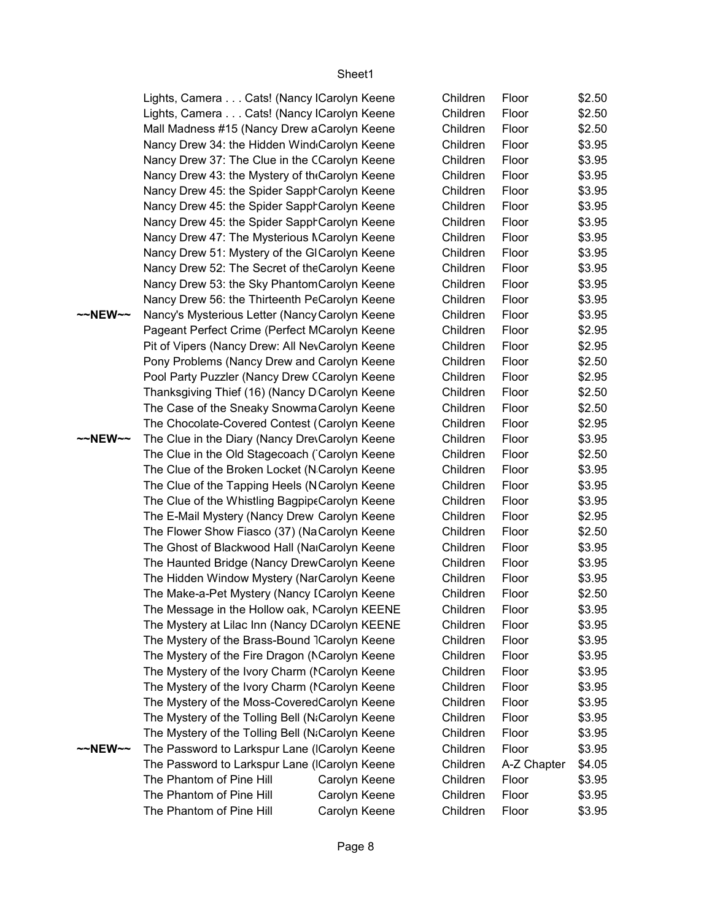| | | | | | |
|---|---|---|---|---|---|
| | Lights, Camera . . . Cats! (Nancy I | Carolyn Keene | Children | Floor | $2.50 |
| | Lights, Camera . . . Cats! (Nancy I | Carolyn Keene | Children | Floor | $2.50 |
| | Mall Madness #15 (Nancy Drew a | Carolyn Keene | Children | Floor | $2.50 |
| | Nancy Drew 34: the Hidden Wind | Carolyn Keene | Children | Floor | $3.95 |
| | Nancy Drew 37: The Clue in the C | Carolyn Keene | Children | Floor | $3.95 |
| | Nancy Drew 43: the Mystery of th | Carolyn Keene | Children | Floor | $3.95 |
| | Nancy Drew 45: the Spider Sapph | Carolyn Keene | Children | Floor | $3.95 |
| | Nancy Drew 45: the Spider Sapph | Carolyn Keene | Children | Floor | $3.95 |
| | Nancy Drew 45: the Spider Sapph | Carolyn Keene | Children | Floor | $3.95 |
| | Nancy Drew 47: The Mysterious M | Carolyn Keene | Children | Floor | $3.95 |
| | Nancy Drew 51: Mystery of the Gl | Carolyn Keene | Children | Floor | $3.95 |
| | Nancy Drew 52: The Secret of the | Carolyn Keene | Children | Floor | $3.95 |
| | Nancy Drew 53: the Sky Phantom | Carolyn Keene | Children | Floor | $3.95 |
| | Nancy Drew 56: the Thirteenth Pe | Carolyn Keene | Children | Floor | $3.95 |
| ~~NEW~~ | Nancy's Mysterious Letter (Nancy | Carolyn Keene | Children | Floor | $3.95 |
| | Pageant Perfect Crime (Perfect M | Carolyn Keene | Children | Floor | $2.95 |
| | Pit of Vipers (Nancy Drew: All Nev | Carolyn Keene | Children | Floor | $2.95 |
| | Pony Problems (Nancy Drew and | Carolyn Keene | Children | Floor | $2.50 |
| | Pool Party Puzzler (Nancy Drew C | Carolyn Keene | Children | Floor | $2.95 |
| | Thanksgiving Thief (16) (Nancy D | Carolyn Keene | Children | Floor | $2.50 |
| | The Case of the Sneaky Snowma | Carolyn Keene | Children | Floor | $2.50 |
| | The Chocolate-Covered Contest ( | Carolyn Keene | Children | Floor | $2.95 |
| ~~NEW~~ | The Clue in the Diary (Nancy Dre | Carolyn Keene | Children | Floor | $3.95 |
| | The Clue in the Old Stagecoach ( | Carolyn Keene | Children | Floor | $2.50 |
| | The Clue of the Broken Locket (N | Carolyn Keene | Children | Floor | $3.95 |
| | The Clue of the Tapping Heels (N | Carolyn Keene | Children | Floor | $3.95 |
| | The Clue of the Whistling Bagpipe | Carolyn Keene | Children | Floor | $3.95 |
| | The E-Mail Mystery (Nancy Drew | Carolyn Keene | Children | Floor | $2.95 |
| | The Flower Show Fiasco (37) (Na | Carolyn Keene | Children | Floor | $2.50 |
| | The Ghost of Blackwood Hall (Na | Carolyn Keene | Children | Floor | $3.95 |
| | The Haunted Bridge (Nancy Drew | Carolyn Keene | Children | Floor | $3.95 |
| | The Hidden Window Mystery (Nar | Carolyn Keene | Children | Floor | $3.95 |
| | The Make-a-Pet Mystery (Nancy I | Carolyn Keene | Children | Floor | $2.50 |
| | The Message in the Hollow oak, N | Carolyn KEENE | Children | Floor | $3.95 |
| | The Mystery at Lilac Inn (Nancy D | Carolyn KEENE | Children | Floor | $3.95 |
| | The Mystery of the Brass-Bound T | Carolyn Keene | Children | Floor | $3.95 |
| | The Mystery of the Fire Dragon (N | Carolyn Keene | Children | Floor | $3.95 |
| | The Mystery of the Ivory Charm (N | Carolyn Keene | Children | Floor | $3.95 |
| | The Mystery of the Ivory Charm (N | Carolyn Keene | Children | Floor | $3.95 |
| | The Mystery of the Moss-Covered | Carolyn Keene | Children | Floor | $3.95 |
| | The Mystery of the Tolling Bell (N | Carolyn Keene | Children | Floor | $3.95 |
| | The Mystery of the Tolling Bell (N | Carolyn Keene | Children | Floor | $3.95 |
| ~~NEW~~ | The Password to Larkspur Lane (I | Carolyn Keene | Children | Floor | $3.95 |
| | The Password to Larkspur Lane (I | Carolyn Keene | Children | A-Z Chapter | $4.05 |
| | The Phantom of Pine Hill | Carolyn Keene | Children | Floor | $3.95 |
| | The Phantom of Pine Hill | Carolyn Keene | Children | Floor | $3.95 |
| | The Phantom of Pine Hill | Carolyn Keene | Children | Floor | $3.95 |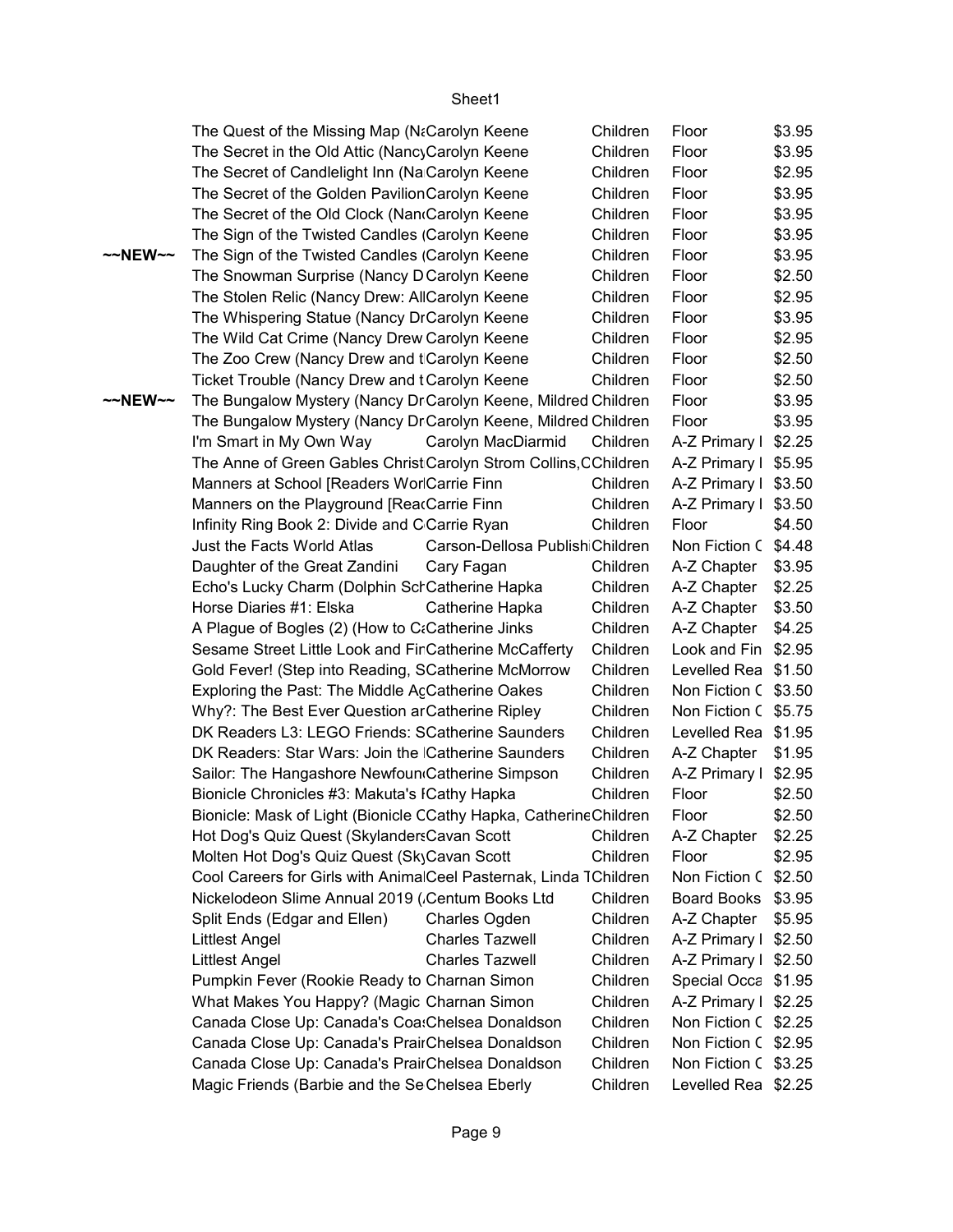| | | | | | |
|---|---|---|---|---|---|
| | The Quest of the Missing Map (N | Carolyn Keene | Children | Floor | $3.95 |
| | The Secret in the Old Attic (Nancy | Carolyn Keene | Children | Floor | $3.95 |
| | The Secret of Candlelight Inn (Na | Carolyn Keene | Children | Floor | $2.95 |
| | The Secret of the Golden Pavilion | Carolyn Keene | Children | Floor | $3.95 |
| | The Secret of the Old Clock (Nan | Carolyn Keene | Children | Floor | $3.95 |
| | The Sign of the Twisted Candles ( | Carolyn Keene | Children | Floor | $3.95 |
| ~~NEW~~ | The Sign of the Twisted Candles ( | Carolyn Keene | Children | Floor | $3.95 |
| | The Snowman Surprise (Nancy D | Carolyn Keene | Children | Floor | $2.50 |
| | The Stolen Relic (Nancy Drew: All | Carolyn Keene | Children | Floor | $2.95 |
| | The Whispering Statue (Nancy Dr | Carolyn Keene | Children | Floor | $3.95 |
| | The Wild Cat Crime (Nancy Drew | Carolyn Keene | Children | Floor | $2.95 |
| | The Zoo Crew (Nancy Drew and t | Carolyn Keene | Children | Floor | $2.50 |
| | Ticket Trouble (Nancy Drew and t | Carolyn Keene | Children | Floor | $2.50 |
| ~~NEW~~ | The Bungalow Mystery (Nancy Dr | Carolyn Keene, Mildred | Children | Floor | $3.95 |
| | The Bungalow Mystery (Nancy Dr | Carolyn Keene, Mildred | Children | Floor | $3.95 |
| | I'm Smart in My Own Way | Carolyn MacDiarmid | Children | A-Z Primary I | $2.25 |
| | The Anne of Green Gables Christ | Carolyn Strom Collins, C | Children | A-Z Primary I | $5.95 |
| | Manners at School [Readers Wor | Carrie Finn | Children | A-Z Primary I | $3.50 |
| | Manners on the Playground [Rea | Carrie Finn | Children | A-Z Primary I | $3.50 |
| | Infinity Ring Book 2: Divide and C | Carrie Ryan | Children | Floor | $4.50 |
| | Just the Facts World Atlas | Carson-Dellosa Publish | Children | Non Fiction C | $4.48 |
| | Daughter of the Great Zandini | Cary Fagan | Children | A-Z Chapter | $3.95 |
| | Echo's Lucky Charm (Dolphin Sch | Catherine Hapka | Children | A-Z Chapter | $2.25 |
| | Horse Diaries #1: Elska | Catherine Hapka | Children | A-Z Chapter | $3.50 |
| | A Plague of Bogles (2) (How to C | Catherine Jinks | Children | A-Z Chapter | $4.25 |
| | Sesame Street Little Look and Fin | Catherine McCafferty | Children | Look and Fin | $2.95 |
| | Gold Fever! (Step into Reading, S | Catherine McMorrow | Children | Levelled Rea | $1.50 |
| | Exploring the Past: The Middle Ag | Catherine Oakes | Children | Non Fiction C | $3.50 |
| | Why?: The Best Ever Question ar | Catherine Ripley | Children | Non Fiction C | $5.75 |
| | DK Readers L3: LEGO Friends: S | Catherine Saunders | Children | Levelled Rea | $1.95 |
| | DK Readers: Star Wars: Join the | Catherine Saunders | Children | A-Z Chapter | $1.95 |
| | Sailor: The Hangashore Newfoun | Catherine Simpson | Children | A-Z Primary I | $2.95 |
| | Bionicle Chronicles #3: Makuta's I | Cathy Hapka | Children | Floor | $2.50 |
| | Bionicle: Mask of Light (Bionicle C | Cathy Hapka, Catherine | Children | Floor | $2.50 |
| | Hot Dog's Quiz Quest (Skylanders | Cavan Scott | Children | A-Z Chapter | $2.25 |
| | Molten Hot Dog's Quiz Quest (Sky | Cavan Scott | Children | Floor | $2.95 |
| | Cool Careers for Girls with Animal | Ceel Pasternak, Linda T | Children | Non Fiction C | $2.50 |
| | Nickelodeon Slime Annual 2019 ( | Centum Books Ltd | Children | Board Books | $3.95 |
| | Split Ends (Edgar and Ellen) | Charles Ogden | Children | A-Z Chapter | $5.95 |
| | Littlest Angel | Charles Tazwell | Children | A-Z Primary I | $2.50 |
| | Littlest Angel | Charles Tazwell | Children | A-Z Primary I | $2.50 |
| | Pumpkin Fever (Rookie Ready to | Charnan Simon | Children | Special Occa | $1.95 |
| | What Makes You Happy? (Magic | Charnan Simon | Children | A-Z Primary I | $2.25 |
| | Canada Close Up: Canada's Coa | Chelsea Donaldson | Children | Non Fiction C | $2.25 |
| | Canada Close Up: Canada's Prair | Chelsea Donaldson | Children | Non Fiction C | $2.95 |
| | Canada Close Up: Canada's Prair | Chelsea Donaldson | Children | Non Fiction C | $3.25 |
| | Magic Friends (Barbie and the Se | Chelsea Eberly | Children | Levelled Rea | $2.25 |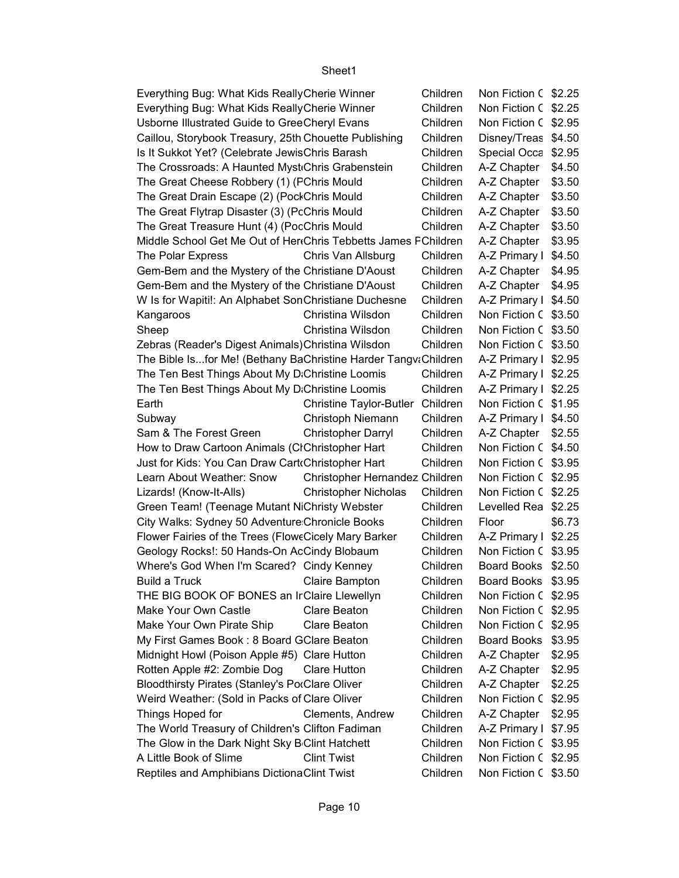| | | | | |
|---|---|---|---|---|
| Everything Bug: What Kids Really | Cherie Winner | Children | Non Fiction C | $2.25 |
| Everything Bug: What Kids Really | Cherie Winner | Children | Non Fiction C | $2.25 |
| Usborne Illustrated Guide to Gree | Cheryl Evans | Children | Non Fiction C | $2.95 |
| Caillou, Storybook Treasury, 25th | Chouette Publishing | Children | Disney/Treas | $4.50 |
| Is It Sukkot Yet? (Celebrate Jewis | Chris Barash | Children | Special Occa | $2.95 |
| The Crossroads: A Haunted Myst | Chris Grabenstein | Children | A-Z Chapter | $4.50 |
| The Great Cheese Robbery (1) (P | Chris Mould | Children | A-Z Chapter | $3.50 |
| The Great Drain Escape (2) (Pock | Chris Mould | Children | A-Z Chapter | $3.50 |
| The Great Flytrap Disaster (3) (Po | Chris Mould | Children | A-Z Chapter | $3.50 |
| The Great Treasure Hunt (4) (Poc | Chris Mould | Children | A-Z Chapter | $3.50 |
| Middle School Get Me Out of Her | Chris Tebbetts James F | Children | A-Z Chapter | $3.95 |
| The Polar Express | Chris Van Allsburg | Children | A-Z Primary I | $4.50 |
| Gem-Bem and the Mystery of the | Christiane D'Aoust | Children | A-Z Chapter | $4.95 |
| Gem-Bem and the Mystery of the | Christiane D'Aoust | Children | A-Z Chapter | $4.95 |
| W Is for Wapiti!: An Alphabet Son | Christiane Duchesne | Children | A-Z Primary I | $4.50 |
| Kangaroos | Christina Wilsdon | Children | Non Fiction C | $3.50 |
| Sheep | Christina Wilsdon | Children | Non Fiction C | $3.50 |
| Zebras (Reader's Digest Animals) | Christina Wilsdon | Children | Non Fiction C | $3.50 |
| The Bible Is...for Me! (Bethany Ba | Christine Harder Tangva | Children | A-Z Primary I | $2.95 |
| The Ten Best Things About My D | Christine Loomis | Children | A-Z Primary I | $2.25 |
| The Ten Best Things About My D | Christine Loomis | Children | A-Z Primary I | $2.25 |
| Earth | Christine Taylor-Butler | Children | Non Fiction C | $1.95 |
| Subway | Christoph Niemann | Children | A-Z Primary I | $4.50 |
| Sam & The Forest Green | Christopher Darryl | Children | A-Z Chapter | $2.55 |
| How to Draw Cartoon Animals (C | Christopher Hart | Children | Non Fiction C | $4.50 |
| Just for Kids: You Can Draw Cart | Christopher Hart | Children | Non Fiction C | $3.95 |
| Learn About Weather: Snow | Christopher Hernandez | Children | Non Fiction C | $2.95 |
| Lizards! (Know-It-Alls) | Christopher Nicholas | Children | Non Fiction C | $2.25 |
| Green Team! (Teenage Mutant Ni | Christy Webster | Children | Levelled Rea | $2.25 |
| City Walks: Sydney 50 Adventure | Chronicle Books | Children | Floor | $6.73 |
| Flower Fairies of the Trees (Flowe | Cicely Mary Barker | Children | A-Z Primary I | $2.25 |
| Geology Rocks!: 50 Hands-On Ac | Cindy Blobaum | Children | Non Fiction C | $3.95 |
| Where's God When I'm Scared? | Cindy Kenney | Children | Board Books | $2.50 |
| Build a Truck | Claire Bampton | Children | Board Books | $3.95 |
| THE BIG BOOK OF BONES an Ir | Claire Llewellyn | Children | Non Fiction C | $2.95 |
| Make Your Own Castle | Clare Beaton | Children | Non Fiction C | $2.95 |
| Make Your Own Pirate Ship | Clare Beaton | Children | Non Fiction C | $2.95 |
| My First Games Book : 8 Board G | Clare Beaton | Children | Board Books | $3.95 |
| Midnight Howl (Poison Apple #5) | Clare Hutton | Children | A-Z Chapter | $2.95 |
| Rotten Apple #2: Zombie Dog | Clare Hutton | Children | A-Z Chapter | $2.95 |
| Bloodthirsty Pirates (Stanley's Po | Clare Oliver | Children | A-Z Chapter | $2.25 |
| Weird Weather: (Sold in Packs of | Clare Oliver | Children | Non Fiction C | $2.95 |
| Things Hoped for | Clements, Andrew | Children | A-Z Chapter | $2.95 |
| The World Treasury of Children's | Clifton Fadiman | Children | A-Z Primary I | $7.95 |
| The Glow in the Dark Night Sky B | Clint Hatchett | Children | Non Fiction C | $3.95 |
| A Little Book of Slime | Clint Twist | Children | Non Fiction C | $2.95 |
| Reptiles and Amphibians Dictiona | Clint Twist | Children | Non Fiction C | $3.50 |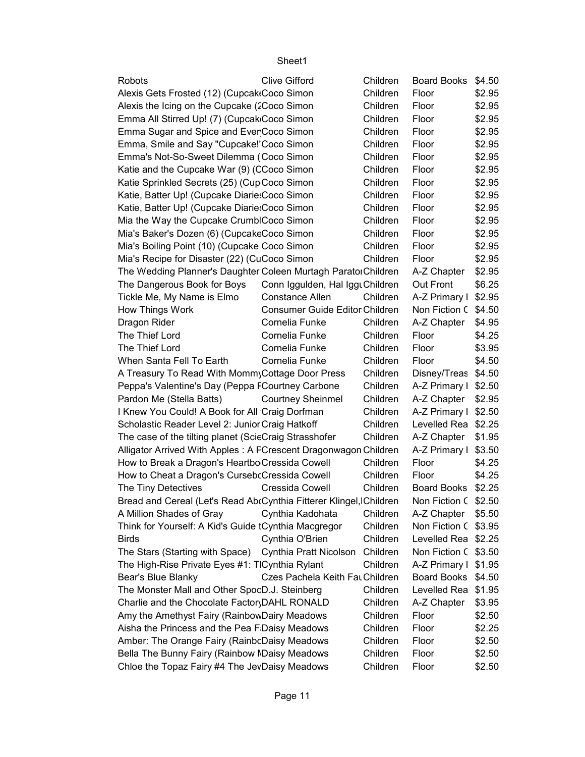| | | | | |
|---|---|---|---|---|
| Robots | Clive Gifford | Children | Board Books | $4.50 |
| Alexis Gets Frosted (12) (Cupcak | Coco Simon | Children | Floor | $2.95 |
| Alexis the Icing on the Cupcake (2 | Coco Simon | Children | Floor | $2.95 |
| Emma All Stirred Up! (7) (Cupcak | Coco Simon | Children | Floor | $2.95 |
| Emma Sugar and Spice and Ever | Coco Simon | Children | Floor | $2.95 |
| Emma, Smile and Say "Cupcake!" | Coco Simon | Children | Floor | $2.95 |
| Emma's Not-So-Sweet Dilemma ( | Coco Simon | Children | Floor | $2.95 |
| Katie and the Cupcake War (9) (C | Coco Simon | Children | Floor | $2.95 |
| Katie Sprinkled Secrets (25) (Cup | Coco Simon | Children | Floor | $2.95 |
| Katie, Batter Up! (Cupcake Diarie | Coco Simon | Children | Floor | $2.95 |
| Katie, Batter Up! (Cupcake Diarie | Coco Simon | Children | Floor | $2.95 |
| Mia the Way the Cupcake Crumbl | Coco Simon | Children | Floor | $2.95 |
| Mia's Baker's Dozen (6) (Cupcake | Coco Simon | Children | Floor | $2.95 |
| Mia's Boiling Point (10) (Cupcake | Coco Simon | Children | Floor | $2.95 |
| Mia's Recipe for Disaster (22) (Cu | Coco Simon | Children | Floor | $2.95 |
| The Wedding Planner's Daughter | Coleen Murtagh Parator | Children | A-Z Chapter | $2.95 |
| The Dangerous Book for Boys | Conn Iggulden, Hal Iggu | Children | Out Front | $6.25 |
| Tickle Me, My Name is Elmo | Constance Allen | Children | A-Z Primary I | $2.95 |
| How Things Work | Consumer Guide Editor | Children | Non Fiction C | $4.50 |
| Dragon Rider | Cornelia Funke | Children | A-Z Chapter | $4.95 |
| The Thief Lord | Cornelia Funke | Children | Floor | $4.25 |
| The Thief Lord | Cornelia Funke | Children | Floor | $3.95 |
| When Santa Fell To Earth | Cornelia Funke | Children | Floor | $4.50 |
| A Treasury To Read With Mommy | Cottage Door Press | Children | Disney/Treas | $4.50 |
| Peppa's Valentine's Day (Peppa F | Courtney Carbone | Children | A-Z Primary I | $2.50 |
| Pardon Me (Stella Batts) | Courtney Sheinmel | Children | A-Z Chapter | $2.95 |
| I Knew You Could! A Book for All | Craig Dorfman | Children | A-Z Primary I | $2.50 |
| Scholastic Reader Level 2: Junior | Craig Hatkoff | Children | Levelled Rea | $2.25 |
| The case of the tilting planet (Scie | Craig Strasshofer | Children | A-Z Chapter | $1.95 |
| Alligator Arrived With Apples : A F | Crescent Dragonwagon | Children | A-Z Primary I | $3.50 |
| How to Break a Dragon's Heartbo | Cressida Cowell | Children | Floor | $4.25 |
| How to Cheat a Dragon's Curseb | Cressida Cowell | Children | Floor | $4.25 |
| The Tiny Detectives | Cressida Cowell | Children | Board Books | $2.25 |
| Bread and Cereal (Let's Read Ab | Cynthia Fitterer Klingel, I | Children | Non Fiction C | $2.50 |
| A Million Shades of Gray | Cynthia Kadohata | Children | A-Z Chapter | $5.50 |
| Think for Yourself: A Kid's Guide t | Cynthia Macgregor | Children | Non Fiction C | $3.95 |
| Birds | Cynthia O'Brien | Children | Levelled Rea | $2.25 |
| The Stars (Starting with Space) | Cynthia Pratt Nicolson | Children | Non Fiction C | $3.50 |
| The High-Rise Private Eyes #1: T | Cynthia Rylant | Children | A-Z Primary I | $1.95 |
| Bear's Blue Blanky | Czes Pachela Keith Fau | Children | Board Books | $4.50 |
| The Monster Mall and Other Spoo | D.J. Steinberg | Children | Levelled Rea | $1.95 |
| Charlie and the Chocolate Factory | DAHL RONALD | Children | A-Z Chapter | $3.95 |
| Amy the Amethyst Fairy (Rainbow | Daisy Meadows | Children | Floor | $2.50 |
| Aisha the Princess and the Pea F | Daisy Meadows | Children | Floor | $2.25 |
| Amber: The Orange Fairy (Rainbo | Daisy Meadows | Children | Floor | $2.50 |
| Bella The Bunny Fairy (Rainbow M | Daisy Meadows | Children | Floor | $2.50 |
| Chloe the Topaz Fairy #4 The Jev | Daisy Meadows | Children | Floor | $2.50 |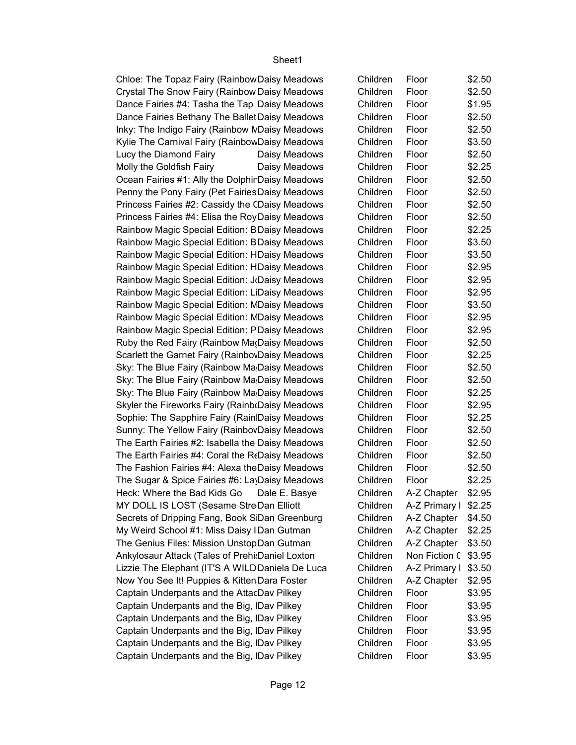| | | | | |
|---|---|---|---|---|
| Chloe: The Topaz Fairy (Rainbow | Daisy Meadows | Children | Floor | $2.50 |
| Crystal The Snow Fairy (Rainbow | Daisy Meadows | Children | Floor | $2.50 |
| Dance Fairies #4: Tasha the Tap | Daisy Meadows | Children | Floor | $1.95 |
| Dance Fairies Bethany The Ballet | Daisy Meadows | Children | Floor | $2.50 |
| Inky: The Indigo Fairy (Rainbow M | Daisy Meadows | Children | Floor | $2.50 |
| Kylie The Carnival Fairy (Rainbow | Daisy Meadows | Children | Floor | $3.50 |
| Lucy the Diamond Fairy | Daisy Meadows | Children | Floor | $2.50 |
| Molly the Goldfish Fairy | Daisy Meadows | Children | Floor | $2.25 |
| Ocean Fairies #1: Ally the Dolphin | Daisy Meadows | Children | Floor | $2.50 |
| Penny the Pony Fairy (Pet Fairies | Daisy Meadows | Children | Floor | $2.50 |
| Princess Fairies #2: Cassidy the ( | Daisy Meadows | Children | Floor | $2.50 |
| Princess Fairies #4: Elisa the Roy | Daisy Meadows | Children | Floor | $2.50 |
| Rainbow Magic Special Edition: B | Daisy Meadows | Children | Floor | $2.25 |
| Rainbow Magic Special Edition: B | Daisy Meadows | Children | Floor | $3.50 |
| Rainbow Magic Special Edition: H | Daisy Meadows | Children | Floor | $3.50 |
| Rainbow Magic Special Edition: H | Daisy Meadows | Children | Floor | $2.95 |
| Rainbow Magic Special Edition: J | Daisy Meadows | Children | Floor | $2.95 |
| Rainbow Magic Special Edition: L | Daisy Meadows | Children | Floor | $2.95 |
| Rainbow Magic Special Edition: M | Daisy Meadows | Children | Floor | $3.50 |
| Rainbow Magic Special Edition: M | Daisy Meadows | Children | Floor | $2.95 |
| Rainbow Magic Special Edition: P | Daisy Meadows | Children | Floor | $2.95 |
| Ruby the Red Fairy (Rainbow Ma | Daisy Meadows | Children | Floor | $2.50 |
| Scarlett the Garnet Fairy (Rainbov | Daisy Meadows | Children | Floor | $2.25 |
| Sky: The Blue Fairy (Rainbow Ma | Daisy Meadows | Children | Floor | $2.50 |
| Sky: The Blue Fairy (Rainbow Ma | Daisy Meadows | Children | Floor | $2.50 |
| Sky: The Blue Fairy (Rainbow Ma | Daisy Meadows | Children | Floor | $2.25 |
| Skyler the Fireworks Fairy (Rainb | Daisy Meadows | Children | Floor | $2.95 |
| Sophie: The Sapphire Fairy (Rain | Daisy Meadows | Children | Floor | $2.25 |
| Sunny: The Yellow Fairy (Rainbov | Daisy Meadows | Children | Floor | $2.50 |
| The Earth Fairies #2: Isabella the | Daisy Meadows | Children | Floor | $2.50 |
| The Earth Fairies #4: Coral the Re | Daisy Meadows | Children | Floor | $2.50 |
| The Fashion Fairies #4: Alexa the | Daisy Meadows | Children | Floor | $2.50 |
| The Sugar & Spice Fairies #6: Lay | Daisy Meadows | Children | Floor | $2.25 |
| Heck: Where the Bad Kids Go | Dale E. Basye | Children | A-Z Chapter | $2.95 |
| MY DOLL IS LOST (Sesame Stre | Dan Elliott | Children | A-Z Primary I | $2.25 |
| Secrets of Dripping Fang, Book S | Dan Greenburg | Children | A-Z Chapter | $4.50 |
| My Weird School #1: Miss Daisy I | Dan Gutman | Children | A-Z Chapter | $2.25 |
| The Genius Files: Mission Unstop | Dan Gutman | Children | A-Z Chapter | $3.50 |
| Ankylosaur Attack (Tales of Prehis | Daniel Loxton | Children | Non Fiction C | $3.95 |
| Lizzie The Elephant (IT'S A WILD | Daniela De Luca | Children | A-Z Primary I | $3.50 |
| Now You See It! Puppies & Kitten | Dara Foster | Children | A-Z Chapter | $2.95 |
| Captain Underpants and the Attac | Dav Pilkey | Children | Floor | $3.95 |
| Captain Underpants and the Big, I | Dav Pilkey | Children | Floor | $3.95 |
| Captain Underpants and the Big, I | Dav Pilkey | Children | Floor | $3.95 |
| Captain Underpants and the Big, I | Dav Pilkey | Children | Floor | $3.95 |
| Captain Underpants and the Big, I | Dav Pilkey | Children | Floor | $3.95 |
| Captain Underpants and the Big, I | Dav Pilkey | Children | Floor | $3.95 |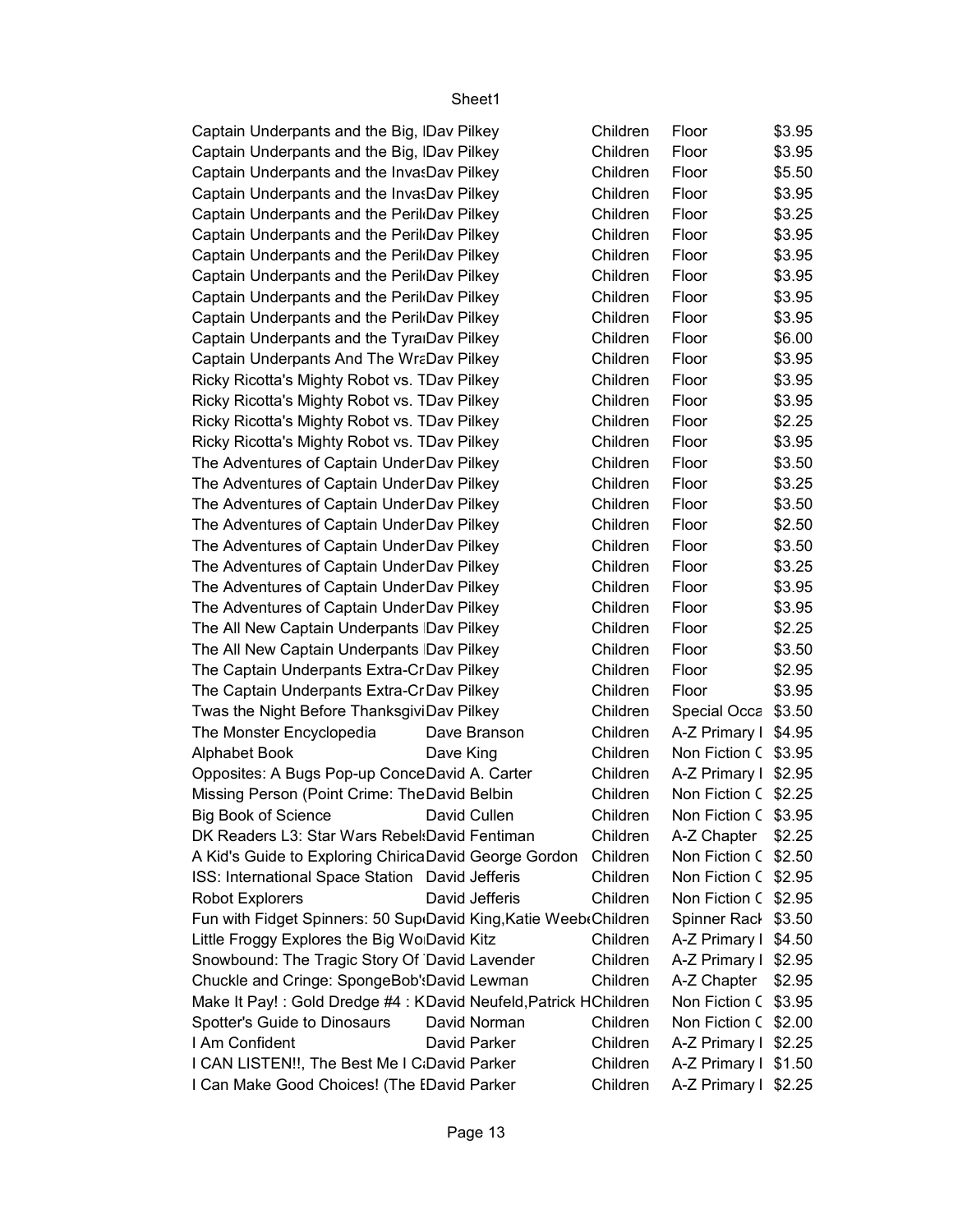| | | | | |
|---|---|---|---|---|
| Captain Underpants and the Big, I | Dav Pilkey | Children | Floor | $3.95 |
| Captain Underpants and the Big, I | Dav Pilkey | Children | Floor | $3.95 |
| Captain Underpants and the Invas | Dav Pilkey | Children | Floor | $5.50 |
| Captain Underpants and the Invas | Dav Pilkey | Children | Floor | $3.95 |
| Captain Underpants and the Peril | Dav Pilkey | Children | Floor | $3.25 |
| Captain Underpants and the Peril | Dav Pilkey | Children | Floor | $3.95 |
| Captain Underpants and the Peril | Dav Pilkey | Children | Floor | $3.95 |
| Captain Underpants and the Peril | Dav Pilkey | Children | Floor | $3.95 |
| Captain Underpants and the Peril | Dav Pilkey | Children | Floor | $3.95 |
| Captain Underpants and the Peril | Dav Pilkey | Children | Floor | $3.95 |
| Captain Underpants and the Tyra | Dav Pilkey | Children | Floor | $6.00 |
| Captain Underpants And The Wra | Dav Pilkey | Children | Floor | $3.95 |
| Ricky Ricotta's Mighty Robot vs. T | Dav Pilkey | Children | Floor | $3.95 |
| Ricky Ricotta's Mighty Robot vs. T | Dav Pilkey | Children | Floor | $3.95 |
| Ricky Ricotta's Mighty Robot vs. T | Dav Pilkey | Children | Floor | $2.25 |
| Ricky Ricotta's Mighty Robot vs. T | Dav Pilkey | Children | Floor | $3.95 |
| The Adventures of Captain Under | Dav Pilkey | Children | Floor | $3.50 |
| The Adventures of Captain Under | Dav Pilkey | Children | Floor | $3.25 |
| The Adventures of Captain Under | Dav Pilkey | Children | Floor | $3.50 |
| The Adventures of Captain Under | Dav Pilkey | Children | Floor | $2.50 |
| The Adventures of Captain Under | Dav Pilkey | Children | Floor | $3.50 |
| The Adventures of Captain Under | Dav Pilkey | Children | Floor | $3.25 |
| The Adventures of Captain Under | Dav Pilkey | Children | Floor | $3.95 |
| The Adventures of Captain Under | Dav Pilkey | Children | Floor | $3.95 |
| The All New Captain Underpants | Dav Pilkey | Children | Floor | $2.25 |
| The All New Captain Underpants | Dav Pilkey | Children | Floor | $3.50 |
| The Captain Underpants Extra-Cr | Dav Pilkey | Children | Floor | $2.95 |
| The Captain Underpants Extra-Cr | Dav Pilkey | Children | Floor | $3.95 |
| Twas the Night Before Thanksgivi | Dav Pilkey | Children | Special Occa | $3.50 |
| The Monster Encyclopedia | Dave Branson | Children | A-Z Primary I | $4.95 |
| Alphabet Book | Dave King | Children | Non Fiction C | $3.95 |
| Opposites: A Bugs Pop-up Conce | David A. Carter | Children | A-Z Primary I | $2.95 |
| Missing Person (Point Crime: The | David Belbin | Children | Non Fiction C | $2.25 |
| Big Book of Science | David Cullen | Children | Non Fiction C | $3.95 |
| DK Readers L3: Star Wars Rebel | David Fentiman | Children | A-Z Chapter | $2.25 |
| A Kid's Guide to Exploring Chirica | David George Gordon | Children | Non Fiction C | $2.50 |
| ISS: International Space Station | David Jefferis | Children | Non Fiction C | $2.95 |
| Robot Explorers | David Jefferis | Children | Non Fiction C | $2.95 |
| Fun with Fidget Spinners: 50 Sup | David King,Katie Weeb | Children | Spinner Rack | $3.50 |
| Little Froggy Explores the Big Wo | David Kitz | Children | A-Z Primary I | $4.50 |
| Snowbound: The Tragic Story Of | David Lavender | Children | A-Z Primary I | $2.95 |
| Chuckle and Cringe: SpongeBob's | David Lewman | Children | A-Z Chapter | $2.95 |
| Make It Pay! : Gold Dredge #4 : K | David Neufeld,Patrick H | Children | Non Fiction C | $3.95 |
| Spotter's Guide to Dinosaurs | David Norman | Children | Non Fiction C | $2.00 |
| I Am Confident | David Parker | Children | A-Z Primary I | $2.25 |
| I CAN LISTEN!!, The Best Me I C | David Parker | Children | A-Z Primary I | $1.50 |
| I Can Make Good Choices! (The E | David Parker | Children | A-Z Primary I | $2.25 |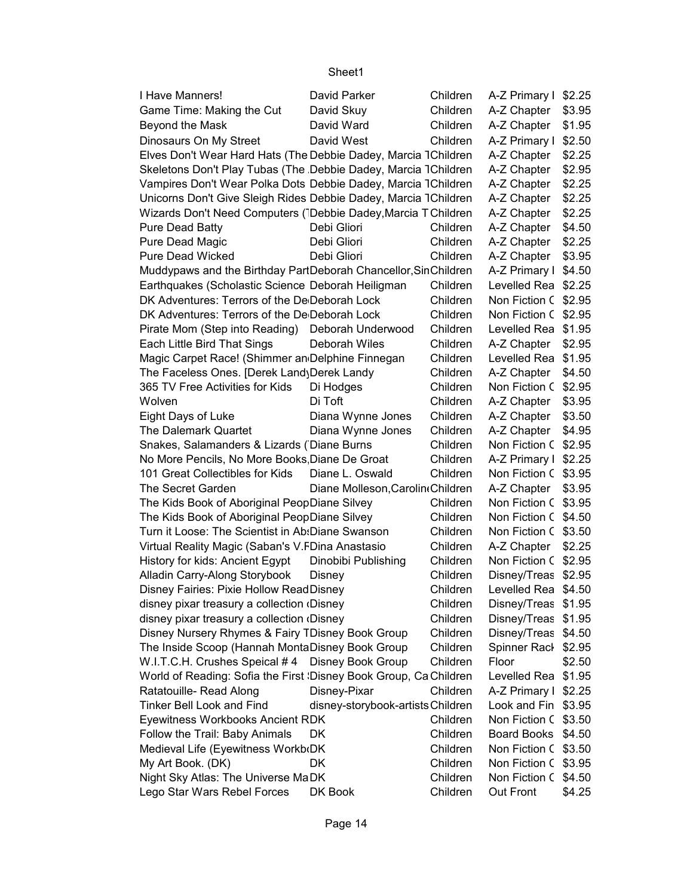| | | | | |
|---|---|---|---|---|
| I Have Manners! | David Parker | Children | A-Z Primary I | $2.25 |
| Game Time: Making the Cut | David Skuy | Children | A-Z Chapter | $3.95 |
| Beyond the Mask | David Ward | Children | A-Z Chapter | $1.95 |
| Dinosaurs On My Street | David West | Children | A-Z Primary I | $2.50 |
| Elves Don't Wear Hard Hats (The | Debbie Dadey, Marcia T | Children | A-Z Chapter | $2.25 |
| Skeletons Don't Play Tubas (The | Debbie Dadey, Marcia T | Children | A-Z Chapter | $2.95 |
| Vampires Don't Wear Polka Dots | Debbie Dadey, Marcia T | Children | A-Z Chapter | $2.25 |
| Unicorns Don't Give Sleigh Rides | Debbie Dadey, Marcia T | Children | A-Z Chapter | $2.25 |
| Wizards Don't Need Computers (T | Debbie Dadey,Marcia T | Children | A-Z Chapter | $2.25 |
| Pure Dead Batty | Debi Gliori | Children | A-Z Chapter | $4.50 |
| Pure Dead Magic | Debi Gliori | Children | A-Z Chapter | $2.25 |
| Pure Dead Wicked | Debi Gliori | Children | A-Z Chapter | $3.95 |
| Muddypaws and the Birthday Part | Deborah Chancellor,Sin | Children | A-Z Primary I | $4.50 |
| Earthquakes (Scholastic Science | Deborah Heiligman | Children | Levelled Rea | $2.25 |
| DK Adventures: Terrors of the De | Deborah Lock | Children | Non Fiction C | $2.95 |
| DK Adventures: Terrors of the De | Deborah Lock | Children | Non Fiction C | $2.95 |
| Pirate Mom (Step into Reading) | Deborah Underwood | Children | Levelled Rea | $1.95 |
| Each Little Bird That Sings | Deborah Wiles | Children | A-Z Chapter | $2.95 |
| Magic Carpet Race! (Shimmer an | Delphine Finnegan | Children | Levelled Rea | $1.95 |
| The Faceless Ones. [Derek Landy | Derek Landy | Children | A-Z Chapter | $4.50 |
| 365 TV Free Activities for Kids | Di Hodges | Children | Non Fiction C | $2.95 |
| Wolven | Di Toft | Children | A-Z Chapter | $3.95 |
| Eight Days of Luke | Diana Wynne Jones | Children | A-Z Chapter | $3.50 |
| The Dalemark Quartet | Diana Wynne Jones | Children | A-Z Chapter | $4.95 |
| Snakes, Salamanders & Lizards (T | Diane Burns | Children | Non Fiction C | $2.95 |
| No More Pencils, No More Books, | Diane De Groat | Children | A-Z Primary I | $2.25 |
| 101 Great Collectibles for Kids | Diane L. Oswald | Children | Non Fiction C | $3.95 |
| The Secret Garden | Diane Molleson,Caroline | Children | A-Z Chapter | $3.95 |
| The Kids Book of Aboriginal Peop | Diane Silvey | Children | Non Fiction C | $3.95 |
| The Kids Book of Aboriginal Peop | Diane Silvey | Children | Non Fiction C | $4.50 |
| Turn it Loose: The Scientist in Ab | Diane Swanson | Children | Non Fiction C | $3.50 |
| Virtual Reality Magic (Saban's V.F | Dina Anastasio | Children | A-Z Chapter | $2.25 |
| History for kids: Ancient Egypt | Dinobibi Publishing | Children | Non Fiction C | $2.95 |
| Alladin Carry-Along Storybook | Disney | Children | Disney/Treas | $2.95 |
| Disney Fairies: Pixie Hollow Read | Disney | Children | Levelled Rea | $4.50 |
| disney pixar treasury a collection ( | Disney | Children | Disney/Treas | $1.95 |
| disney pixar treasury a collection ( | Disney | Children | Disney/Treas | $1.95 |
| Disney Nursery Rhymes & Fairy T | Disney Book Group | Children | Disney/Treas | $4.50 |
| The Inside Scoop (Hannah Monta | Disney Book Group | Children | Spinner Rack | $2.95 |
| W.I.T.C.H. Crushes Speical # 4 | Disney Book Group | Children | Floor | $2.50 |
| World of Reading: Sofia the First | Disney Book Group, Ca | Children | Levelled Rea | $1.95 |
| Ratatouille- Read Along | Disney-Pixar | Children | A-Z Primary I | $2.25 |
| Tinker Bell Look and Find | disney-storybook-artists | Children | Look and Fin | $3.95 |
| Eyewitness Workbooks Ancient R | DK | Children | Non Fiction C | $3.50 |
| Follow the Trail: Baby Animals | DK | Children | Board Books | $4.50 |
| Medieval Life (Eyewitness Workb | DK | Children | Non Fiction C | $3.50 |
| My Art Book. (DK) | DK | Children | Non Fiction C | $3.95 |
| Night Sky Atlas: The Universe Ma | DK | Children | Non Fiction C | $4.50 |
| Lego Star Wars Rebel Forces | DK Book | Children | Out Front | $4.25 |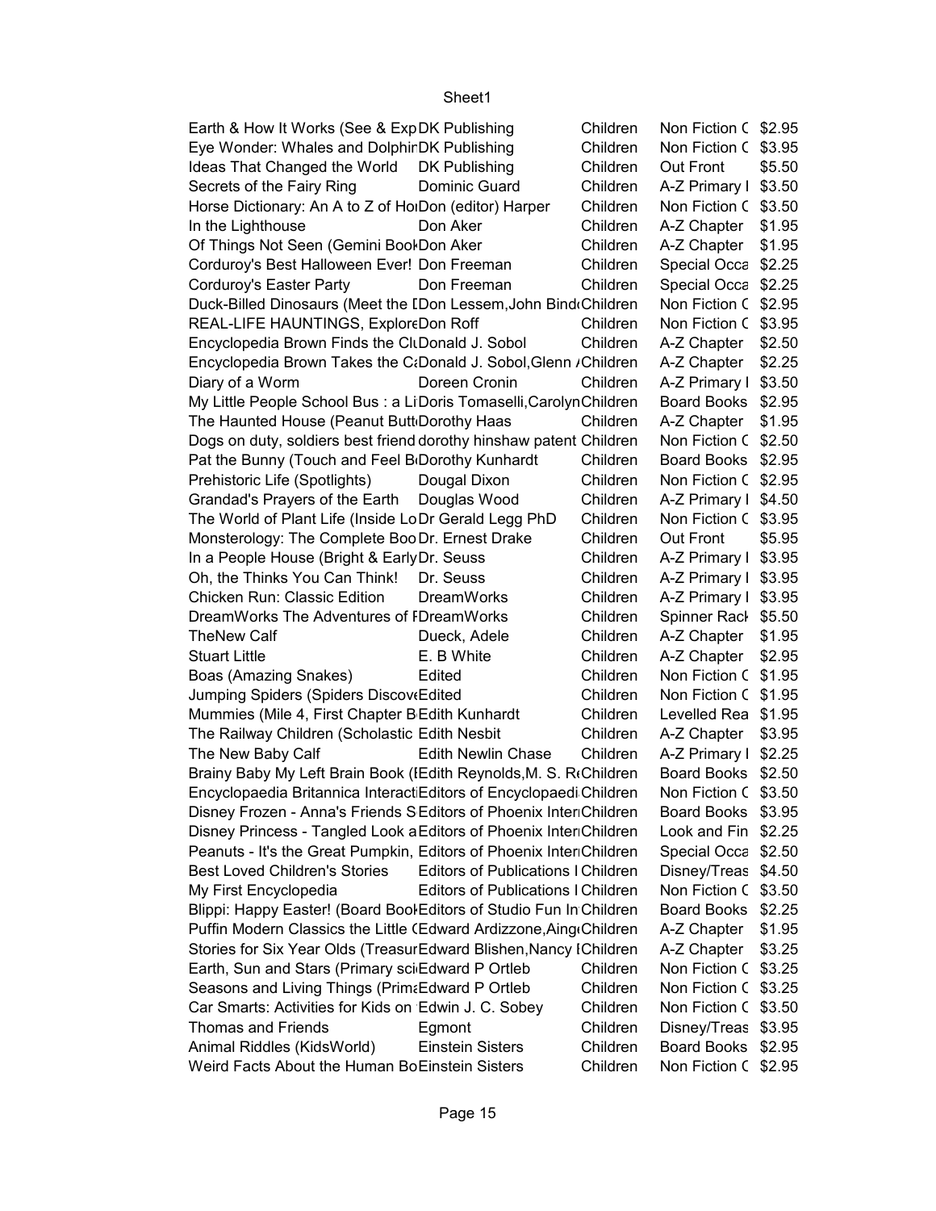| | | | | |
|---|---|---|---|---|
| Earth & How It Works (See & Exp | DK Publishing | Children | Non Fiction C | $2.95 |
| Eye Wonder: Whales and Dolphin | DK Publishing | Children | Non Fiction C | $3.95 |
| Ideas That Changed the World | DK Publishing | Children | Out Front | $5.50 |
| Secrets of the Fairy Ring | Dominic Guard | Children | A-Z Primary I | $3.50 |
| Horse Dictionary: An A to Z of Ho | Don (editor) Harper | Children | Non Fiction C | $3.50 |
| In the Lighthouse | Don Aker | Children | A-Z Chapter | $1.95 |
| Of Things Not Seen (Gemini Book | Don Aker | Children | A-Z Chapter | $1.95 |
| Corduroy's Best Halloween Ever! | Don Freeman | Children | Special Occa | $2.25 |
| Corduroy's Easter Party | Don Freeman | Children | Special Occa | $2.25 |
| Duck-Billed Dinosaurs (Meet the I | Don Lessem,John Bind | Children | Non Fiction C | $2.95 |
| REAL-LIFE HAUNTINGS, Explore | Don Roff | Children | Non Fiction C | $3.95 |
| Encyclopedia Brown Finds the Cl | Donald J. Sobol | Children | A-Z Chapter | $2.50 |
| Encyclopedia Brown Takes the C | Donald J. Sobol,Glenn / | Children | A-Z Chapter | $2.25 |
| Diary of a Worm | Doreen Cronin | Children | A-Z Primary I | $3.50 |
| My Little People School Bus : a Li | Doris Tomaselli,Carolyn | Children | Board Books | $2.95 |
| The Haunted House (Peanut Butt | Dorothy Haas | Children | A-Z Chapter | $1.95 |
| Dogs on duty, soldiers best friend | dorothy hinshaw patent | Children | Non Fiction C | $2.50 |
| Pat the Bunny (Touch and Feel B | Dorothy Kunhardt | Children | Board Books | $2.95 |
| Prehistoric Life (Spotlights) | Dougal Dixon | Children | Non Fiction C | $2.95 |
| Grandad's Prayers of the Earth | Douglas Wood | Children | A-Z Primary I | $4.50 |
| The World of Plant Life (Inside Lo | Dr Gerald Legg PhD | Children | Non Fiction C | $3.95 |
| Monsterology: The Complete Boo | Dr. Ernest Drake | Children | Out Front | $5.95 |
| In a People House (Bright & Early | Dr. Seuss | Children | A-Z Primary I | $3.95 |
| Oh, the Thinks You Can Think! | Dr. Seuss | Children | A-Z Primary I | $3.95 |
| Chicken Run: Classic Edition | DreamWorks | Children | A-Z Primary I | $3.95 |
| DreamWorks The Adventures of F | DreamWorks | Children | Spinner Rack | $5.50 |
| TheNew Calf | Dueck, Adele | Children | A-Z Chapter | $1.95 |
| Stuart Little | E. B White | Children | A-Z Chapter | $2.95 |
| Boas (Amazing Snakes) | Edited | Children | Non Fiction C | $1.95 |
| Jumping Spiders (Spiders Discove | Edited | Children | Non Fiction C | $1.95 |
| Mummies (Mile 4, First Chapter B | Edith Kunhardt | Children | Levelled Rea | $1.95 |
| The Railway Children (Scholastic | Edith Nesbit | Children | A-Z Chapter | $3.95 |
| The New Baby Calf | Edith Newlin Chase | Children | A-Z Primary I | $2.25 |
| Brainy Baby My Left Brain Book (I | Edith Reynolds,M. S. R | Children | Board Books | $2.50 |
| Encyclopaedia Britannica Interact | Editors of Encyclopaedi | Children | Non Fiction C | $3.50 |
| Disney Frozen - Anna's Friends S | Editors of Phoenix Inter | Children | Board Books | $3.95 |
| Disney Princess - Tangled Look a | Editors of Phoenix Inter | Children | Look and Fin | $2.25 |
| Peanuts - It's the Great Pumpkin, | Editors of Phoenix Inter | Children | Special Occa | $2.50 |
| Best Loved Children's Stories | Editors of Publications I | Children | Disney/Treas | $4.50 |
| My First Encyclopedia | Editors of Publications I | Children | Non Fiction C | $3.50 |
| Blippi: Happy Easter! (Board Boo | Editors of Studio Fun In | Children | Board Books | $2.25 |
| Puffin Modern Classics the Little ( | Edward Ardizzone,Ang | Children | A-Z Chapter | $1.95 |
| Stories for Six Year Olds (Treasur | Edward Blishen,Nancy I | Children | A-Z Chapter | $3.25 |
| Earth, Sun and Stars (Primary sci | Edward P Ortleb | Children | Non Fiction C | $3.25 |
| Seasons and Living Things (Prima | Edward P Ortleb | Children | Non Fiction C | $3.25 |
| Car Smarts: Activities for Kids on | Edwin J. C. Sobey | Children | Non Fiction C | $3.50 |
| Thomas and Friends | Egmont | Children | Disney/Treas | $3.95 |
| Animal Riddles (KidsWorld) | Einstein Sisters | Children | Board Books | $2.95 |
| Weird Facts About the Human Bo | Einstein Sisters | Children | Non Fiction C | $2.95 |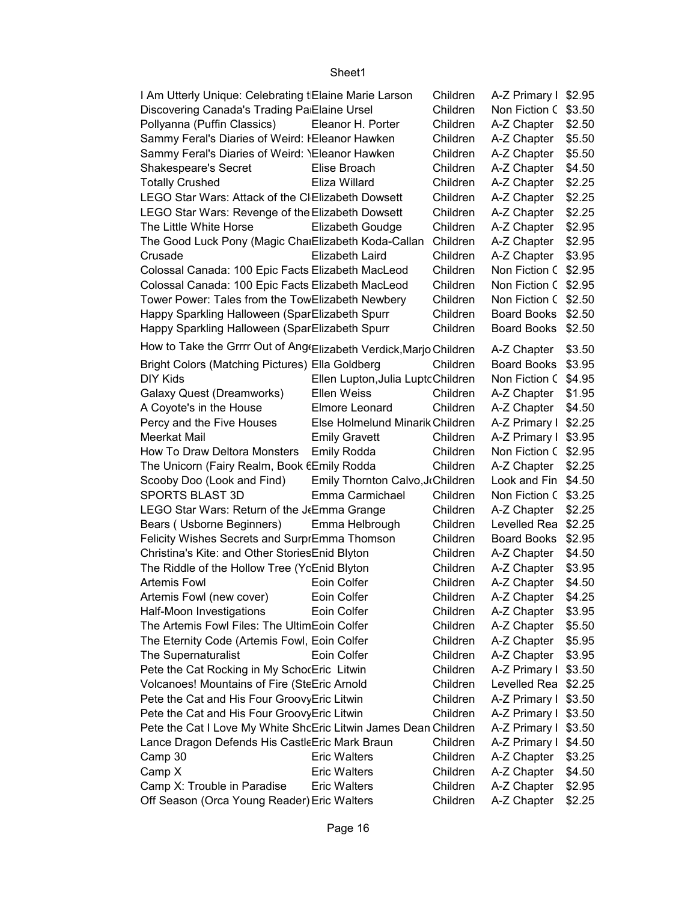| | | | | |
|---|---|---|---|---|
| I Am Utterly Unique: Celebrating t | Elaine Marie Larson | Children | A-Z Primary I | $2.95 |
| Discovering Canada's Trading Pa | Elaine Ursel | Children | Non Fiction C | $3.50 |
| Pollyanna (Puffin Classics) | Eleanor H. Porter | Children | A-Z Chapter | $2.50 |
| Sammy Feral's Diaries of Weird: I | Eleanor Hawken | Children | A-Z Chapter | $5.50 |
| Sammy Feral's Diaries of Weird: \ | Eleanor Hawken | Children | A-Z Chapter | $5.50 |
| Shakespeare's Secret | Elise Broach | Children | A-Z Chapter | $4.50 |
| Totally Crushed | Eliza Willard | Children | A-Z Chapter | $2.25 |
| LEGO Star Wars: Attack of the Cl | Elizabeth Dowsett | Children | A-Z Chapter | $2.25 |
| LEGO Star Wars: Revenge of the | Elizabeth Dowsett | Children | A-Z Chapter | $2.25 |
| The Little White Horse | Elizabeth Goudge | Children | A-Z Chapter | $2.95 |
| The Good Luck Pony (Magic Cha | Elizabeth Koda-Callan | Children | A-Z Chapter | $2.95 |
| Crusade | Elizabeth Laird | Children | A-Z Chapter | $3.95 |
| Colossal Canada: 100 Epic Facts | Elizabeth MacLeod | Children | Non Fiction C | $2.95 |
| Colossal Canada: 100 Epic Facts | Elizabeth MacLeod | Children | Non Fiction C | $2.95 |
| Tower Power: Tales from the Tow | Elizabeth Newbery | Children | Non Fiction C | $2.50 |
| Happy Sparkling Halloween (Spar | Elizabeth Spurr | Children | Board Books | $2.50 |
| Happy Sparkling Halloween (Spar | Elizabeth Spurr | Children | Board Books | $2.50 |
| How to Take the Grrrr Out of Ang | Elizabeth Verdick,Marjo | Children | A-Z Chapter | $3.50 |
| Bright Colors (Matching Pictures) | Ella Goldberg | Children | Board Books | $3.95 |
| DIY Kids | Ellen Lupton,Julia Lupto | Children | Non Fiction C | $4.95 |
| Galaxy Quest (Dreamworks) | Ellen Weiss | Children | A-Z Chapter | $1.95 |
| A Coyote's in the House | Elmore Leonard | Children | A-Z Chapter | $4.50 |
| Percy and the Five Houses | Else Holmelund Minarik | Children | A-Z Primary I | $2.25 |
| Meerkat Mail | Emily Gravett | Children | A-Z Primary I | $3.95 |
| How To Draw Deltora Monsters | Emily Rodda | Children | Non Fiction C | $2.95 |
| The Unicorn (Fairy Realm, Book 6 | Emily Rodda | Children | A-Z Chapter | $2.25 |
| Scooby Doo (Look and Find) | Emily Thornton Calvo,J | Children | Look and Fin | $4.50 |
| SPORTS BLAST 3D | Emma Carmichael | Children | Non Fiction C | $3.25 |
| LEGO Star Wars: Return of the J | Emma Grange | Children | A-Z Chapter | $2.25 |
| Bears ( Usborne Beginners) | Emma Helbrough | Children | Levelled Rea | $2.25 |
| Felicity Wishes Secrets and Surpr | Emma Thomson | Children | Board Books | $2.95 |
| Christina's Kite: and Other Stories | Enid Blyton | Children | A-Z Chapter | $4.50 |
| The Riddle of the Hollow Tree (Yo | Enid Blyton | Children | A-Z Chapter | $3.95 |
| Artemis Fowl | Eoin Colfer | Children | A-Z Chapter | $4.50 |
| Artemis Fowl (new cover) | Eoin Colfer | Children | A-Z Chapter | $4.25 |
| Half-Moon Investigations | Eoin Colfer | Children | A-Z Chapter | $3.95 |
| The Artemis Fowl Files: The Ultim | Eoin Colfer | Children | A-Z Chapter | $5.50 |
| The Eternity Code (Artemis Fowl, | Eoin Colfer | Children | A-Z Chapter | $5.95 |
| The Supernaturalist | Eoin Colfer | Children | A-Z Chapter | $3.95 |
| Pete the Cat Rocking in My Schoo | Eric Litwin | Children | A-Z Primary I | $3.50 |
| Volcanoes! Mountains of Fire (Ste | Eric Arnold | Children | Levelled Rea | $2.25 |
| Pete the Cat and His Four Groovy | Eric Litwin | Children | A-Z Primary I | $3.50 |
| Pete the Cat and His Four Groovy | Eric Litwin | Children | A-Z Primary I | $3.50 |
| Pete the Cat I Love My White Sho | Eric Litwin James Dean | Children | A-Z Primary I | $3.50 |
| Lance Dragon Defends His Castle | Eric Mark Braun | Children | A-Z Primary I | $4.50 |
| Camp 30 | Eric Walters | Children | A-Z Chapter | $3.25 |
| Camp X | Eric Walters | Children | A-Z Chapter | $4.50 |
| Camp X: Trouble in Paradise | Eric Walters | Children | A-Z Chapter | $2.95 |
| Off Season (Orca Young Reader) | Eric Walters | Children | A-Z Chapter | $2.25 |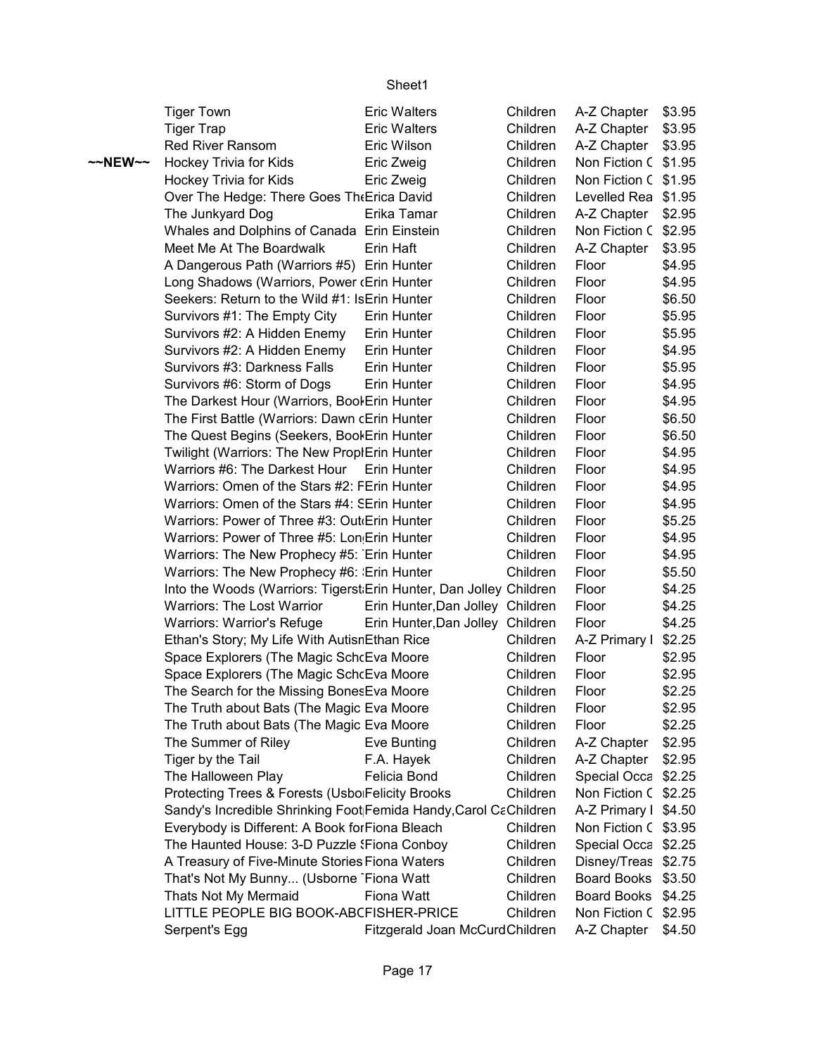| | | | | | |
|---|---|---|---|---|---|
| | Tiger Town | Eric Walters | Children | A-Z Chapter | $3.95 |
| | Tiger Trap | Eric Walters | Children | A-Z Chapter | $3.95 |
| | Red River Ransom | Eric Wilson | Children | A-Z Chapter | $3.95 |
| ~~NEW~~ | Hockey Trivia for Kids | Eric Zweig | Children | Non Fiction ( | $1.95 |
| | Hockey Trivia for Kids | Eric Zweig | Children | Non Fiction ( | $1.95 |
| | Over The Hedge: There Goes The | Erica David | Children | Levelled Rea | $1.95 |
| | The Junkyard Dog | Erika Tamar | Children | A-Z Chapter | $2.95 |
| | Whales and Dolphins of Canada | Erin Einstein | Children | Non Fiction ( | $2.95 |
| | Meet Me At The Boardwalk | Erin Haft | Children | A-Z Chapter | $3.95 |
| | A Dangerous Path (Warriors #5) | Erin Hunter | Children | Floor | $4.95 |
| | Long Shadows (Warriors, Power ( | Erin Hunter | Children | Floor | $4.95 |
| | Seekers: Return to the Wild #1: Is | Erin Hunter | Children | Floor | $6.50 |
| | Survivors #1: The Empty City | Erin Hunter | Children | Floor | $5.95 |
| | Survivors #2: A Hidden Enemy | Erin Hunter | Children | Floor | $5.95 |
| | Survivors #2: A Hidden Enemy | Erin Hunter | Children | Floor | $4.95 |
| | Survivors #3: Darkness Falls | Erin Hunter | Children | Floor | $5.95 |
| | Survivors #6: Storm of Dogs | Erin Hunter | Children | Floor | $4.95 |
| | The Darkest Hour (Warriors, Book | Erin Hunter | Children | Floor | $4.95 |
| | The First Battle (Warriors: Dawn c | Erin Hunter | Children | Floor | $6.50 |
| | The Quest Begins (Seekers, Book | Erin Hunter | Children | Floor | $6.50 |
| | Twilight (Warriors: The New Prop | Erin Hunter | Children | Floor | $4.95 |
| | Warriors #6: The Darkest Hour | Erin Hunter | Children | Floor | $4.95 |
| | Warriors: Omen of the Stars #2: F | Erin Hunter | Children | Floor | $4.95 |
| | Warriors: Omen of the Stars #4: S | Erin Hunter | Children | Floor | $4.95 |
| | Warriors: Power of Three #3: Out | Erin Hunter | Children | Floor | $5.25 |
| | Warriors: Power of Three #5: Lon | Erin Hunter | Children | Floor | $4.95 |
| | Warriors: The New Prophecy #5: | Erin Hunter | Children | Floor | $4.95 |
| | Warriors: The New Prophecy #6: | Erin Hunter | Children | Floor | $5.50 |
| | Into the Woods (Warriors: Tigerst | Erin Hunter, Dan Jolley | Children | Floor | $4.25 |
| | Warriors: The Lost Warrior | Erin Hunter,Dan Jolley | Children | Floor | $4.25 |
| | Warriors: Warrior's Refuge | Erin Hunter,Dan Jolley | Children | Floor | $4.25 |
| | Ethan's Story; My Life With Autism | Ethan Rice | Children | A-Z Primary I | $2.25 |
| | Space Explorers (The Magic Scho | Eva Moore | Children | Floor | $2.95 |
| | Space Explorers (The Magic Scho | Eva Moore | Children | Floor | $2.95 |
| | The Search for the Missing Bones | Eva Moore | Children | Floor | $2.25 |
| | The Truth about Bats (The Magic | Eva Moore | Children | Floor | $2.95 |
| | The Truth about Bats (The Magic | Eva Moore | Children | Floor | $2.25 |
| | The Summer of Riley | Eve Bunting | Children | A-Z Chapter | $2.95 |
| | Tiger by the Tail | F.A. Hayek | Children | A-Z Chapter | $2.95 |
| | The Halloween Play | Felicia Bond | Children | Special Occa | $2.25 |
| | Protecting Trees & Forests (Usbo | Felicity Brooks | Children | Non Fiction ( | $2.25 |
| | Sandy's Incredible Shrinking Foot | Femida Handy,Carol Ca | Children | A-Z Primary I | $4.50 |
| | Everybody is Different: A Book for | Fiona Bleach | Children | Non Fiction ( | $3.95 |
| | The Haunted House: 3-D Puzzle S | Fiona Conboy | Children | Special Occa | $2.25 |
| | A Treasury of Five-Minute Stories | Fiona Waters | Children | Disney/Treas | $2.75 |
| | That's Not My Bunny... (Usborne T | Fiona Watt | Children | Board Books | $3.50 |
| | Thats Not My Mermaid | Fiona Watt | Children | Board Books | $4.25 |
| | LITTLE PEOPLE BIG BOOK-ABC | FISHER-PRICE | Children | Non Fiction ( | $2.95 |
| | Serpent's Egg | Fitzgerald Joan McCurd | Children | A-Z Chapter | $4.50 |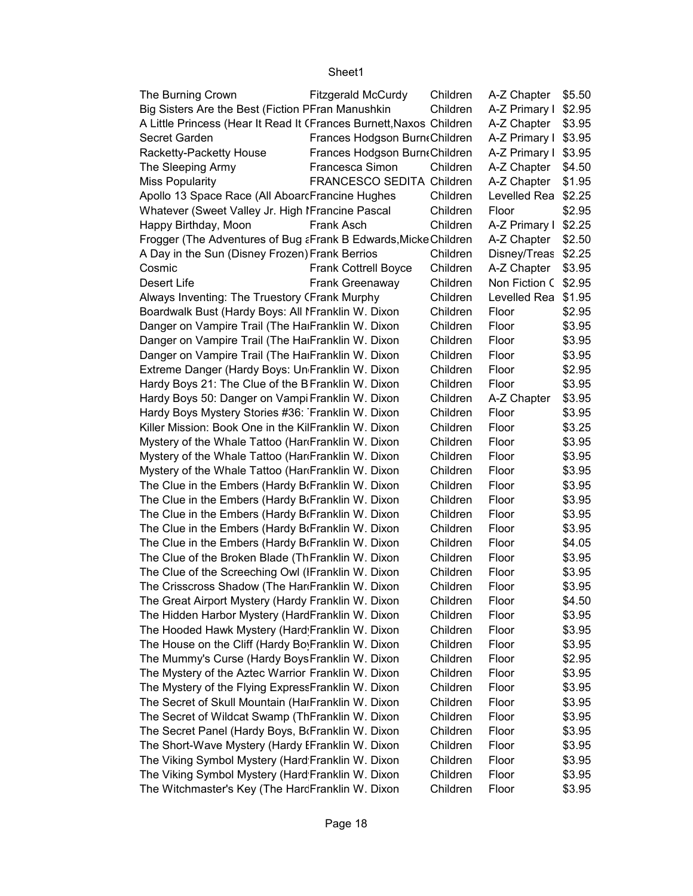| | | | | |
|---|---|---|---|---|
| The Burning Crown | Fitzgerald McCurdy | Children | A-Z Chapter | $5.50 |
| Big Sisters Are the Best (Fiction P | Fran Manushkin | Children | A-Z Primary I | $2.95 |
| A Little Princess (Hear It Read It ( | Frances Burnett,Naxos | Children | A-Z Chapter | $3.95 |
| Secret Garden | Frances Hodgson Burn | Children | A-Z Primary I | $3.95 |
| Racketty-Packetty House | Frances Hodgson Burn | Children | A-Z Primary I | $3.95 |
| The Sleeping Army | Francesca Simon | Children | A-Z Chapter | $4.50 |
| Miss Popularity | FRANCESCO SEDITA | Children | A-Z Chapter | $1.95 |
| Apollo 13 Space Race (All Aboard | Francine Hughes | Children | Levelled Rea | $2.25 |
| Whatever (Sweet Valley Jr. High I | Francine Pascal | Children | Floor | $2.95 |
| Happy Birthday, Moon | Frank Asch | Children | A-Z Primary I | $2.25 |
| Frogger (The Adventures of Bug a | Frank B Edwards,Micke | Children | A-Z Chapter | $2.50 |
| A Day in the Sun (Disney Frozen) | Frank Berrios | Children | Disney/Treas | $2.25 |
| Cosmic | Frank Cottrell Boyce | Children | A-Z Chapter | $3.95 |
| Desert Life | Frank Greenaway | Children | Non Fiction C | $2.95 |
| Always Inventing: The Truestory ( | Frank Murphy | Children | Levelled Rea | $1.95 |
| Boardwalk Bust (Hardy Boys: All I | Franklin W. Dixon | Children | Floor | $2.95 |
| Danger on Vampire Trail (The Ha | Franklin W. Dixon | Children | Floor | $3.95 |
| Danger on Vampire Trail (The Ha | Franklin W. Dixon | Children | Floor | $3.95 |
| Danger on Vampire Trail (The Ha | Franklin W. Dixon | Children | Floor | $3.95 |
| Extreme Danger (Hardy Boys: Un | Franklin W. Dixon | Children | Floor | $2.95 |
| Hardy Boys 21: The Clue of the B | Franklin W. Dixon | Children | Floor | $3.95 |
| Hardy Boys 50: Danger on Vampi | Franklin W. Dixon | Children | A-Z Chapter | $3.95 |
| Hardy Boys Mystery Stories #36: | Franklin W. Dixon | Children | Floor | $3.95 |
| Killer Mission: Book One in the Ki | Franklin W. Dixon | Children | Floor | $3.25 |
| Mystery of the Whale Tattoo (Har | Franklin W. Dixon | Children | Floor | $3.95 |
| Mystery of the Whale Tattoo (Har | Franklin W. Dixon | Children | Floor | $3.95 |
| Mystery of the Whale Tattoo (Har | Franklin W. Dixon | Children | Floor | $3.95 |
| The Clue in the Embers (Hardy B | Franklin W. Dixon | Children | Floor | $3.95 |
| The Clue in the Embers (Hardy B | Franklin W. Dixon | Children | Floor | $3.95 |
| The Clue in the Embers (Hardy B | Franklin W. Dixon | Children | Floor | $3.95 |
| The Clue in the Embers (Hardy B | Franklin W. Dixon | Children | Floor | $3.95 |
| The Clue in the Embers (Hardy B | Franklin W. Dixon | Children | Floor | $4.05 |
| The Clue of the Broken Blade (Th | Franklin W. Dixon | Children | Floor | $3.95 |
| The Clue of the Screeching Owl (I | Franklin W. Dixon | Children | Floor | $3.95 |
| The Crisscross Shadow (The Har | Franklin W. Dixon | Children | Floor | $3.95 |
| The Great Airport Mystery (Hardy | Franklin W. Dixon | Children | Floor | $4.50 |
| The Hidden Harbor Mystery (Hard | Franklin W. Dixon | Children | Floor | $3.95 |
| The Hooded Hawk Mystery (Hardy | Franklin W. Dixon | Children | Floor | $3.95 |
| The House on the Cliff (Hardy Bo | Franklin W. Dixon | Children | Floor | $3.95 |
| The Mummy's Curse (Hardy Boys | Franklin W. Dixon | Children | Floor | $2.95 |
| The Mystery of the Aztec Warrior | Franklin W. Dixon | Children | Floor | $3.95 |
| The Mystery of the Flying Express | Franklin W. Dixon | Children | Floor | $3.95 |
| The Secret of Skull Mountain (Ha | Franklin W. Dixon | Children | Floor | $3.95 |
| The Secret of Wildcat Swamp (Th | Franklin W. Dixon | Children | Floor | $3.95 |
| The Secret Panel (Hardy Boys, B | Franklin W. Dixon | Children | Floor | $3.95 |
| The Short-Wave Mystery (Hardy E | Franklin W. Dixon | Children | Floor | $3.95 |
| The Viking Symbol Mystery (Hard | Franklin W. Dixon | Children | Floor | $3.95 |
| The Viking Symbol Mystery (Hard | Franklin W. Dixon | Children | Floor | $3.95 |
| The Witchmaster's Key (The Hard | Franklin W. Dixon | Children | Floor | $3.95 |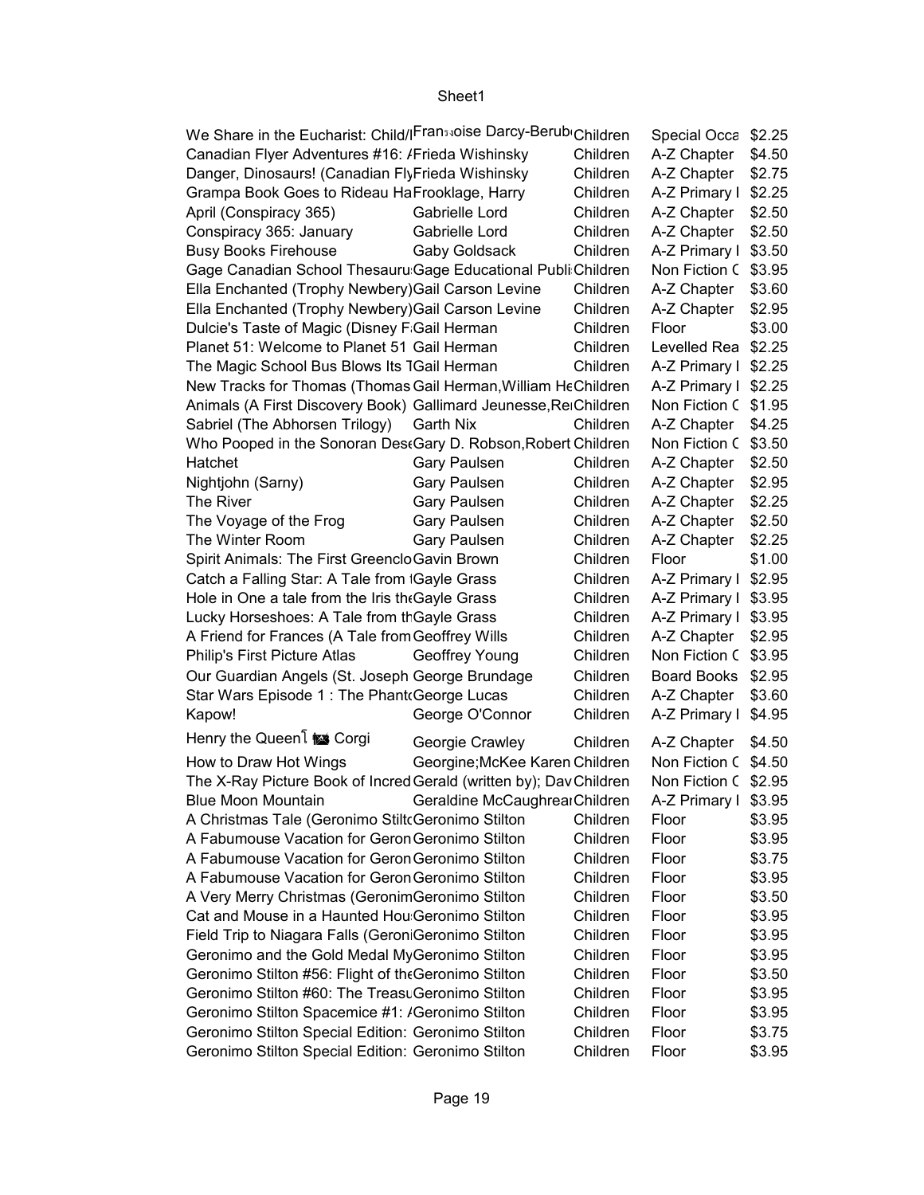| | | | | |
|---|---|---|---|---|
| We Share in the Eucharist: Child/I | Fran͙oise Darcy-Berub | Children | Special Occa | $2.25 |
| Canadian Flyer Adventures #16: / | Frieda Wishinsky | Children | A-Z Chapter | $4.50 |
| Danger, Dinosaurs! (Canadian Fly | Frieda Wishinsky | Children | A-Z Chapter | $2.75 |
| Grampa Book Goes to Rideau Ha | Frooklage, Harry | Children | A-Z Primary I | $2.25 |
| April (Conspiracy 365) | Gabrielle Lord | Children | A-Z Chapter | $2.50 |
| Conspiracy 365: January | Gabrielle Lord | Children | A-Z Chapter | $2.50 |
| Busy Books Firehouse | Gaby Goldsack | Children | A-Z Primary I | $3.50 |
| Gage Canadian School Thesauru | Gage Educational Publi | Children | Non Fiction C | $3.95 |
| Ella Enchanted (Trophy Newbery) | Gail Carson Levine | Children | A-Z Chapter | $3.60 |
| Ella Enchanted (Trophy Newbery) | Gail Carson Levine | Children | A-Z Chapter | $2.95 |
| Dulcie's Taste of Magic (Disney F | Gail Herman | Children | Floor | $3.00 |
| Planet 51: Welcome to Planet 51 | Gail Herman | Children | Levelled Rea | $2.25 |
| The Magic School Bus Blows Its T | Gail Herman | Children | A-Z Primary I | $2.25 |
| New Tracks for Thomas (Thomas | Gail Herman,William He | Children | A-Z Primary I | $2.25 |
| Animals (A First Discovery Book) | Gallimard Jeunesse,Re | Children | Non Fiction C | $1.95 |
| Sabriel (The Abhorsen Trilogy) | Garth Nix | Children | A-Z Chapter | $4.25 |
| Who Pooped in the Sonoran Dese | Gary D. Robson,Robert | Children | Non Fiction C | $3.50 |
| Hatchet | Gary Paulsen | Children | A-Z Chapter | $2.50 |
| Nightjohn (Sarny) | Gary Paulsen | Children | A-Z Chapter | $2.95 |
| The River | Gary Paulsen | Children | A-Z Chapter | $2.25 |
| The Voyage of the Frog | Gary Paulsen | Children | A-Z Chapter | $2.50 |
| The Winter Room | Gary Paulsen | Children | A-Z Chapter | $2.25 |
| Spirit Animals: The First Greenclo | Gavin Brown | Children | Floor | $1.00 |
| Catch a Falling Star: A Tale from t | Gayle Grass | Children | A-Z Primary I | $2.95 |
| Hole in One a tale from the Iris the | Gayle Grass | Children | A-Z Primary I | $3.95 |
| Lucky Horseshoes: A Tale from th | Gayle Grass | Children | A-Z Primary I | $3.95 |
| A Friend for Frances (A Tale from | Geoffrey Wills | Children | A-Z Chapter | $2.95 |
| Philip's First Picture Atlas | Geoffrey Young | Children | Non Fiction C | $3.95 |
| Our Guardian Angels (St. Joseph | George Brundage | Children | Board Books | $2.95 |
| Star Wars Episode 1 : The Phant | George Lucas | Children | A-Z Chapter | $3.60 |
| Kapow! | George O'Connor | Children | A-Z Primary I | $4.95 |
| Henry the Queen Corgi | Georgie Crawley | Children | A-Z Chapter | $4.50 |
| How to Draw Hot Wings | Georgine;McKee Karen | Children | Non Fiction C | $4.50 |
| The X-Ray Picture Book of Incred | Gerald (written by); Dav | Children | Non Fiction C | $2.95 |
| Blue Moon Mountain | Geraldine McCaughrean | Children | A-Z Primary I | $3.95 |
| A Christmas Tale (Geronimo Stilt | Geronimo Stilton | Children | Floor | $3.95 |
| A Fabumouse Vacation for Geron | Geronimo Stilton | Children | Floor | $3.95 |
| A Fabumouse Vacation for Geron | Geronimo Stilton | Children | Floor | $3.75 |
| A Fabumouse Vacation for Geron | Geronimo Stilton | Children | Floor | $3.95 |
| A Very Merry Christmas (Geronim | Geronimo Stilton | Children | Floor | $3.50 |
| Cat and Mouse in a Haunted Hou | Geronimo Stilton | Children | Floor | $3.95 |
| Field Trip to Niagara Falls (Geron | Geronimo Stilton | Children | Floor | $3.95 |
| Geronimo and the Gold Medal My | Geronimo Stilton | Children | Floor | $3.95 |
| Geronimo Stilton #56: Flight of the | Geronimo Stilton | Children | Floor | $3.50 |
| Geronimo Stilton #60: The Treasu | Geronimo Stilton | Children | Floor | $3.95 |
| Geronimo Stilton Spacemice #1: / | Geronimo Stilton | Children | Floor | $3.95 |
| Geronimo Stilton Special Edition: | Geronimo Stilton | Children | Floor | $3.75 |
| Geronimo Stilton Special Edition: | Geronimo Stilton | Children | Floor | $3.95 |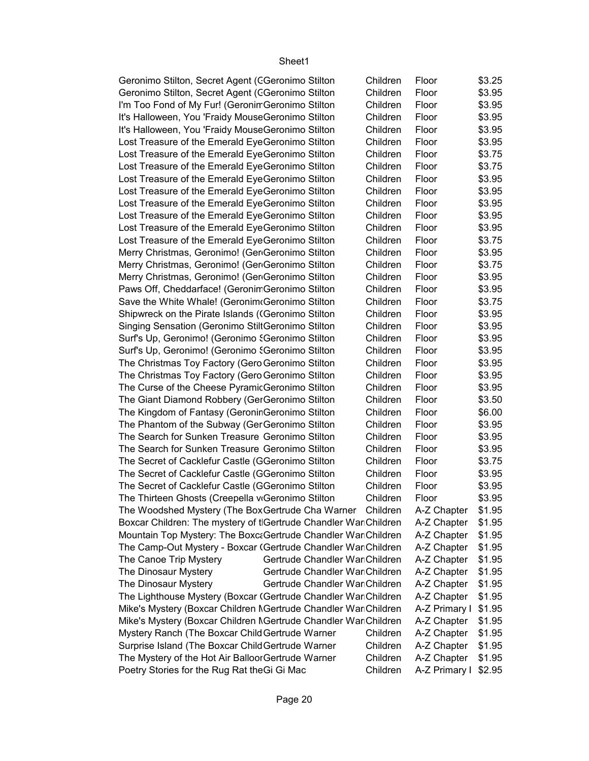| | | | | |
|---|---|---|---|---|
| Geronimo Stilton, Secret Agent (G | Geronimo Stilton | Children | Floor | $3.25 |
| Geronimo Stilton, Secret Agent (G | Geronimo Stilton | Children | Floor | $3.95 |
| I'm Too Fond of My Fur! (Geronim | Geronimo Stilton | Children | Floor | $3.95 |
| It's Halloween, You 'Fraidy Mouse | Geronimo Stilton | Children | Floor | $3.95 |
| It's Halloween, You 'Fraidy Mouse | Geronimo Stilton | Children | Floor | $3.95 |
| Lost Treasure of the Emerald Eye | Geronimo Stilton | Children | Floor | $3.95 |
| Lost Treasure of the Emerald Eye | Geronimo Stilton | Children | Floor | $3.75 |
| Lost Treasure of the Emerald Eye | Geronimo Stilton | Children | Floor | $3.75 |
| Lost Treasure of the Emerald Eye | Geronimo Stilton | Children | Floor | $3.95 |
| Lost Treasure of the Emerald Eye | Geronimo Stilton | Children | Floor | $3.95 |
| Lost Treasure of the Emerald Eye | Geronimo Stilton | Children | Floor | $3.95 |
| Lost Treasure of the Emerald Eye | Geronimo Stilton | Children | Floor | $3.95 |
| Lost Treasure of the Emerald Eye | Geronimo Stilton | Children | Floor | $3.95 |
| Lost Treasure of the Emerald Eye | Geronimo Stilton | Children | Floor | $3.75 |
| Merry Christmas, Geronimo! (Ger | Geronimo Stilton | Children | Floor | $3.95 |
| Merry Christmas, Geronimo! (Ger | Geronimo Stilton | Children | Floor | $3.75 |
| Merry Christmas, Geronimo! (Ger | Geronimo Stilton | Children | Floor | $3.95 |
| Paws Off, Cheddarface! (Geronim | Geronimo Stilton | Children | Floor | $3.95 |
| Save the White Whale! (Geronim | Geronimo Stilton | Children | Floor | $3.75 |
| Shipwreck on the Pirate Islands (G | Geronimo Stilton | Children | Floor | $3.95 |
| Singing Sensation (Geronimo Stilt | Geronimo Stilton | Children | Floor | $3.95 |
| Surf's Up, Geronimo! (Geronimo S | Geronimo Stilton | Children | Floor | $3.95 |
| Surf's Up, Geronimo! (Geronimo S | Geronimo Stilton | Children | Floor | $3.95 |
| The Christmas Toy Factory (Gero | Geronimo Stilton | Children | Floor | $3.95 |
| The Christmas Toy Factory (Gero | Geronimo Stilton | Children | Floor | $3.95 |
| The Curse of the Cheese Pyramid | Geronimo Stilton | Children | Floor | $3.95 |
| The Giant Diamond Robbery (Ger | Geronimo Stilton | Children | Floor | $3.50 |
| The Kingdom of Fantasy (Geronin | Geronimo Stilton | Children | Floor | $6.00 |
| The Phantom of the Subway (Ger | Geronimo Stilton | Children | Floor | $3.95 |
| The Search for Sunken Treasure | Geronimo Stilton | Children | Floor | $3.95 |
| The Search for Sunken Treasure | Geronimo Stilton | Children | Floor | $3.95 |
| The Secret of Cacklefur Castle (G | Geronimo Stilton | Children | Floor | $3.75 |
| The Secret of Cacklefur Castle (G | Geronimo Stilton | Children | Floor | $3.95 |
| The Secret of Cacklefur Castle (G | Geronimo Stilton | Children | Floor | $3.95 |
| The Thirteen Ghosts (Creepella v | Geronimo Stilton | Children | Floor | $3.95 |
| The Woodshed Mystery (The Box | Gertrude Cha Warner | Children | A-Z Chapter | $1.95 |
| Boxcar Children: The mystery of t | Gertrude Chandler War | Children | A-Z Chapter | $1.95 |
| Mountain Top Mystery: The Boxca | Gertrude Chandler War | Children | A-Z Chapter | $1.95 |
| The Camp-Out Mystery - Boxcar ( | Gertrude Chandler War | Children | A-Z Chapter | $1.95 |
| The Canoe Trip Mystery | Gertrude Chandler War | Children | A-Z Chapter | $1.95 |
| The Dinosaur Mystery | Gertrude Chandler War | Children | A-Z Chapter | $1.95 |
| The Dinosaur Mystery | Gertrude Chandler War | Children | A-Z Chapter | $1.95 |
| The Lighthouse Mystery (Boxcar ( | Gertrude Chandler War | Children | A-Z Chapter | $1.95 |
| Mike's Mystery (Boxcar Children M | Gertrude Chandler War | Children | A-Z Primary I | $1.95 |
| Mike's Mystery (Boxcar Children M | Gertrude Chandler War | Children | A-Z Chapter | $1.95 |
| Mystery Ranch (The Boxcar Child | Gertrude Warner | Children | A-Z Chapter | $1.95 |
| Surprise Island (The Boxcar Child | Gertrude Warner | Children | A-Z Chapter | $1.95 |
| The Mystery of the Hot Air Balloon | Gertrude Warner | Children | A-Z Chapter | $1.95 |
| Poetry Stories for the Rug Rat the | Gi Gi Mac | Children | A-Z Primary I | $2.95 |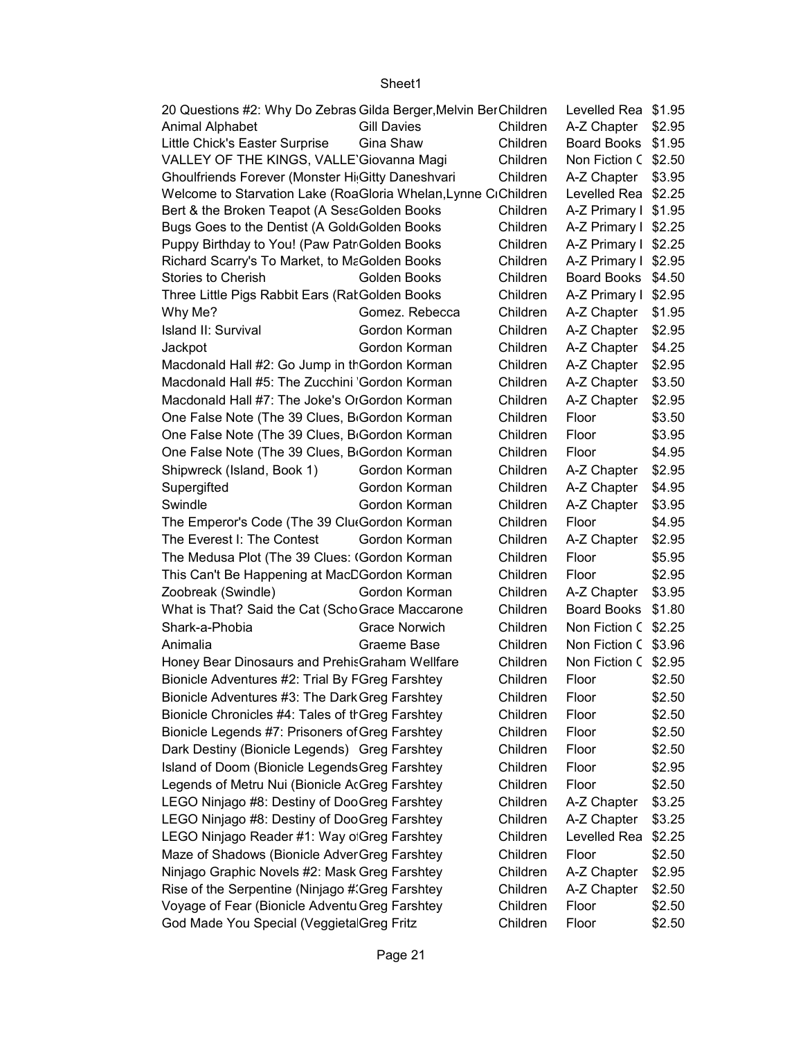| | | | | |
|---|---|---|---|---|
| 20 Questions #2: Why Do Zebras | Gilda Berger,Melvin Ber | Children | Levelled Rea | $1.95 |
| Animal Alphabet | Gill Davies | Children | A-Z Chapter | $2.95 |
| Little Chick's Easter Surprise | Gina Shaw | Children | Board Books | $1.95 |
| VALLEY OF THE KINGS, VALLE | Giovanna Magi | Children | Non Fiction C | $2.50 |
| Ghoulfriends Forever (Monster Hi | Gitty Daneshvari | Children | A-Z Chapter | $3.95 |
| Welcome to Starvation Lake (Roa | Gloria Whelan,Lynne C | Children | Levelled Rea | $2.25 |
| Bert & the Broken Teapot (A Sesa | Golden Books | Children | A-Z Primary I | $1.95 |
| Bugs Goes to the Dentist (A Gold | Golden Books | Children | A-Z Primary I | $2.25 |
| Puppy Birthday to You! (Paw Patr | Golden Books | Children | A-Z Primary I | $2.25 |
| Richard Scarry's To Market, to Ma | Golden Books | Children | A-Z Primary I | $2.95 |
| Stories to Cherish | Golden Books | Children | Board Books | $4.50 |
| Three Little Pigs Rabbit Ears (Rat | Golden Books | Children | A-Z Primary I | $2.95 |
| Why Me? | Gomez. Rebecca | Children | A-Z Chapter | $1.95 |
| Island II: Survival | Gordon Korman | Children | A-Z Chapter | $2.95 |
| Jackpot | Gordon Korman | Children | A-Z Chapter | $4.25 |
| Macdonald Hall #2: Go Jump in th | Gordon Korman | Children | A-Z Chapter | $2.95 |
| Macdonald Hall #5: The Zucchini | Gordon Korman | Children | A-Z Chapter | $3.50 |
| Macdonald Hall #7: The Joke's O | Gordon Korman | Children | A-Z Chapter | $2.95 |
| One False Note (The 39 Clues, B | Gordon Korman | Children | Floor | $3.50 |
| One False Note (The 39 Clues, B | Gordon Korman | Children | Floor | $3.95 |
| One False Note (The 39 Clues, B | Gordon Korman | Children | Floor | $4.95 |
| Shipwreck (Island, Book 1) | Gordon Korman | Children | A-Z Chapter | $2.95 |
| Supergifted | Gordon Korman | Children | A-Z Chapter | $4.95 |
| Swindle | Gordon Korman | Children | A-Z Chapter | $3.95 |
| The Emperor's Code (The 39 Clu | Gordon Korman | Children | Floor | $4.95 |
| The Everest I: The Contest | Gordon Korman | Children | A-Z Chapter | $2.95 |
| The Medusa Plot (The 39 Clues: ( | Gordon Korman | Children | Floor | $5.95 |
| This Can't Be Happening at MacD | Gordon Korman | Children | Floor | $2.95 |
| Zoobreak (Swindle) | Gordon Korman | Children | A-Z Chapter | $3.95 |
| What is That? Said the Cat (Scho | Grace Maccarone | Children | Board Books | $1.80 |
| Shark-a-Phobia | Grace Norwich | Children | Non Fiction C | $2.25 |
| Animalia | Graeme Base | Children | Non Fiction C | $3.96 |
| Honey Bear Dinosaurs and Prehis | Graham Wellfare | Children | Non Fiction C | $2.95 |
| Bionicle Adventures #2: Trial By F | Greg Farshtey | Children | Floor | $2.50 |
| Bionicle Adventures #3: The Dark | Greg Farshtey | Children | Floor | $2.50 |
| Bionicle Chronicles #4: Tales of th | Greg Farshtey | Children | Floor | $2.50 |
| Bionicle Legends #7: Prisoners of | Greg Farshtey | Children | Floor | $2.50 |
| Dark Destiny (Bionicle Legends) | Greg Farshtey | Children | Floor | $2.50 |
| Island of Doom (Bionicle Legends | Greg Farshtey | Children | Floor | $2.95 |
| Legends of Metru Nui (Bionicle Ac | Greg Farshtey | Children | Floor | $2.50 |
| LEGO Ninjago #8: Destiny of Doo | Greg Farshtey | Children | A-Z Chapter | $3.25 |
| LEGO Ninjago #8: Destiny of Doo | Greg Farshtey | Children | A-Z Chapter | $3.25 |
| LEGO Ninjago Reader #1: Way o | Greg Farshtey | Children | Levelled Rea | $2.25 |
| Maze of Shadows (Bionicle Adver | Greg Farshtey | Children | Floor | $2.50 |
| Ninjago Graphic Novels #2: Mask | Greg Farshtey | Children | A-Z Chapter | $2.95 |
| Rise of the Serpentine (Ninjago # | Greg Farshtey | Children | A-Z Chapter | $2.50 |
| Voyage of Fear (Bionicle Adventu | Greg Farshtey | Children | Floor | $2.50 |
| God Made You Special (Veggieta | Greg Fritz | Children | Floor | $2.50 |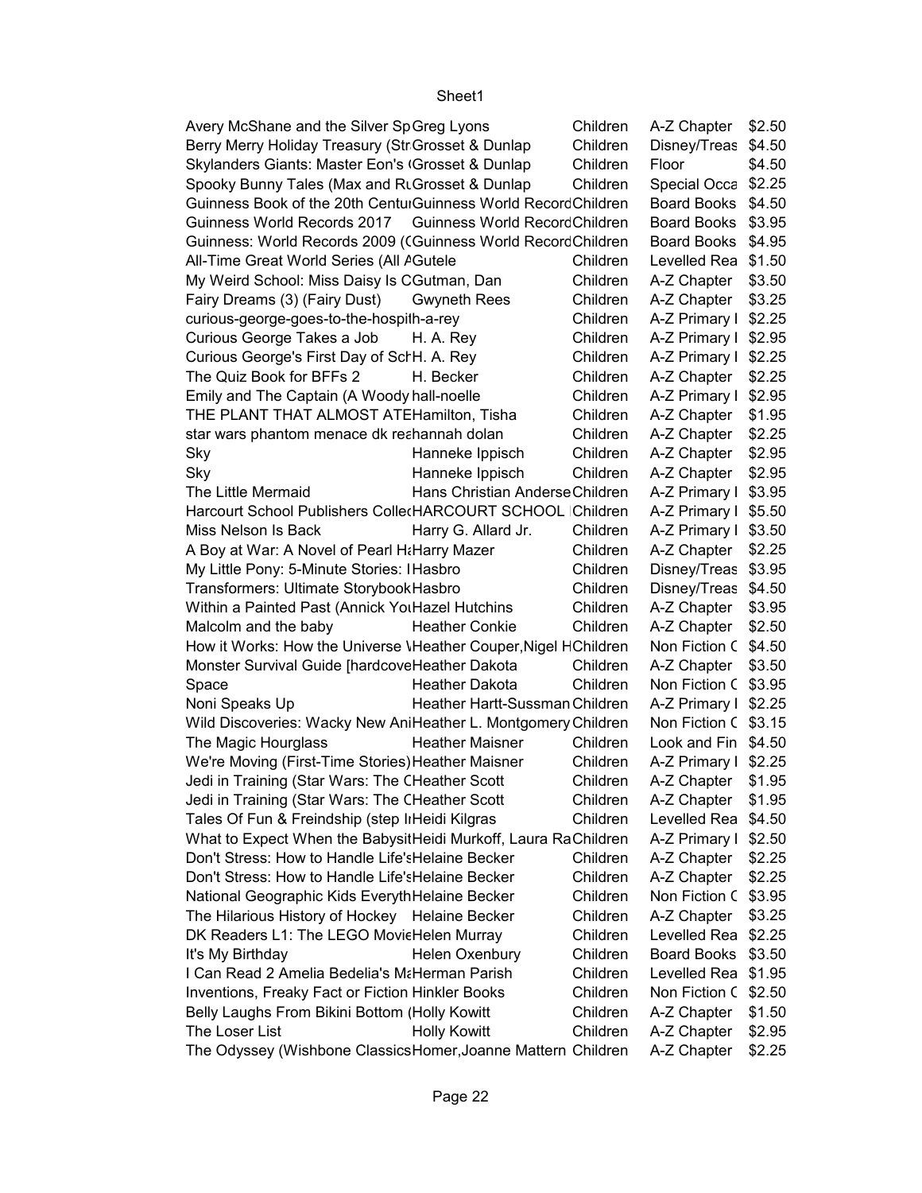| | | | | |
|---|---|---|---|---|
| Avery McShane and the Silver Sp | Greg Lyons | Children | A-Z Chapter | $2.50 |
| Berry Merry Holiday Treasury (Str | Grosset & Dunlap | Children | Disney/Treas | $4.50 |
| Skylanders Giants: Master Eon's ( | Grosset & Dunlap | Children | Floor | $4.50 |
| Spooky Bunny Tales (Max and Ru | Grosset & Dunlap | Children | Special Occa | $2.25 |
| Guinness Book of the 20th Centur | Guinness World Record | Children | Board Books | $4.50 |
| Guinness World Records 2017 | Guinness World Record | Children | Board Books | $3.95 |
| Guinness: World Records 2009 (( | Guinness World Record | Children | Board Books | $4.95 |
| All-Time Great World Series (All A | Gutele | Children | Levelled Rea | $1.50 |
| My Weird School: Miss Daisy Is C | Gutman, Dan | Children | A-Z Chapter | $3.50 |
| Fairy Dreams (3) (Fairy Dust) | Gwyneth Rees | Children | A-Z Chapter | $3.25 |
| curious-george-goes-to-the-hospi | th-a-rey | Children | A-Z Primary I | $2.25 |
| Curious George Takes a Job | H. A. Rey | Children | A-Z Primary I | $2.95 |
| Curious George's First Day of Sch | H. A. Rey | Children | A-Z Primary I | $2.25 |
| The Quiz Book for BFFs 2 | H. Becker | Children | A-Z Chapter | $2.25 |
| Emily and The Captain (A Woody | hall-noelle | Children | A-Z Primary I | $2.95 |
| THE PLANT THAT ALMOST ATE | Hamilton, Tisha | Children | A-Z Chapter | $1.95 |
| star wars phantom menace dk rea | hannah dolan | Children | A-Z Chapter | $2.25 |
| Sky | Hanneke Ippisch | Children | A-Z Chapter | $2.95 |
| Sky | Hanneke Ippisch | Children | A-Z Chapter | $2.95 |
| The Little Mermaid | Hans Christian Anderse | Children | A-Z Primary I | $3.95 |
| Harcourt School Publishers Colle( | HARCOURT SCHOOL I | Children | A-Z Primary I | $5.50 |
| Miss Nelson Is Back | Harry G. Allard Jr. | Children | A-Z Primary I | $3.50 |
| A Boy at War: A Novel of Pearl Ha | Harry Mazer | Children | A-Z Chapter | $2.25 |
| My Little Pony: 5-Minute Stories: I | Hasbro | Children | Disney/Treas | $3.95 |
| Transformers: Ultimate Storybook | Hasbro | Children | Disney/Treas | $4.50 |
| Within a Painted Past (Annick You | Hazel Hutchins | Children | A-Z Chapter | $3.95 |
| Malcolm and the baby | Heather Conkie | Children | A-Z Chapter | $2.50 |
| How it Works: How the Universe \ | Heather Couper,Nigel H | Children | Non Fiction C | $4.50 |
| Monster Survival Guide [hardcove | Heather Dakota | Children | A-Z Chapter | $3.50 |
| Space | Heather Dakota | Children | Non Fiction C | $3.95 |
| Noni Speaks Up | Heather Hartt-Sussman | Children | A-Z Primary I | $2.25 |
| Wild Discoveries: Wacky New Ani | Heather L. Montgomery | Children | Non Fiction C | $3.15 |
| The Magic Hourglass | Heather Maisner | Children | Look and Fin | $4.50 |
| We're Moving (First-Time Stories) | Heather Maisner | Children | A-Z Primary I | $2.25 |
| Jedi in Training (Star Wars: The C | Heather Scott | Children | A-Z Chapter | $1.95 |
| Jedi in Training (Star Wars: The C | Heather Scott | Children | A-Z Chapter | $1.95 |
| Tales Of Fun & Freindship (step I | Heidi Kilgras | Children | Levelled Rea | $4.50 |
| What to Expect When the Babysit | Heidi Murkoff, Laura Ra | Children | A-Z Primary I | $2.50 |
| Don't Stress: How to Handle Life's | Helaine Becker | Children | A-Z Chapter | $2.25 |
| Don't Stress: How to Handle Life's | Helaine Becker | Children | A-Z Chapter | $2.25 |
| National Geographic Kids Everyth | Helaine Becker | Children | Non Fiction C | $3.95 |
| The Hilarious History of Hockey | Helaine Becker | Children | A-Z Chapter | $3.25 |
| DK Readers L1: The LEGO Movie | Helen Murray | Children | Levelled Rea | $2.25 |
| It's My Birthday | Helen Oxenbury | Children | Board Books | $3.50 |
| I Can Read 2 Amelia Bedelia's Ma | Herman Parish | Children | Levelled Rea | $1.95 |
| Inventions, Freaky Fact or Fiction | Hinkler Books | Children | Non Fiction C | $2.50 |
| Belly Laughs From Bikini Bottom ( | Holly Kowitt | Children | A-Z Chapter | $1.50 |
| The Loser List | Holly Kowitt | Children | A-Z Chapter | $2.95 |
| The Odyssey (Wishbone Classics | Homer,Joanne Mattern | Children | A-Z Chapter | $2.25 |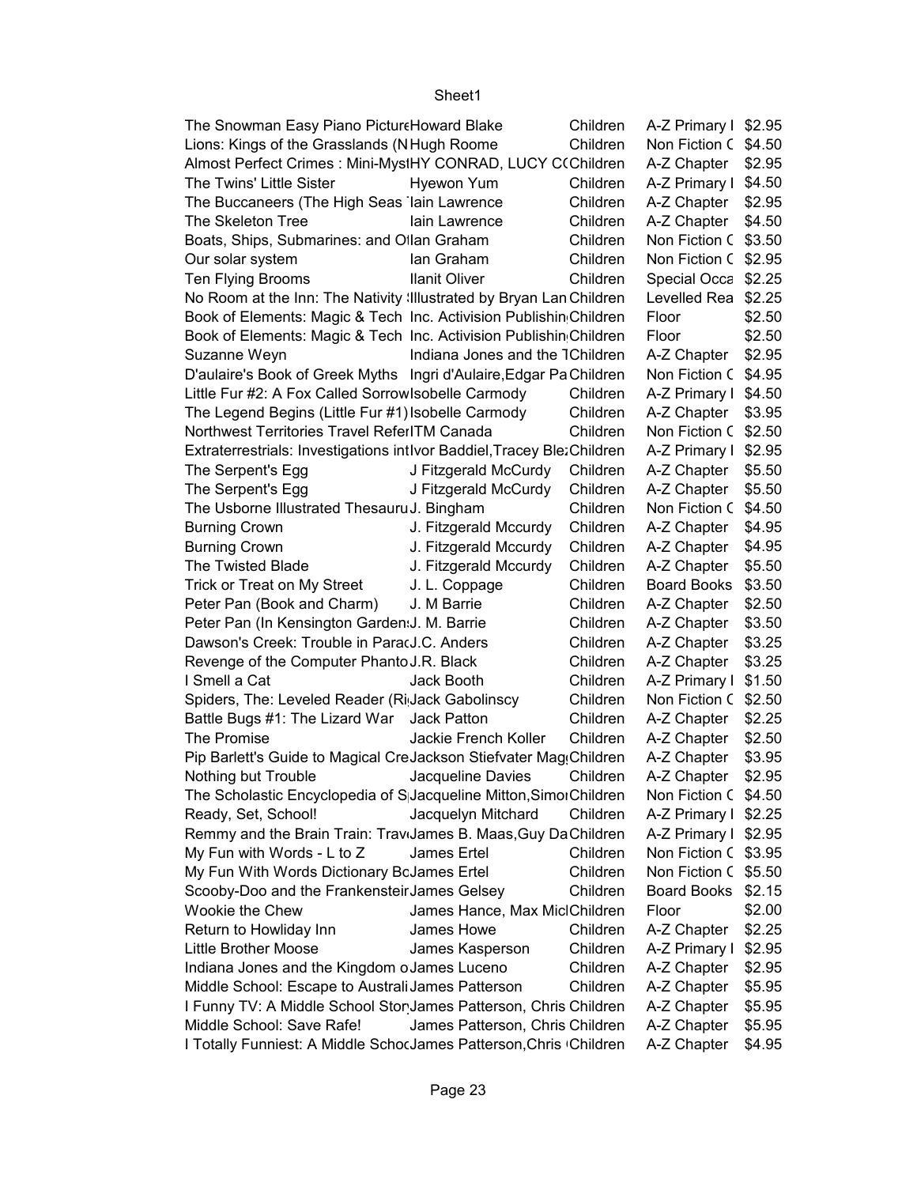| | | | | |
|---|---|---|---|---|
| The Snowman Easy Piano Picture | Howard Blake | Children | A-Z Primary I | $2.95 |
| Lions: Kings of the Grasslands (N | Hugh Roome | Children | Non Fiction C | $4.50 |
| Almost Perfect Crimes : Mini-Myst | HY CONRAD, LUCY C( | Children | A-Z Chapter | $2.95 |
| The Twins' Little Sister | Hyewon Yum | Children | A-Z Primary I | $4.50 |
| The Buccaneers (The High Seas | Iain Lawrence | Children | A-Z Chapter | $2.95 |
| The Skeleton Tree | Iain Lawrence | Children | A-Z Chapter | $4.50 |
| Boats, Ships, Submarines: and O | Ian Graham | Children | Non Fiction C | $3.50 |
| Our solar system | Ian Graham | Children | Non Fiction C | $2.95 |
| Ten Flying Brooms | Ilanit Oliver | Children | Special Occa | $2.25 |
| No Room at the Inn: The Nativity | Illustrated by Bryan Lan | Children | Levelled Rea | $2.25 |
| Book of Elements: Magic & Tech | Inc. Activision Publishin | Children | Floor | $2.50 |
| Book of Elements: Magic & Tech | Inc. Activision Publishin | Children | Floor | $2.50 |
| Suzanne Weyn | Indiana Jones and the T | Children | A-Z Chapter | $2.95 |
| D'aulaire's Book of Greek Myths | Ingri d'Aulaire,Edgar Pa | Children | Non Fiction C | $4.95 |
| Little Fur #2: A Fox Called Sorrow | Isobelle Carmody | Children | A-Z Primary I | $4.50 |
| The Legend Begins (Little Fur #1) | Isobelle Carmody | Children | A-Z Chapter | $3.95 |
| Northwest Territories Travel Refer | ITM Canada | Children | Non Fiction C | $2.50 |
| Extraterrestrials: Investigations int | Ivor Baddiel,Tracey Ble: | Children | A-Z Primary I | $2.95 |
| The Serpent's Egg | J Fitzgerald McCurdy | Children | A-Z Chapter | $5.50 |
| The Serpent's Egg | J Fitzgerald McCurdy | Children | A-Z Chapter | $5.50 |
| The Usborne Illustrated Thesauru | J. Bingham | Children | Non Fiction C | $4.50 |
| Burning Crown | J. Fitzgerald Mccurdy | Children | A-Z Chapter | $4.95 |
| Burning Crown | J. Fitzgerald Mccurdy | Children | A-Z Chapter | $4.95 |
| The Twisted Blade | J. Fitzgerald Mccurdy | Children | A-Z Chapter | $5.50 |
| Trick or Treat on My Street | J. L. Coppage | Children | Board Books | $3.50 |
| Peter Pan (Book and Charm) | J. M Barrie | Children | A-Z Chapter | $2.50 |
| Peter Pan (In Kensington Garden: | J. M. Barrie | Children | A-Z Chapter | $3.50 |
| Dawson's Creek: Trouble in Parac | J.C. Anders | Children | A-Z Chapter | $3.25 |
| Revenge of the Computer Phanto | J.R. Black | Children | A-Z Chapter | $3.25 |
| I Smell a Cat | Jack Booth | Children | A-Z Primary I | $1.50 |
| Spiders, The: Leveled Reader (Ri | Jack Gabolinscy | Children | Non Fiction C | $2.50 |
| Battle Bugs #1: The Lizard War | Jack Patton | Children | A-Z Chapter | $2.25 |
| The Promise | Jackie French Koller | Children | A-Z Chapter | $2.50 |
| Pip Barlett's Guide to Magical Cre | Jackson Stiefvater Mag | Children | A-Z Chapter | $3.95 |
| Nothing but Trouble | Jacqueline Davies | Children | A-Z Chapter | $2.95 |
| The Scholastic Encyclopedia of S | Jacqueline Mitton,Simo | Children | Non Fiction C | $4.50 |
| Ready, Set, School! | Jacquelyn Mitchard | Children | A-Z Primary I | $2.25 |
| Remmy and the Brain Train: Trav | James B. Maas,Guy Da | Children | A-Z Primary I | $2.95 |
| My Fun with Words - L to Z | James Ertel | Children | Non Fiction C | $3.95 |
| My Fun With Words Dictionary Bc | James Ertel | Children | Non Fiction C | $5.50 |
| Scooby-Doo and the Frankenstein | James Gelsey | Children | Board Books | $2.15 |
| Wookie the Chew | James Hance, Max Mic | Children | Floor | $2.00 |
| Return to Howliday Inn | James Howe | Children | A-Z Chapter | $2.25 |
| Little Brother Moose | James Kasperson | Children | A-Z Primary I | $2.95 |
| Indiana Jones and the Kingdom o | James Luceno | Children | A-Z Chapter | $2.95 |
| Middle School: Escape to Australi | James Patterson | Children | A-Z Chapter | $5.95 |
| I Funny TV: A Middle School Stor | James Patterson, Chris | Children | A-Z Chapter | $5.95 |
| Middle School: Save Rafe! | James Patterson, Chris | Children | A-Z Chapter | $5.95 |
| I Totally Funniest: A Middle Schoc | James Patterson,Chris | Children | A-Z Chapter | $4.95 |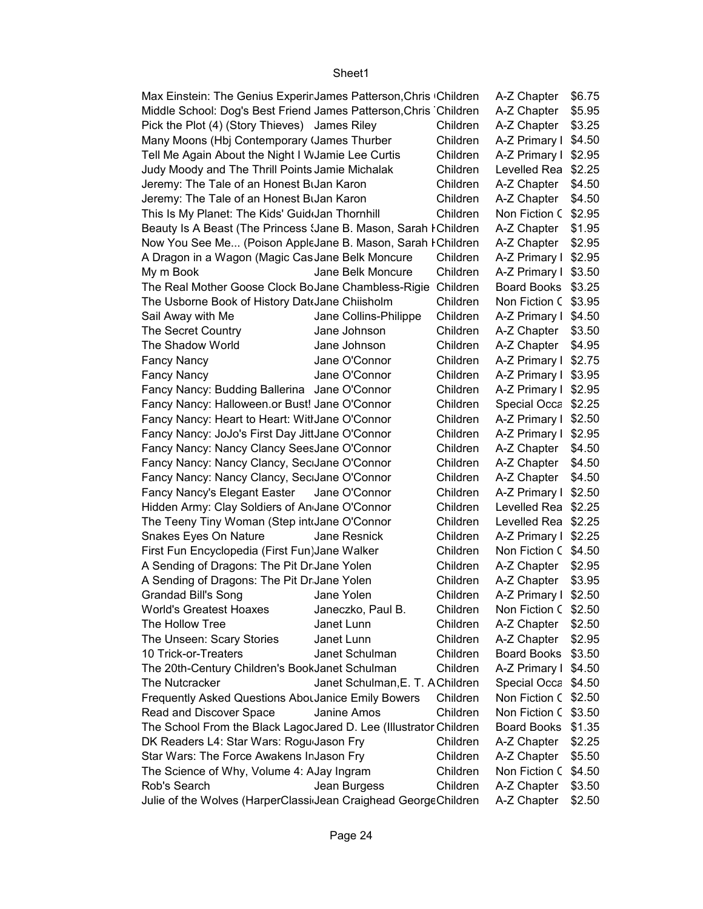| | | | | |
|---|---|---|---|---|
| Max Einstein: The Genius Experin | James Patterson,Chris ( | Children | A-Z Chapter | $6.75 |
| Middle School: Dog's Best Friend | James Patterson,Chris T | Children | A-Z Chapter | $5.95 |
| Pick the Plot (4) (Story Thieves) | James Riley | Children | A-Z Chapter | $3.25 |
| Many Moons (Hbj Contemporary ( | James Thurber | Children | A-Z Primary I | $4.50 |
| Tell Me Again About the Night I W | Jamie Lee Curtis | Children | A-Z Primary I | $2.95 |
| Judy Moody and The Thrill Points | Jamie Michalak | Children | Levelled Rea | $2.25 |
| Jeremy: The Tale of an Honest Bı | Jan Karon | Children | A-Z Chapter | $4.50 |
| Jeremy: The Tale of an Honest Bı | Jan Karon | Children | A-Z Chapter | $4.50 |
| This Is My Planet: The Kids' Guid | Jan Thornhill | Children | Non Fiction C | $2.95 |
| Beauty Is A Beast (The Princess S | Jane B. Mason, Sarah H | Children | A-Z Chapter | $1.95 |
| Now You See Me... (Poison Apple | Jane B. Mason, Sarah H | Children | A-Z Chapter | $2.95 |
| A Dragon in a Wagon (Magic Cas | Jane Belk Moncure | Children | A-Z Primary I | $2.95 |
| My m Book | Jane Belk Moncure | Children | A-Z Primary I | $3.50 |
| The Real Mother Goose Clock Bo | Jane Chambless-Rigie | Children | Board Books | $3.25 |
| The Usborne Book of History Date | Jane Chiisholm | Children | Non Fiction C | $3.95 |
| Sail Away with Me | Jane Collins-Philippe | Children | A-Z Primary I | $4.50 |
| The Secret Country | Jane Johnson | Children | A-Z Chapter | $3.50 |
| The Shadow World | Jane Johnson | Children | A-Z Chapter | $4.95 |
| Fancy Nancy | Jane O'Connor | Children | A-Z Primary I | $2.75 |
| Fancy Nancy | Jane O'Connor | Children | A-Z Primary I | $3.95 |
| Fancy Nancy: Budding Ballerina | Jane O'Connor | Children | A-Z Primary I | $2.95 |
| Fancy Nancy: Halloween.or Bust! | Jane O'Connor | Children | Special Occa | $2.25 |
| Fancy Nancy: Heart to Heart: Witl | Jane O'Connor | Children | A-Z Primary I | $2.50 |
| Fancy Nancy: JoJo's First Day Jitt | Jane O'Connor | Children | A-Z Primary I | $2.95 |
| Fancy Nancy: Nancy Clancy Sees | Jane O'Connor | Children | A-Z Chapter | $4.50 |
| Fancy Nancy: Nancy Clancy, Seci | Jane O'Connor | Children | A-Z Chapter | $4.50 |
| Fancy Nancy: Nancy Clancy, Seci | Jane O'Connor | Children | A-Z Chapter | $4.50 |
| Fancy Nancy's Elegant Easter | Jane O'Connor | Children | A-Z Primary I | $2.50 |
| Hidden Army: Clay Soldiers of An | Jane O'Connor | Children | Levelled Rea | $2.25 |
| The Teeny Tiny Woman (Step into | Jane O'Connor | Children | Levelled Rea | $2.25 |
| Snakes Eyes On Nature | Jane Resnick | Children | A-Z Primary I | $2.25 |
| First Fun Encyclopedia (First Fun) | Jane Walker | Children | Non Fiction C | $4.50 |
| A Sending of Dragons: The Pit Dr | Jane Yolen | Children | A-Z Chapter | $2.95 |
| A Sending of Dragons: The Pit Dr | Jane Yolen | Children | A-Z Chapter | $3.95 |
| Grandad Bill's Song | Jane Yolen | Children | A-Z Primary I | $2.50 |
| World's Greatest Hoaxes | Janeczko, Paul B. | Children | Non Fiction C | $2.50 |
| The Hollow Tree | Janet Lunn | Children | A-Z Chapter | $2.50 |
| The Unseen: Scary Stories | Janet Lunn | Children | A-Z Chapter | $2.95 |
| 10 Trick-or-Treaters | Janet Schulman | Children | Board Books | $3.50 |
| The 20th-Century Children's Book | Janet Schulman | Children | A-Z Primary I | $4.50 |
| The Nutcracker | Janet Schulman,E. T. A | Children | Special Occa | $4.50 |
| Frequently Asked Questions Abou | Janice Emily Bowers | Children | Non Fiction C | $2.50 |
| Read and Discover Space | Janine Amos | Children | Non Fiction C | $3.50 |
| The School From the Black Lagoo | Jared D. Lee (Illustrator | Children | Board Books | $1.35 |
| DK Readers L4: Star Wars: Rogu | Jason Fry | Children | A-Z Chapter | $2.25 |
| Star Wars: The Force Awakens In | Jason Fry | Children | A-Z Chapter | $5.50 |
| The Science of Why, Volume 4: A | Jay Ingram | Children | Non Fiction C | $4.50 |
| Rob's Search | Jean Burgess | Children | A-Z Chapter | $3.50 |
| Julie of the Wolves (HarperClassi | Jean Craighead George | Children | A-Z Chapter | $2.50 |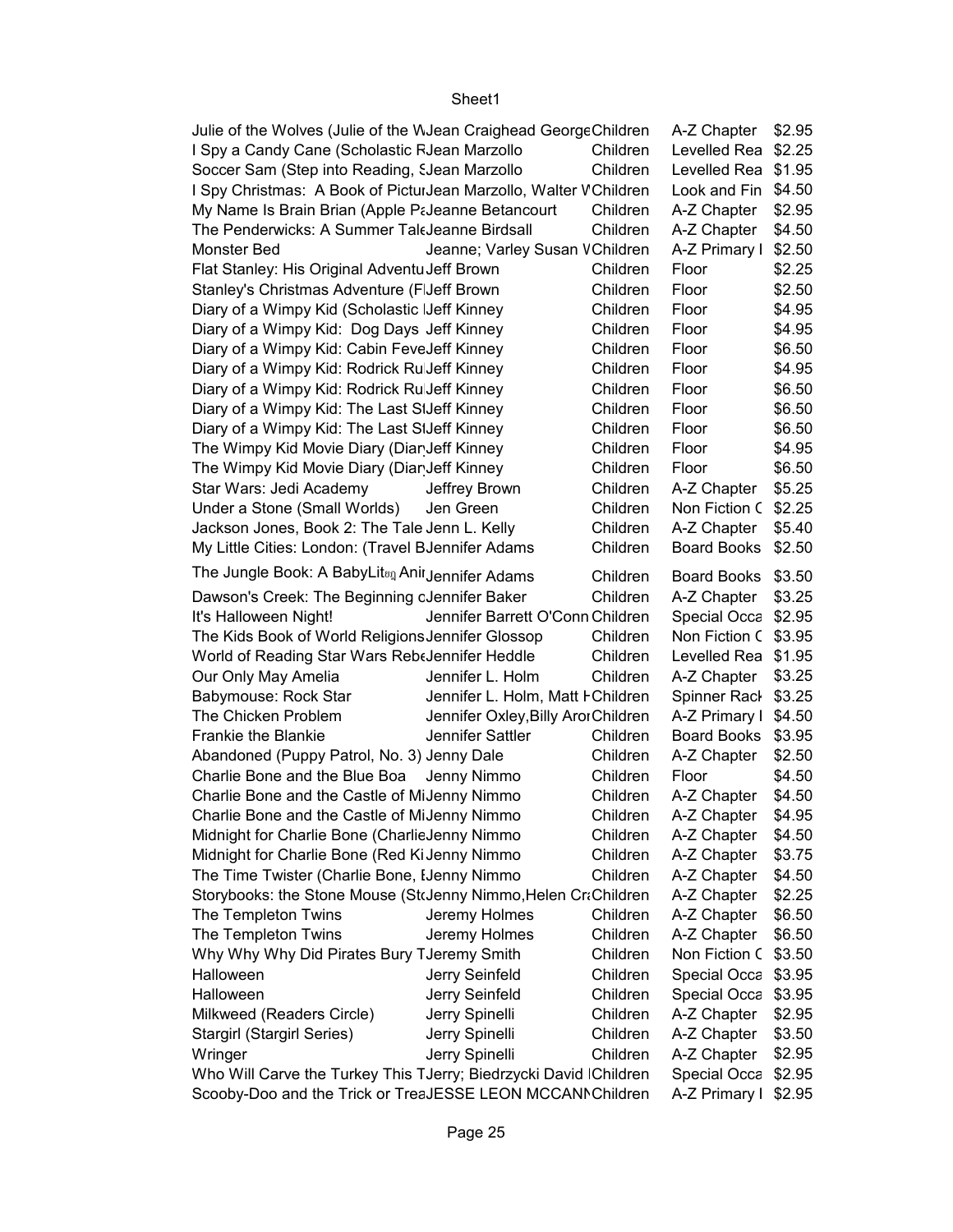| | | | | |
|---|---|---|---|---|
| Julie of the Wolves (Julie of the W | Jean Craighead George | Children | A-Z Chapter | $2.95 |
| I Spy a Candy Cane (Scholastic R | Jean Marzollo | Children | Levelled Rea | $2.25 |
| Soccer Sam (Step into Reading, S | Jean Marzollo | Children | Levelled Rea | $1.95 |
| I Spy Christmas: A Book of Pictur | Jean Marzollo, Walter W | Children | Look and Fin | $4.50 |
| My Name Is Brain Brian (Apple Pa | Jeanne Betancourt | Children | A-Z Chapter | $2.95 |
| The Penderwicks: A Summer Tale | Jeanne Birdsall | Children | A-Z Chapter | $4.50 |
| Monster Bed | Jeanne; Varley Susan W | Children | A-Z Primary I | $2.50 |
| Flat Stanley: His Original Adventu | Jeff Brown | Children | Floor | $2.25 |
| Stanley's Christmas Adventure (Fl | Jeff Brown | Children | Floor | $2.50 |
| Diary of a Wimpy Kid (Scholastic I | Jeff Kinney | Children | Floor | $4.95 |
| Diary of a Wimpy Kid: Dog Days | Jeff Kinney | Children | Floor | $4.95 |
| Diary of a Wimpy Kid: Cabin Feve | Jeff Kinney | Children | Floor | $6.50 |
| Diary of a Wimpy Kid: Rodrick Ru | Jeff Kinney | Children | Floor | $4.95 |
| Diary of a Wimpy Kid: Rodrick Ru | Jeff Kinney | Children | Floor | $6.50 |
| Diary of a Wimpy Kid: The Last St | Jeff Kinney | Children | Floor | $6.50 |
| Diary of a Wimpy Kid: The Last St | Jeff Kinney | Children | Floor | $6.50 |
| The Wimpy Kid Movie Diary (Diar | Jeff Kinney | Children | Floor | $4.95 |
| The Wimpy Kid Movie Diary (Diar | Jeff Kinney | Children | Floor | $6.50 |
| Star Wars: Jedi Academy | Jeffrey Brown | Children | A-Z Chapter | $5.25 |
| Under a Stone (Small Worlds) | Jen Green | Children | Non Fiction C | $2.25 |
| Jackson Jones, Book 2: The Tale | Jenn L. Kelly | Children | A-Z Chapter | $5.40 |
| My Little Cities: London: (Travel B | Jennifer Adams | Children | Board Books | $2.50 |
| The Jungle Book: A BabyLit Anir | Jennifer Adams | Children | Board Books | $3.50 |
| Dawson's Creek: The Beginning o | Jennifer Baker | Children | A-Z Chapter | $3.25 |
| It's Halloween Night! | Jennifer Barrett O'Conn | Children | Special Occa | $2.95 |
| The Kids Book of World Religions | Jennifer Glossop | Children | Non Fiction C | $3.95 |
| World of Reading Star Wars Rebe | Jennifer Heddle | Children | Levelled Rea | $1.95 |
| Our Only May Amelia | Jennifer L. Holm | Children | A-Z Chapter | $3.25 |
| Babymouse: Rock Star | Jennifer L. Holm, Matt H | Children | Spinner Rack | $3.25 |
| The Chicken Problem | Jennifer Oxley,Billy Aron | Children | A-Z Primary I | $4.50 |
| Frankie the Blankie | Jennifer Sattler | Children | Board Books | $3.95 |
| Abandoned (Puppy Patrol, No. 3) | Jenny Dale | Children | A-Z Chapter | $2.50 |
| Charlie Bone and the Blue Boa | Jenny Nimmo | Children | Floor | $4.50 |
| Charlie Bone and the Castle of Mi | Jenny Nimmo | Children | A-Z Chapter | $4.50 |
| Charlie Bone and the Castle of Mi | Jenny Nimmo | Children | A-Z Chapter | $4.95 |
| Midnight for Charlie Bone (Charlie | Jenny Nimmo | Children | A-Z Chapter | $4.50 |
| Midnight for Charlie Bone (Red Ki | Jenny Nimmo | Children | A-Z Chapter | $3.75 |
| The Time Twister (Charlie Bone, E | Jenny Nimmo | Children | A-Z Chapter | $4.50 |
| Storybooks: the Stone Mouse (Sto | Jenny Nimmo,Helen Cra | Children | A-Z Chapter | $2.25 |
| The Templeton Twins | Jeremy Holmes | Children | A-Z Chapter | $6.50 |
| The Templeton Twins | Jeremy Holmes | Children | A-Z Chapter | $6.50 |
| Why Why Why Did Pirates Bury T | Jeremy Smith | Children | Non Fiction C | $3.50 |
| Halloween | Jerry Seinfeld | Children | Special Occa | $3.95 |
| Halloween | Jerry Seinfeld | Children | Special Occa | $3.95 |
| Milkweed (Readers Circle) | Jerry Spinelli | Children | A-Z Chapter | $2.95 |
| Stargirl (Stargirl Series) | Jerry Spinelli | Children | A-Z Chapter | $3.50 |
| Wringer | Jerry Spinelli | Children | A-Z Chapter | $2.95 |
| Who Will Carve the Turkey This T | Jerry; Biedrzycki David I | Children | Special Occa | $2.95 |
| Scooby-Doo and the Trick or Trea | JESSE LEON MCCANN | Children | A-Z Primary I | $2.95 |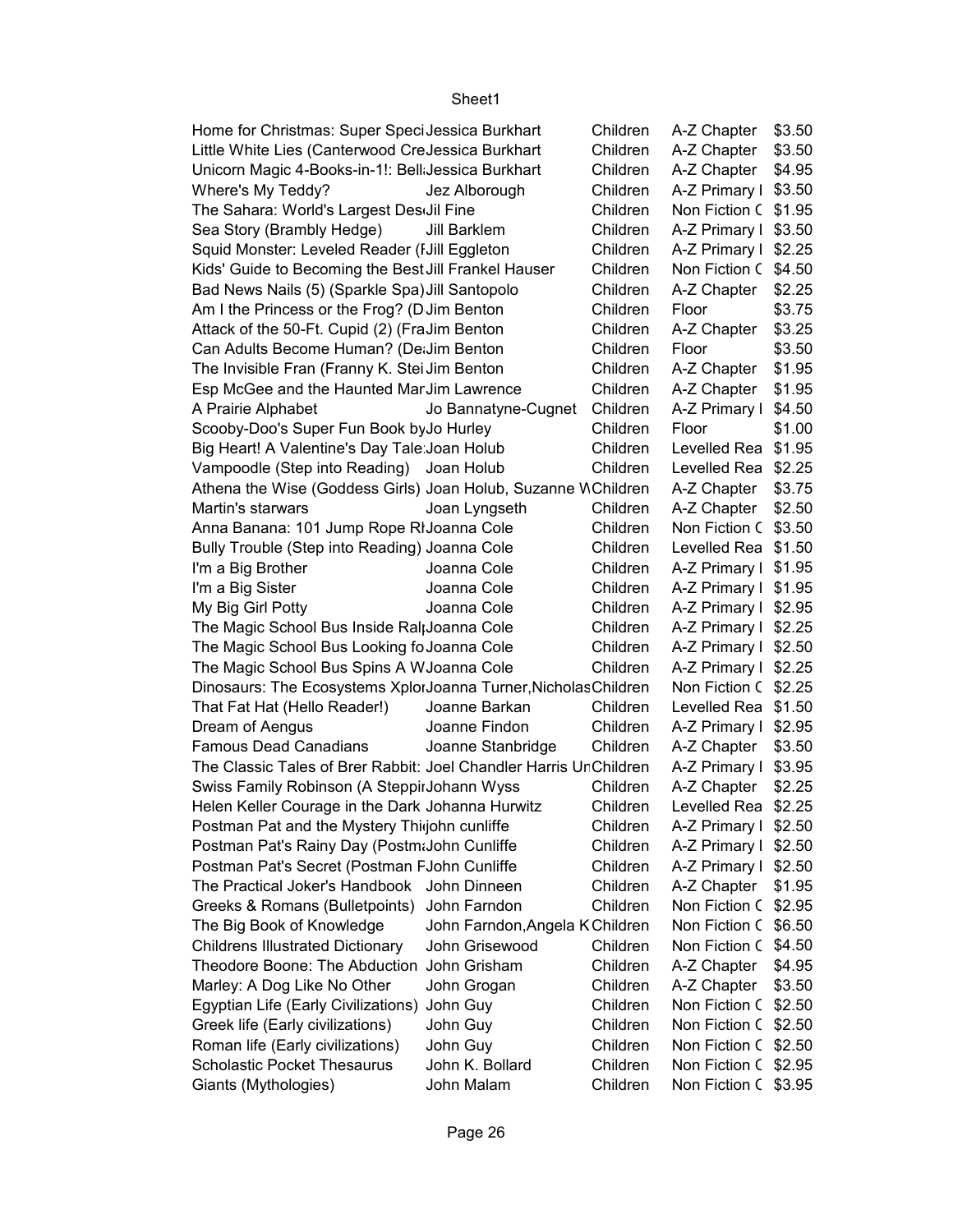| | | | | |
|---|---|---|---|---|
| Home for Christmas: Super Speci | Jessica Burkhart | Children | A-Z Chapter | $3.50 |
| Little White Lies (Canterwood Cre | Jessica Burkhart | Children | A-Z Chapter | $3.50 |
| Unicorn Magic 4-Books-in-1!: Bell | Jessica Burkhart | Children | A-Z Chapter | $4.95 |
| Where's My Teddy? | Jez Alborough | Children | A-Z Primary I | $3.50 |
| The Sahara: World's Largest Des | Jil Fine | Children | Non Fiction C | $1.95 |
| Sea Story (Brambly Hedge) | Jill Barklem | Children | A-Z Primary I | $3.50 |
| Squid Monster: Leveled Reader (I | Jill Eggleton | Children | A-Z Primary I | $2.25 |
| Kids' Guide to Becoming the Best | Jill Frankel Hauser | Children | Non Fiction C | $4.50 |
| Bad News Nails (5) (Sparkle Spa) | Jill Santopolo | Children | A-Z Chapter | $2.25 |
| Am I the Princess or the Frog? (D | Jim Benton | Children | Floor | $3.75 |
| Attack of the 50-Ft. Cupid (2) (Fra | Jim Benton | Children | A-Z Chapter | $3.25 |
| Can Adults Become Human? (De | Jim Benton | Children | Floor | $3.50 |
| The Invisible Fran (Franny K. Stei | Jim Benton | Children | A-Z Chapter | $1.95 |
| Esp McGee and the Haunted Mar | Jim Lawrence | Children | A-Z Chapter | $1.95 |
| A Prairie Alphabet | Jo Bannatyne-Cugnet | Children | A-Z Primary I | $4.50 |
| Scooby-Doo's Super Fun Book by | Jo Hurley | Children | Floor | $1.00 |
| Big Heart! A Valentine's Day Tale | Joan Holub | Children | Levelled Rea | $1.95 |
| Vampoodle (Step into Reading) | Joan Holub | Children | Levelled Rea | $2.25 |
| Athena the Wise (Goddess Girls) | Joan Holub, Suzanne W | Children | A-Z Chapter | $3.75 |
| Martin's starwars | Joan Lyngseth | Children | A-Z Chapter | $2.50 |
| Anna Banana: 101 Jump Rope Rh | Joanna Cole | Children | Non Fiction C | $3.50 |
| Bully Trouble (Step into Reading) | Joanna Cole | Children | Levelled Rea | $1.50 |
| I'm a Big Brother | Joanna Cole | Children | A-Z Primary I | $1.95 |
| I'm a Big Sister | Joanna Cole | Children | A-Z Primary I | $1.95 |
| My Big Girl Potty | Joanna Cole | Children | A-Z Primary I | $2.95 |
| The Magic School Bus Inside Ral | Joanna Cole | Children | A-Z Primary I | $2.25 |
| The Magic School Bus Looking fo | Joanna Cole | Children | A-Z Primary I | $2.50 |
| The Magic School Bus Spins A W | Joanna Cole | Children | A-Z Primary I | $2.25 |
| Dinosaurs: The Ecosystems Xplor | Joanna Turner,Nicholas | Children | Non Fiction C | $2.25 |
| That Fat Hat (Hello Reader!) | Joanne Barkan | Children | Levelled Rea | $1.50 |
| Dream of Aengus | Joanne Findon | Children | A-Z Primary I | $2.95 |
| Famous Dead Canadians | Joanne Stanbridge | Children | A-Z Chapter | $3.50 |
| The Classic Tales of Brer Rabbit: | Joel Chandler Harris Un | Children | A-Z Primary I | $3.95 |
| Swiss Family Robinson (A Steppi | Johann Wyss | Children | A-Z Chapter | $2.25 |
| Helen Keller Courage in the Dark | Johanna Hurwitz | Children | Levelled Rea | $2.25 |
| Postman Pat and the Mystery Thi | john cunliffe | Children | A-Z Primary I | $2.50 |
| Postman Pat's Rainy Day (Postm | John Cunliffe | Children | A-Z Primary I | $2.50 |
| Postman Pat's Secret (Postman F | John Cunliffe | Children | A-Z Primary I | $2.50 |
| The Practical Joker's Handbook | John Dinneen | Children | A-Z Chapter | $1.95 |
| Greeks & Romans (Bulletpoints) | John Farndon | Children | Non Fiction C | $2.95 |
| The Big Book of Knowledge | John Farndon,Angela K | Children | Non Fiction C | $6.50 |
| Childrens Illustrated Dictionary | John Grisewood | Children | Non Fiction C | $4.50 |
| Theodore Boone: The Abduction | John Grisham | Children | A-Z Chapter | $4.95 |
| Marley: A Dog Like No Other | John Grogan | Children | A-Z Chapter | $3.50 |
| Egyptian Life (Early Civilizations) | John Guy | Children | Non Fiction C | $2.50 |
| Greek life (Early civilizations) | John Guy | Children | Non Fiction C | $2.50 |
| Roman life (Early civilizations) | John Guy | Children | Non Fiction C | $2.50 |
| Scholastic Pocket Thesaurus | John K. Bollard | Children | Non Fiction C | $2.95 |
| Giants (Mythologies) | John Malam | Children | Non Fiction C | $3.95 |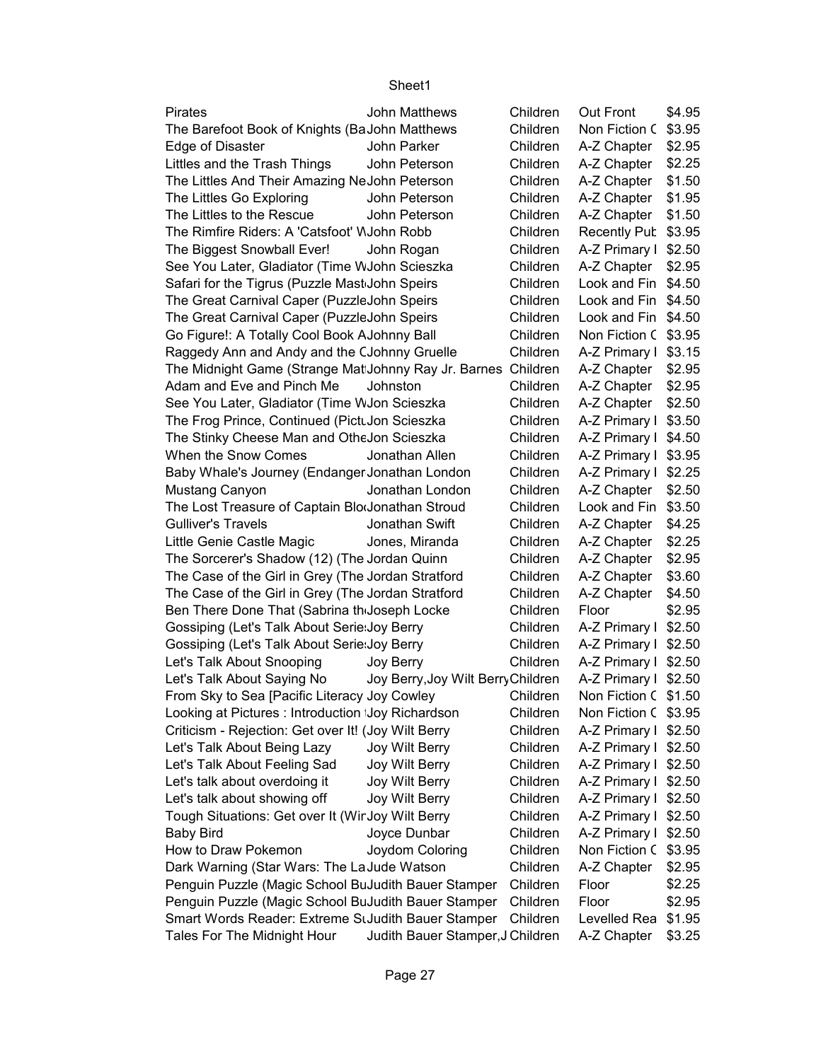| Pirates | John Matthews | Children | Out Front | $4.95 |
|---|---|---|---|---|
| The Barefoot Book of Knights (Ba | John Matthews | Children | Non Fiction C | $3.95 |
| Edge of Disaster | John Parker | Children | A-Z Chapter | $2.95 |
| Littles and the Trash Things | John Peterson | Children | A-Z Chapter | $2.25 |
| The Littles And Their Amazing Ne | John Peterson | Children | A-Z Chapter | $1.50 |
| The Littles Go Exploring | John Peterson | Children | A-Z Chapter | $1.95 |
| The Littles to the Rescue | John Peterson | Children | A-Z Chapter | $1.50 |
| The Rimfire Riders: A 'Catsfoot' W | John Robb | Children | Recently Put | $3.95 |
| The Biggest Snowball Ever! | John Rogan | Children | A-Z Primary I | $2.50 |
| See You Later, Gladiator (Time W | John Scieszka | Children | A-Z Chapter | $2.95 |
| Safari for the Tigrus (Puzzle Mast | John Speirs | Children | Look and Fin | $4.50 |
| The Great Carnival Caper (Puzzle | John Speirs | Children | Look and Fin | $4.50 |
| The Great Carnival Caper (Puzzle | John Speirs | Children | Look and Fin | $4.50 |
| Go Figure!: A Totally Cool Book A | Johnny Ball | Children | Non Fiction C | $3.95 |
| Raggedy Ann and Andy and the C | Johnny Gruelle | Children | A-Z Primary I | $3.15 |
| The Midnight Game (Strange Mat | Johnny Ray Jr. Barnes | Children | A-Z Chapter | $2.95 |
| Adam and Eve and Pinch Me | Johnston | Children | A-Z Chapter | $2.95 |
| See You Later, Gladiator (Time W | Jon Scieszka | Children | A-Z Chapter | $2.50 |
| The Frog Prince, Continued (Pictu | Jon Scieszka | Children | A-Z Primary I | $3.50 |
| The Stinky Cheese Man and Othe | Jon Scieszka | Children | A-Z Primary I | $4.50 |
| When the Snow Comes | Jonathan Allen | Children | A-Z Primary I | $3.95 |
| Baby Whale's Journey (Endanger | Jonathan London | Children | A-Z Primary I | $2.25 |
| Mustang Canyon | Jonathan London | Children | A-Z Chapter | $2.50 |
| The Lost Treasure of Captain Blo | Jonathan Stroud | Children | Look and Fin | $3.50 |
| Gulliver's Travels | Jonathan Swift | Children | A-Z Chapter | $4.25 |
| Little Genie Castle Magic | Jones, Miranda | Children | A-Z Chapter | $2.25 |
| The Sorcerer's Shadow (12) (The | Jordan Quinn | Children | A-Z Chapter | $2.95 |
| The Case of the Girl in Grey (The | Jordan Stratford | Children | A-Z Chapter | $3.60 |
| The Case of the Girl in Grey (The | Jordan Stratford | Children | A-Z Chapter | $4.50 |
| Ben There Done That (Sabrina th | Joseph Locke | Children | Floor | $2.95 |
| Gossiping (Let's Talk About Serie | Joy Berry | Children | A-Z Primary I | $2.50 |
| Gossiping (Let's Talk About Serie | Joy Berry | Children | A-Z Primary I | $2.50 |
| Let's Talk About Snooping | Joy Berry | Children | A-Z Primary I | $2.50 |
| Let's Talk About Saying No | Joy Berry,Joy Wilt Berry | Children | A-Z Primary I | $2.50 |
| From Sky to Sea [Pacific Literacy | Joy Cowley | Children | Non Fiction C | $1.50 |
| Looking at Pictures : Introduction | Joy Richardson | Children | Non Fiction C | $3.95 |
| Criticism - Rejection: Get over It! ( | Joy Wilt Berry | Children | A-Z Primary I | $2.50 |
| Let's Talk About Being Lazy | Joy Wilt Berry | Children | A-Z Primary I | $2.50 |
| Let's Talk About Feeling Sad | Joy Wilt Berry | Children | A-Z Primary I | $2.50 |
| Let's talk about overdoing it | Joy Wilt Berry | Children | A-Z Primary I | $2.50 |
| Let's talk about showing off | Joy Wilt Berry | Children | A-Z Primary I | $2.50 |
| Tough Situations: Get over It (Wir | Joy Wilt Berry | Children | A-Z Primary I | $2.50 |
| Baby Bird | Joyce Dunbar | Children | A-Z Primary I | $2.50 |
| How to Draw Pokemon | Joydom Coloring | Children | Non Fiction C | $3.95 |
| Dark Warning (Star Wars: The La | Jude Watson | Children | A-Z Chapter | $2.95 |
| Penguin Puzzle (Magic School Bu | Judith Bauer Stamper | Children | Floor | $2.25 |
| Penguin Puzzle (Magic School Bu | Judith Bauer Stamper | Children | Floor | $2.95 |
| Smart Words Reader: Extreme St | Judith Bauer Stamper | Children | Levelled Rea | $1.95 |
| Tales For The Midnight Hour | Judith Bauer Stamper,J | Children | A-Z Chapter | $3.25 |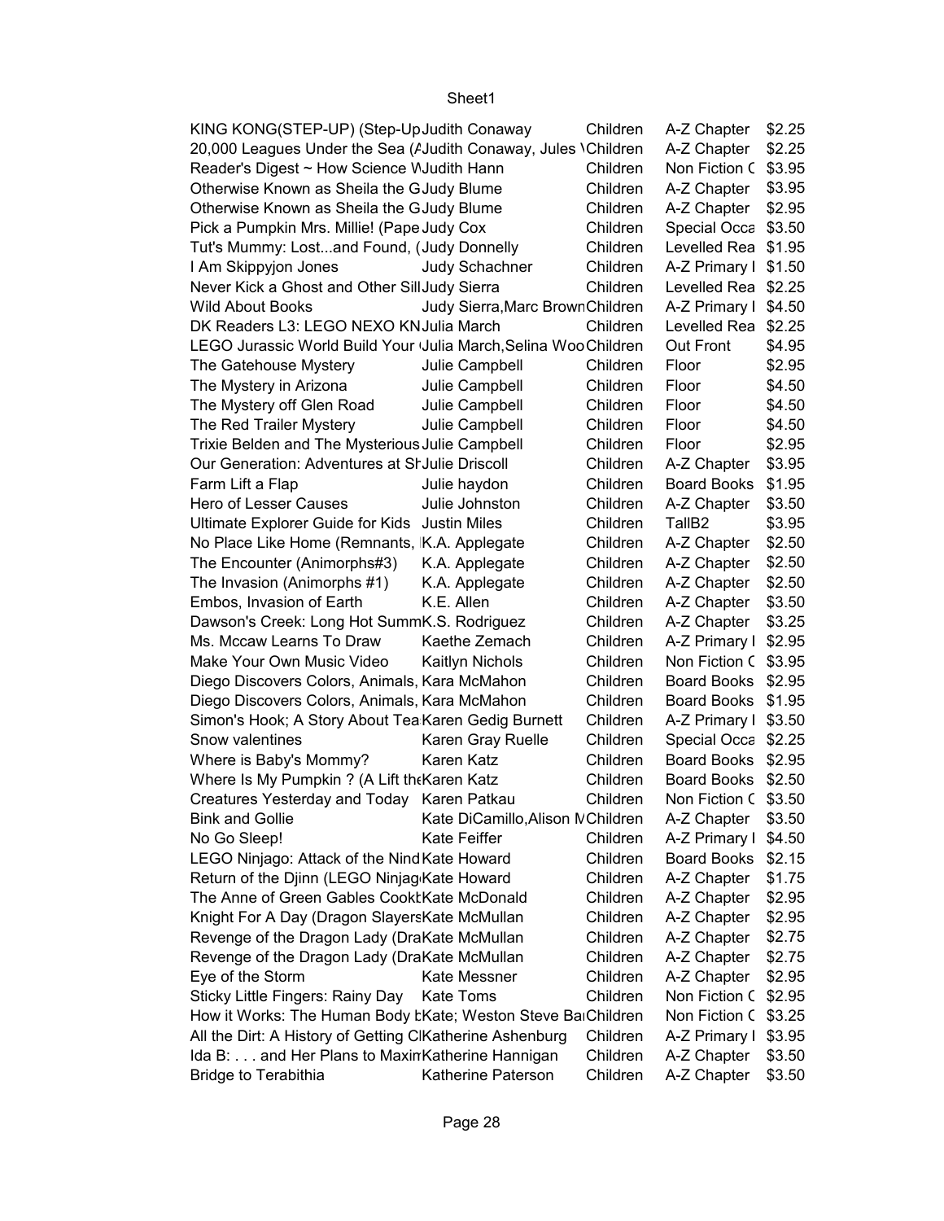| | | | | |
|---|---|---|---|---|
| KING KONG(STEP-UP) (Step-Up | Judith Conaway | Children | A-Z Chapter | $2.25 |
| 20,000 Leagues Under the Sea (A | Judith Conaway, Jules \ | Children | A-Z Chapter | $2.25 |
| Reader's Digest ~ How Science W | Judith Hann | Children | Non Fiction C | $3.95 |
| Otherwise Known as Sheila the G | Judy Blume | Children | A-Z Chapter | $3.95 |
| Otherwise Known as Sheila the G | Judy Blume | Children | A-Z Chapter | $2.95 |
| Pick a Pumpkin Mrs. Millie! (Pape | Judy Cox | Children | Special Occa | $3.50 |
| Tut's Mummy: Lost...and Found, ( | Judy Donnelly | Children | Levelled Rea | $1.95 |
| I Am Skippyjon Jones | Judy Schachner | Children | A-Z Primary I | $1.50 |
| Never Kick a Ghost and Other Sill | Judy Sierra | Children | Levelled Rea | $2.25 |
| Wild About Books | Judy Sierra,Marc Brown | Children | A-Z Primary I | $4.50 |
| DK Readers L3: LEGO NEXO KN | Julia March | Children | Levelled Rea | $2.25 |
| LEGO Jurassic World Build Your ( | Julia March,Selina Woo | Children | Out Front | $4.95 |
| The Gatehouse Mystery | Julie Campbell | Children | Floor | $2.95 |
| The Mystery in Arizona | Julie Campbell | Children | Floor | $4.50 |
| The Mystery off Glen Road | Julie Campbell | Children | Floor | $4.50 |
| The Red Trailer Mystery | Julie Campbell | Children | Floor | $4.50 |
| Trixie Belden and The Mysterious | Julie Campbell | Children | Floor | $2.95 |
| Our Generation: Adventures at Sh | Julie Driscoll | Children | A-Z Chapter | $3.95 |
| Farm Lift a Flap | Julie haydon | Children | Board Books | $1.95 |
| Hero of Lesser Causes | Julie Johnston | Children | A-Z Chapter | $3.50 |
| Ultimate Explorer Guide for Kids | Justin Miles | Children | TallB2 | $3.95 |
| No Place Like Home (Remnants, I | K.A. Applegate | Children | A-Z Chapter | $2.50 |
| The Encounter (Animorphs#3) | K.A. Applegate | Children | A-Z Chapter | $2.50 |
| The Invasion (Animorphs #1) | K.A. Applegate | Children | A-Z Chapter | $2.50 |
| Embos, Invasion of Earth | K.E. Allen | Children | A-Z Chapter | $3.50 |
| Dawson's Creek: Long Hot Summ | K.S. Rodriguez | Children | A-Z Chapter | $3.25 |
| Ms. Mccaw Learns To Draw | Kaethe Zemach | Children | A-Z Primary I | $2.95 |
| Make Your Own Music Video | Kaitlyn Nichols | Children | Non Fiction C | $3.95 |
| Diego Discovers Colors, Animals, | Kara McMahon | Children | Board Books | $2.95 |
| Diego Discovers Colors, Animals, | Kara McMahon | Children | Board Books | $1.95 |
| Simon's Hook; A Story About Tea | Karen Gedig Burnett | Children | A-Z Primary I | $3.50 |
| Snow valentines | Karen Gray Ruelle | Children | Special Occa | $2.25 |
| Where is Baby's Mommy? | Karen Katz | Children | Board Books | $2.95 |
| Where Is My Pumpkin ? (A Lift the | Karen Katz | Children | Board Books | $2.50 |
| Creatures Yesterday and Today | Karen Patkau | Children | Non Fiction C | $3.50 |
| Bink and Gollie | Kate DiCamillo,Alison M | Children | A-Z Chapter | $3.50 |
| No Go Sleep! | Kate Feiffer | Children | A-Z Primary I | $4.50 |
| LEGO Ninjago: Attack of the Nind | Kate Howard | Children | Board Books | $2.15 |
| Return of the Djinn (LEGO Ninjag | Kate Howard | Children | A-Z Chapter | $1.75 |
| The Anne of Green Gables Cookb | Kate McDonald | Children | A-Z Chapter | $2.95 |
| Knight For A Day (Dragon Slayers | Kate McMullan | Children | A-Z Chapter | $2.95 |
| Revenge of the Dragon Lady (Dra | Kate McMullan | Children | A-Z Chapter | $2.75 |
| Revenge of the Dragon Lady (Dra | Kate McMullan | Children | A-Z Chapter | $2.75 |
| Eye of the Storm | Kate Messner | Children | A-Z Chapter | $2.95 |
| Sticky Little Fingers: Rainy Day | Kate Toms | Children | Non Fiction C | $2.95 |
| How it Works: The Human Body b | Kate; Weston Steve Ba | Children | Non Fiction C | $3.25 |
| All the Dirt: A History of Getting Cl | Katherine Ashenburg | Children | A-Z Primary I | $3.95 |
| Ida B: . . . and Her Plans to Maxim | Katherine Hannigan | Children | A-Z Chapter | $3.50 |
| Bridge to Terabithia | Katherine Paterson | Children | A-Z Chapter | $3.50 |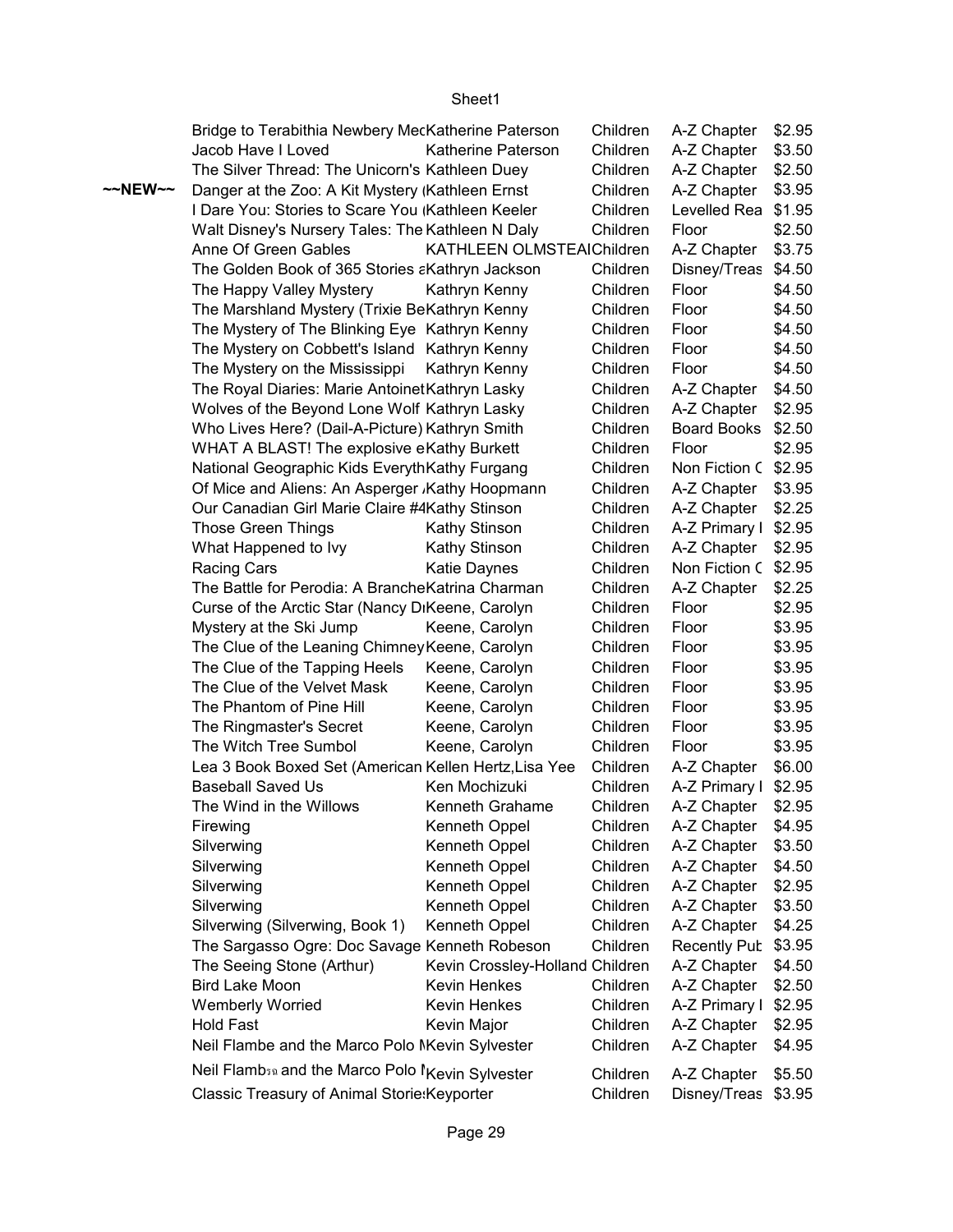| | | | | | |
|---|---|---|---|---|---|
| | Bridge to Terabithia Newbery Med | Katherine Paterson | Children | A-Z Chapter | $2.95 |
| | Jacob Have I Loved | Katherine Paterson | Children | A-Z Chapter | $3.50 |
| | The Silver Thread: The Unicorn's | Kathleen Duey | Children | A-Z Chapter | $2.50 |
| ~~NEW~~ | Danger at the Zoo: A Kit Mystery ( | Kathleen Ernst | Children | A-Z Chapter | $3.95 |
| | I Dare You: Stories to Scare You ( | Kathleen Keeler | Children | Levelled Rea | $1.95 |
| | Walt Disney's Nursery Tales: The | Kathleen N Daly | Children | Floor | $2.50 |
| | Anne Of Green Gables | KATHLEEN OLMSTEAD | Children | A-Z Chapter | $3.75 |
| | The Golden Book of 365 Stories a | Kathryn Jackson | Children | Disney/Treas | $4.50 |
| | The Happy Valley Mystery | Kathryn Kenny | Children | Floor | $4.50 |
| | The Marshland Mystery (Trixie Be | Kathryn Kenny | Children | Floor | $4.50 |
| | The Mystery of The Blinking Eye | Kathryn Kenny | Children | Floor | $4.50 |
| | The Mystery on Cobbett's Island | Kathryn Kenny | Children | Floor | $4.50 |
| | The Mystery on the Mississippi | Kathryn Kenny | Children | Floor | $4.50 |
| | The Royal Diaries: Marie Antoinet | Kathryn Lasky | Children | A-Z Chapter | $4.50 |
| | Wolves of the Beyond Lone Wolf | Kathryn Lasky | Children | A-Z Chapter | $2.95 |
| | Who Lives Here? (Dail-A-Picture) | Kathryn Smith | Children | Board Books | $2.50 |
| | WHAT A BLAST! The explosive e | Kathy Burkett | Children | Floor | $2.95 |
| | National Geographic Kids Everyth | Kathy Furgang | Children | Non Fiction C | $2.95 |
| | Of Mice and Aliens: An Asperger A | Kathy Hoopmann | Children | A-Z Chapter | $3.95 |
| | Our Canadian Girl Marie Claire #4 | Kathy Stinson | Children | A-Z Chapter | $2.25 |
| | Those Green Things | Kathy Stinson | Children | A-Z Primary I | $2.95 |
| | What Happened to Ivy | Kathy Stinson | Children | A-Z Chapter | $2.95 |
| | Racing Cars | Katie Daynes | Children | Non Fiction C | $2.95 |
| | The Battle for Perodia: A Branche | Katrina Charman | Children | A-Z Chapter | $2.25 |
| | Curse of the Arctic Star (Nancy Dr | Keene, Carolyn | Children | Floor | $2.95 |
| | Mystery at the Ski Jump | Keene, Carolyn | Children | Floor | $3.95 |
| | The Clue of the Leaning Chimney | Keene, Carolyn | Children | Floor | $3.95 |
| | The Clue of the Tapping Heels | Keene, Carolyn | Children | Floor | $3.95 |
| | The Clue of the Velvet Mask | Keene, Carolyn | Children | Floor | $3.95 |
| | The Phantom of Pine Hill | Keene, Carolyn | Children | Floor | $3.95 |
| | The Ringmaster's Secret | Keene, Carolyn | Children | Floor | $3.95 |
| | The Witch Tree Sumbol | Keene, Carolyn | Children | Floor | $3.95 |
| | Lea 3 Book Boxed Set (American | Kellen Hertz,Lisa Yee | Children | A-Z Chapter | $6.00 |
| | Baseball Saved Us | Ken Mochizuki | Children | A-Z Primary I | $2.95 |
| | The Wind in the Willows | Kenneth Grahame | Children | A-Z Chapter | $2.95 |
| | Firewing | Kenneth Oppel | Children | A-Z Chapter | $4.95 |
| | Silverwing | Kenneth Oppel | Children | A-Z Chapter | $3.50 |
| | Silverwing | Kenneth Oppel | Children | A-Z Chapter | $4.50 |
| | Silverwing | Kenneth Oppel | Children | A-Z Chapter | $2.95 |
| | Silverwing | Kenneth Oppel | Children | A-Z Chapter | $3.50 |
| | Silverwing (Silverwing, Book 1) | Kenneth Oppel | Children | A-Z Chapter | $4.25 |
| | The Sargasso Ogre: Doc Savage | Kenneth Robeson | Children | Recently Pub | $3.95 |
| | The Seeing Stone (Arthur) | Kevin Crossley-Holland | Children | A-Z Chapter | $4.50 |
| | Bird Lake Moon | Kevin Henkes | Children | A-Z Chapter | $2.50 |
| | Wemberly Worried | Kevin Henkes | Children | A-Z Primary I | $2.95 |
| | Hold Fast | Kevin Major | Children | A-Z Chapter | $2.95 |
| | Neil Flambe and the Marco Polo M | Kevin Sylvester | Children | A-Z Chapter | $4.95 |
| | Neil Flamb and the Marco Polo M | Kevin Sylvester | Children | A-Z Chapter | $5.50 |
| | Classic Treasury of Animal Stories | Keyporter | Children | Disney/Treas | $3.95 |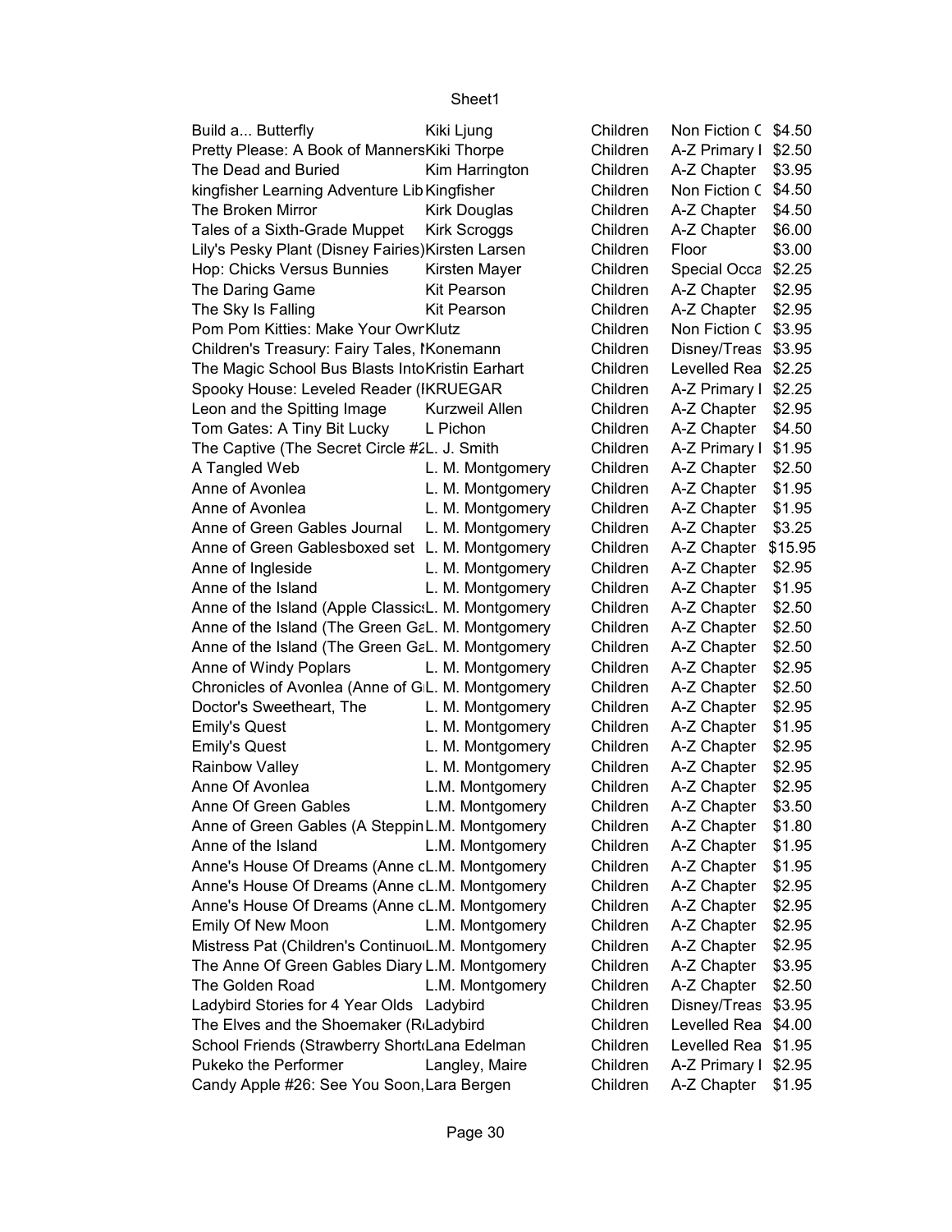| | | | | |
|---|---|---|---|---|
| Build a... Butterfly | Kiki Ljung | Children | Non Fiction C | $4.50 |
| Pretty Please: A Book of Manners | Kiki Thorpe | Children | A-Z Primary I | $2.50 |
| The Dead and Buried | Kim Harrington | Children | A-Z Chapter | $3.95 |
| kingfisher Learning Adventure Lib | Kingfisher | Children | Non Fiction C | $4.50 |
| The Broken Mirror | Kirk Douglas | Children | A-Z Chapter | $4.50 |
| Tales of a Sixth-Grade Muppet | Kirk Scroggs | Children | A-Z Chapter | $6.00 |
| Lily's Pesky Plant (Disney Fairies) | Kirsten Larsen | Children | Floor | $3.00 |
| Hop: Chicks Versus Bunnies | Kirsten Mayer | Children | Special Occa | $2.25 |
| The Daring Game | Kit Pearson | Children | A-Z Chapter | $2.95 |
| The Sky Is Falling | Kit Pearson | Children | A-Z Chapter | $2.95 |
| Pom Pom Kitties: Make Your Owr | Klutz | Children | Non Fiction C | $3.95 |
| Children's Treasury: Fairy Tales, I | Konemann | Children | Disney/Treas | $3.95 |
| The Magic School Bus Blasts Into | Kristin Earhart | Children | Levelled Rea | $2.25 |
| Spooky House: Leveled Reader (I | KRUEGAR | Children | A-Z Primary I | $2.25 |
| Leon and the Spitting Image | Kurzweil Allen | Children | A-Z Chapter | $2.95 |
| Tom Gates: A Tiny Bit Lucky | L Pichon | Children | A-Z Chapter | $4.50 |
| The Captive (The Secret Circle #2 | L. J. Smith | Children | A-Z Primary I | $1.95 |
| A Tangled Web | L. M. Montgomery | Children | A-Z Chapter | $2.50 |
| Anne of Avonlea | L. M. Montgomery | Children | A-Z Chapter | $1.95 |
| Anne of Avonlea | L. M. Montgomery | Children | A-Z Chapter | $1.95 |
| Anne of Green Gables Journal | L. M. Montgomery | Children | A-Z Chapter | $3.25 |
| Anne of Green Gablesboxed set | L. M. Montgomery | Children | A-Z Chapter | $15.95 |
| Anne of Ingleside | L. M. Montgomery | Children | A-Z Chapter | $2.95 |
| Anne of the Island | L. M. Montgomery | Children | A-Z Chapter | $1.95 |
| Anne of the Island (Apple Classics | L. M. Montgomery | Children | A-Z Chapter | $2.50 |
| Anne of the Island (The Green Ga | L. M. Montgomery | Children | A-Z Chapter | $2.50 |
| Anne of the Island (The Green Ga | L. M. Montgomery | Children | A-Z Chapter | $2.50 |
| Anne of Windy Poplars | L. M. Montgomery | Children | A-Z Chapter | $2.95 |
| Chronicles of Avonlea (Anne of G | L. M. Montgomery | Children | A-Z Chapter | $2.50 |
| Doctor's Sweetheart, The | L. M. Montgomery | Children | A-Z Chapter | $2.95 |
| Emily's Quest | L. M. Montgomery | Children | A-Z Chapter | $1.95 |
| Emily's Quest | L. M. Montgomery | Children | A-Z Chapter | $2.95 |
| Rainbow Valley | L. M. Montgomery | Children | A-Z Chapter | $2.95 |
| Anne Of Avonlea | L.M. Montgomery | Children | A-Z Chapter | $2.95 |
| Anne Of Green Gables | L.M. Montgomery | Children | A-Z Chapter | $3.50 |
| Anne of Green Gables (A Steppin | L.M. Montgomery | Children | A-Z Chapter | $1.80 |
| Anne of the Island | L.M. Montgomery | Children | A-Z Chapter | $1.95 |
| Anne's House Of Dreams (Anne c | L.M. Montgomery | Children | A-Z Chapter | $1.95 |
| Anne's House Of Dreams (Anne c | L.M. Montgomery | Children | A-Z Chapter | $2.95 |
| Anne's House Of Dreams (Anne c | L.M. Montgomery | Children | A-Z Chapter | $2.95 |
| Emily Of New Moon | L.M. Montgomery | Children | A-Z Chapter | $2.95 |
| Mistress Pat (Children's Continuo | L.M. Montgomery | Children | A-Z Chapter | $2.95 |
| The Anne Of Green Gables Diary | L.M. Montgomery | Children | A-Z Chapter | $3.95 |
| The Golden Road | L.M. Montgomery | Children | A-Z Chapter | $2.50 |
| Ladybird Stories for 4 Year Olds | Ladybird | Children | Disney/Treas | $3.95 |
| The Elves and the Shoemaker (R | Ladybird | Children | Levelled Rea | $4.00 |
| School Friends (Strawberry Short | Lana Edelman | Children | Levelled Rea | $1.95 |
| Pukeko the Performer | Langley, Maire | Children | A-Z Primary I | $2.95 |
| Candy Apple #26: See You Soon, | Lara Bergen | Children | A-Z Chapter | $1.95 |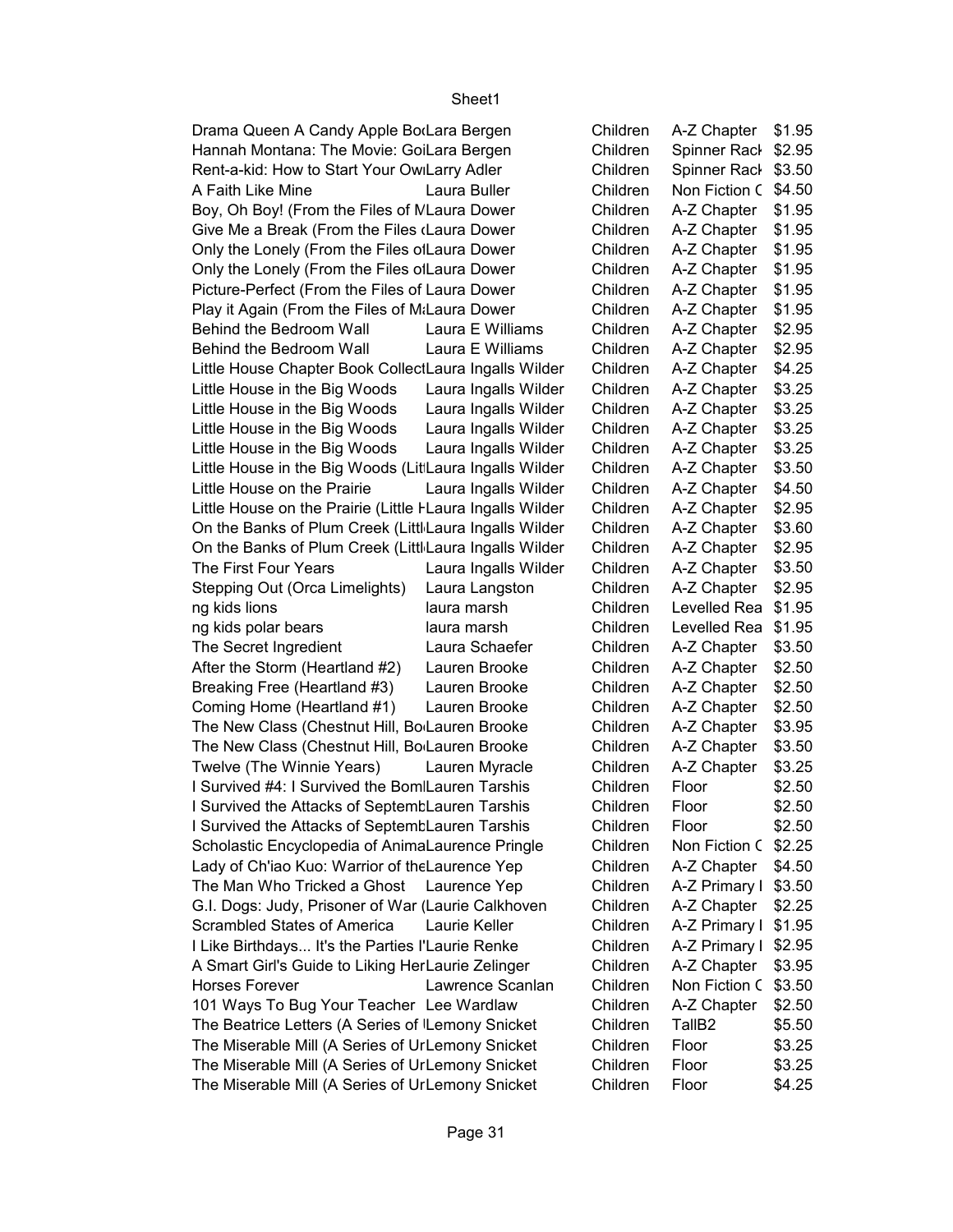| | | | | |
|---|---|---|---|---|
| Drama Queen A Candy Apple Bo | Lara Bergen | Children | A-Z Chapter | $1.95 |
| Hannah Montana: The Movie: Go | Lara Bergen | Children | Spinner Rack | $2.95 |
| Rent-a-kid: How to Start Your Ow | Larry Adler | Children | Spinner Rack | $3.50 |
| A Faith Like Mine | Laura Buller | Children | Non Fiction C | $4.50 |
| Boy, Oh Boy! (From the Files of M | Laura Dower | Children | A-Z Chapter | $1.95 |
| Give Me a Break (From the Files o | Laura Dower | Children | A-Z Chapter | $1.95 |
| Only the Lonely (From the Files of | Laura Dower | Children | A-Z Chapter | $1.95 |
| Only the Lonely (From the Files of | Laura Dower | Children | A-Z Chapter | $1.95 |
| Picture-Perfect (From the Files of | Laura Dower | Children | A-Z Chapter | $1.95 |
| Play it Again (From the Files of M | Laura Dower | Children | A-Z Chapter | $1.95 |
| Behind the Bedroom Wall | Laura E Williams | Children | A-Z Chapter | $2.95 |
| Behind the Bedroom Wall | Laura E Williams | Children | A-Z Chapter | $2.95 |
| Little House Chapter Book Collect | Laura Ingalls Wilder | Children | A-Z Chapter | $4.25 |
| Little House in the Big Woods | Laura Ingalls Wilder | Children | A-Z Chapter | $3.25 |
| Little House in the Big Woods | Laura Ingalls Wilder | Children | A-Z Chapter | $3.25 |
| Little House in the Big Woods | Laura Ingalls Wilder | Children | A-Z Chapter | $3.25 |
| Little House in the Big Woods | Laura Ingalls Wilder | Children | A-Z Chapter | $3.25 |
| Little House in the Big Woods (Lit | Laura Ingalls Wilder | Children | A-Z Chapter | $3.50 |
| Little House on the Prairie | Laura Ingalls Wilder | Children | A-Z Chapter | $4.50 |
| Little House on the Prairie (Little H | Laura Ingalls Wilder | Children | A-Z Chapter | $2.95 |
| On the Banks of Plum Creek (Littl | Laura Ingalls Wilder | Children | A-Z Chapter | $3.60 |
| On the Banks of Plum Creek (Littl | Laura Ingalls Wilder | Children | A-Z Chapter | $2.95 |
| The First Four Years | Laura Ingalls Wilder | Children | A-Z Chapter | $3.50 |
| Stepping Out (Orca Limelights) | Laura Langston | Children | A-Z Chapter | $2.95 |
| ng kids lions | laura marsh | Children | Levelled Rea | $1.95 |
| ng kids polar bears | laura marsh | Children | Levelled Rea | $1.95 |
| The Secret Ingredient | Laura Schaefer | Children | A-Z Chapter | $3.50 |
| After the Storm (Heartland #2) | Lauren Brooke | Children | A-Z Chapter | $2.50 |
| Breaking Free (Heartland #3) | Lauren Brooke | Children | A-Z Chapter | $2.50 |
| Coming Home (Heartland #1) | Lauren Brooke | Children | A-Z Chapter | $2.50 |
| The New Class (Chestnut Hill, Bo | Lauren Brooke | Children | A-Z Chapter | $3.95 |
| The New Class (Chestnut Hill, Bo | Lauren Brooke | Children | A-Z Chapter | $3.50 |
| Twelve (The Winnie Years) | Lauren Myracle | Children | A-Z Chapter | $3.25 |
| I Survived #4: I Survived the Bom | Lauren Tarshis | Children | Floor | $2.50 |
| I Survived the Attacks of Septemb | Lauren Tarshis | Children | Floor | $2.50 |
| I Survived the Attacks of Septemb | Lauren Tarshis | Children | Floor | $2.50 |
| Scholastic Encyclopedia of Anima | Laurence Pringle | Children | Non Fiction C | $2.25 |
| Lady of Ch'iao Kuo: Warrior of the | Laurence Yep | Children | A-Z Chapter | $4.50 |
| The Man Who Tricked a Ghost | Laurence Yep | Children | A-Z Primary I | $3.50 |
| G.I. Dogs: Judy, Prisoner of War ( | Laurie Calkhoven | Children | A-Z Chapter | $2.25 |
| Scrambled States of America | Laurie Keller | Children | A-Z Primary I | $1.95 |
| I Like Birthdays... It's the Parties I' | Laurie Renke | Children | A-Z Primary I | $2.95 |
| A Smart Girl's Guide to Liking Her | Laurie Zelinger | Children | A-Z Chapter | $3.95 |
| Horses Forever | Lawrence Scanlan | Children | Non Fiction C | $3.50 |
| 101 Ways To Bug Your Teacher | Lee Wardlaw | Children | A-Z Chapter | $2.50 |
| The Beatrice Letters (A Series of U | Lemony Snicket | Children | TallB2 | $5.50 |
| The Miserable Mill (A Series of Ur | Lemony Snicket | Children | Floor | $3.25 |
| The Miserable Mill (A Series of Ur | Lemony Snicket | Children | Floor | $3.25 |
| The Miserable Mill (A Series of Ur | Lemony Snicket | Children | Floor | $4.25 |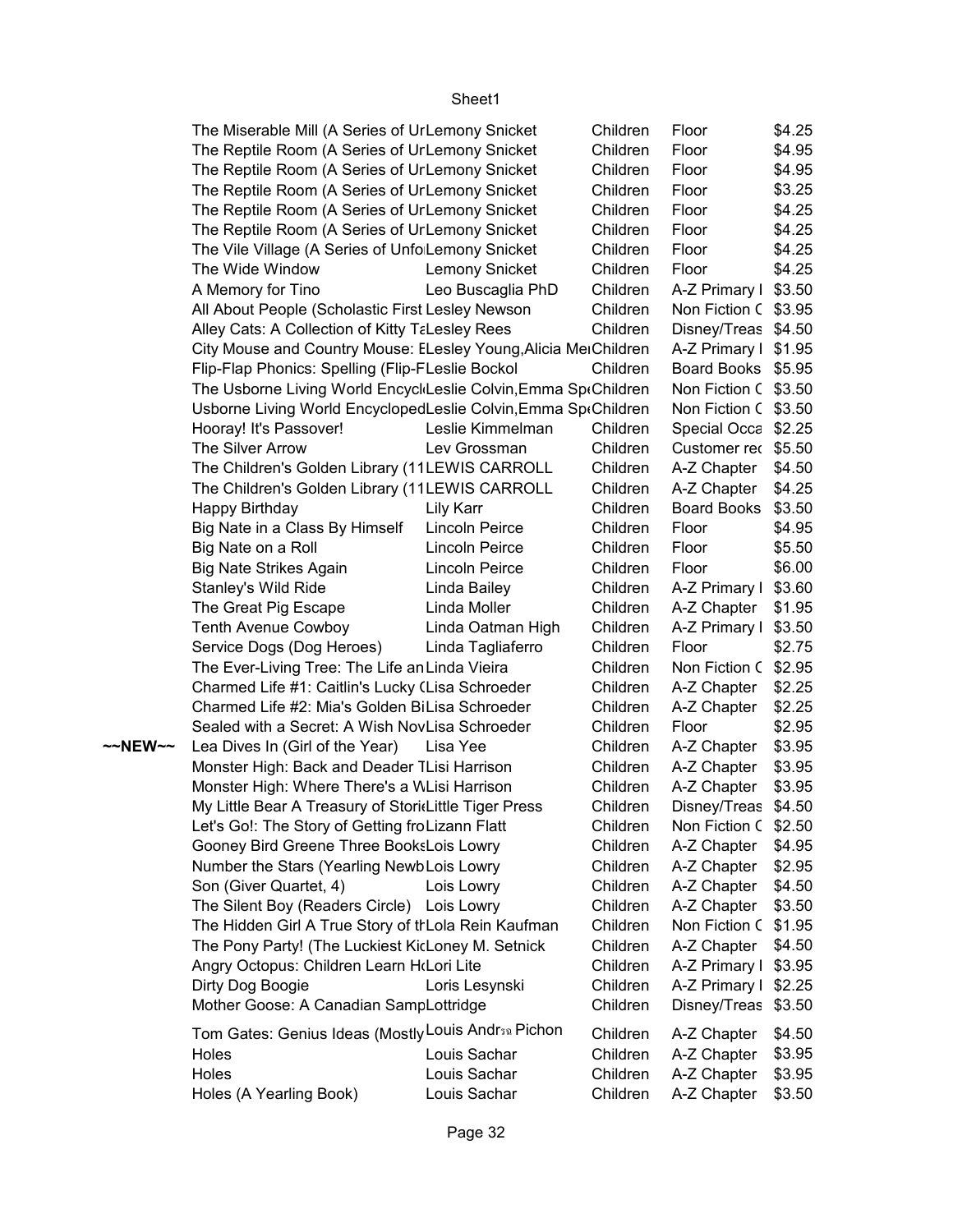| | | | | | |
|---|---|---|---|---|---|
| | The Miserable Mill (A Series of Ur | Lemony Snicket | Children | Floor | $4.25 |
| | The Reptile Room (A Series of Ur | Lemony Snicket | Children | Floor | $4.95 |
| | The Reptile Room (A Series of Ur | Lemony Snicket | Children | Floor | $4.95 |
| | The Reptile Room (A Series of Ur | Lemony Snicket | Children | Floor | $3.25 |
| | The Reptile Room (A Series of Ur | Lemony Snicket | Children | Floor | $4.25 |
| | The Reptile Room (A Series of Ur | Lemony Snicket | Children | Floor | $4.25 |
| | The Vile Village (A Series of Unfo | Lemony Snicket | Children | Floor | $4.25 |
| | The Wide Window | Lemony Snicket | Children | Floor | $4.25 |
| | A Memory for Tino | Leo Buscaglia PhD | Children | A-Z Primary I | $3.50 |
| | All About People (Scholastic First | Lesley Newson | Children | Non Fiction C | $3.95 |
| | Alley Cats: A Collection of Kitty Ta | Lesley Rees | Children | Disney/Treas | $4.50 |
| | City Mouse and Country Mouse: E | Lesley Young,Alicia Me | Children | A-Z Primary I | $1.95 |
| | Flip-Flap Phonics: Spelling (Flip-F | Leslie Bockol | Children | Board Books | $5.95 |
| | The Usborne Living World Encycl | Leslie Colvin,Emma Sp | Children | Non Fiction C | $3.50 |
| | Usborne Living World Encycloped | Leslie Colvin,Emma Sp | Children | Non Fiction C | $3.50 |
| | Hooray! It's Passover! | Leslie Kimmelman | Children | Special Occa | $2.25 |
| | The Silver Arrow | Lev Grossman | Children | Customer rec | $5.50 |
| | The Children's Golden Library (11 | LEWIS CARROLL | Children | A-Z Chapter | $4.50 |
| | The Children's Golden Library (11 | LEWIS CARROLL | Children | A-Z Chapter | $4.25 |
| | Happy Birthday | Lily Karr | Children | Board Books | $3.50 |
| | Big Nate in a Class By Himself | Lincoln Peirce | Children | Floor | $4.95 |
| | Big Nate on a Roll | Lincoln Peirce | Children | Floor | $5.50 |
| | Big Nate Strikes Again | Lincoln Peirce | Children | Floor | $6.00 |
| | Stanley's Wild Ride | Linda Bailey | Children | A-Z Primary I | $3.60 |
| | The Great Pig Escape | Linda Moller | Children | A-Z Chapter | $1.95 |
| | Tenth Avenue Cowboy | Linda Oatman High | Children | A-Z Primary I | $3.50 |
| | Service Dogs (Dog Heroes) | Linda Tagliaferro | Children | Floor | $2.75 |
| | The Ever-Living Tree: The Life an | Linda Vieira | Children | Non Fiction C | $2.95 |
| | Charmed Life #1: Caitlin's Lucky ( | Lisa Schroeder | Children | A-Z Chapter | $2.25 |
| | Charmed Life #2: Mia's Golden Bi | Lisa Schroeder | Children | A-Z Chapter | $2.25 |
| | Sealed with a Secret: A Wish Nov | Lisa Schroeder | Children | Floor | $2.95 |
| ~~NEW~~ | Lea Dives In (Girl of the Year) | Lisa Yee | Children | A-Z Chapter | $3.95 |
| | Monster High: Back and Deader T | Lisi Harrison | Children | A-Z Chapter | $3.95 |
| | Monster High: Where There's a W | Lisi Harrison | Children | A-Z Chapter | $3.95 |
| | My Little Bear A Treasury of Storie | Little Tiger Press | Children | Disney/Treas | $4.50 |
| | Let's Go!: The Story of Getting fro | Lizann Flatt | Children | Non Fiction C | $2.50 |
| | Gooney Bird Greene Three Books | Lois Lowry | Children | A-Z Chapter | $4.95 |
| | Number the Stars (Yearling Newb | Lois Lowry | Children | A-Z Chapter | $2.95 |
| | Son (Giver Quartet, 4) | Lois Lowry | Children | A-Z Chapter | $4.50 |
| | The Silent Boy (Readers Circle) | Lois Lowry | Children | A-Z Chapter | $3.50 |
| | The Hidden Girl A True Story of th | Lola Rein Kaufman | Children | Non Fiction C | $1.95 |
| | The Pony Party! (The Luckiest Kid | Loney M. Setnick | Children | A-Z Chapter | $4.50 |
| | Angry Octopus: Children Learn Ho | Lori Lite | Children | A-Z Primary I | $3.95 |
| | Dirty Dog Boogie | Loris Lesynski | Children | A-Z Primary I | $2.25 |
| | Mother Goose: A Canadian Samp | Lottridge | Children | Disney/Treas | $3.50 |
| | Tom Gates: Genius Ideas (Mostly | Louis Andr� Pichon | Children | A-Z Chapter | $4.50 |
| | Holes | Louis Sachar | Children | A-Z Chapter | $3.95 |
| | Holes | Louis Sachar | Children | A-Z Chapter | $3.95 |
| | Holes (A Yearling Book) | Louis Sachar | Children | A-Z Chapter | $3.50 |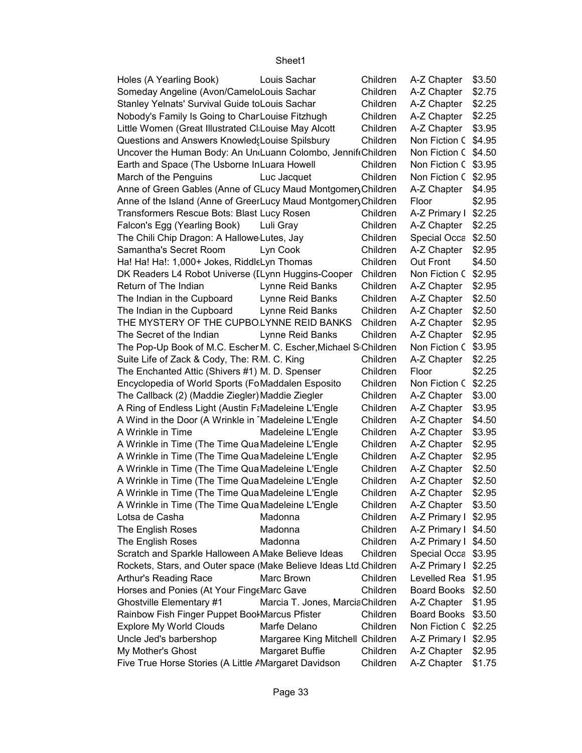| | | | | |
|---|---|---|---|---|
| Holes (A Yearling Book) | Louis Sachar | Children | A-Z Chapter | $3.50 |
| Someday Angeline (Avon/Camelo | Louis Sachar | Children | A-Z Chapter | $2.75 |
| Stanley Yelnats' Survival Guide to | Louis Sachar | Children | A-Z Chapter | $2.25 |
| Nobody's Family Is Going to Char | Louise Fitzhugh | Children | A-Z Chapter | $2.25 |
| Little Women (Great Illustrated Cl | Louise May Alcott | Children | A-Z Chapter | $3.95 |
| Questions and Answers Knowled | Louise Spilsbury | Children | Non Fiction C | $4.95 |
| Uncover the Human Body: An Un | Luann Colombo, Jennif | Children | Non Fiction C | $4.50 |
| Earth and Space (The Usborne In | Luara Howell | Children | Non Fiction C | $3.95 |
| March of the Penguins | Luc Jacquet | Children | Non Fiction C | $2.95 |
| Anne of Green Gables (Anne of G | Lucy Maud Montgomery | Children | A-Z Chapter | $4.95 |
| Anne of the Island (Anne of Green | Lucy Maud Montgomery | Children | Floor | $2.95 |
| Transformers Rescue Bots: Blast | Lucy Rosen | Children | A-Z Primary I | $2.25 |
| Falcon's Egg (Yearling Book) | Luli Gray | Children | A-Z Chapter | $2.25 |
| The Chili Chip Dragon: A Hallowe | Lutes, Jay | Children | Special Occa | $2.50 |
| Samantha's Secret Room | Lyn Cook | Children | A-Z Chapter | $2.95 |
| Ha! Ha! Ha!: 1,000+ Jokes, Riddl | Lyn Thomas | Children | Out Front | $4.50 |
| DK Readers L4 Robot Universe (I | Lynn Huggins-Cooper | Children | Non Fiction C | $2.95 |
| Return of The Indian | Lynne Reid Banks | Children | A-Z Chapter | $2.95 |
| The Indian in the Cupboard | Lynne Reid Banks | Children | A-Z Chapter | $2.50 |
| The Indian in the Cupboard | Lynne Reid Banks | Children | A-Z Chapter | $2.50 |
| THE MYSTERY OF THE CUPBO | LYNNE REID BANKS | Children | A-Z Chapter | $2.95 |
| The Secret of the Indian | Lynne Reid Banks | Children | A-Z Chapter | $2.95 |
| The Pop-Up Book of M.C. Escher | M. C. Escher,Michael S | Children | Non Fiction C | $3.95 |
| Suite Life of Zack & Cody, The: R | M. C. King | Children | A-Z Chapter | $2.25 |
| The Enchanted Attic (Shivers #1) | M. D. Spenser | Children | Floor | $2.25 |
| Encyclopedia of World Sports (Fo | Maddalen Esposito | Children | Non Fiction C | $2.25 |
| The Callback (2) (Maddie Ziegler) | Maddie Ziegler | Children | A-Z Chapter | $3.00 |
| A Ring of Endless Light (Austin Fa | Madeleine L'Engle | Children | A-Z Chapter | $3.95 |
| A Wind in the Door (A Wrinkle in T | Madeleine L'Engle | Children | A-Z Chapter | $4.50 |
| A Wrinkle in Time | Madeleine L'Engle | Children | A-Z Chapter | $3.95 |
| A Wrinkle in Time (The Time Qua | Madeleine L'Engle | Children | A-Z Chapter | $2.95 |
| A Wrinkle in Time (The Time Qua | Madeleine L'Engle | Children | A-Z Chapter | $2.95 |
| A Wrinkle in Time (The Time Qua | Madeleine L'Engle | Children | A-Z Chapter | $2.50 |
| A Wrinkle in Time (The Time Qua | Madeleine L'Engle | Children | A-Z Chapter | $2.50 |
| A Wrinkle in Time (The Time Qua | Madeleine L'Engle | Children | A-Z Chapter | $2.95 |
| A Wrinkle in Time (The Time Qua | Madeleine L'Engle | Children | A-Z Chapter | $3.50 |
| Lotsa de Casha | Madonna | Children | A-Z Primary I | $2.95 |
| The English Roses | Madonna | Children | A-Z Primary I | $4.50 |
| The English Roses | Madonna | Children | A-Z Primary I | $4.50 |
| Scratch and Sparkle Halloween A | Make Believe Ideas | Children | Special Occa | $3.95 |
| Rockets, Stars, and Outer space ( | Make Believe Ideas Ltd. | Children | A-Z Primary I | $2.25 |
| Arthur's Reading Race | Marc Brown | Children | Levelled Rea | $1.95 |
| Horses and Ponies (At Your Finge | Marc Gave | Children | Board Books | $2.50 |
| Ghostville Elementary #1 | Marcia T. Jones, Marcia | Children | A-Z Chapter | $1.95 |
| Rainbow Fish Finger Puppet Book | Marcus Pfister | Children | Board Books | $3.50 |
| Explore My World Clouds | Marfe Delano | Children | Non Fiction C | $2.25 |
| Uncle Jed's barbershop | Margaree King Mitchell | Children | A-Z Primary I | $2.95 |
| My Mother's Ghost | Margaret Buffie | Children | A-Z Chapter | $2.95 |
| Five True Horse Stories (A Little A | Margaret Davidson | Children | A-Z Chapter | $1.75 |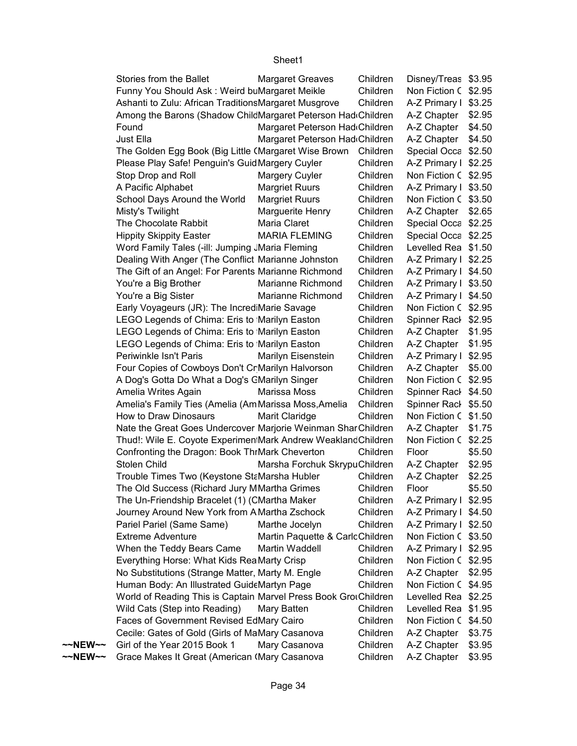| | | | | | |
|---|---|---|---|---|---|
| | Stories from the Ballet | Margaret Greaves | Children | Disney/Treas | $3.95 |
| | Funny You Should Ask : Weird bu | Margaret Meikle | Children | Non Fiction C | $2.95 |
| | Ashanti to Zulu: African Traditions | Margaret Musgrove | Children | A-Z Primary I | $3.25 |
| | Among the Barons (Shadow Child | Margaret Peterson Hadd | Children | A-Z Chapter | $2.95 |
| | Found | Margaret Peterson Hadd | Children | A-Z Chapter | $4.50 |
| | Just Ella | Margaret Peterson Hadd | Children | A-Z Chapter | $4.50 |
| | The Golden Egg Book (Big Little ( | Margaret Wise Brown | Children | Special Occa | $2.50 |
| | Please Play Safe! Penguin's Guid | Margery Cuyler | Children | A-Z Primary I | $2.25 |
| | Stop Drop and Roll | Margery Cuyler | Children | Non Fiction C | $2.95 |
| | A Pacific Alphabet | Margriet Ruurs | Children | A-Z Primary I | $3.50 |
| | School Days Around the World | Margriet Ruurs | Children | Non Fiction C | $3.50 |
| | Misty's Twilight | Marguerite Henry | Children | A-Z Chapter | $2.65 |
| | The Chocolate Rabbit | Maria Claret | Children | Special Occa | $2.25 |
| | Hippity Skippity Easter | MARIA FLEMING | Children | Special Occa | $2.25 |
| | Word Family Tales (-ill: Jumping J | Maria Fleming | Children | Levelled Rea | $1.50 |
| | Dealing With Anger (The Conflict | Marianne Johnston | Children | A-Z Primary I | $2.25 |
| | The Gift of an Angel: For Parents | Marianne Richmond | Children | A-Z Primary I | $4.50 |
| | You're a Big Brother | Marianne Richmond | Children | A-Z Primary I | $3.50 |
| | You're a Big Sister | Marianne Richmond | Children | A-Z Primary I | $4.50 |
| | Early Voyageurs (JR): The Incredi | Marie Savage | Children | Non Fiction C | $2.95 |
| | LEGO Legends of Chima: Eris to | Marilyn Easton | Children | Spinner Rack | $2.95 |
| | LEGO Legends of Chima: Eris to | Marilyn Easton | Children | A-Z Chapter | $1.95 |
| | LEGO Legends of Chima: Eris to | Marilyn Easton | Children | A-Z Chapter | $1.95 |
| | Periwinkle Isn't Paris | Marilyn Eisenstein | Children | A-Z Primary I | $2.95 |
| | Four Copies of Cowboys Don't Cr | Marilyn Halvorson | Children | A-Z Chapter | $5.00 |
| | A Dog's Gotta Do What a Dog's G | Marilyn Singer | Children | Non Fiction C | $2.95 |
| | Amelia Writes Again | Marissa Moss | Children | Spinner Rack | $4.50 |
| | Amelia's Family Ties (Amelia (Am | Marissa Moss,Amelia | Children | Spinner Rack | $5.50 |
| | How to Draw Dinosaurs | Marit Claridge | Children | Non Fiction C | $1.50 |
| | Nate the Great Goes Undercover | Marjorie Weinman Shar | Children | A-Z Chapter | $1.75 |
| | Thud!: Wile E. Coyote Experimen | Mark Andrew Weakland | Children | Non Fiction C | $2.25 |
| | Confronting the Dragon: Book Thr | Mark Cheverton | Children | Floor | $5.50 |
| | Stolen Child | Marsha Forchuk Skrypu | Children | A-Z Chapter | $2.95 |
| | Trouble Times Two (Keystone Sta | Marsha Hubler | Children | A-Z Chapter | $2.25 |
| | The Old Success (Richard Jury M | Martha Grimes | Children | Floor | $5.50 |
| | The Un-Friendship Bracelet (1) (C | Martha Maker | Children | A-Z Primary I | $2.95 |
| | Journey Around New York from A | Martha Zschock | Children | A-Z Primary I | $4.50 |
| | Pariel Pariel (Same Same) | Marthe Jocelyn | Children | A-Z Primary I | $2.50 |
| | Extreme Adventure | Martin Paquette & Carlo | Children | Non Fiction C | $3.50 |
| | When the Teddy Bears Came | Martin Waddell | Children | A-Z Primary I | $2.95 |
| | Everything Horse: What Kids Rea | Marty Crisp | Children | Non Fiction C | $2.95 |
| | No Substitutions (Strange Matter, | Marty M. Engle | Children | A-Z Chapter | $2.95 |
| | Human Body: An Illustrated Guide | Martyn Page | Children | Non Fiction C | $4.95 |
| | World of Reading This is Captain | Marvel Press Book Grou | Children | Levelled Rea | $2.25 |
| | Wild Cats (Step into Reading) | Mary Batten | Children | Levelled Rea | $1.95 |
| | Faces of Government Revised Ed | Mary Cairo | Children | Non Fiction C | $4.50 |
| | Cecile: Gates of Gold (Girls of Ma | Mary Casanova | Children | A-Z Chapter | $3.75 |
| ~~NEW~~ | Girl of the Year 2015 Book 1 | Mary Casanova | Children | A-Z Chapter | $3.95 |
| ~~NEW~~ | Grace Makes It Great (American ( | Mary Casanova | Children | A-Z Chapter | $3.95 |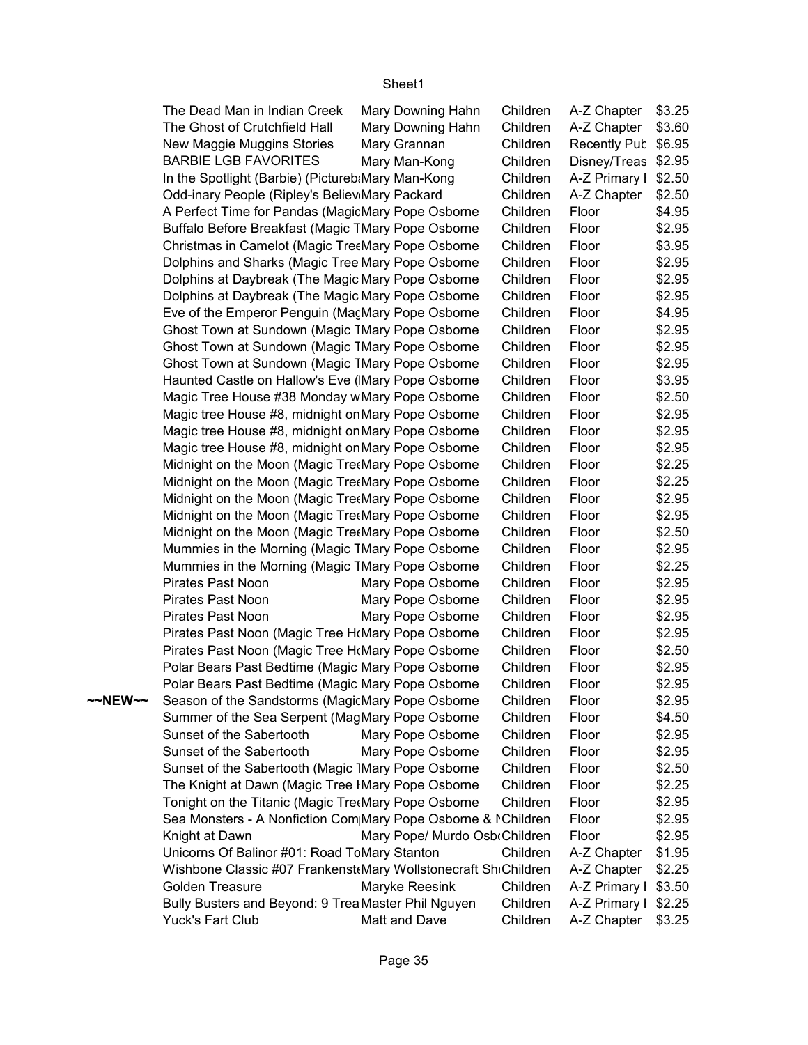| | | | | | |
|---|---|---|---|---|---|
| | The Dead Man in Indian Creek | Mary Downing Hahn | Children | A-Z Chapter | $3.25 |
| | The Ghost of Crutchfield Hall | Mary Downing Hahn | Children | A-Z Chapter | $3.60 |
| | New Maggie Muggins Stories | Mary Grannan | Children | Recently Pub | $6.95 |
| | BARBIE LGB FAVORITES | Mary Man-Kong | Children | Disney/Treas | $2.95 |
| | In the Spotlight (Barbie) (Pictureb | Mary Man-Kong | Children | A-Z Primary I | $2.50 |
| | Odd-inary People (Ripley's Believ | Mary Packard | Children | A-Z Chapter | $2.50 |
| | A Perfect Time for Pandas (Magic | Mary Pope Osborne | Children | Floor | $4.95 |
| | Buffalo Before Breakfast (Magic T | Mary Pope Osborne | Children | Floor | $2.95 |
| | Christmas in Camelot (Magic Tree | Mary Pope Osborne | Children | Floor | $3.95 |
| | Dolphins and Sharks (Magic Tree | Mary Pope Osborne | Children | Floor | $2.95 |
| | Dolphins at Daybreak (The Magic | Mary Pope Osborne | Children | Floor | $2.95 |
| | Dolphins at Daybreak (The Magic | Mary Pope Osborne | Children | Floor | $2.95 |
| | Eve of the Emperor Penguin (Mag | Mary Pope Osborne | Children | Floor | $4.95 |
| | Ghost Town at Sundown (Magic T | Mary Pope Osborne | Children | Floor | $2.95 |
| | Ghost Town at Sundown (Magic T | Mary Pope Osborne | Children | Floor | $2.95 |
| | Ghost Town at Sundown (Magic T | Mary Pope Osborne | Children | Floor | $2.95 |
| | Haunted Castle on Hallow's Eve ( | Mary Pope Osborne | Children | Floor | $3.95 |
| | Magic Tree House #38 Monday w | Mary Pope Osborne | Children | Floor | $2.50 |
| | Magic tree House #8, midnight on | Mary Pope Osborne | Children | Floor | $2.95 |
| | Magic tree House #8, midnight on | Mary Pope Osborne | Children | Floor | $2.95 |
| | Magic tree House #8, midnight on | Mary Pope Osborne | Children | Floor | $2.95 |
| | Midnight on the Moon (Magic Tree | Mary Pope Osborne | Children | Floor | $2.25 |
| | Midnight on the Moon (Magic Tree | Mary Pope Osborne | Children | Floor | $2.25 |
| | Midnight on the Moon (Magic Tree | Mary Pope Osborne | Children | Floor | $2.95 |
| | Midnight on the Moon (Magic Tree | Mary Pope Osborne | Children | Floor | $2.95 |
| | Midnight on the Moon (Magic Tree | Mary Pope Osborne | Children | Floor | $2.50 |
| | Mummies in the Morning (Magic T | Mary Pope Osborne | Children | Floor | $2.95 |
| | Mummies in the Morning (Magic T | Mary Pope Osborne | Children | Floor | $2.25 |
| | Pirates Past Noon | Mary Pope Osborne | Children | Floor | $2.95 |
| | Pirates Past Noon | Mary Pope Osborne | Children | Floor | $2.95 |
| | Pirates Past Noon | Mary Pope Osborne | Children | Floor | $2.95 |
| | Pirates Past Noon (Magic Tree H | Mary Pope Osborne | Children | Floor | $2.95 |
| | Pirates Past Noon (Magic Tree H | Mary Pope Osborne | Children | Floor | $2.50 |
| | Polar Bears Past Bedtime (Magic | Mary Pope Osborne | Children | Floor | $2.95 |
| | Polar Bears Past Bedtime (Magic | Mary Pope Osborne | Children | Floor | $2.95 |
| ~~NEW~~ | Season of the Sandstorms (Magic | Mary Pope Osborne | Children | Floor | $2.95 |
| | Summer of the Sea Serpent (Mag | Mary Pope Osborne | Children | Floor | $4.50 |
| | Sunset of the Sabertooth | Mary Pope Osborne | Children | Floor | $2.95 |
| | Sunset of the Sabertooth | Mary Pope Osborne | Children | Floor | $2.95 |
| | Sunset of the Sabertooth (Magic T | Mary Pope Osborne | Children | Floor | $2.50 |
| | The Knight at Dawn (Magic Tree H | Mary Pope Osborne | Children | Floor | $2.25 |
| | Tonight on the Titanic (Magic Tree | Mary Pope Osborne | Children | Floor | $2.95 |
| | Sea Monsters - A Nonfiction Com | Mary Pope Osborne & N | Children | Floor | $2.95 |
| | Knight at Dawn | Mary Pope/ Murdo Osb | Children | Floor | $2.95 |
| | Unicorns Of Balinor #01: Road To | Mary Stanton | Children | A-Z Chapter | $1.95 |
| | Wishbone Classic #07 Frankenst | Mary Wollstonecraft Sh | Children | A-Z Chapter | $2.25 |
| | Golden Treasure | Maryke Reesink | Children | A-Z Primary I | $3.50 |
| | Bully Busters and Beyond: 9 Trea | Master Phil Nguyen | Children | A-Z Primary I | $2.25 |
| | Yuck's Fart Club | Matt and Dave | Children | A-Z Chapter | $3.25 |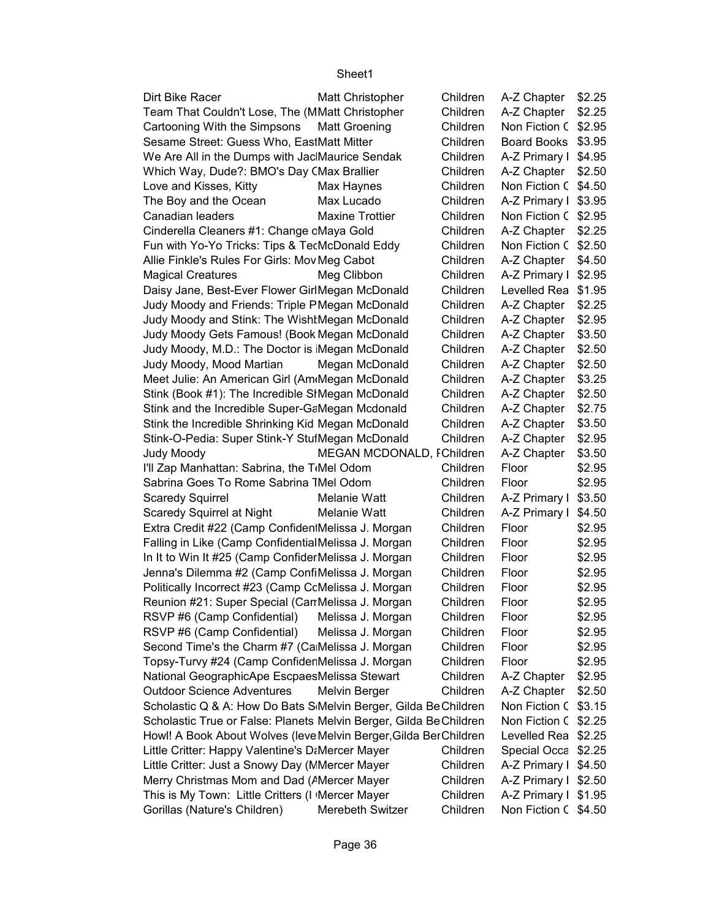| | | | | |
|---|---|---|---|---|
| Dirt Bike Racer | Matt Christopher | Children | A-Z Chapter | $2.25 |
| Team That Couldn't Lose, The (M | Matt Christopher | Children | A-Z Chapter | $2.25 |
| Cartooning With the Simpsons | Matt Groening | Children | Non Fiction C | $2.95 |
| Sesame Street: Guess Who, East | Matt Mitter | Children | Board Books | $3.95 |
| We Are All in the Dumps with Jac | Maurice Sendak | Children | A-Z Primary I | $4.95 |
| Which Way, Dude?: BMO's Day C | Max Brallier | Children | A-Z Chapter | $2.50 |
| Love and Kisses, Kitty | Max Haynes | Children | Non Fiction C | $4.50 |
| The Boy and the Ocean | Max Lucado | Children | A-Z Primary I | $3.95 |
| Canadian leaders | Maxine Trottier | Children | Non Fiction C | $2.95 |
| Cinderella Cleaners #1: Change c | Maya Gold | Children | A-Z Chapter | $2.25 |
| Fun with Yo-Yo Tricks: Tips & Tec | McDonald Eddy | Children | Non Fiction C | $2.50 |
| Allie Finkle's Rules For Girls: Mov | Meg Cabot | Children | A-Z Chapter | $4.50 |
| Magical Creatures | Meg Clibbon | Children | A-Z Primary I | $2.95 |
| Daisy Jane, Best-Ever Flower Girl | Megan McDonald | Children | Levelled Rea | $1.95 |
| Judy Moody and Friends: Triple P | Megan McDonald | Children | A-Z Chapter | $2.25 |
| Judy Moody and Stink: The Wishb | Megan McDonald | Children | A-Z Chapter | $2.95 |
| Judy Moody Gets Famous! (Book | Megan McDonald | Children | A-Z Chapter | $3.50 |
| Judy Moody, M.D.: The Doctor is I | Megan McDonald | Children | A-Z Chapter | $2.50 |
| Judy Moody, Mood Martian | Megan McDonald | Children | A-Z Chapter | $2.50 |
| Meet Julie: An American Girl (Am | Megan McDonald | Children | A-Z Chapter | $3.25 |
| Stink (Book #1): The Incredible Sh | Megan McDonald | Children | A-Z Chapter | $2.50 |
| Stink and the Incredible Super-Ga | Megan Mcdonald | Children | A-Z Chapter | $2.75 |
| Stink the Incredible Shrinking Kid | Megan McDonald | Children | A-Z Chapter | $3.50 |
| Stink-O-Pedia: Super Stink-Y Stuf | Megan McDonald | Children | A-Z Chapter | $2.95 |
| Judy Moody | MEGAN MCDONALD, F | Children | A-Z Chapter | $3.50 |
| I'll Zap Manhattan: Sabrina, the Te | Mel Odom | Children | Floor | $2.95 |
| Sabrina Goes To Rome Sabrina T | Mel Odom | Children | Floor | $2.95 |
| Scaredy Squirrel | Melanie Watt | Children | A-Z Primary I | $3.50 |
| Scaredy Squirrel at Night | Melanie Watt | Children | A-Z Primary I | $4.50 |
| Extra Credit #22 (Camp Confident | Melissa J. Morgan | Children | Floor | $2.95 |
| Falling in Like (Camp Confidential | Melissa J. Morgan | Children | Floor | $2.95 |
| In It to Win It #25 (Camp Confiden | Melissa J. Morgan | Children | Floor | $2.95 |
| Jenna's Dilemma #2 (Camp Confi | Melissa J. Morgan | Children | Floor | $2.95 |
| Politically Incorrect #23 (Camp Co | Melissa J. Morgan | Children | Floor | $2.95 |
| Reunion #21: Super Special (Cam | Melissa J. Morgan | Children | Floor | $2.95 |
| RSVP #6 (Camp Confidential) | Melissa J. Morgan | Children | Floor | $2.95 |
| RSVP #6 (Camp Confidential) | Melissa J. Morgan | Children | Floor | $2.95 |
| Second Time's the Charm #7 (Ca | Melissa J. Morgan | Children | Floor | $2.95 |
| Topsy-Turvy #24 (Camp Confiden | Melissa J. Morgan | Children | Floor | $2.95 |
| National GeographicApe Escpaes | Melissa Stewart | Children | A-Z Chapter | $2.95 |
| Outdoor Science Adventures | Melvin Berger | Children | A-Z Chapter | $2.50 |
| Scholastic Q & A: How Do Bats S | Melvin Berger, Gilda Be | Children | Non Fiction C | $3.15 |
| Scholastic True or False: Planets | Melvin Berger, Gilda Be | Children | Non Fiction C | $2.25 |
| Howl! A Book About Wolves (leve | Melvin Berger,Gilda Ber | Children | Levelled Rea | $2.25 |
| Little Critter: Happy Valentine's Da | Mercer Mayer | Children | Special Occa | $2.25 |
| Little Critter: Just a Snowy Day (M | Mercer Mayer | Children | A-Z Primary I | $4.50 |
| Merry Christmas Mom and Dad (A | Mercer Mayer | Children | A-Z Primary I | $2.50 |
| This is My Town: Little Critters (I | Mercer Mayer | Children | A-Z Primary I | $1.95 |
| Gorillas (Nature's Children) | Merebeth Switzer | Children | Non Fiction C | $4.50 |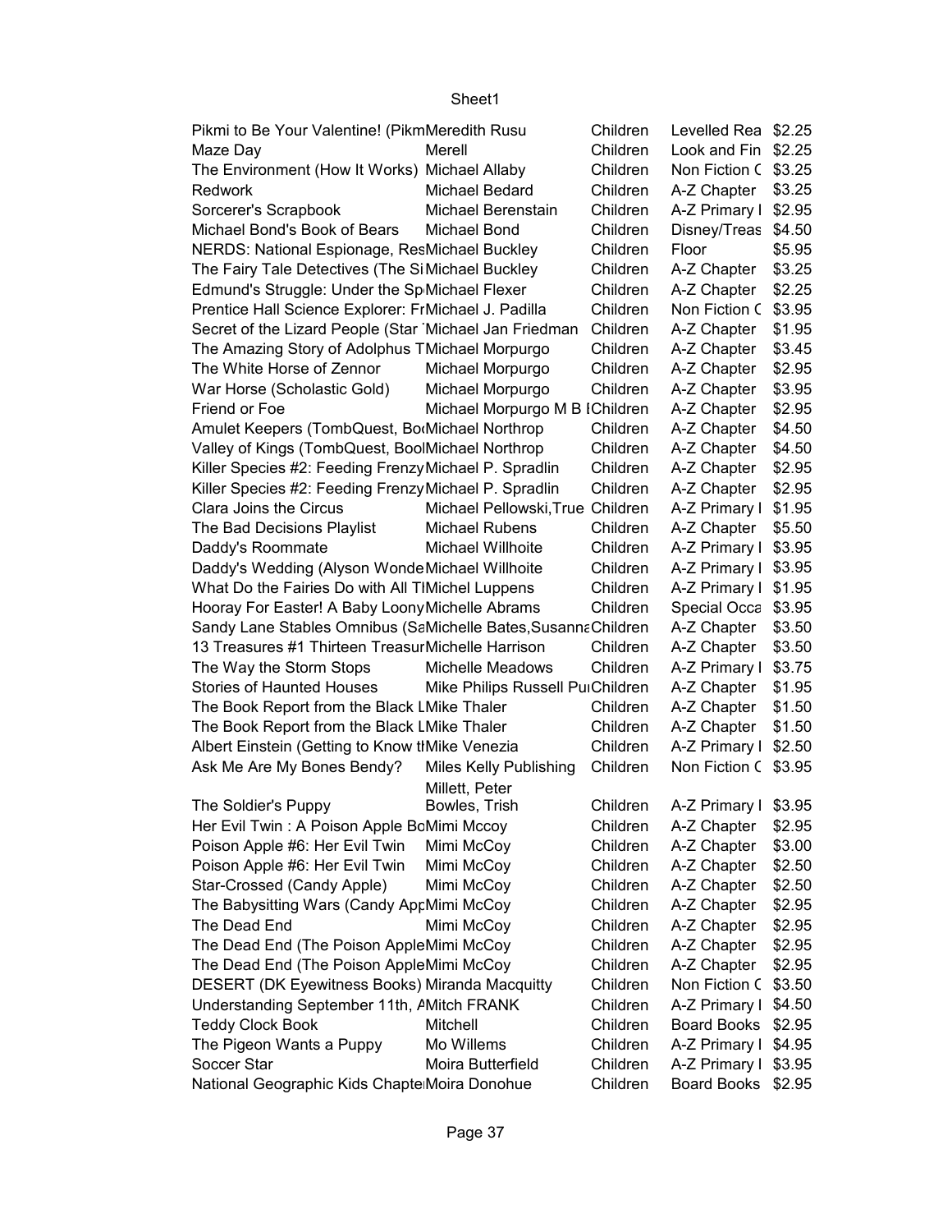Sheet1

| | | | | |
|---|---|---|---|---|
| Pikmi to Be Your Valentine! (Pikm | Meredith Rusu | Children | Levelled Rea | $2.25 |
| Maze Day | Merell | Children | Look and Fin | $2.25 |
| The Environment (How It Works) | Michael Allaby | Children | Non Fiction C | $3.25 |
| Redwork | Michael Bedard | Children | A-Z Chapter | $3.25 |
| Sorcerer's Scrapbook | Michael Berenstain | Children | A-Z Primary I | $2.95 |
| Michael Bond's Book of Bears | Michael Bond | Children | Disney/Treas | $4.50 |
| NERDS: National Espionage, Res | Michael Buckley | Children | Floor | $5.95 |
| The Fairy Tale Detectives (The Si | Michael Buckley | Children | A-Z Chapter | $3.25 |
| Edmund's Struggle: Under the Sp | Michael Flexer | Children | A-Z Chapter | $2.25 |
| Prentice Hall Science Explorer: Fr | Michael J. Padilla | Children | Non Fiction C | $3.95 |
| Secret of the Lizard People (Star | Michael Jan Friedman | Children | A-Z Chapter | $1.95 |
| The Amazing Story of Adolphus T | Michael Morpurgo | Children | A-Z Chapter | $3.45 |
| The White Horse of Zennor | Michael Morpurgo | Children | A-Z Chapter | $2.95 |
| War Horse (Scholastic Gold) | Michael Morpurgo | Children | A-Z Chapter | $3.95 |
| Friend or Foe | Michael Morpurgo M B I | Children | A-Z Chapter | $2.95 |
| Amulet Keepers (TombQuest, Bo | Michael Northrop | Children | A-Z Chapter | $4.50 |
| Valley of Kings (TombQuest, Bool | Michael Northrop | Children | A-Z Chapter | $4.50 |
| Killer Species #2: Feeding Frenzy | Michael P. Spradlin | Children | A-Z Chapter | $2.95 |
| Killer Species #2: Feeding Frenzy | Michael P. Spradlin | Children | A-Z Chapter | $2.95 |
| Clara Joins the Circus | Michael Pellowski,True | Children | A-Z Primary I | $1.95 |
| The Bad Decisions Playlist | Michael Rubens | Children | A-Z Chapter | $5.50 |
| Daddy's Roommate | Michael Willhoite | Children | A-Z Primary I | $3.95 |
| Daddy's Wedding (Alyson Wonde | Michael Willhoite | Children | A-Z Primary I | $3.95 |
| What Do the Fairies Do with All T | Michel Luppens | Children | A-Z Primary I | $1.95 |
| Hooray For Easter! A Baby Loony | Michelle Abrams | Children | Special Occa | $3.95 |
| Sandy Lane Stables Omnibus (Sa | Michelle Bates,Susanna | Children | A-Z Chapter | $3.50 |
| 13 Treasures #1 Thirteen Treasur | Michelle Harrison | Children | A-Z Chapter | $3.50 |
| The Way the Storm Stops | Michelle Meadows | Children | A-Z Primary I | $3.75 |
| Stories of Haunted Houses | Mike Philips Russell Pu | Children | A-Z Chapter | $1.95 |
| The Book Report from the Black L | Mike Thaler | Children | A-Z Chapter | $1.50 |
| The Book Report from the Black L | Mike Thaler | Children | A-Z Chapter | $1.50 |
| Albert Einstein (Getting to Know t | Mike Venezia | Children | A-Z Primary I | $2.50 |
| Ask Me Are My Bones Bendy? | Miles Kelly Publishing | Children | Non Fiction C | $3.95 |
| The Soldier's Puppy | Millett, Peter Bowles, Trish | Children | A-Z Primary I | $3.95 |
| Her Evil Twin : A Poison Apple Bo | Mimi Mccoy | Children | A-Z Chapter | $2.95 |
| Poison Apple #6: Her Evil Twin | Mimi McCoy | Children | A-Z Chapter | $3.00 |
| Poison Apple #6: Her Evil Twin | Mimi McCoy | Children | A-Z Chapter | $2.50 |
| Star-Crossed (Candy Apple) | Mimi McCoy | Children | A-Z Chapter | $2.50 |
| The Babysitting Wars (Candy App | Mimi McCoy | Children | A-Z Chapter | $2.95 |
| The Dead End | Mimi McCoy | Children | A-Z Chapter | $2.95 |
| The Dead End (The Poison Apple | Mimi McCoy | Children | A-Z Chapter | $2.95 |
| The Dead End (The Poison Apple | Mimi McCoy | Children | A-Z Chapter | $2.95 |
| DESERT (DK Eyewitness Books) | Miranda Macquitty | Children | Non Fiction C | $3.50 |
| Understanding September 11th, A | Mitch FRANK | Children | A-Z Primary I | $4.50 |
| Teddy Clock Book | Mitchell | Children | Board Books | $2.95 |
| The Pigeon Wants a Puppy | Mo Willems | Children | A-Z Primary I | $4.95 |
| Soccer Star | Moira Butterfield | Children | A-Z Primary I | $3.95 |
| National Geographic Kids Chapte | Moira Donohue | Children | Board Books | $2.95 |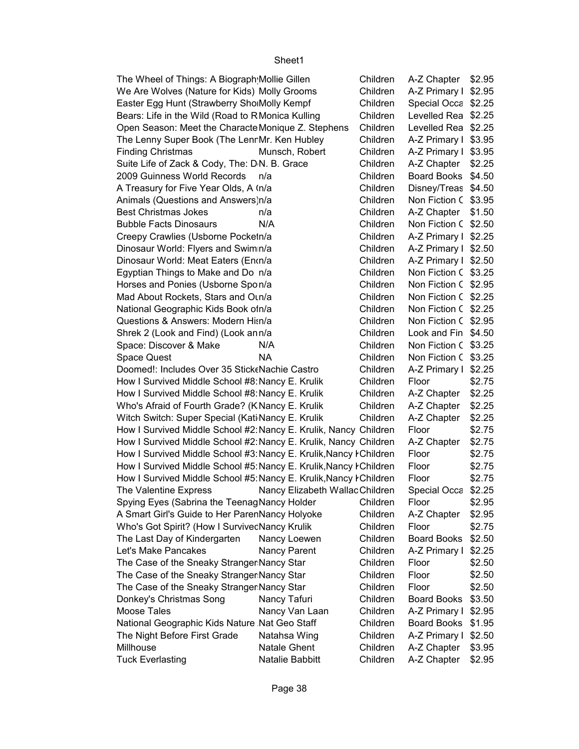| | | | | |
|---|---|---|---|---|
| The Wheel of Things: A Biograph | Mollie Gillen | Children | A-Z Chapter | $2.95 |
| We Are Wolves (Nature for Kids) | Molly Grooms | Children | A-Z Primary I | $2.95 |
| Easter Egg Hunt (Strawberry Sho | Molly Kempf | Children | Special Occa | $2.25 |
| Bears: Life in the Wild (Road to R | Monica Kulling | Children | Levelled Rea | $2.25 |
| Open Season: Meet the Characte | Monique Z. Stephens | Children | Levelled Rea | $2.25 |
| The Lenny Super Book (The Lenr | Mr. Ken Hubley | Children | A-Z Primary I | $3.95 |
| Finding Christmas | Munsch, Robert | Children | A-Z Primary I | $3.95 |
| Suite Life of Zack & Cody, The: D | N. B. Grace | Children | A-Z Chapter | $2.25 |
| 2009 Guinness World Records | n/a | Children | Board Books | $4.50 |
| A Treasury for Five Year Olds, A ( | n/a | Children | Disney/Treas | $4.50 |
| Animals (Questions and Answers) | n/a | Children | Non Fiction C | $3.95 |
| Best Christmas Jokes | n/a | Children | A-Z Chapter | $1.50 |
| Bubble Facts Dinosaurs | N/A | Children | Non Fiction C | $2.50 |
| Creepy Crawlies (Usborne Pocket | n/a | Children | A-Z Primary I | $2.25 |
| Dinosaur World: Flyers and Swim | n/a | Children | A-Z Primary I | $2.50 |
| Dinosaur World: Meat Eaters (En | n/a | Children | A-Z Primary I | $2.50 |
| Egyptian Things to Make and Do | n/a | Children | Non Fiction C | $3.25 |
| Horses and Ponies (Usborne Spo | n/a | Children | Non Fiction C | $2.95 |
| Mad About Rockets, Stars and Ou | n/a | Children | Non Fiction C | $2.25 |
| National Geographic Kids Book of | n/a | Children | Non Fiction C | $2.25 |
| Questions & Answers: Modern His | n/a | Children | Non Fiction C | $2.95 |
| Shrek 2 (Look and Find) (Look an | n/a | Children | Look and Fin | $4.50 |
| Space: Discover & Make | N/A | Children | Non Fiction C | $3.25 |
| Space Quest | NA | Children | Non Fiction C | $3.25 |
| Doomed!: Includes Over 35 Sticke | Nachie Castro | Children | A-Z Primary I | $2.25 |
| How I Survived Middle School #8: | Nancy E. Krulik | Children | Floor | $2.75 |
| How I Survived Middle School #8: | Nancy E. Krulik | Children | A-Z Chapter | $2.25 |
| Who's Afraid of Fourth Grade? (K | Nancy E. Krulik | Children | A-Z Chapter | $2.25 |
| Witch Switch: Super Special (Kati | Nancy E. Krulik | Children | A-Z Chapter | $2.25 |
| How I Survived Middle School #2: | Nancy E. Krulik, Nancy | Children | Floor | $2.75 |
| How I Survived Middle School #2: | Nancy E. Krulik, Nancy | Children | A-Z Chapter | $2.75 |
| How I Survived Middle School #3: | Nancy E. Krulik,Nancy K | Children | Floor | $2.75 |
| How I Survived Middle School #5: | Nancy E. Krulik,Nancy K | Children | Floor | $2.75 |
| How I Survived Middle School #5: | Nancy E. Krulik,Nancy K | Children | Floor | $2.75 |
| The Valentine Express | Nancy Elizabeth Wallac | Children | Special Occa | $2.25 |
| Spying Eyes (Sabrina the Teenag | Nancy Holder | Children | Floor | $2.95 |
| A Smart Girl's Guide to Her Paren | Nancy Holyoke | Children | A-Z Chapter | $2.95 |
| Who's Got Spirit? (How I Survived | Nancy Krulik | Children | Floor | $2.75 |
| The Last Day of Kindergarten | Nancy Loewen | Children | Board Books | $2.50 |
| Let's Make Pancakes | Nancy Parent | Children | A-Z Primary I | $2.25 |
| The Case of the Sneaky Stranger | Nancy Star | Children | Floor | $2.50 |
| The Case of the Sneaky Stranger | Nancy Star | Children | Floor | $2.50 |
| The Case of the Sneaky Stranger | Nancy Star | Children | Floor | $2.50 |
| Donkey's Christmas Song | Nancy Tafuri | Children | Board Books | $3.50 |
| Moose Tales | Nancy Van Laan | Children | A-Z Primary I | $2.95 |
| National Geographic Kids Nature | Nat Geo Staff | Children | Board Books | $1.95 |
| The Night Before First Grade | Natahsa Wing | Children | A-Z Primary I | $2.50 |
| Millhouse | Natale Ghent | Children | A-Z Chapter | $3.95 |
| Tuck Everlasting | Natalie Babbitt | Children | A-Z Chapter | $2.95 |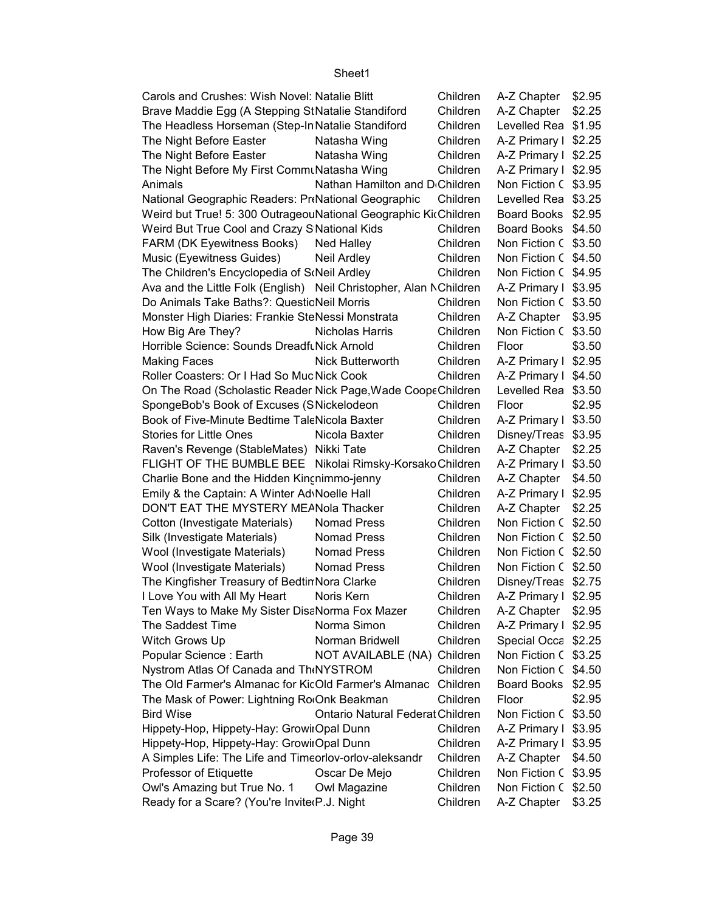Sheet1

| | | | | |
|---|---|---|---|---|
| Carols and Crushes: Wish Novel: | Natalie Blitt | Children | A-Z Chapter | $2.95 |
| Brave Maddie Egg (A Stepping St | Natalie Standiford | Children | A-Z Chapter | $2.25 |
| The Headless Horseman (Step-In | Natalie Standiford | Children | Levelled Rea | $1.95 |
| The Night Before Easter | Natasha Wing | Children | A-Z Primary I | $2.25 |
| The Night Before Easter | Natasha Wing | Children | A-Z Primary I | $2.25 |
| The Night Before My First Commu | Natasha Wing | Children | A-Z Primary I | $2.95 |
| Animals | Nathan Hamilton and D | Children | Non Fiction C | $3.95 |
| National Geographic Readers: Pr | National Geographic | Children | Levelled Rea | $3.25 |
| Weird but True! 5: 300 Outrageou | National Geographic Ki | Children | Board Books | $2.95 |
| Weird But True Cool and Crazy S | National Kids | Children | Board Books | $4.50 |
| FARM (DK Eyewitness Books) | Ned Halley | Children | Non Fiction C | $3.50 |
| Music (Eyewitness Guides) | Neil Ardley | Children | Non Fiction C | $4.50 |
| The Children's Encyclopedia of Sc | Neil Ardley | Children | Non Fiction C | $4.95 |
| Ava and the Little Folk (English) | Neil Christopher, Alan N | Children | A-Z Primary I | $3.95 |
| Do Animals Take Baths?: Questio | Neil Morris | Children | Non Fiction C | $3.50 |
| Monster High Diaries: Frankie Ste | Nessi Monstrata | Children | A-Z Chapter | $3.95 |
| How Big Are They? | Nicholas Harris | Children | Non Fiction C | $3.50 |
| Horrible Science: Sounds Dreadfu | Nick Arnold | Children | Floor | $3.50 |
| Making Faces | Nick Butterworth | Children | A-Z Primary I | $2.95 |
| Roller Coasters: Or I Had So Muc | Nick Cook | Children | A-Z Primary I | $4.50 |
| On The Road (Scholastic Reader | Nick Page,Wade Coope | Children | Levelled Rea | $3.50 |
| SpongeBob's Book of Excuses (S | Nickelodeon | Children | Floor | $2.95 |
| Book of Five-Minute Bedtime Tale | Nicola Baxter | Children | A-Z Primary I | $3.50 |
| Stories for Little Ones | Nicola Baxter | Children | Disney/Treas | $3.95 |
| Raven's Revenge (StableMates) | Nikki Tate | Children | A-Z Chapter | $2.25 |
| FLIGHT OF THE BUMBLE BEE | Nikolai Rimsky-Korsako | Children | A-Z Primary I | $3.50 |
| Charlie Bone and the Hidden King | nimmo-jenny | Children | A-Z Chapter | $4.50 |
| Emily & the Captain: A Winter Adv | Noelle Hall | Children | A-Z Primary I | $2.95 |
| DON'T EAT THE MYSTERY MEA | Nola Thacker | Children | A-Z Chapter | $2.25 |
| Cotton (Investigate Materials) | Nomad Press | Children | Non Fiction C | $2.50 |
| Silk (Investigate Materials) | Nomad Press | Children | Non Fiction C | $2.50 |
| Wool (Investigate Materials) | Nomad Press | Children | Non Fiction C | $2.50 |
| Wool (Investigate Materials) | Nomad Press | Children | Non Fiction C | $2.50 |
| The Kingfisher Treasury of Bedtim | Nora Clarke | Children | Disney/Treas | $2.75 |
| I Love You with All My Heart | Noris Kern | Children | A-Z Primary I | $2.95 |
| Ten Ways to Make My Sister Disa | Norma Fox Mazer | Children | A-Z Chapter | $2.95 |
| The Saddest Time | Norma Simon | Children | A-Z Primary I | $2.95 |
| Witch Grows Up | Norman Bridwell | Children | Special Occa | $2.25 |
| Popular Science : Earth | NOT AVAILABLE (NA) | Children | Non Fiction C | $3.25 |
| Nystrom Atlas Of Canada and Th | NYSTROM | Children | Non Fiction C | $4.50 |
| The Old Farmer's Almanac for Kic | Old Farmer's Almanac | Children | Board Books | $2.95 |
| The Mask of Power: Lightning Ro | Onk Beakman | Children | Floor | $2.95 |
| Bird Wise | Ontario Natural Federat | Children | Non Fiction C | $3.50 |
| Hippety-Hop, Hippety-Hay: Growir | Opal Dunn | Children | A-Z Primary I | $3.95 |
| Hippety-Hop, Hippety-Hay: Growir | Opal Dunn | Children | A-Z Primary I | $3.95 |
| A Simples Life: The Life and Time | orlov-orlov-aleksandr | Children | A-Z Chapter | $4.50 |
| Professor of Etiquette | Oscar De Mejo | Children | Non Fiction C | $3.95 |
| Owl's Amazing but True No. 1 | Owl Magazine | Children | Non Fiction C | $2.50 |
| Ready for a Scare? (You're Invite | P.J. Night | Children | A-Z Chapter | $3.25 |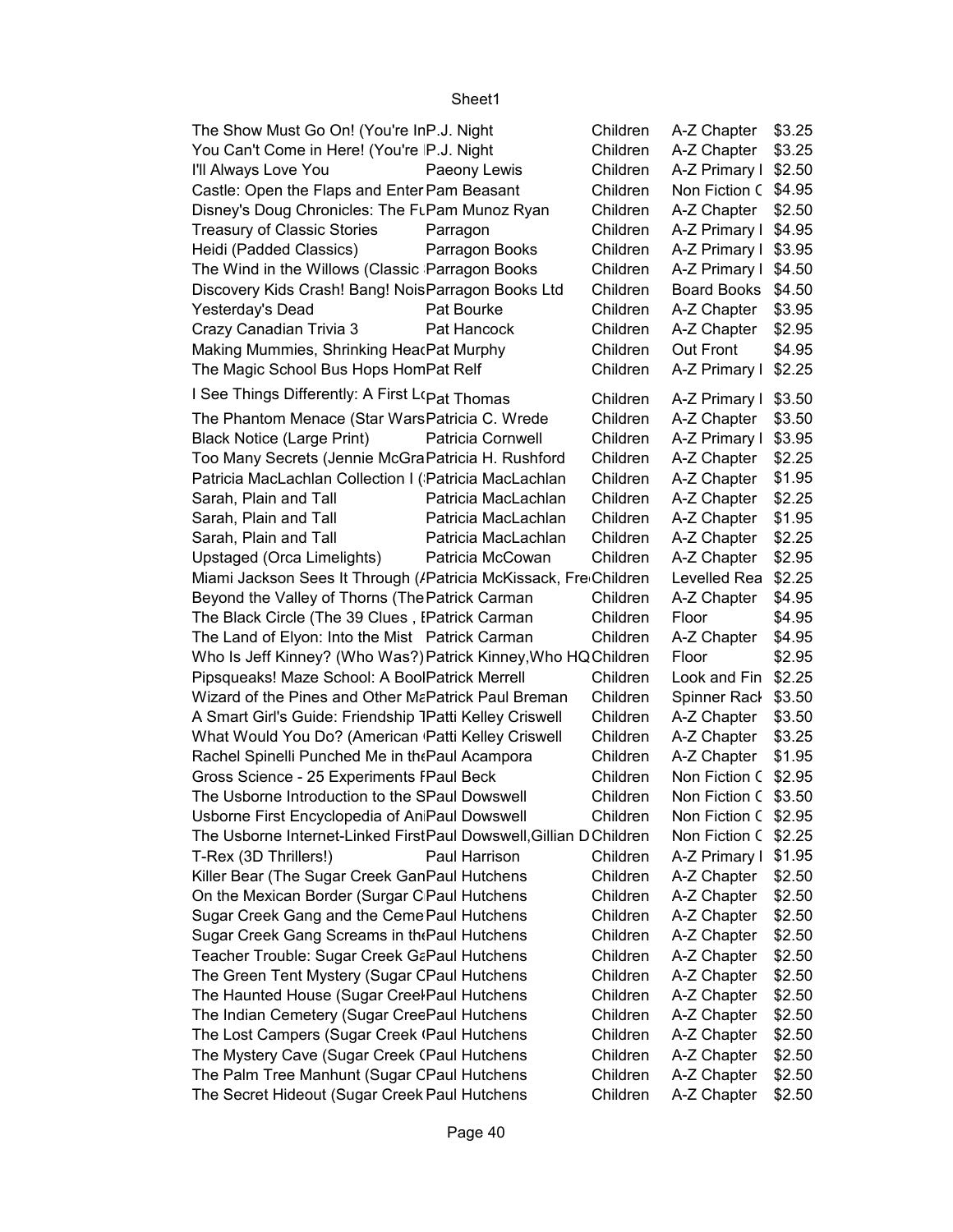Sheet1

| | | | | |
|---|---|---|---|---|
| The Show Must Go On! (You're In | P.J. Night | Children | A-Z Chapter | $3.25 |
| You Can't Come in Here! (You're | P.J. Night | Children | A-Z Chapter | $3.25 |
| I'll Always Love You | Paeony Lewis | Children | A-Z Primary I | $2.50 |
| Castle: Open the Flaps and Enter | Pam Beasant | Children | Non Fiction C | $4.95 |
| Disney's Doug Chronicles: The Fu | Pam Munoz Ryan | Children | A-Z Chapter | $2.50 |
| Treasury of Classic Stories | Parragon | Children | A-Z Primary I | $4.95 |
| Heidi (Padded Classics) | Parragon Books | Children | A-Z Primary I | $3.95 |
| The Wind in the Willows (Classic | Parragon Books | Children | A-Z Primary I | $4.50 |
| Discovery Kids Crash! Bang! Nois | Parragon Books Ltd | Children | Board Books | $4.50 |
| Yesterday's Dead | Pat Bourke | Children | A-Z Chapter | $3.95 |
| Crazy Canadian Trivia 3 | Pat Hancock | Children | A-Z Chapter | $2.95 |
| Making Mummies, Shrinking Hea | Pat Murphy | Children | Out Front | $4.95 |
| The Magic School Bus Hops Hom | Pat Relf | Children | A-Z Primary I | $2.25 |
| I See Things Differently: A First L | Pat Thomas | Children | A-Z Primary I | $3.50 |
| The Phantom Menace (Star Wars | Patricia C. Wrede | Children | A-Z Chapter | $3.50 |
| Black Notice (Large Print) | Patricia Cornwell | Children | A-Z Primary I | $3.95 |
| Too Many Secrets (Jennie McGra | Patricia H. Rushford | Children | A-Z Chapter | $2.25 |
| Patricia MacLachlan Collection I ( | Patricia MacLachlan | Children | A-Z Chapter | $1.95 |
| Sarah, Plain and Tall | Patricia MacLachlan | Children | A-Z Chapter | $2.25 |
| Sarah, Plain and Tall | Patricia MacLachlan | Children | A-Z Chapter | $1.95 |
| Sarah, Plain and Tall | Patricia MacLachlan | Children | A-Z Chapter | $2.25 |
| Upstaged (Orca Limelights) | Patricia McCowan | Children | A-Z Chapter | $2.95 |
| Miami Jackson Sees It Through (/ | Patricia McKissack, Fre | Children | Levelled Rea | $2.25 |
| Beyond the Valley of Thorns (The | Patrick Carman | Children | A-Z Chapter | $4.95 |
| The Black Circle (The 39 Clues , I | Patrick Carman | Children | Floor | $4.95 |
| The Land of Elyon: Into the Mist | Patrick Carman | Children | A-Z Chapter | $4.95 |
| Who Is Jeff Kinney? (Who Was?) | Patrick Kinney,Who HQ | Children | Floor | $2.95 |
| Pipsqueaks! Maze School: A Bool | Patrick Merrell | Children | Look and Fin | $2.25 |
| Wizard of the Pines and Other Ma | Patrick Paul Breman | Children | Spinner Rack | $3.50 |
| A Smart Girl's Guide: Friendship T | Patti Kelley Criswell | Children | A-Z Chapter | $3.50 |
| What Would You Do? (American | Patti Kelley Criswell | Children | A-Z Chapter | $3.25 |
| Rachel Spinelli Punched Me in the | Paul Acampora | Children | A-Z Chapter | $1.95 |
| Gross Science - 25 Experiments I | Paul Beck | Children | Non Fiction C | $2.95 |
| The Usborne Introduction to the S | Paul Dowswell | Children | Non Fiction C | $3.50 |
| Usborne First Encyclopedia of An | Paul Dowswell | Children | Non Fiction C | $2.95 |
| The Usborne Internet-Linked First | Paul Dowswell,Gillian D | Children | Non Fiction C | $2.25 |
| T-Rex (3D Thrillers!) | Paul Harrison | Children | A-Z Primary I | $1.95 |
| Killer Bear (The Sugar Creek Gan | Paul Hutchens | Children | A-Z Chapter | $2.50 |
| On the Mexican Border (Surgar C | Paul Hutchens | Children | A-Z Chapter | $2.50 |
| Sugar Creek Gang and the Ceme | Paul Hutchens | Children | A-Z Chapter | $2.50 |
| Sugar Creek Gang Screams in the | Paul Hutchens | Children | A-Z Chapter | $2.50 |
| Teacher Trouble: Sugar Creek Ga | Paul Hutchens | Children | A-Z Chapter | $2.50 |
| The Green Tent Mystery (Sugar C | Paul Hutchens | Children | A-Z Chapter | $2.50 |
| The Haunted House (Sugar Creel | Paul Hutchens | Children | A-Z Chapter | $2.50 |
| The Indian Cemetery (Sugar Cree | Paul Hutchens | Children | A-Z Chapter | $2.50 |
| The Lost Campers (Sugar Creek ( | Paul Hutchens | Children | A-Z Chapter | $2.50 |
| The Mystery Cave (Sugar Creek ( | Paul Hutchens | Children | A-Z Chapter | $2.50 |
| The Palm Tree Manhunt (Sugar C | Paul Hutchens | Children | A-Z Chapter | $2.50 |
| The Secret Hideout (Sugar Creek | Paul Hutchens | Children | A-Z Chapter | $2.50 |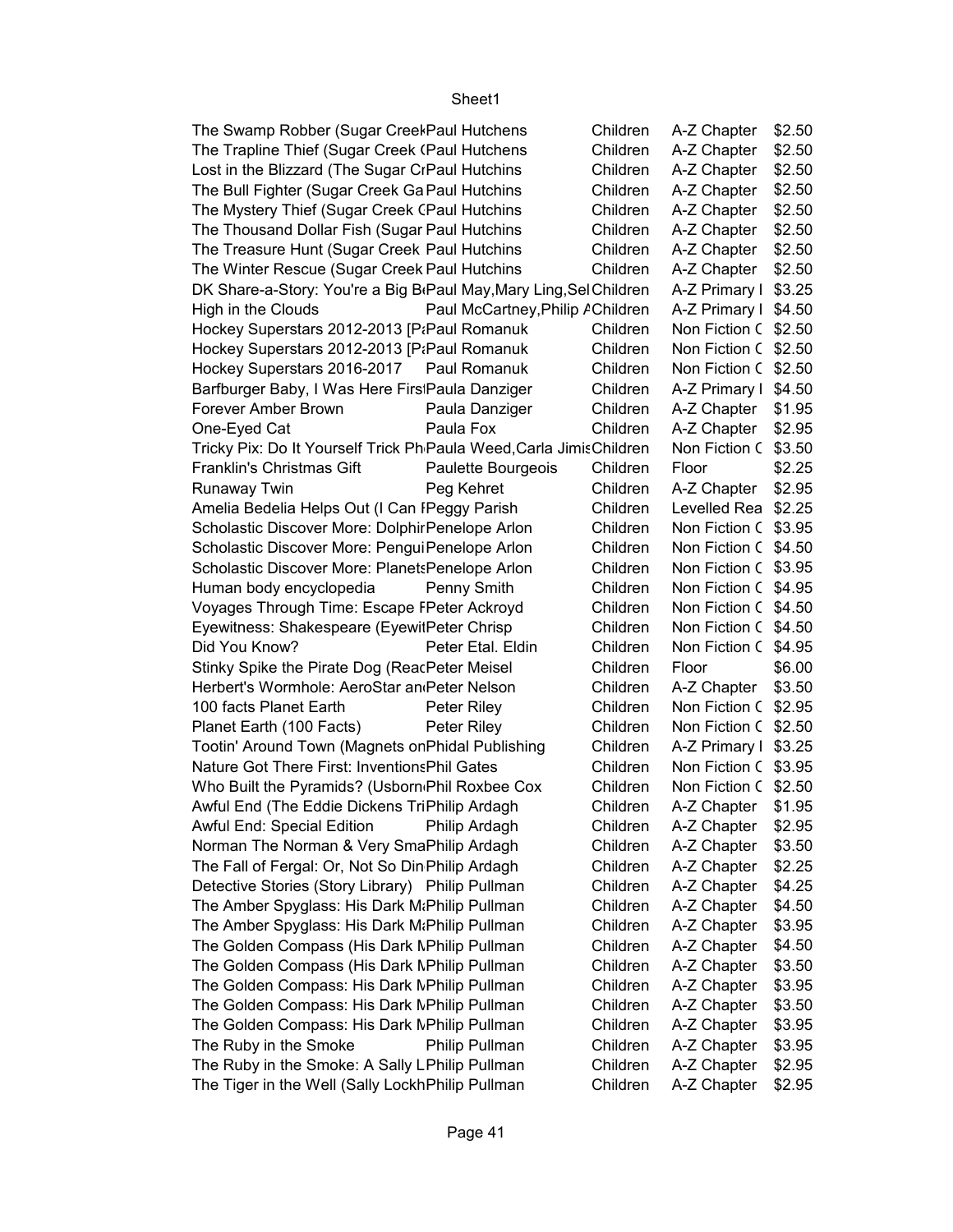Sheet1

| | | | | |
|---|---|---|---|---|
| The Swamp Robber (Sugar Creek | Paul Hutchens | Children | A-Z Chapter | $2.50 |
| The Trapline Thief (Sugar Creek ( | Paul Hutchens | Children | A-Z Chapter | $2.50 |
| Lost in the Blizzard (The Sugar Cr | Paul Hutchins | Children | A-Z Chapter | $2.50 |
| The Bull Fighter (Sugar Creek Ga | Paul Hutchins | Children | A-Z Chapter | $2.50 |
| The Mystery Thief (Sugar Creek ( | Paul Hutchins | Children | A-Z Chapter | $2.50 |
| The Thousand Dollar Fish (Sugar | Paul Hutchins | Children | A-Z Chapter | $2.50 |
| The Treasure Hunt (Sugar Creek | Paul Hutchins | Children | A-Z Chapter | $2.50 |
| The Winter Rescue (Sugar Creek | Paul Hutchins | Children | A-Z Chapter | $2.50 |
| DK Share-a-Story: You're a Big B | Paul May,Mary Ling,Sel | Children | A-Z Primary I | $3.25 |
| High in the Clouds | Paul McCartney,Philip A | Children | A-Z Primary I | $4.50 |
| Hockey Superstars 2012-2013 [P | Paul Romanuk | Children | Non Fiction C | $2.50 |
| Hockey Superstars 2012-2013 [P | Paul Romanuk | Children | Non Fiction C | $2.50 |
| Hockey Superstars 2016-2017 | Paul Romanuk | Children | Non Fiction C | $2.50 |
| Barfburger Baby, I Was Here First | Paula Danziger | Children | A-Z Primary I | $4.50 |
| Forever Amber Brown | Paula Danziger | Children | A-Z Chapter | $1.95 |
| One-Eyed Cat | Paula Fox | Children | A-Z Chapter | $2.95 |
| Tricky Pix: Do It Yourself Trick Ph | Paula Weed,Carla Jimis | Children | Non Fiction C | $3.50 |
| Franklin's Christmas Gift | Paulette Bourgeois | Children | Floor | $2.25 |
| Runaway Twin | Peg Kehret | Children | A-Z Chapter | $2.95 |
| Amelia Bedelia Helps Out (I Can F | Peggy Parish | Children | Levelled Rea | $2.25 |
| Scholastic Discover More: Dolphir | Penelope Arlon | Children | Non Fiction C | $3.95 |
| Scholastic Discover More: Pengui | Penelope Arlon | Children | Non Fiction C | $4.50 |
| Scholastic Discover More: Planets | Penelope Arlon | Children | Non Fiction C | $3.95 |
| Human body encyclopedia | Penny Smith | Children | Non Fiction C | $4.95 |
| Voyages Through Time: Escape F | Peter Ackroyd | Children | Non Fiction C | $4.50 |
| Eyewitness: Shakespeare (Eyewit | Peter Chrisp | Children | Non Fiction C | $4.50 |
| Did You Know? | Peter Etal. Eldin | Children | Non Fiction C | $4.95 |
| Stinky Spike the Pirate Dog (Reac | Peter Meisel | Children | Floor | $6.00 |
| Herbert's Wormhole: AeroStar and | Peter Nelson | Children | A-Z Chapter | $3.50 |
| 100 facts Planet Earth | Peter Riley | Children | Non Fiction C | $2.95 |
| Planet Earth (100 Facts) | Peter Riley | Children | Non Fiction C | $2.50 |
| Tootin' Around Town (Magnets on | Phidal Publishing | Children | A-Z Primary I | $3.25 |
| Nature Got There First: Inventions | Phil Gates | Children | Non Fiction C | $3.95 |
| Who Built the Pyramids? (Usborn | Phil Roxbee Cox | Children | Non Fiction C | $2.50 |
| Awful End (The Eddie Dickens Tri | Philip Ardagh | Children | A-Z Chapter | $1.95 |
| Awful End: Special Edition | Philip Ardagh | Children | A-Z Chapter | $2.95 |
| Norman The Norman & Very Sma | Philip Ardagh | Children | A-Z Chapter | $3.50 |
| The Fall of Fergal: Or, Not So Din | Philip Ardagh | Children | A-Z Chapter | $2.25 |
| Detective Stories (Story Library) | Philip Pullman | Children | A-Z Chapter | $4.25 |
| The Amber Spyglass: His Dark Ma | Philip Pullman | Children | A-Z Chapter | $4.50 |
| The Amber Spyglass: His Dark Ma | Philip Pullman | Children | A-Z Chapter | $3.95 |
| The Golden Compass (His Dark M | Philip Pullman | Children | A-Z Chapter | $4.50 |
| The Golden Compass (His Dark M | Philip Pullman | Children | A-Z Chapter | $3.50 |
| The Golden Compass: His Dark M | Philip Pullman | Children | A-Z Chapter | $3.95 |
| The Golden Compass: His Dark M | Philip Pullman | Children | A-Z Chapter | $3.50 |
| The Golden Compass: His Dark M | Philip Pullman | Children | A-Z Chapter | $3.95 |
| The Ruby in the Smoke | Philip Pullman | Children | A-Z Chapter | $3.95 |
| The Ruby in the Smoke: A Sally L | Philip Pullman | Children | A-Z Chapter | $2.95 |
| The Tiger in the Well (Sally Lockh | Philip Pullman | Children | A-Z Chapter | $2.95 |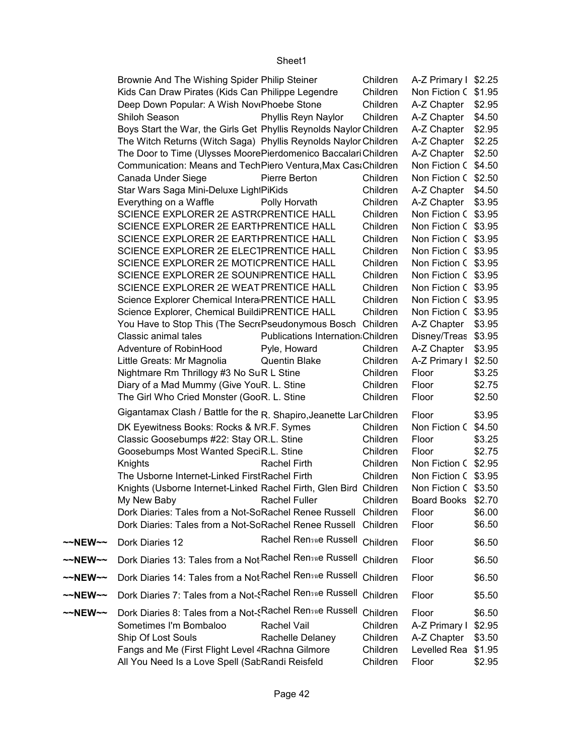| | | | | | |
|---|---|---|---|---|---|
| | Brownie And The Wishing Spider | Philip Steiner | Children | A-Z Primary I | $2.25 |
| | Kids Can Draw Pirates (Kids Can | Philippe Legendre | Children | Non Fiction C | $1.95 |
| | Deep Down Popular: A Wish Nov | Phoebe Stone | Children | A-Z Chapter | $2.95 |
| | Shiloh Season | Phyllis Reyn Naylor | Children | A-Z Chapter | $4.50 |
| | Boys Start the War, the Girls Get | Phyllis Reynolds Naylor | Children | A-Z Chapter | $2.95 |
| | The Witch Returns (Witch Saga) | Phyllis Reynolds Naylor | Children | A-Z Chapter | $2.25 |
| | The Door to Time (Ulysses Moore | Pierdomenico Baccalari | Children | A-Z Chapter | $2.50 |
| | Communication: Means and Tech | Piero Ventura,Max Cas | Children | Non Fiction C | $4.50 |
| | Canada Under Siege | Pierre Berton | Children | Non Fiction C | $2.50 |
| | Star Wars Saga Mini-Deluxe Light | PiKids | Children | A-Z Chapter | $4.50 |
| | Everything on a Waffle | Polly Horvath | Children | A-Z Chapter | $3.95 |
| | SCIENCE EXPLORER 2E ASTR | PRENTICE HALL | Children | Non Fiction C | $3.95 |
| | SCIENCE EXPLORER 2E EARTI | PRENTICE HALL | Children | Non Fiction C | $3.95 |
| | SCIENCE EXPLORER 2E EARTI | PRENTICE HALL | Children | Non Fiction C | $3.95 |
| | SCIENCE EXPLORER 2E ELECT | PRENTICE HALL | Children | Non Fiction C | $3.95 |
| | SCIENCE EXPLORER 2E MOTIC | PRENTICE HALL | Children | Non Fiction C | $3.95 |
| | SCIENCE EXPLORER 2E SOUNI | PRENTICE HALL | Children | Non Fiction C | $3.95 |
| | SCIENCE EXPLORER 2E WEAT | PRENTICE HALL | Children | Non Fiction C | $3.95 |
| | Science Explorer Chemical Intera | PRENTICE HALL | Children | Non Fiction C | $3.95 |
| | Science Explorer, Chemical Buildi | PRENTICE HALL | Children | Non Fiction C | $3.95 |
| | You Have to Stop This (The Secr | Pseudonymous Bosch | Children | A-Z Chapter | $3.95 |
| | Classic animal tales | Publications Internation | Children | Disney/Treas | $3.95 |
| | Adventure of RobinHood | Pyle, Howard | Children | A-Z Chapter | $3.95 |
| | Little Greats: Mr Magnolia | Quentin Blake | Children | A-Z Primary I | $2.50 |
| | Nightmare Rm Thrillogy #3 No Su | R L Stine | Children | Floor | $3.25 |
| | Diary of a Mad Mummy (Give You | R. L. Stine | Children | Floor | $2.75 |
| | The Girl Who Cried Monster (Goo | R. L. Stine | Children | Floor | $2.50 |
| | Gigantamax Clash / Battle for the | R. Shapiro,Jeanette Lar | Children | Floor | $3.95 |
| | DK Eyewitness Books: Rocks & M | R.F. Symes | Children | Non Fiction C | $4.50 |
| | Classic Goosebumps #22: Stay O | R.L. Stine | Children | Floor | $3.25 |
| | Goosebumps Most Wanted Speci | R.L. Stine | Children | Floor | $2.75 |
| | Knights | Rachel Firth | Children | Non Fiction C | $2.95 |
| | The Usborne Internet-Linked First | Rachel Firth | Children | Non Fiction C | $3.95 |
| | Knights (Usborne Internet-Linked | Rachel Firth, Glen Bird | Children | Non Fiction C | $3.50 |
| | My New Baby | Rachel Fuller | Children | Board Books | $2.70 |
| | Dork Diaries: Tales from a Not-So | Rachel Renee Russell | Children | Floor | $6.00 |
| | Dork Diaries: Tales from a Not-So | Rachel Renee Russell | Children | Floor | $6.50 |
| ~~NEW~~ | Dork Diaries 12 | Rachel Ren e Russell | Children | Floor | $6.50 |
| ~~NEW~~ | Dork Diaries 13: Tales from a Not | Rachel Ren e Russell | Children | Floor | $6.50 |
| ~~NEW~~ | Dork Diaries 14: Tales from a Not | Rachel Ren e Russell | Children | Floor | $6.50 |
| ~~NEW~~ | Dork Diaries 7: Tales from a Not-S | Rachel Ren e Russell | Children | Floor | $5.50 |
| ~~NEW~~ | Dork Diaries 8: Tales from a Not-S | Rachel Ren e Russell | Children | Floor | $6.50 |
| | Sometimes I'm Bombaloo | Rachel Vail | Children | A-Z Primary I | $2.95 |
| | Ship Of Lost Souls | Rachelle Delaney | Children | A-Z Chapter | $3.50 |
| | Fangs and Me (First Flight Level 4 | Rachna Gilmore | Children | Levelled Rea | $1.95 |
| | All You Need Is a Love Spell (Sab | Randi Reisfeld | Children | Floor | $2.95 |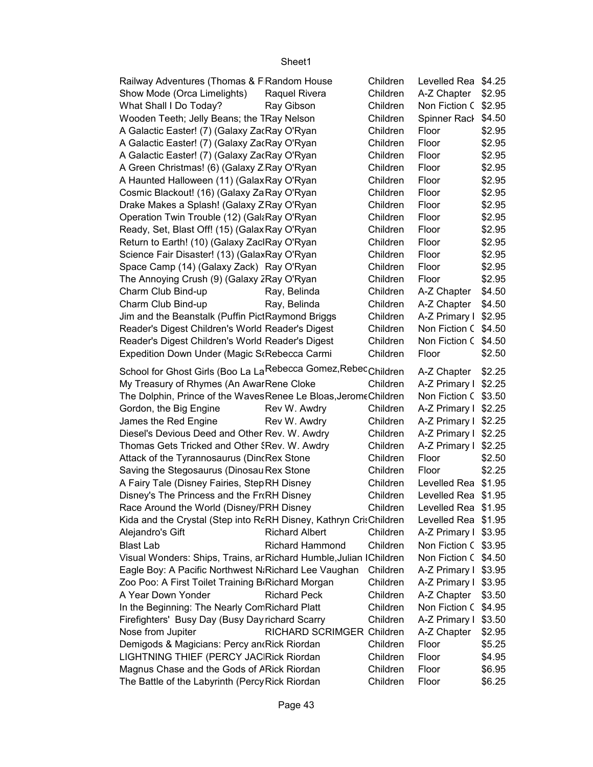| | | | | |
|---|---|---|---|---|
| Railway Adventures (Thomas & F | Random House | Children | Levelled Rea | $4.25 |
| Show Mode (Orca Limelights) | Raquel Rivera | Children | A-Z Chapter | $2.95 |
| What Shall I Do Today? | Ray Gibson | Children | Non Fiction C | $2.95 |
| Wooden Teeth; Jelly Beans; the T | Ray Nelson | Children | Spinner Rack | $4.50 |
| A Galactic Easter! (7) (Galaxy Zac | Ray O'Ryan | Children | Floor | $2.95 |
| A Galactic Easter! (7) (Galaxy Zac | Ray O'Ryan | Children | Floor | $2.95 |
| A Galactic Easter! (7) (Galaxy Zac | Ray O'Ryan | Children | Floor | $2.95 |
| A Green Christmas! (6) (Galaxy Z | Ray O'Ryan | Children | Floor | $2.95 |
| A Haunted Halloween (11) (Galax | Ray O'Ryan | Children | Floor | $2.95 |
| Cosmic Blackout! (16) (Galaxy Za | Ray O'Ryan | Children | Floor | $2.95 |
| Drake Makes a Splash! (Galaxy Z | Ray O'Ryan | Children | Floor | $2.95 |
| Operation Twin Trouble (12) (Gala | Ray O'Ryan | Children | Floor | $2.95 |
| Ready, Set, Blast Off! (15) (Galax | Ray O'Ryan | Children | Floor | $2.95 |
| Return to Earth! (10) (Galaxy Zac | Ray O'Ryan | Children | Floor | $2.95 |
| Science Fair Disaster! (13) (Galax | Ray O'Ryan | Children | Floor | $2.95 |
| Space Camp (14) (Galaxy Zack) | Ray O'Ryan | Children | Floor | $2.95 |
| The Annoying Crush (9) (Galaxy Z | Ray O'Ryan | Children | Floor | $2.95 |
| Charm Club Bind-up | Ray, Belinda | Children | A-Z Chapter | $4.50 |
| Charm Club Bind-up | Ray, Belinda | Children | A-Z Chapter | $4.50 |
| Jim and the Beanstalk (Puffin Pict | Raymond Briggs | Children | A-Z Primary I | $2.95 |
| Reader's Digest Children's World | Reader's Digest | Children | Non Fiction C | $4.50 |
| Reader's Digest Children's World | Reader's Digest | Children | Non Fiction C | $4.50 |
| Expedition Down Under (Magic Sc | Rebecca Carmi | Children | Floor | $2.50 |
| School for Ghost Girls (Boo La La | Rebecca Gomez,Rebec | Children | A-Z Chapter | $2.25 |
| My Treasury of Rhymes (An Awar | Rene Cloke | Children | A-Z Primary I | $2.25 |
| The Dolphin, Prince of the Waves | Renee Le Bloas,Jerome | Children | Non Fiction C | $3.50 |
| Gordon, the Big Engine | Rev W. Awdry | Children | A-Z Primary I | $2.25 |
| James the Red Engine | Rev W. Awdry | Children | A-Z Primary I | $2.25 |
| Diesel's Devious Deed and Other | Rev. W. Awdry | Children | A-Z Primary I | $2.25 |
| Thomas Gets Tricked and Other S | Rev. W. Awdry | Children | A-Z Primary I | $2.25 |
| Attack of the Tyrannosaurus (Din | Rex Stone | Children | Floor | $2.50 |
| Saving the Stegosaurus (Dinosau | Rex Stone | Children | Floor | $2.25 |
| A Fairy Tale (Disney Fairies, Step | RH Disney | Children | Levelled Rea | $1.95 |
| Disney's The Princess and the Fr | RH Disney | Children | Levelled Rea | $1.95 |
| Race Around the World (Disney/P | RH Disney | Children | Levelled Rea | $1.95 |
| Kida and the Crystal (Step into Re | RH Disney, Kathryn Cris | Children | Levelled Rea | $1.95 |
| Alejandro's Gift | Richard Albert | Children | A-Z Primary I | $3.95 |
| Blast Lab | Richard Hammond | Children | Non Fiction C | $3.95 |
| Visual Wonders: Ships, Trains, ar | Richard Humble,Julian I | Children | Non Fiction C | $4.50 |
| Eagle Boy: A Pacific Northwest N | Richard Lee Vaughan | Children | A-Z Primary I | $3.95 |
| Zoo Poo: A First Toilet Training B | Richard Morgan | Children | A-Z Primary I | $3.95 |
| A Year Down Yonder | Richard Peck | Children | A-Z Chapter | $3.50 |
| In the Beginning: The Nearly Com | Richard Platt | Children | Non Fiction C | $4.95 |
| Firefighters' Busy Day (Busy Day | richard Scarry | Children | A-Z Primary I | $3.50 |
| Nose from Jupiter | RICHARD SCRIMGER | Children | A-Z Chapter | $2.95 |
| Demigods & Magicians: Percy an | Rick Riordan | Children | Floor | $5.25 |
| LIGHTNING THIEF (PERCY JAC | Rick Riordan | Children | Floor | $4.95 |
| Magnus Chase and the Gods of A | Rick Riordan | Children | Floor | $6.95 |
| The Battle of the Labyrinth (Percy | Rick Riordan | Children | Floor | $6.25 |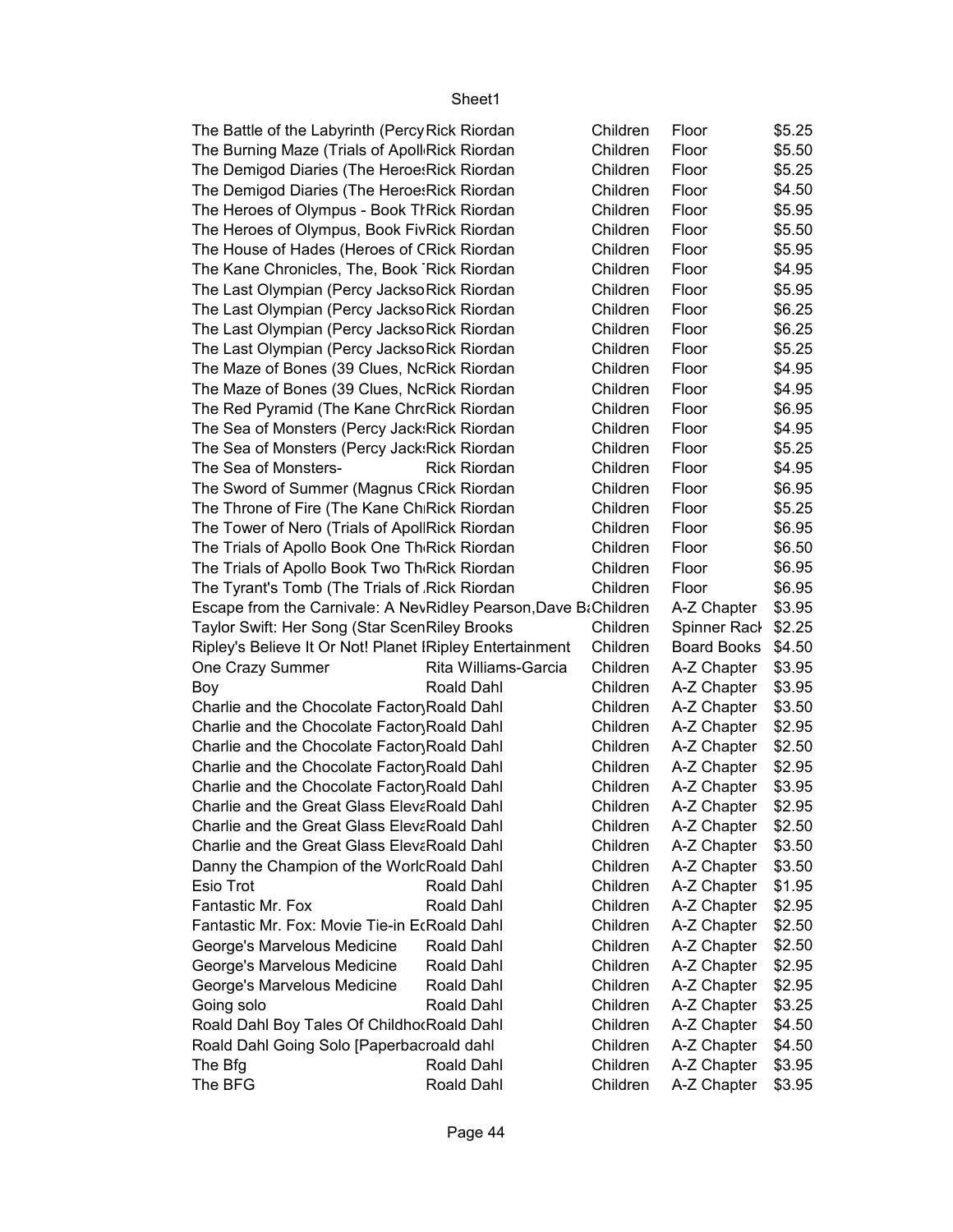| | | | | |
|---|---|---|---|---|
| The Battle of the Labyrinth (Percy | Rick Riordan | Children | Floor | $5.25 |
| The Burning Maze (Trials of Apoll | Rick Riordan | Children | Floor | $5.50 |
| The Demigod Diaries (The Heroes | Rick Riordan | Children | Floor | $5.25 |
| The Demigod Diaries (The Heroes | Rick Riordan | Children | Floor | $4.50 |
| The Heroes of Olympus - Book Th | Rick Riordan | Children | Floor | $5.95 |
| The Heroes of Olympus, Book Fiv | Rick Riordan | Children | Floor | $5.50 |
| The House of Hades (Heroes of C | Rick Riordan | Children | Floor | $5.95 |
| The Kane Chronicles, The, Book T | Rick Riordan | Children | Floor | $4.95 |
| The Last Olympian (Percy Jackso | Rick Riordan | Children | Floor | $5.95 |
| The Last Olympian (Percy Jackso | Rick Riordan | Children | Floor | $6.25 |
| The Last Olympian (Percy Jackso | Rick Riordan | Children | Floor | $6.25 |
| The Last Olympian (Percy Jackso | Rick Riordan | Children | Floor | $5.25 |
| The Maze of Bones (39 Clues, No | Rick Riordan | Children | Floor | $4.95 |
| The Maze of Bones (39 Clues, No | Rick Riordan | Children | Floor | $4.95 |
| The Red Pyramid (The Kane Chro | Rick Riordan | Children | Floor | $6.95 |
| The Sea of Monsters (Percy Jacks | Rick Riordan | Children | Floor | $4.95 |
| The Sea of Monsters (Percy Jacks | Rick Riordan | Children | Floor | $5.25 |
| The Sea of Monsters- | Rick Riordan | Children | Floor | $4.95 |
| The Sword of Summer (Magnus C | Rick Riordan | Children | Floor | $6.95 |
| The Throne of Fire (The Kane Ch | Rick Riordan | Children | Floor | $5.25 |
| The Tower of Nero (Trials of Apoll | Rick Riordan | Children | Floor | $6.95 |
| The Trials of Apollo Book One Th | Rick Riordan | Children | Floor | $6.50 |
| The Trials of Apollo Book Two Th | Rick Riordan | Children | Floor | $6.95 |
| The Tyrant's Tomb (The Trials of A | Rick Riordan | Children | Floor | $6.95 |
| Escape from the Carnivale: A Nev | Ridley Pearson,Dave Ba | Children | A-Z Chapter | $3.95 |
| Taylor Swift: Her Song (Star Scen | Riley Brooks | Children | Spinner Rack | $2.25 |
| Ripley's Believe It Or Not! Planet | Ripley Entertainment | Children | Board Books | $4.50 |
| One Crazy Summer | Rita Williams-Garcia | Children | A-Z Chapter | $3.95 |
| Boy | Roald Dahl | Children | A-Z Chapter | $3.95 |
| Charlie and the Chocolate Factory | Roald Dahl | Children | A-Z Chapter | $3.50 |
| Charlie and the Chocolate Factory | Roald Dahl | Children | A-Z Chapter | $2.95 |
| Charlie and the Chocolate Factory | Roald Dahl | Children | A-Z Chapter | $2.50 |
| Charlie and the Chocolate Factory | Roald Dahl | Children | A-Z Chapter | $2.95 |
| Charlie and the Chocolate Factory | Roald Dahl | Children | A-Z Chapter | $3.95 |
| Charlie and the Great Glass Eleva | Roald Dahl | Children | A-Z Chapter | $2.95 |
| Charlie and the Great Glass Eleva | Roald Dahl | Children | A-Z Chapter | $2.50 |
| Charlie and the Great Glass Eleva | Roald Dahl | Children | A-Z Chapter | $3.50 |
| Danny the Champion of the World | Roald Dahl | Children | A-Z Chapter | $3.50 |
| Esio Trot | Roald Dahl | Children | A-Z Chapter | $1.95 |
| Fantastic Mr. Fox | Roald Dahl | Children | A-Z Chapter | $2.95 |
| Fantastic Mr. Fox: Movie Tie-in E | Roald Dahl | Children | A-Z Chapter | $2.50 |
| George's Marvelous Medicine | Roald Dahl | Children | A-Z Chapter | $2.50 |
| George's Marvelous Medicine | Roald Dahl | Children | A-Z Chapter | $2.95 |
| George's Marvelous Medicine | Roald Dahl | Children | A-Z Chapter | $2.95 |
| Going solo | Roald Dahl | Children | A-Z Chapter | $3.25 |
| Roald Dahl Boy Tales Of Childho | Roald Dahl | Children | A-Z Chapter | $4.50 |
| Roald Dahl Going Solo [Paperbac | roald dahl | Children | A-Z Chapter | $4.50 |
| The Bfg | Roald Dahl | Children | A-Z Chapter | $3.95 |
| The BFG | Roald Dahl | Children | A-Z Chapter | $3.95 |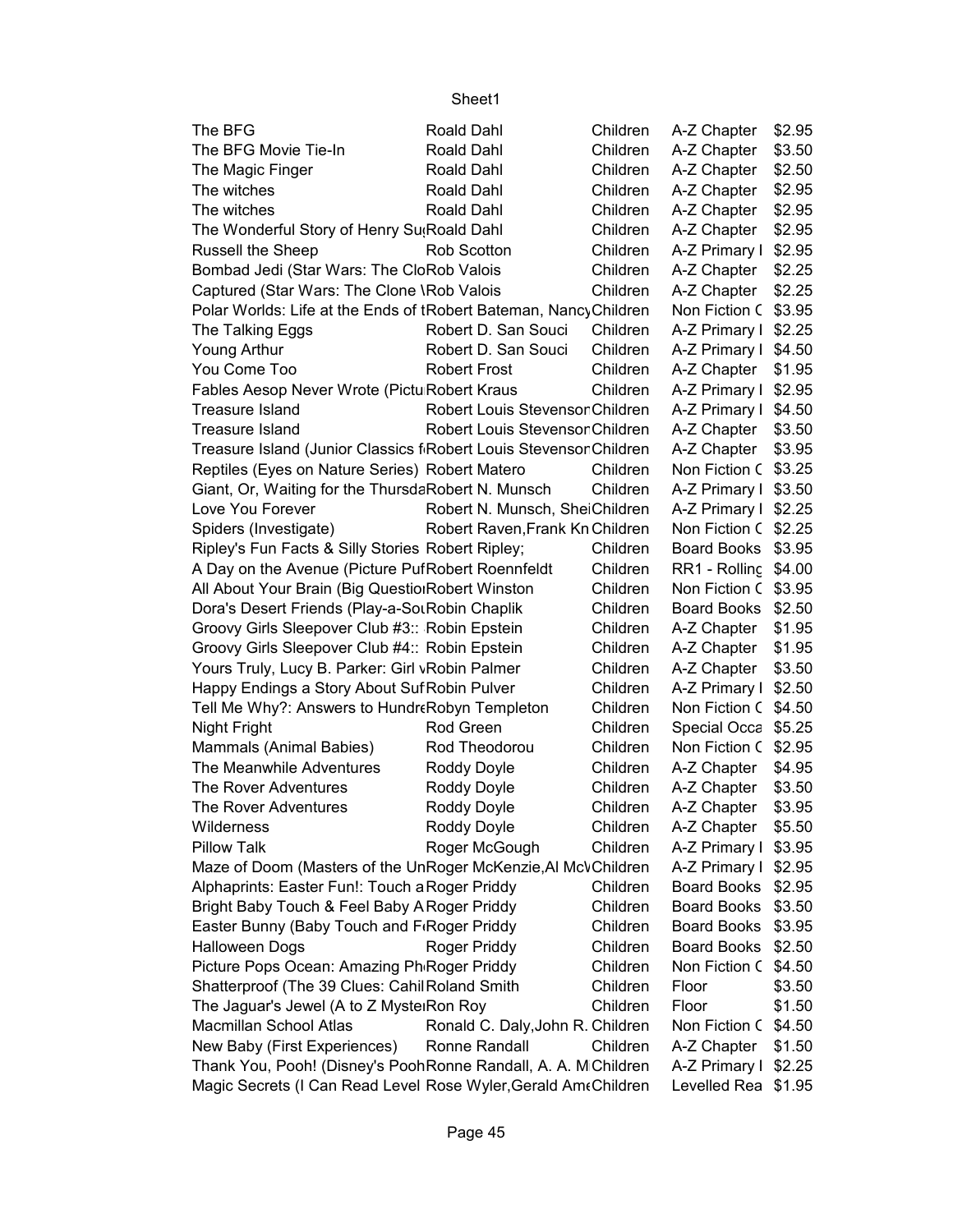| | | | | |
|---|---|---|---|---|
| The BFG | Roald Dahl | Children | A-Z Chapter | $2.95 |
| The BFG Movie Tie-In | Roald Dahl | Children | A-Z Chapter | $3.50 |
| The Magic Finger | Roald Dahl | Children | A-Z Chapter | $2.50 |
| The witches | Roald Dahl | Children | A-Z Chapter | $2.95 |
| The witches | Roald Dahl | Children | A-Z Chapter | $2.95 |
| The Wonderful Story of Henry Su | Roald Dahl | Children | A-Z Chapter | $2.95 |
| Russell the Sheep | Rob Scotton | Children | A-Z Primary I | $2.95 |
| Bombad Jedi (Star Wars: The Clo | Rob Valois | Children | A-Z Chapter | $2.25 |
| Captured (Star Wars: The Clone \ | Rob Valois | Children | A-Z Chapter | $2.25 |
| Polar Worlds: Life at the Ends of t | Robert Bateman, Nancy | Children | Non Fiction C | $3.95 |
| The Talking Eggs | Robert D. San Souci | Children | A-Z Primary I | $2.25 |
| Young Arthur | Robert D. San Souci | Children | A-Z Primary I | $4.50 |
| You Come Too | Robert Frost | Children | A-Z Chapter | $1.95 |
| Fables Aesop Never Wrote (Pictu | Robert Kraus | Children | A-Z Primary I | $2.95 |
| Treasure Island | Robert Louis Stevenson | Children | A-Z Primary I | $4.50 |
| Treasure Island | Robert Louis Stevenson | Children | A-Z Chapter | $3.50 |
| Treasure Island (Junior Classics f | Robert Louis Stevenson | Children | A-Z Chapter | $3.95 |
| Reptiles (Eyes on Nature Series) | Robert Matero | Children | Non Fiction C | $3.25 |
| Giant, Or, Waiting for the Thursda | Robert N. Munsch | Children | A-Z Primary I | $3.50 |
| Love You Forever | Robert N. Munsch, Shei | Children | A-Z Primary I | $2.25 |
| Spiders (Investigate) | Robert Raven,Frank Kn | Children | Non Fiction C | $2.25 |
| Ripley's Fun Facts & Silly Stories | Robert Ripley; | Children | Board Books | $3.95 |
| A Day on the Avenue (Picture Puf | Robert Roennfeldt | Children | RR1 - Rolling | $4.00 |
| All About Your Brain (Big Questio | Robert Winston | Children | Non Fiction C | $3.95 |
| Dora's Desert Friends (Play-a-So | Robin Chaplik | Children | Board Books | $2.50 |
| Groovy Girls Sleepover Club #3:: | Robin Epstein | Children | A-Z Chapter | $1.95 |
| Groovy Girls Sleepover Club #4:: | Robin Epstein | Children | A-Z Chapter | $1.95 |
| Yours Truly, Lucy B. Parker: Girl v | Robin Palmer | Children | A-Z Chapter | $3.50 |
| Happy Endings a Story About Suf | Robin Pulver | Children | A-Z Primary I | $2.50 |
| Tell Me Why?: Answers to Hundre | Robyn Templeton | Children | Non Fiction C | $4.50 |
| Night Fright | Rod Green | Children | Special Occa | $5.25 |
| Mammals (Animal Babies) | Rod Theodorou | Children | Non Fiction C | $2.95 |
| The Meanwhile Adventures | Roddy Doyle | Children | A-Z Chapter | $4.95 |
| The Rover Adventures | Roddy Doyle | Children | A-Z Chapter | $3.50 |
| The Rover Adventures | Roddy Doyle | Children | A-Z Chapter | $3.95 |
| Wilderness | Roddy Doyle | Children | A-Z Chapter | $5.50 |
| Pillow Talk | Roger McGough | Children | A-Z Primary I | $3.95 |
| Maze of Doom (Masters of the Un | Roger McKenzie,Al McV | Children | A-Z Primary I | $2.95 |
| Alphaprints: Easter Fun!: Touch a | Roger Priddy | Children | Board Books | $2.95 |
| Bright Baby Touch & Feel Baby A | Roger Priddy | Children | Board Books | $3.50 |
| Easter Bunny (Baby Touch and F | Roger Priddy | Children | Board Books | $3.95 |
| Halloween Dogs | Roger Priddy | Children | Board Books | $2.50 |
| Picture Pops Ocean: Amazing Ph | Roger Priddy | Children | Non Fiction C | $4.50 |
| Shatterproof (The 39 Clues: Cahil | Roland Smith | Children | Floor | $3.50 |
| The Jaguar's Jewel (A to Z Myste | Ron Roy | Children | Floor | $1.50 |
| Macmillan School Atlas | Ronald C. Daly,John R. | Children | Non Fiction C | $4.50 |
| New Baby (First Experiences) | Ronne Randall | Children | A-Z Chapter | $1.50 |
| Thank You, Pooh! (Disney's Pooh | Ronne Randall, A. A. M | Children | A-Z Primary I | $2.25 |
| Magic Secrets (I Can Read Level | Rose Wyler,Gerald Ame | Children | Levelled Rea | $1.95 |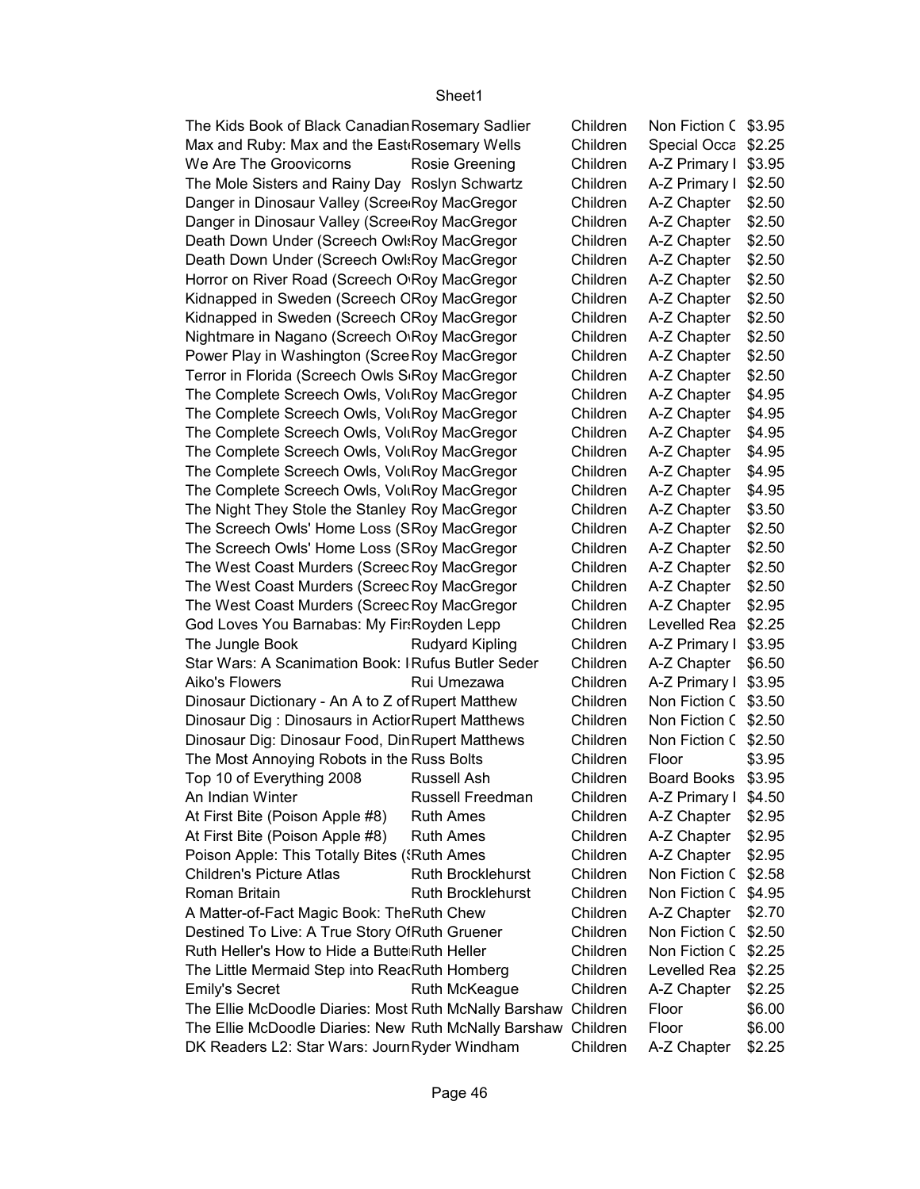| | | | | |
|---|---|---|---|---|
| The Kids Book of Black Canadian | Rosemary Sadlier | Children | Non Fiction C | $3.95 |
| Max and Ruby: Max and the East | Rosemary Wells | Children | Special Occa | $2.25 |
| We Are The Groovicorns | Rosie Greening | Children | A-Z Primary I | $3.95 |
| The Mole Sisters and Rainy Day | Roslyn Schwartz | Children | A-Z Primary I | $2.50 |
| Danger in Dinosaur Valley (Scree | Roy MacGregor | Children | A-Z Chapter | $2.50 |
| Danger in Dinosaur Valley (Scree | Roy MacGregor | Children | A-Z Chapter | $2.50 |
| Death Down Under (Screech Owls | Roy MacGregor | Children | A-Z Chapter | $2.50 |
| Death Down Under (Screech Owls | Roy MacGregor | Children | A-Z Chapter | $2.50 |
| Horror on River Road (Screech O | Roy MacGregor | Children | A-Z Chapter | $2.50 |
| Kidnapped in Sweden (Screech C | Roy MacGregor | Children | A-Z Chapter | $2.50 |
| Kidnapped in Sweden (Screech C | Roy MacGregor | Children | A-Z Chapter | $2.50 |
| Nightmare in Nagano (Screech O | Roy MacGregor | Children | A-Z Chapter | $2.50 |
| Power Play in Washington (Scree | Roy MacGregor | Children | A-Z Chapter | $2.50 |
| Terror in Florida (Screech Owls S | Roy MacGregor | Children | A-Z Chapter | $2.50 |
| The Complete Screech Owls, Vol | Roy MacGregor | Children | A-Z Chapter | $4.95 |
| The Complete Screech Owls, Vol | Roy MacGregor | Children | A-Z Chapter | $4.95 |
| The Complete Screech Owls, Vol | Roy MacGregor | Children | A-Z Chapter | $4.95 |
| The Complete Screech Owls, Vol | Roy MacGregor | Children | A-Z Chapter | $4.95 |
| The Complete Screech Owls, Vol | Roy MacGregor | Children | A-Z Chapter | $4.95 |
| The Complete Screech Owls, Vol | Roy MacGregor | Children | A-Z Chapter | $4.95 |
| The Night They Stole the Stanley | Roy MacGregor | Children | A-Z Chapter | $3.50 |
| The Screech Owls' Home Loss (S | Roy MacGregor | Children | A-Z Chapter | $2.50 |
| The Screech Owls' Home Loss (S | Roy MacGregor | Children | A-Z Chapter | $2.50 |
| The West Coast Murders (Screec | Roy MacGregor | Children | A-Z Chapter | $2.50 |
| The West Coast Murders (Screec | Roy MacGregor | Children | A-Z Chapter | $2.50 |
| The West Coast Murders (Screec | Roy MacGregor | Children | A-Z Chapter | $2.95 |
| God Loves You Barnabas: My Firs | Royden Lepp | Children | Levelled Rea | $2.25 |
| The Jungle Book | Rudyard Kipling | Children | A-Z Primary I | $3.95 |
| Star Wars: A Scanimation Book: I | Rufus Butler Seder | Children | A-Z Chapter | $6.50 |
| Aiko's Flowers | Rui Umezawa | Children | A-Z Primary I | $3.95 |
| Dinosaur Dictionary - An A to Z of | Rupert Matthew | Children | Non Fiction C | $3.50 |
| Dinosaur Dig : Dinosaurs in Actior | Rupert Matthews | Children | Non Fiction C | $2.50 |
| Dinosaur Dig: Dinosaur Food, Din | Rupert Matthews | Children | Non Fiction C | $2.50 |
| The Most Annoying Robots in the | Russ Bolts | Children | Floor | $3.95 |
| Top 10 of Everything 2008 | Russell Ash | Children | Board Books | $3.95 |
| An Indian Winter | Russell Freedman | Children | A-Z Primary I | $4.50 |
| At First Bite (Poison Apple #8) | Ruth Ames | Children | A-Z Chapter | $2.95 |
| At First Bite (Poison Apple #8) | Ruth Ames | Children | A-Z Chapter | $2.95 |
| Poison Apple: This Totally Bites (S | Ruth Ames | Children | A-Z Chapter | $2.95 |
| Children's Picture Atlas | Ruth Brocklehurst | Children | Non Fiction C | $2.58 |
| Roman Britain | Ruth Brocklehurst | Children | Non Fiction C | $4.95 |
| A Matter-of-Fact Magic Book: The | Ruth Chew | Children | A-Z Chapter | $2.70 |
| Destined To Live: A True Story Of | Ruth Gruener | Children | Non Fiction C | $2.50 |
| Ruth Heller's How to Hide a Butte | Ruth Heller | Children | Non Fiction C | $2.25 |
| The Little Mermaid Step into Reac | Ruth Homberg | Children | Levelled Rea | $2.25 |
| Emily's Secret | Ruth McKeague | Children | A-Z Chapter | $2.25 |
| The Ellie McDoodle Diaries: Most | Ruth McNally Barshaw | Children | Floor | $6.00 |
| The Ellie McDoodle Diaries: New | Ruth McNally Barshaw | Children | Floor | $6.00 |
| DK Readers L2: Star Wars: Journ | Ryder Windham | Children | A-Z Chapter | $2.25 |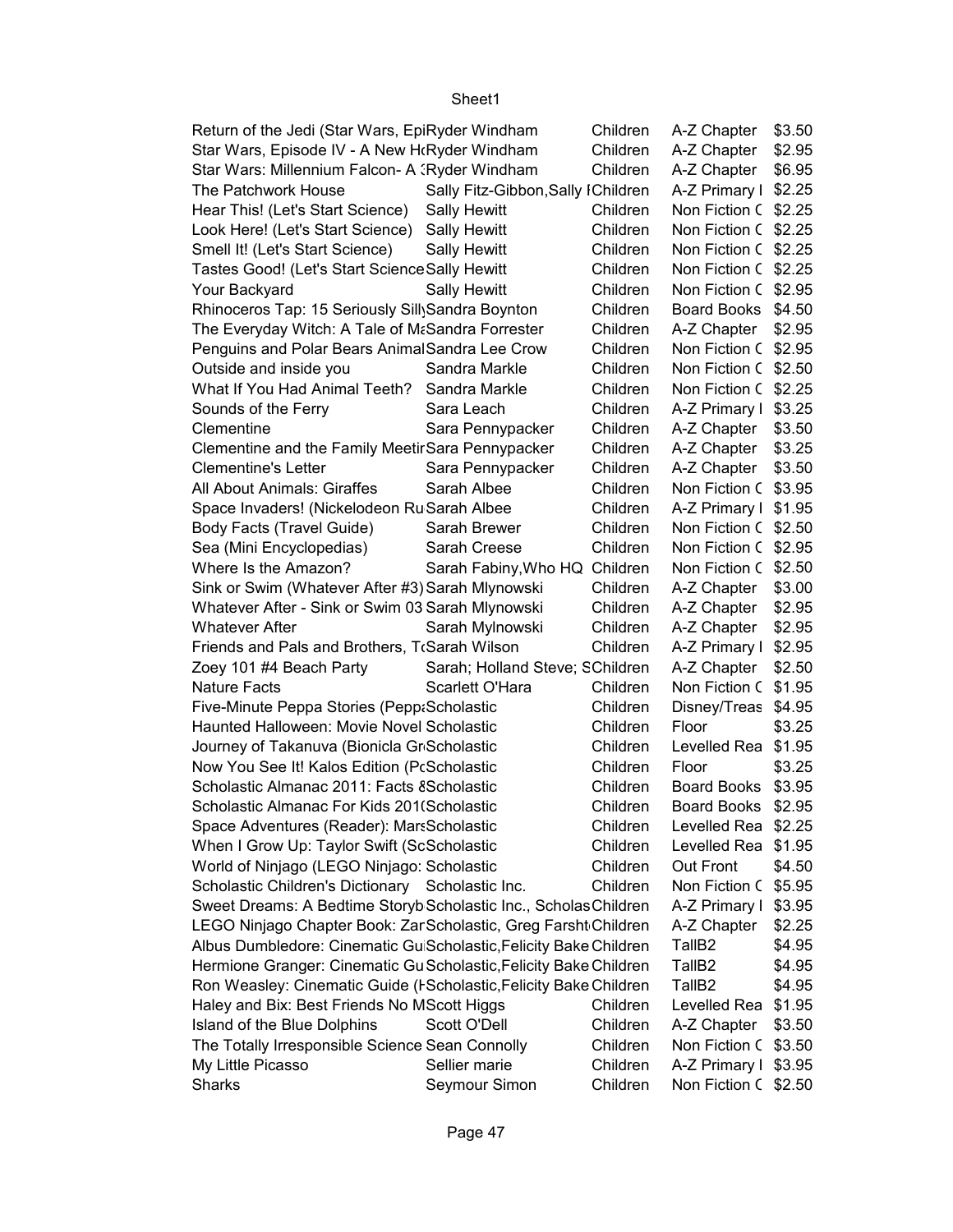| | | | | |
|---|---|---|---|---|
| Return of the Jedi (Star Wars, Epi | Ryder Windham | Children | A-Z Chapter | $3.50 |
| Star Wars, Episode IV - A New H | Ryder Windham | Children | A-Z Chapter | $2.95 |
| Star Wars: Millennium Falcon- A | Ryder Windham | Children | A-Z Chapter | $6.95 |
| The Patchwork House | Sally Fitz-Gibbon,Sally I | Children | A-Z Primary I | $2.25 |
| Hear This! (Let's Start Science) | Sally Hewitt | Children | Non Fiction C | $2.25 |
| Look Here! (Let's Start Science) | Sally Hewitt | Children | Non Fiction C | $2.25 |
| Smell It! (Let's Start Science) | Sally Hewitt | Children | Non Fiction C | $2.25 |
| Tastes Good! (Let's Start Science | Sally Hewitt | Children | Non Fiction C | $2.25 |
| Your Backyard | Sally Hewitt | Children | Non Fiction C | $2.95 |
| Rhinoceros Tap: 15 Seriously Silly | Sandra Boynton | Children | Board Books | $4.50 |
| The Everyday Witch: A Tale of M | Sandra Forrester | Children | A-Z Chapter | $2.95 |
| Penguins and Polar Bears Animal | Sandra Lee Crow | Children | Non Fiction C | $2.95 |
| Outside and inside you | Sandra Markle | Children | Non Fiction C | $2.50 |
| What If You Had Animal Teeth? | Sandra Markle | Children | Non Fiction C | $2.25 |
| Sounds of the Ferry | Sara Leach | Children | A-Z Primary I | $3.25 |
| Clementine | Sara Pennypacker | Children | A-Z Chapter | $3.50 |
| Clementine and the Family Meetir | Sara Pennypacker | Children | A-Z Chapter | $3.25 |
| Clementine's Letter | Sara Pennypacker | Children | A-Z Chapter | $3.50 |
| All About Animals: Giraffes | Sarah Albee | Children | Non Fiction C | $3.95 |
| Space Invaders! (Nickelodeon Ru | Sarah Albee | Children | A-Z Primary I | $1.95 |
| Body Facts (Travel Guide) | Sarah Brewer | Children | Non Fiction C | $2.50 |
| Sea (Mini Encyclopedias) | Sarah Creese | Children | Non Fiction C | $2.95 |
| Where Is the Amazon? | Sarah Fabiny,Who HQ | Children | Non Fiction C | $2.50 |
| Sink or Swim (Whatever After #3) | Sarah Mlynowski | Children | A-Z Chapter | $3.00 |
| Whatever After - Sink or Swim 03 | Sarah Mlynowski | Children | A-Z Chapter | $2.95 |
| Whatever After | Sarah Mylnowski | Children | A-Z Chapter | $2.95 |
| Friends and Pals and Brothers, T | Sarah Wilson | Children | A-Z Primary I | $2.95 |
| Zoey 101 #4 Beach Party | Sarah; Holland Steve; S | Children | A-Z Chapter | $2.50 |
| Nature Facts | Scarlett O'Hara | Children | Non Fiction C | $1.95 |
| Five-Minute Peppa Stories (Pepp | Scholastic | Children | Disney/Treas | $4.95 |
| Haunted Halloween: Movie Novel | Scholastic | Children | Floor | $3.25 |
| Journey of Takanuva (Bionicla Gr | Scholastic | Children | Levelled Rea | $1.95 |
| Now You See It! Kalos Edition (P | Scholastic | Children | Floor | $3.25 |
| Scholastic Almanac 2011: Facts & | Scholastic | Children | Board Books | $3.95 |
| Scholastic Almanac For Kids 201 | Scholastic | Children | Board Books | $2.95 |
| Space Adventures (Reader): Mars | Scholastic | Children | Levelled Rea | $2.25 |
| When I Grow Up: Taylor Swift (Sc | Scholastic | Children | Levelled Rea | $1.95 |
| World of Ninjago (LEGO Ninjago: | Scholastic | Children | Out Front | $4.50 |
| Scholastic Children's Dictionary | Scholastic Inc. | Children | Non Fiction C | $5.95 |
| Sweet Dreams: A Bedtime Storyb | Scholastic Inc., Scholas | Children | A-Z Primary I | $3.95 |
| LEGO Ninjago Chapter Book: Zar | Scholastic, Greg Farsht | Children | A-Z Chapter | $2.25 |
| Albus Dumbledore: Cinematic Gu | Scholastic,Felicity Bake | Children | TallB2 | $4.95 |
| Hermione Granger: Cinematic Gu | Scholastic,Felicity Bake | Children | TallB2 | $4.95 |
| Ron Weasley: Cinematic Guide (I | Scholastic,Felicity Bake | Children | TallB2 | $4.95 |
| Haley and Bix: Best Friends No M | Scott Higgs | Children | Levelled Rea | $1.95 |
| Island of the Blue Dolphins | Scott O'Dell | Children | A-Z Chapter | $3.50 |
| The Totally Irresponsible Science | Sean Connolly | Children | Non Fiction C | $3.50 |
| My Little Picasso | Sellier marie | Children | A-Z Primary I | $3.95 |
| Sharks | Seymour Simon | Children | Non Fiction C | $2.50 |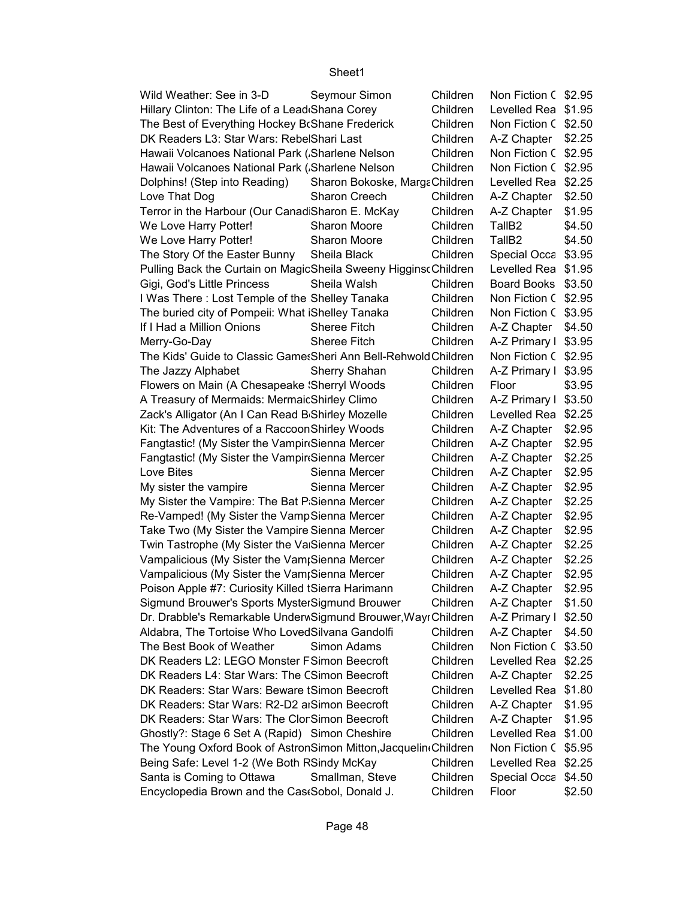| | | | | |
|---|---|---|---|---|
| Wild Weather: See in 3-D | Seymour Simon | Children | Non Fiction C | $2.95 |
| Hillary Clinton: The Life of a Lead | Shana Corey | Children | Levelled Rea | $1.95 |
| The Best of Everything Hockey Bo | Shane Frederick | Children | Non Fiction C | $2.50 |
| DK Readers L3: Star Wars: Rebel | Shari Last | Children | A-Z Chapter | $2.25 |
| Hawaii Volcanoes National Park ( | Sharlene Nelson | Children | Non Fiction C | $2.95 |
| Hawaii Volcanoes National Park ( | Sharlene Nelson | Children | Non Fiction C | $2.95 |
| Dolphins! (Step into Reading) | Sharon Bokoske, Marga | Children | Levelled Rea | $2.25 |
| Love That Dog | Sharon Creech | Children | A-Z Chapter | $2.50 |
| Terror in the Harbour (Our Canad | Sharon E. McKay | Children | A-Z Chapter | $1.95 |
| We Love Harry Potter! | Sharon Moore | Children | TallB2 | $4.50 |
| We Love Harry Potter! | Sharon Moore | Children | TallB2 | $4.50 |
| The Story Of the Easter Bunny | Sheila Black | Children | Special Occa | $3.95 |
| Pulling Back the Curtain on Magic | Sheila Sweeny Higginso | Children | Levelled Rea | $1.95 |
| Gigi, God's Little Princess | Sheila Walsh | Children | Board Books | $3.50 |
| I Was There : Lost Temple of the | Shelley Tanaka | Children | Non Fiction C | $2.95 |
| The buried city of Pompeii: What i | Shelley Tanaka | Children | Non Fiction C | $3.95 |
| If I Had a Million Onions | Sheree Fitch | Children | A-Z Chapter | $4.50 |
| Merry-Go-Day | Sheree Fitch | Children | A-Z Primary I | $3.95 |
| The Kids' Guide to Classic Games | Sheri Ann Bell-Rehwold | Children | Non Fiction C | $2.95 |
| The Jazzy Alphabet | Sherry Shahan | Children | A-Z Primary I | $3.95 |
| Flowers on Main (A Chesapeake S | Sherryl Woods | Children | Floor | $3.95 |
| A Treasury of Mermaids: Mermaid | Shirley Climo | Children | A-Z Primary I | $3.50 |
| Zack's Alligator (An I Can Read B | Shirley Mozelle | Children | Levelled Rea | $2.25 |
| Kit: The Adventures of a Raccoon | Shirley Woods | Children | A-Z Chapter | $2.95 |
| Fangtastic! (My Sister the Vampire | Sienna Mercer | Children | A-Z Chapter | $2.95 |
| Fangtastic! (My Sister the Vampire | Sienna Mercer | Children | A-Z Chapter | $2.25 |
| Love Bites | Sienna Mercer | Children | A-Z Chapter | $2.95 |
| My sister the vampire | Sienna Mercer | Children | A-Z Chapter | $2.95 |
| My Sister the Vampire: The Bat P | Sienna Mercer | Children | A-Z Chapter | $2.25 |
| Re-Vamped! (My Sister the Vamp | Sienna Mercer | Children | A-Z Chapter | $2.95 |
| Take Two (My Sister the Vampire | Sienna Mercer | Children | A-Z Chapter | $2.95 |
| Twin Tastrophe (My Sister the Va | Sienna Mercer | Children | A-Z Chapter | $2.25 |
| Vampalicious (My Sister the Vamp | Sienna Mercer | Children | A-Z Chapter | $2.25 |
| Vampalicious (My Sister the Vamp | Sienna Mercer | Children | A-Z Chapter | $2.95 |
| Poison Apple #7: Curiosity Killed t | Sierra Harimann | Children | A-Z Chapter | $2.95 |
| Sigmund Brouwer's Sports Myster | Sigmund Brouwer | Children | A-Z Chapter | $1.50 |
| Dr. Drabble's Remarkable Underw | Sigmund Brouwer,Wayn | Children | A-Z Primary I | $2.50 |
| Aldabra, The Tortoise Who Loved | Silvana Gandolfi | Children | A-Z Chapter | $4.50 |
| The Best Book of Weather | Simon Adams | Children | Non Fiction C | $3.50 |
| DK Readers L2: LEGO Monster F | Simon Beecroft | Children | Levelled Rea | $2.25 |
| DK Readers L4: Star Wars: The C | Simon Beecroft | Children | A-Z Chapter | $2.25 |
| DK Readers: Star Wars: Beware t | Simon Beecroft | Children | Levelled Rea | $1.80 |
| DK Readers: Star Wars: R2-D2 a | Simon Beecroft | Children | A-Z Chapter | $1.95 |
| DK Readers: Star Wars: The Clon | Simon Beecroft | Children | A-Z Chapter | $1.95 |
| Ghostly?: Stage 6 Set A (Rapid) | Simon Cheshire | Children | Levelled Rea | $1.00 |
| The Young Oxford Book of Astron | Simon Mitton,Jacquelin | Children | Non Fiction C | $5.95 |
| Being Safe: Level 1-2 (We Both R | Sindy McKay | Children | Levelled Rea | $2.25 |
| Santa is Coming to Ottawa | Smallman, Steve | Children | Special Occa | $4.50 |
| Encyclopedia Brown and the Case | Sobol, Donald J. | Children | Floor | $2.50 |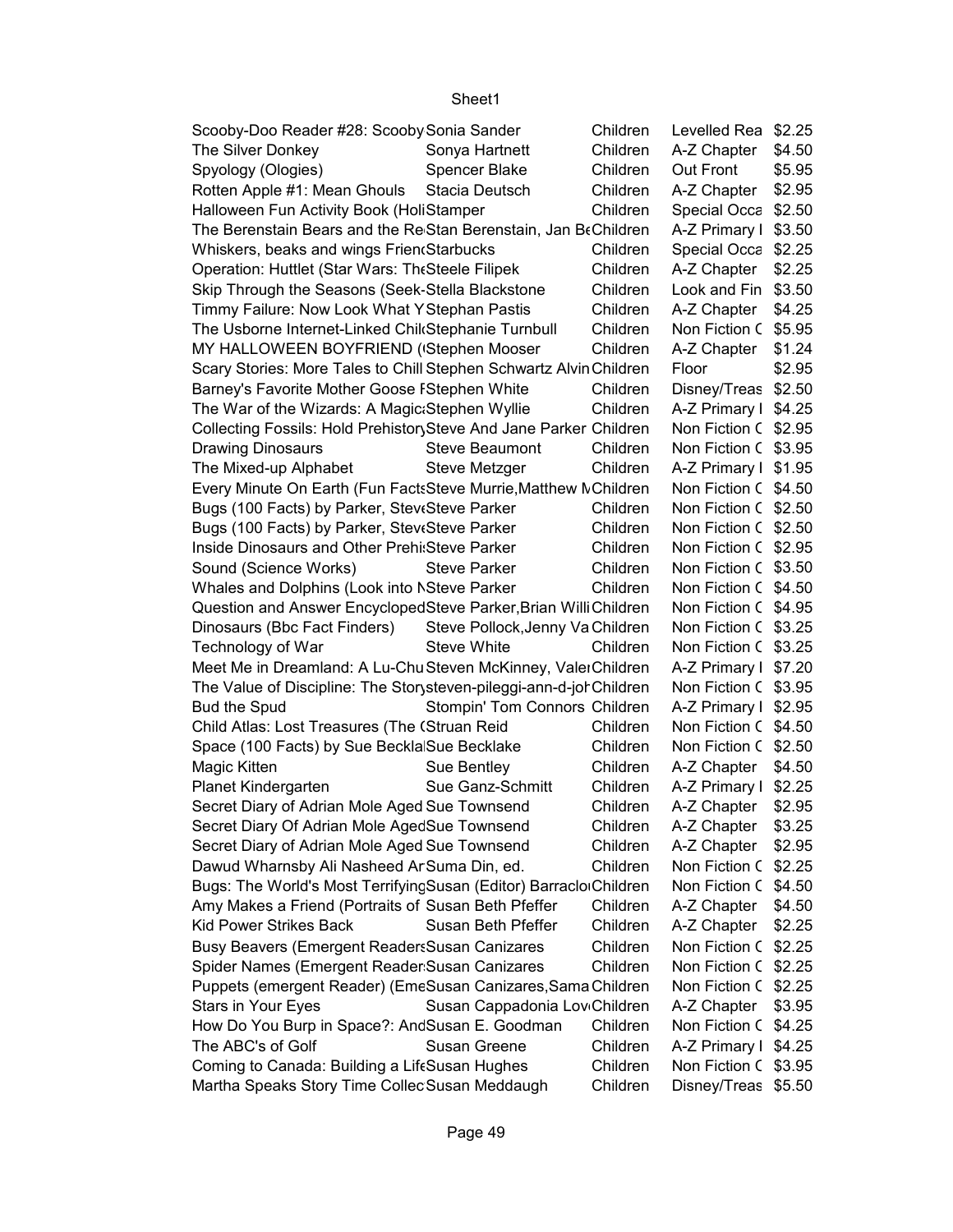| | | | | |
|---|---|---|---|---|
| Scooby-Doo Reader #28: Scooby | Sonia Sander | Children | Levelled Rea | $2.25 |
| The Silver Donkey | Sonya Hartnett | Children | A-Z Chapter | $4.50 |
| Spyology (Ologies) | Spencer Blake | Children | Out Front | $5.95 |
| Rotten Apple #1: Mean Ghouls | Stacia Deutsch | Children | A-Z Chapter | $2.95 |
| Halloween Fun Activity Book (Holi | Stamper | Children | Special Occa | $2.50 |
| The Berenstain Bears and the Re | Stan Berenstain, Jan Be | Children | A-Z Primary I | $3.50 |
| Whiskers, beaks and wings Frien | Starbucks | Children | Special Occa | $2.25 |
| Operation: Huttlet (Star Wars: The | Steele Filipek | Children | A-Z Chapter | $2.25 |
| Skip Through the Seasons (Seek- | Stella Blackstone | Children | Look and Fin | $3.50 |
| Timmy Failure: Now Look What Y | Stephan Pastis | Children | A-Z Chapter | $4.25 |
| The Usborne Internet-Linked Chil | Stephanie Turnbull | Children | Non Fiction C | $5.95 |
| MY HALLOWEEN BOYFRIEND ( | Stephen Mooser | Children | A-Z Chapter | $1.24 |
| Scary Stories: More Tales to Chill | Stephen Schwartz Alvin | Children | Floor | $2.95 |
| Barney's Favorite Mother Goose F | Stephen White | Children | Disney/Treas | $2.50 |
| The War of the Wizards: A Magic | Stephen Wyllie | Children | A-Z Primary I | $4.25 |
| Collecting Fossils: Hold Prehistory | Steve And Jane Parker | Children | Non Fiction C | $2.95 |
| Drawing Dinosaurs | Steve Beaumont | Children | Non Fiction C | $3.95 |
| The Mixed-up Alphabet | Steve Metzger | Children | A-Z Primary I | $1.95 |
| Every Minute On Earth (Fun Facts | Steve Murrie,Matthew M | Children | Non Fiction C | $4.50 |
| Bugs (100 Facts) by Parker, Steve | Steve Parker | Children | Non Fiction C | $2.50 |
| Bugs (100 Facts) by Parker, Steve | Steve Parker | Children | Non Fiction C | $2.50 |
| Inside Dinosaurs and Other Prehi | Steve Parker | Children | Non Fiction C | $2.95 |
| Sound (Science Works) | Steve Parker | Children | Non Fiction C | $3.50 |
| Whales and Dolphins (Look into N | Steve Parker | Children | Non Fiction C | $4.50 |
| Question and Answer Encycloped | Steve Parker,Brian Willi | Children | Non Fiction C | $4.95 |
| Dinosaurs (Bbc Fact Finders) | Steve Pollock,Jenny Va | Children | Non Fiction C | $3.25 |
| Technology of War | Steve White | Children | Non Fiction C | $3.25 |
| Meet Me in Dreamland: A Lu-Chu | Steven McKinney, Valer | Children | A-Z Primary I | $7.20 |
| The Value of Discipline: The Story | steven-pileggi-ann-d-joh | Children | Non Fiction C | $3.95 |
| Bud the Spud | Stompin' Tom Connors | Children | A-Z Primary I | $2.95 |
| Child Atlas: Lost Treasures (The ( | Struan Reid | Children | Non Fiction C | $4.50 |
| Space (100 Facts) by Sue Beckla | Sue Becklake | Children | Non Fiction C | $2.50 |
| Magic Kitten | Sue Bentley | Children | A-Z Chapter | $4.50 |
| Planet Kindergarten | Sue Ganz-Schmitt | Children | A-Z Primary I | $2.25 |
| Secret Diary of Adrian Mole Aged | Sue Townsend | Children | A-Z Chapter | $2.95 |
| Secret Diary Of Adrian Mole Aged | Sue Townsend | Children | A-Z Chapter | $3.25 |
| Secret Diary of Adrian Mole Aged | Sue Townsend | Children | A-Z Chapter | $2.95 |
| Dawud Wharnsby Ali Nasheed Ar | Suma Din, ed. | Children | Non Fiction C | $2.25 |
| Bugs: The World's Most Terrifying | Susan (Editor) Barraclo | Children | Non Fiction C | $4.50 |
| Amy Makes a Friend (Portraits of | Susan Beth Pfeffer | Children | A-Z Chapter | $4.50 |
| Kid Power Strikes Back | Susan Beth Pfeffer | Children | A-Z Chapter | $2.25 |
| Busy Beavers (Emergent Readers | Susan Canizares | Children | Non Fiction C | $2.25 |
| Spider Names (Emergent Reader | Susan Canizares | Children | Non Fiction C | $2.25 |
| Puppets (emergent Reader) (Eme | Susan Canizares,Sama | Children | Non Fiction C | $2.25 |
| Stars in Your Eyes | Susan Cappadonia Lov | Children | A-Z Chapter | $3.95 |
| How Do You Burp in Space?: And | Susan E. Goodman | Children | Non Fiction C | $4.25 |
| The ABC's of Golf | Susan Greene | Children | A-Z Primary I | $4.25 |
| Coming to Canada: Building a Life | Susan Hughes | Children | Non Fiction C | $3.95 |
| Martha Speaks Story Time Collec | Susan Meddaugh | Children | Disney/Treas | $5.50 |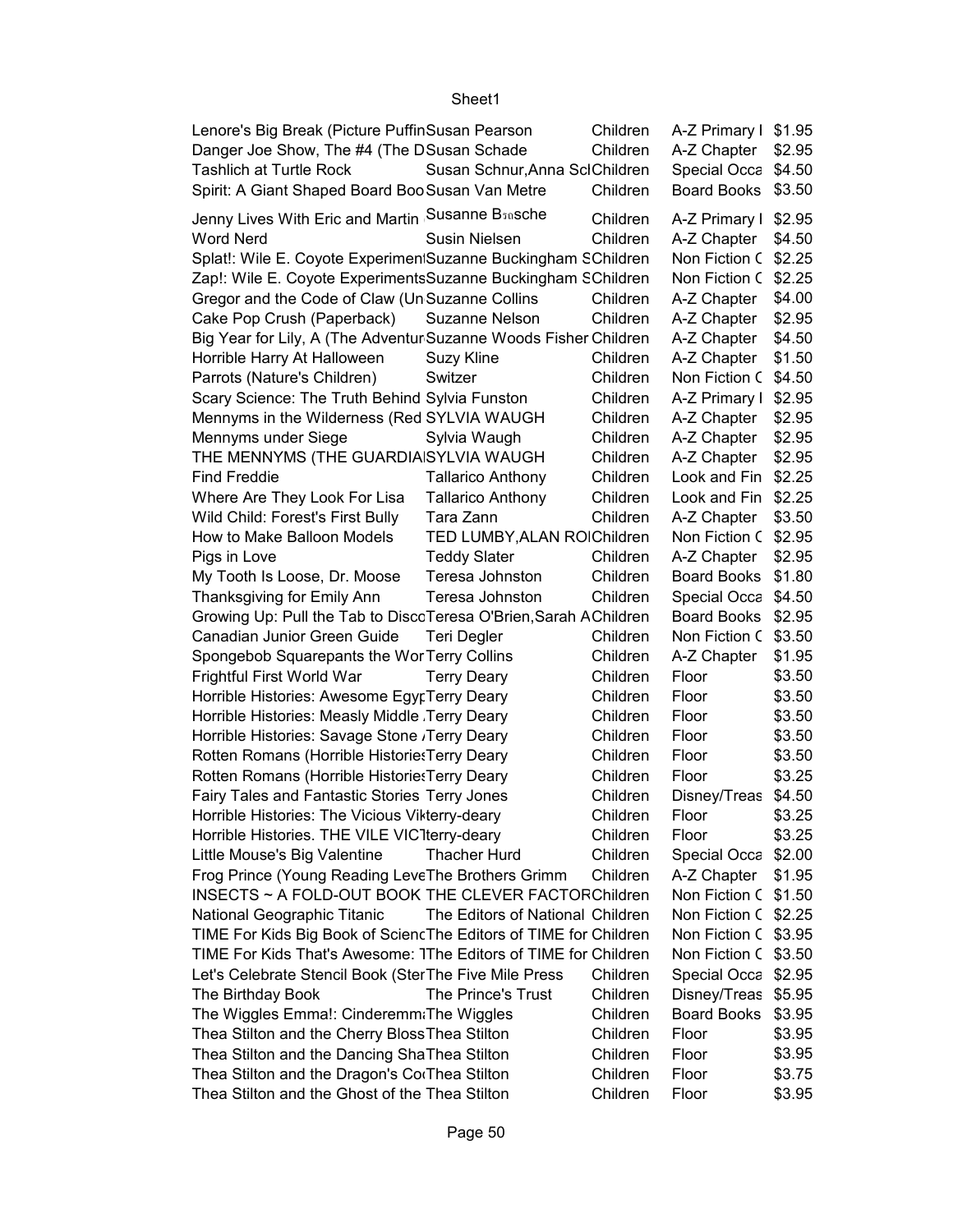| | | | | |
|---|---|---|---|---|
| Lenore's Big Break (Picture Puffin | Susan Pearson | Children | A-Z Primary I | $1.95 |
| Danger Joe Show, The #4 (The D | Susan Schade | Children | A-Z Chapter | $2.95 |
| Tashlich at Turtle Rock | Susan Schnur,Anna Scl | Children | Special Occa | $4.50 |
| Spirit: A Giant Shaped Board Boo | Susan Van Metre | Children | Board Books | $3.50 |
| Jenny Lives With Eric and Martin | Susanne B㎜sche | Children | A-Z Primary I | $2.95 |
| Word Nerd | Susin Nielsen | Children | A-Z Chapter | $4.50 |
| Splat!: Wile E. Coyote Experimen | Suzanne Buckingham S | Children | Non Fiction C | $2.25 |
| Zap!: Wile E. Coyote Experiments | Suzanne Buckingham S | Children | Non Fiction C | $2.25 |
| Gregor and the Code of Claw (Un | Suzanne Collins | Children | A-Z Chapter | $4.00 |
| Cake Pop Crush (Paperback) | Suzanne Nelson | Children | A-Z Chapter | $2.95 |
| Big Year for Lily, A (The Adventur | Suzanne Woods Fisher | Children | A-Z Chapter | $4.50 |
| Horrible Harry At Halloween | Suzy Kline | Children | A-Z Chapter | $1.50 |
| Parrots (Nature's Children) | Switzer | Children | Non Fiction C | $4.50 |
| Scary Science: The Truth Behind | Sylvia Funston | Children | A-Z Primary I | $2.95 |
| Mennyms in the Wilderness (Red | SYLVIA WAUGH | Children | A-Z Chapter | $2.95 |
| Mennyms under Siege | Sylvia Waugh | Children | A-Z Chapter | $2.95 |
| THE MENNYMS (THE GUARDIA | SYLVIA WAUGH | Children | A-Z Chapter | $2.95 |
| Find Freddie | Tallarico Anthony | Children | Look and Fin | $2.25 |
| Where Are They Look For Lisa | Tallarico Anthony | Children | Look and Fin | $2.25 |
| Wild Child: Forest's First Bully | Tara Zann | Children | A-Z Chapter | $3.50 |
| How to Make Balloon Models | TED LUMBY,ALAN ROI | Children | Non Fiction C | $2.95 |
| Pigs in Love | Teddy Slater | Children | A-Z Chapter | $2.95 |
| My Tooth Is Loose, Dr. Moose | Teresa Johnston | Children | Board Books | $1.80 |
| Thanksgiving for Emily Ann | Teresa Johnston | Children | Special Occa | $4.50 |
| Growing Up: Pull the Tab to Disco | Teresa O'Brien,Sarah A | Children | Board Books | $2.95 |
| Canadian Junior Green Guide | Teri Degler | Children | Non Fiction C | $3.50 |
| Spongebob Squarepants the Wor | Terry Collins | Children | A-Z Chapter | $1.95 |
| Frightful First World War | Terry Deary | Children | Floor | $3.50 |
| Horrible Histories: Awesome Egyp | Terry Deary | Children | Floor | $3.50 |
| Horrible Histories: Measly Middle | Terry Deary | Children | Floor | $3.50 |
| Horrible Histories: Savage Stone | Terry Deary | Children | Floor | $3.50 |
| Rotten Romans (Horrible Histories | Terry Deary | Children | Floor | $3.50 |
| Rotten Romans (Horrible Histories | Terry Deary | Children | Floor | $3.25 |
| Fairy Tales and Fantastic Stories | Terry Jones | Children | Disney/Treas | $4.50 |
| Horrible Histories: The Vicious Vik | terry-deary | Children | Floor | $3.25 |
| Horrible Histories. THE VILE VIC | terry-deary | Children | Floor | $3.25 |
| Little Mouse's Big Valentine | Thacher Hurd | Children | Special Occa | $2.00 |
| Frog Prince (Young Reading Leve | The Brothers Grimm | Children | A-Z Chapter | $1.95 |
| INSECTS ~ A FOLD-OUT BOOK | THE CLEVER FACTOR | Children | Non Fiction C | $1.50 |
| National Geographic Titanic | The Editors of National | Children | Non Fiction C | $2.25 |
| TIME For Kids Big Book of Scienc | The Editors of TIME for | Children | Non Fiction C | $3.95 |
| TIME For Kids That's Awesome: T | The Editors of TIME for | Children | Non Fiction C | $3.50 |
| Let's Celebrate Stencil Book (Ster | The Five Mile Press | Children | Special Occa | $2.95 |
| The Birthday Book | The Prince's Trust | Children | Disney/Treas | $5.95 |
| The Wiggles Emma!: Cinderemma | The Wiggles | Children | Board Books | $3.95 |
| Thea Stilton and the Cherry Bloss | Thea Stilton | Children | Floor | $3.95 |
| Thea Stilton and the Dancing Sha | Thea Stilton | Children | Floor | $3.95 |
| Thea Stilton and the Dragon's Co | Thea Stilton | Children | Floor | $3.75 |
| Thea Stilton and the Ghost of the | Thea Stilton | Children | Floor | $3.95 |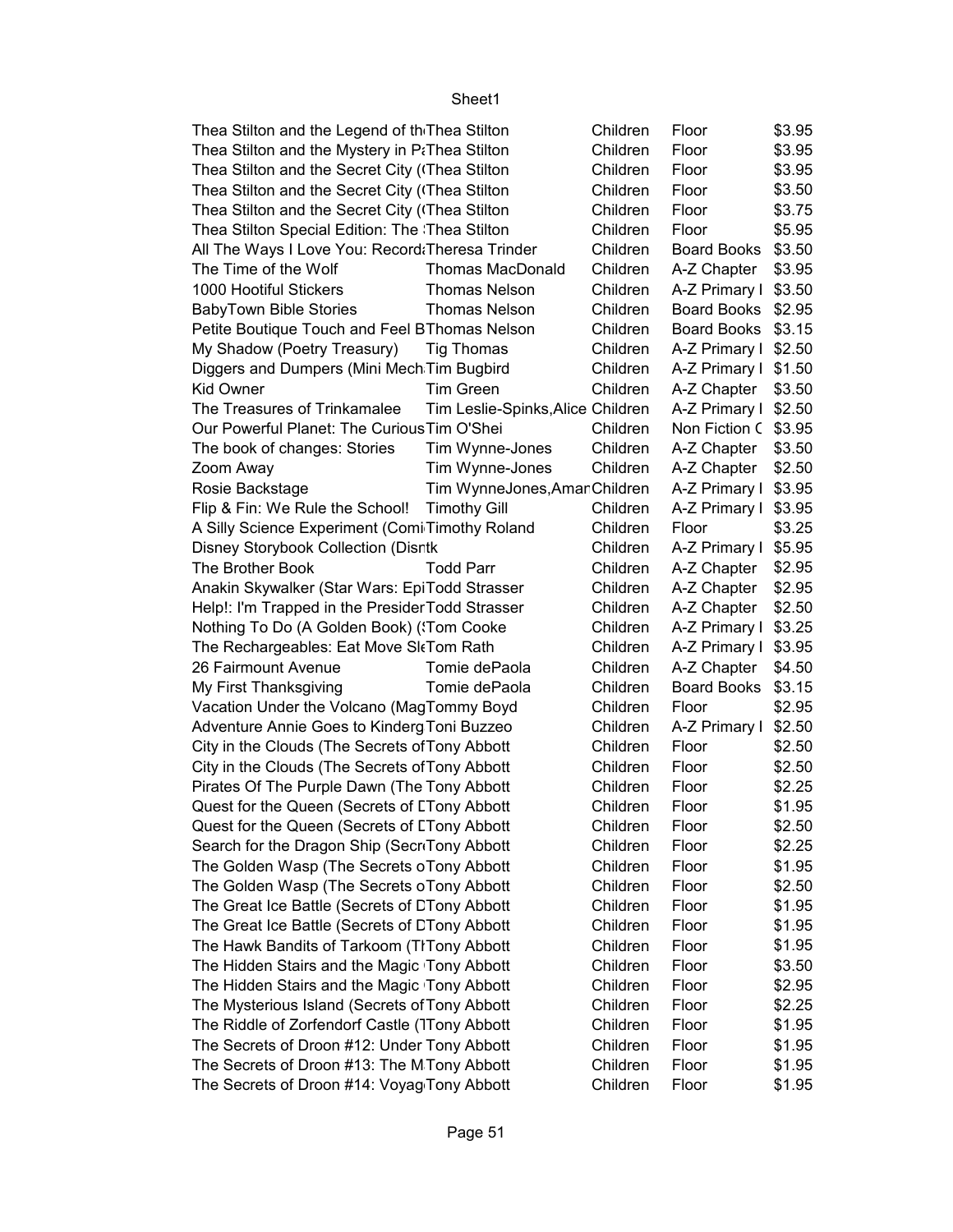| | | | | |
|---|---|---|---|---|
| Thea Stilton and the Legend of th | Thea Stilton | Children | Floor | $3.95 |
| Thea Stilton and the Mystery in Pa | Thea Stilton | Children | Floor | $3.95 |
| Thea Stilton and the Secret City (( | Thea Stilton | Children | Floor | $3.95 |
| Thea Stilton and the Secret City (( | Thea Stilton | Children | Floor | $3.50 |
| Thea Stilton and the Secret City (( | Thea Stilton | Children | Floor | $3.75 |
| Thea Stilton Special Edition: The : | Thea Stilton | Children | Floor | $5.95 |
| All The Ways I Love You: Records | Theresa Trinder | Children | Board Books | $3.50 |
| The Time of the Wolf | Thomas MacDonald | Children | A-Z Chapter | $3.95 |
| 1000 Hootiful Stickers | Thomas Nelson | Children | A-Z Primary I | $3.50 |
| BabyTown Bible Stories | Thomas Nelson | Children | Board Books | $2.95 |
| Petite Boutique Touch and Feel B | Thomas Nelson | Children | Board Books | $3.15 |
| My Shadow (Poetry Treasury) | Tig Thomas | Children | A-Z Primary I | $2.50 |
| Diggers and Dumpers (Mini Mech | Tim Bugbird | Children | A-Z Primary I | $1.50 |
| Kid Owner | Tim Green | Children | A-Z Chapter | $3.50 |
| The Treasures of Trinkamalee | Tim Leslie-Spinks,Alice | Children | A-Z Primary I | $2.50 |
| Our Powerful Planet: The Curious | Tim O'Shei | Children | Non Fiction C | $3.95 |
| The book of changes: Stories | Tim Wynne-Jones | Children | A-Z Chapter | $3.50 |
| Zoom Away | Tim Wynne-Jones | Children | A-Z Chapter | $2.50 |
| Rosie Backstage | Tim WynneJones,Amar | Children | A-Z Primary I | $3.95 |
| Flip & Fin: We Rule the School! | Timothy Gill | Children | A-Z Primary I | $3.95 |
| A Silly Science Experiment (Comi | Timothy Roland | Children | Floor | $3.25 |
| Disney Storybook Collection (Disn | tk | Children | A-Z Primary I | $5.95 |
| The Brother Book | Todd Parr | Children | A-Z Chapter | $2.95 |
| Anakin Skywalker (Star Wars: Epi | Todd Strasser | Children | A-Z Chapter | $2.95 |
| Help!: I'm Trapped in the Presider | Todd Strasser | Children | A-Z Chapter | $2.50 |
| Nothing To Do (A Golden Book) (S | Tom Cooke | Children | A-Z Primary I | $3.25 |
| The Rechargeables: Eat Move Sle | Tom Rath | Children | A-Z Primary I | $3.95 |
| 26 Fairmount Avenue | Tomie dePaola | Children | A-Z Chapter | $4.50 |
| My First Thanksgiving | Tomie dePaola | Children | Board Books | $3.15 |
| Vacation Under the Volcano (Mag | Tommy Boyd | Children | Floor | $2.95 |
| Adventure Annie Goes to Kinderg | Toni Buzzeo | Children | A-Z Primary I | $2.50 |
| City in the Clouds (The Secrets of | Tony Abbott | Children | Floor | $2.50 |
| City in the Clouds (The Secrets of | Tony Abbott | Children | Floor | $2.50 |
| Pirates Of The Purple Dawn (The | Tony Abbott | Children | Floor | $2.25 |
| Quest for the Queen (Secrets of D | Tony Abbott | Children | Floor | $1.95 |
| Quest for the Queen (Secrets of D | Tony Abbott | Children | Floor | $2.50 |
| Search for the Dragon Ship (Secre | Tony Abbott | Children | Floor | $2.25 |
| The Golden Wasp (The Secrets o | Tony Abbott | Children | Floor | $1.95 |
| The Golden Wasp (The Secrets o | Tony Abbott | Children | Floor | $2.50 |
| The Great Ice Battle (Secrets of D | Tony Abbott | Children | Floor | $1.95 |
| The Great Ice Battle (Secrets of D | Tony Abbott | Children | Floor | $1.95 |
| The Hawk Bandits of Tarkoom (Th | Tony Abbott | Children | Floor | $1.95 |
| The Hidden Stairs and the Magic | Tony Abbott | Children | Floor | $3.50 |
| The Hidden Stairs and the Magic | Tony Abbott | Children | Floor | $2.95 |
| The Mysterious Island (Secrets of | Tony Abbott | Children | Floor | $2.25 |
| The Riddle of Zorfendorf Castle (T | Tony Abbott | Children | Floor | $1.95 |
| The Secrets of Droon #12: Under | Tony Abbott | Children | Floor | $1.95 |
| The Secrets of Droon #13: The M | Tony Abbott | Children | Floor | $1.95 |
| The Secrets of Droon #14: Voyag | Tony Abbott | Children | Floor | $1.95 |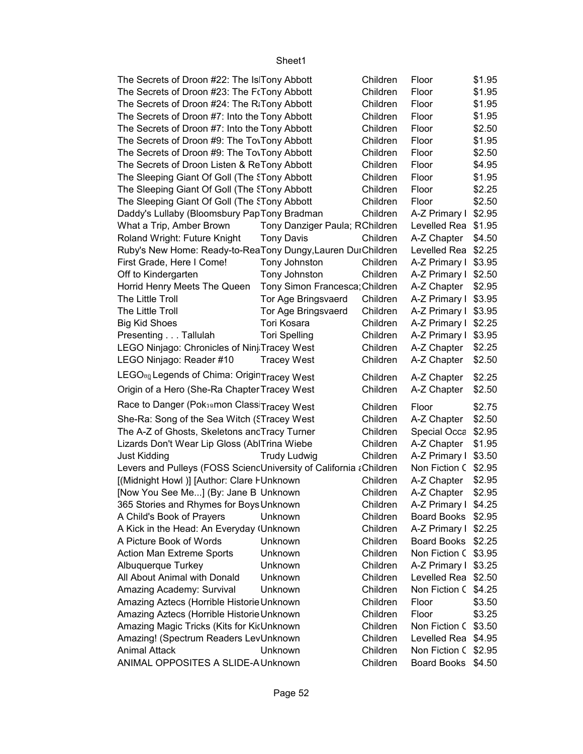| | | | | |
|---|---|---|---|---|
| The Secrets of Droon #22: The Is | Tony Abbott | Children | Floor | $1.95 |
| The Secrets of Droon #23: The Fo | Tony Abbott | Children | Floor | $1.95 |
| The Secrets of Droon #24: The Ra | Tony Abbott | Children | Floor | $1.95 |
| The Secrets of Droon #7: Into the | Tony Abbott | Children | Floor | $1.95 |
| The Secrets of Droon #7: Into the | Tony Abbott | Children | Floor | $2.50 |
| The Secrets of Droon #9: The Tov | Tony Abbott | Children | Floor | $1.95 |
| The Secrets of Droon #9: The Tov | Tony Abbott | Children | Floor | $2.50 |
| The Secrets of Droon Listen & Re | Tony Abbott | Children | Floor | $4.95 |
| The Sleeping Giant Of Goll (The S | Tony Abbott | Children | Floor | $1.95 |
| The Sleeping Giant Of Goll (The S | Tony Abbott | Children | Floor | $2.25 |
| The Sleeping Giant Of Goll (The S | Tony Abbott | Children | Floor | $2.50 |
| Daddy's Lullaby (Bloomsbury Pap | Tony Bradman | Children | A-Z Primary I | $2.95 |
| What a Trip, Amber Brown | Tony Danziger Paula; R | Children | Levelled Rea | $1.95 |
| Roland Wright: Future Knight | Tony Davis | Children | A-Z Chapter | $4.50 |
| Ruby's New Home: Ready-to-Rea | Tony Dungy,Lauren Du | Children | Levelled Rea | $2.25 |
| First Grade, Here I Come! | Tony Johnston | Children | A-Z Primary I | $3.95 |
| Off to Kindergarten | Tony Johnston | Children | A-Z Primary I | $2.50 |
| Horrid Henry Meets The Queen | Tony Simon Francesca; | Children | A-Z Chapter | $2.95 |
| The Little Troll | Tor Age Bringsvaerd | Children | A-Z Primary I | $3.95 |
| The Little Troll | Tor Age Bringsvaerd | Children | A-Z Primary I | $3.95 |
| Big Kid Shoes | Tori Kosara | Children | A-Z Primary I | $2.25 |
| Presenting . . . Tallulah | Tori Spelling | Children | A-Z Primary I | $3.95 |
| LEGO Ninjago: Chronicles of Ninj | Tracey West | Children | A-Z Chapter | $2.25 |
| LEGO Ninjago: Reader #10 | Tracey West | Children | A-Z Chapter | $2.50 |
| LEGOฮฎ Legends of Chima: Origin | Tracey West | Children | A-Z Chapter | $2.25 |
| Origin of a Hero (She-Ra Chapter | Tracey West | Children | A-Z Chapter | $2.50 |
| Race to Danger (Pokจฉmon Classi | Tracey West | Children | Floor | $2.75 |
| She-Ra: Song of the Sea Witch (S | Tracey West | Children | A-Z Chapter | $2.50 |
| The A-Z of Ghosts, Skeletons and | Tracy Turner | Children | Special Occa | $2.95 |
| Lizards Don't Wear Lip Gloss (Abl | Trina Wiebe | Children | A-Z Chapter | $1.95 |
| Just Kidding | Trudy Ludwig | Children | A-Z Primary I | $3.50 |
| Levers and Pulleys (FOSS Scienc | University of California a | Children | Non Fiction C | $2.95 |
| [(Midnight Howl )] [Author: Clare H | Unknown | Children | A-Z Chapter | $2.95 |
| [Now You See Me...] (By: Jane B | Unknown | Children | A-Z Chapter | $2.95 |
| 365 Stories and Rhymes for Boys | Unknown | Children | A-Z Primary I | $4.25 |
| A Child's Book of Prayers | Unknown | Children | Board Books | $2.95 |
| A Kick in the Head: An Everyday ( | Unknown | Children | A-Z Primary I | $2.25 |
| A Picture Book of Words | Unknown | Children | Board Books | $2.25 |
| Action Man Extreme Sports | Unknown | Children | Non Fiction C | $3.95 |
| Albuquerque Turkey | Unknown | Children | A-Z Primary I | $3.25 |
| All About Animal with Donald | Unknown | Children | Levelled Rea | $2.50 |
| Amazing Academy: Survival | Unknown | Children | Non Fiction C | $4.25 |
| Amazing Aztecs (Horrible Historie | Unknown | Children | Floor | $3.50 |
| Amazing Aztecs (Horrible Historie | Unknown | Children | Floor | $3.25 |
| Amazing Magic Tricks (Kits for Kid | Unknown | Children | Non Fiction C | $3.50 |
| Amazing! (Spectrum Readers Lev | Unknown | Children | Levelled Rea | $4.95 |
| Animal Attack | Unknown | Children | Non Fiction C | $2.95 |
| ANIMAL OPPOSITES A SLIDE-A | Unknown | Children | Board Books | $4.50 |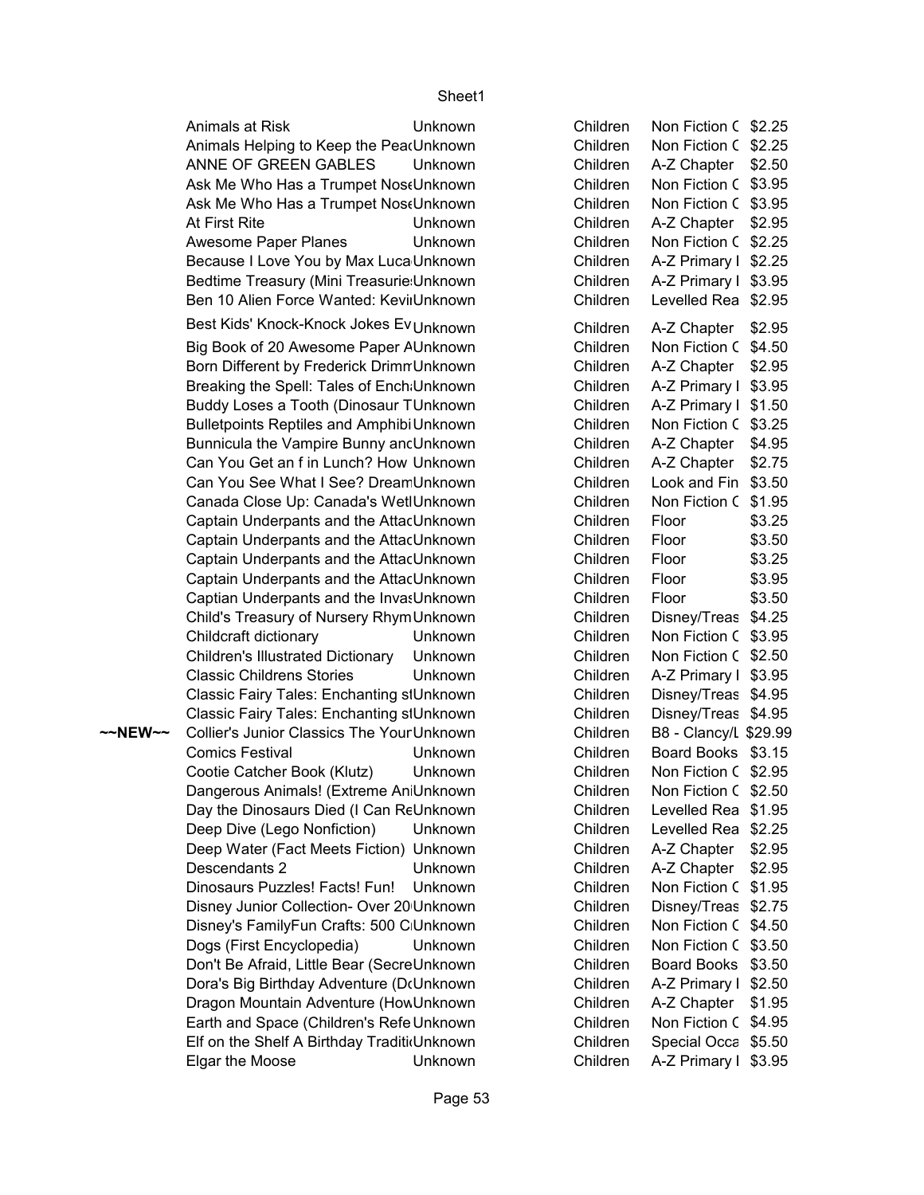| | | | | | |
|---|---|---|---|---|---|
| | Animals at Risk | Unknown | Children | Non Fiction C | $2.25 |
| | Animals Helping to Keep the PeacUnknown | | Children | Non Fiction C | $2.25 |
| | ANNE OF GREEN GABLES | Unknown | Children | A-Z Chapter | $2.50 |
| | Ask Me Who Has a Trumpet NoseUnknown | | Children | Non Fiction C | $3.95 |
| | Ask Me Who Has a Trumpet NoseUnknown | | Children | Non Fiction C | $3.95 |
| | At First Rite | Unknown | Children | A-Z Chapter | $2.95 |
| | Awesome Paper Planes | Unknown | Children | Non Fiction C | $2.25 |
| | Because I Love You by Max LucaUnknown | | Children | A-Z Primary I | $2.25 |
| | Bedtime Treasury (Mini TreasurieUnknown | | Children | A-Z Primary I | $3.95 |
| | Ben 10 Alien Force Wanted: KeviUnknown | | Children | Levelled Rea | $2.95 |
| | Best Kids' Knock-Knock Jokes EvUnknown | | Children | A-Z Chapter | $2.95 |
| | Big Book of 20 Awesome Paper AUnknown | | Children | Non Fiction C | $4.50 |
| | Born Different by Frederick DrimmUnknown | | Children | A-Z Chapter | $2.95 |
| | Breaking the Spell: Tales of EnchaUnknown | | Children | A-Z Primary I | $3.95 |
| | Buddy Loses a Tooth (Dinosaur TUnknown | | Children | A-Z Primary I | $1.50 |
| | Bulletpoints Reptiles and AmphibiUnknown | | Children | Non Fiction C | $3.25 |
| | Bunnicula the Vampire Bunny andUnknown | | Children | A-Z Chapter | $4.95 |
| | Can You Get an f in Lunch? How Unknown | | Children | A-Z Chapter | $2.75 |
| | Can You See What I See? DreamUnknown | | Children | Look and Fin | $3.50 |
| | Canada Close Up: Canada's WetlUnknown | | Children | Non Fiction C | $1.95 |
| | Captain Underpants and the AttacUnknown | | Children | Floor | $3.25 |
| | Captain Underpants and the AttacUnknown | | Children | Floor | $3.50 |
| | Captain Underpants and the AttacUnknown | | Children | Floor | $3.25 |
| | Captain Underpants and the AttacUnknown | | Children | Floor | $3.95 |
| | Captian Underpants and the InvasUnknown | | Children | Floor | $3.50 |
| | Child's Treasury of Nursery RhymUnknown | | Children | Disney/Treas | $4.25 |
| | Childcraft dictionary | Unknown | Children | Non Fiction C | $3.95 |
| | Children's Illustrated Dictionary | Unknown | Children | Non Fiction C | $2.50 |
| | Classic Childrens Stories | Unknown | Children | A-Z Primary I | $3.95 |
| | Classic Fairy Tales: Enchanting stUnknown | | Children | Disney/Treas | $4.95 |
| | Classic Fairy Tales: Enchanting stUnknown | | Children | Disney/Treas | $4.95 |
| ~~NEW~~ | Collier's Junior Classics The YourUnknown | | Children | B8 - Clancy/L | $29.99 |
| | Comics Festival | Unknown | Children | Board Books | $3.15 |
| | Cootie Catcher Book (Klutz) | Unknown | Children | Non Fiction C | $2.95 |
| | Dangerous Animals! (Extreme AniUnknown | | Children | Non Fiction C | $2.50 |
| | Day the Dinosaurs Died (I Can ReUnknown | | Children | Levelled Rea | $1.95 |
| | Deep Dive (Lego Nonfiction) | Unknown | Children | Levelled Rea | $2.25 |
| | Deep Water (Fact Meets Fiction) | Unknown | Children | A-Z Chapter | $2.95 |
| | Descendants 2 | Unknown | Children | A-Z Chapter | $2.95 |
| | Dinosaurs Puzzles! Facts! Fun! | Unknown | Children | Non Fiction C | $1.95 |
| | Disney Junior Collection- Over 20Unknown | | Children | Disney/Treas | $2.75 |
| | Disney's FamilyFun Crafts: 500 CUnknown | | Children | Non Fiction C | $4.50 |
| | Dogs (First Encyclopedia) | Unknown | Children | Non Fiction C | $3.50 |
| | Don't Be Afraid, Little Bear (SecreUnknown | | Children | Board Books | $3.50 |
| | Dora's Big Birthday Adventure (DUnknown | | Children | A-Z Primary I | $2.50 |
| | Dragon Mountain Adventure (HowUnknown | | Children | A-Z Chapter | $1.95 |
| | Earth and Space (Children's RefeUnknown | | Children | Non Fiction C | $4.95 |
| | Elf on the Shelf A Birthday TraditiUnknown | | Children | Special Occa | $5.50 |
| | Elgar the Moose | Unknown | Children | A-Z Primary I | $3.95 |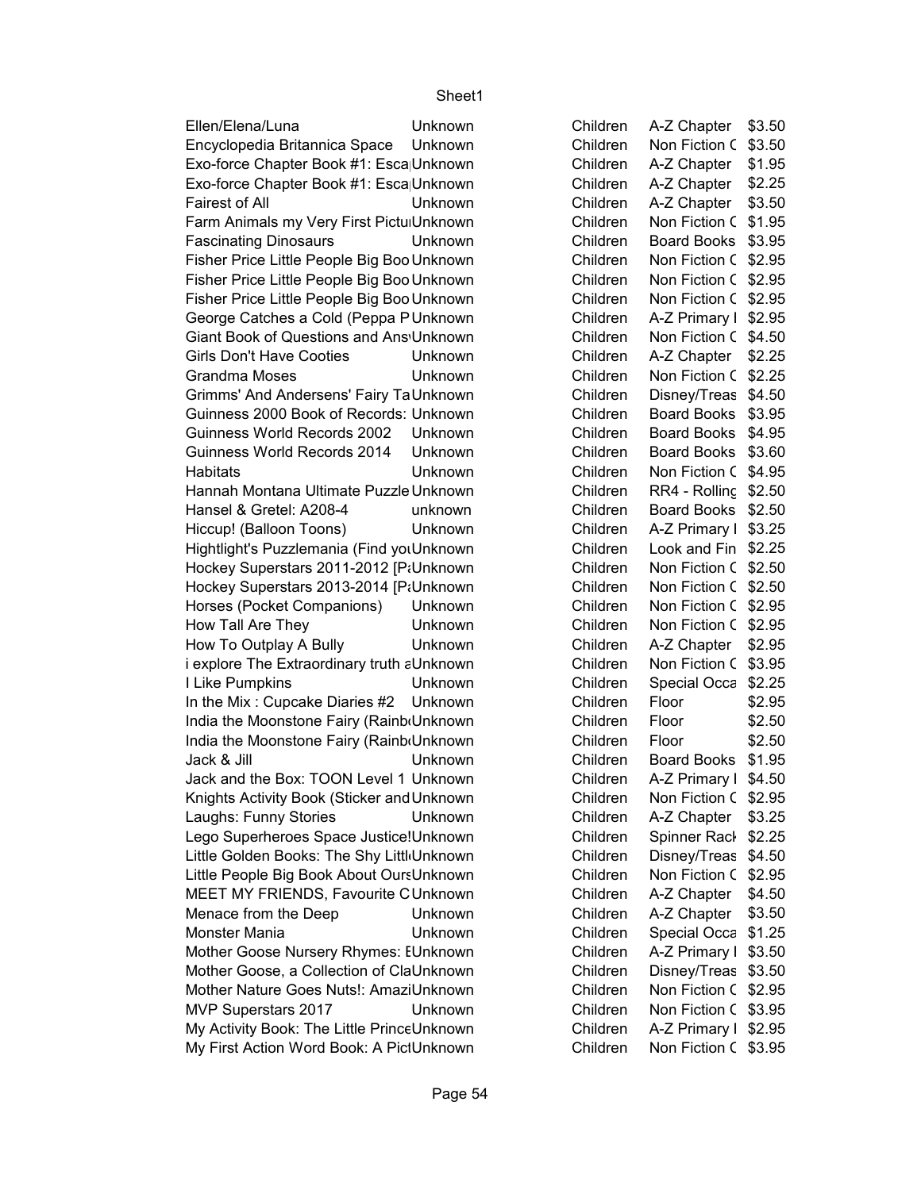| | | | | |
|---|---|---|---|---|
| Ellen/Elena/Luna | Unknown | Children | A-Z Chapter | $3.50 |
| Encyclopedia Britannica Space | Unknown | Children | Non Fiction C | $3.50 |
| Exo-force Chapter Book #1: Esca | Unknown | Children | A-Z Chapter | $1.95 |
| Exo-force Chapter Book #1: Esca | Unknown | Children | A-Z Chapter | $2.25 |
| Fairest of All | Unknown | Children | A-Z Chapter | $3.50 |
| Farm Animals my Very First Pictu | Unknown | Children | Non Fiction C | $1.95 |
| Fascinating Dinosaurs | Unknown | Children | Board Books | $3.95 |
| Fisher Price Little People Big Boo | Unknown | Children | Non Fiction C | $2.95 |
| Fisher Price Little People Big Boo | Unknown | Children | Non Fiction C | $2.95 |
| Fisher Price Little People Big Boo | Unknown | Children | Non Fiction C | $2.95 |
| George Catches a Cold (Peppa P | Unknown | Children | A-Z Primary I | $2.95 |
| Giant Book of Questions and Ans | Unknown | Children | Non Fiction C | $4.50 |
| Girls Don't Have Cooties | Unknown | Children | A-Z Chapter | $2.25 |
| Grandma Moses | Unknown | Children | Non Fiction C | $2.25 |
| Grimms' And Andersens' Fairy Ta | Unknown | Children | Disney/Treas | $4.50 |
| Guinness 2000 Book of Records: | Unknown | Children | Board Books | $3.95 |
| Guinness World Records 2002 | Unknown | Children | Board Books | $4.95 |
| Guinness World Records 2014 | Unknown | Children | Board Books | $3.60 |
| Habitats | Unknown | Children | Non Fiction C | $4.95 |
| Hannah Montana Ultimate Puzzle | Unknown | Children | RR4 - Rolling | $2.50 |
| Hansel & Gretel: A208-4 | unknown | Children | Board Books | $2.50 |
| Hiccup! (Balloon Toons) | Unknown | Children | A-Z Primary I | $3.25 |
| Hightlight's Puzzlemania (Find yo | Unknown | Children | Look and Fin | $2.25 |
| Hockey Superstars 2011-2012 [P | Unknown | Children | Non Fiction C | $2.50 |
| Hockey Superstars 2013-2014 [P | Unknown | Children | Non Fiction C | $2.50 |
| Horses (Pocket Companions) | Unknown | Children | Non Fiction C | $2.95 |
| How Tall Are They | Unknown | Children | Non Fiction C | $2.95 |
| How To Outplay A Bully | Unknown | Children | A-Z Chapter | $2.95 |
| i explore The Extraordinary truth a | Unknown | Children | Non Fiction C | $3.95 |
| I Like Pumpkins | Unknown | Children | Special Occa | $2.25 |
| In the Mix : Cupcake Diaries #2 | Unknown | Children | Floor | $2.95 |
| India the Moonstone Fairy (Rainb | Unknown | Children | Floor | $2.50 |
| India the Moonstone Fairy (Rainb | Unknown | Children | Floor | $2.50 |
| Jack & Jill | Unknown | Children | Board Books | $1.95 |
| Jack and the Box: TOON Level 1 | Unknown | Children | A-Z Primary I | $4.50 |
| Knights Activity Book (Sticker and | Unknown | Children | Non Fiction C | $2.95 |
| Laughs: Funny Stories | Unknown | Children | A-Z Chapter | $3.25 |
| Lego Superheroes Space Justice! | Unknown | Children | Spinner Rack | $2.25 |
| Little Golden Books: The Shy Littl | Unknown | Children | Disney/Treas | $4.50 |
| Little People Big Book About Ours | Unknown | Children | Non Fiction C | $2.95 |
| MEET MY FRIENDS, Favourite C | Unknown | Children | A-Z Chapter | $4.50 |
| Menace from the Deep | Unknown | Children | A-Z Chapter | $3.50 |
| Monster Mania | Unknown | Children | Special Occa | $1.25 |
| Mother Goose Nursery Rhymes: E | Unknown | Children | A-Z Primary I | $3.50 |
| Mother Goose, a Collection of Cla | Unknown | Children | Disney/Treas | $3.50 |
| Mother Nature Goes Nuts!: Amazi | Unknown | Children | Non Fiction C | $2.95 |
| MVP Superstars 2017 | Unknown | Children | Non Fiction C | $3.95 |
| My Activity Book: The Little Prince | Unknown | Children | A-Z Primary I | $2.95 |
| My First Action Word Book: A Pict | Unknown | Children | Non Fiction C | $3.95 |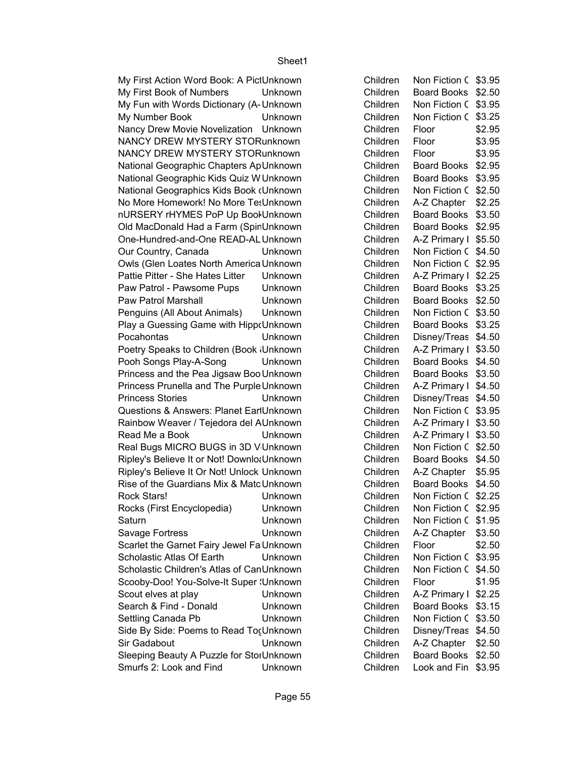| | | | | |
|---|---|---|---|---|
| My First Action Word Book: A PictUnknown | | Children | Non Fiction C | $3.95 |
| My First Book of Numbers | Unknown | Children | Board Books | $2.50 |
| My Fun with Words Dictionary (A-Unknown | | Children | Non Fiction C | $3.95 |
| My Number Book | Unknown | Children | Non Fiction C | $3.25 |
| Nancy Drew Movie Novelization | Unknown | Children | Floor | $2.95 |
| NANCY DREW MYSTERY STORunknown | | Children | Floor | $3.95 |
| NANCY DREW MYSTERY STORunknown | | Children | Floor | $3.95 |
| National Geographic Chapters ApUnknown | | Children | Board Books | $2.95 |
| National Geographic Kids Quiz WUnknown | | Children | Board Books | $3.95 |
| National Geographics Kids Book (Unknown | | Children | Non Fiction C | $2.50 |
| No More Homework! No More TesUnknown | | Children | A-Z Chapter | $2.25 |
| nURSERY rHYMES PoP Up BookUnknown | | Children | Board Books | $3.50 |
| Old MacDonald Had a Farm (SpinUnknown | | Children | Board Books | $2.95 |
| One-Hundred-and-One READ-AL Unknown | | Children | A-Z Primary I | $5.50 |
| Our Country, Canada | Unknown | Children | Non Fiction C | $4.50 |
| Owls (Glen Loates North America Unknown | | Children | Non Fiction C | $2.95 |
| Pattie Pitter - She Hates Litter | Unknown | Children | A-Z Primary I | $2.25 |
| Paw Patrol - Pawsome Pups | Unknown | Children | Board Books | $3.25 |
| Paw Patrol Marshall | Unknown | Children | Board Books | $2.50 |
| Penguins (All About Animals) | Unknown | Children | Non Fiction C | $3.50 |
| Play a Guessing Game with HippoUnknown | | Children | Board Books | $3.25 |
| Pocahontas | Unknown | Children | Disney/Treas | $4.50 |
| Poetry Speaks to Children (Book &Unknown | | Children | A-Z Primary I | $3.50 |
| Pooh Songs Play-A-Song | Unknown | Children | Board Books | $4.50 |
| Princess and the Pea Jigsaw Boo Unknown | | Children | Board Books | $3.50 |
| Princess Prunella and The Purple Unknown | | Children | A-Z Primary I | $4.50 |
| Princess Stories | Unknown | Children | Disney/Treas | $4.50 |
| Questions & Answers: Planet EarUnknown | | Children | Non Fiction C | $3.95 |
| Rainbow Weaver / Tejedora del AUnknown | | Children | A-Z Primary I | $3.50 |
| Read Me a Book | Unknown | Children | A-Z Primary I | $3.50 |
| Real Bugs MICRO BUGS in 3D V Unknown | | Children | Non Fiction C | $2.50 |
| Ripley's Believe It or Not! DownloaUnknown | | Children | Board Books | $4.50 |
| Ripley's Believe It Or Not! Unlock Unknown | | Children | A-Z Chapter | $5.95 |
| Rise of the Guardians Mix & Matc Unknown | | Children | Board Books | $4.50 |
| Rock Stars! | Unknown | Children | Non Fiction C | $2.25 |
| Rocks (First Encyclopedia) | Unknown | Children | Non Fiction C | $2.95 |
| Saturn | Unknown | Children | Non Fiction C | $1.95 |
| Savage Fortress | Unknown | Children | A-Z Chapter | $3.50 |
| Scarlet the Garnet Fairy Jewel FaUnknown | | Children | Floor | $2.50 |
| Scholastic Atlas Of Earth | Unknown | Children | Non Fiction C | $3.95 |
| Scholastic Children's Atlas of CanUnknown | | Children | Non Fiction C | $4.50 |
| Scooby-Doo! You-Solve-It Super Unknown | | Children | Floor | $1.95 |
| Scout elves at play | Unknown | Children | A-Z Primary I | $2.25 |
| Search & Find - Donald | Unknown | Children | Board Books | $3.15 |
| Settling Canada Pb | Unknown | Children | Non Fiction C | $3.50 |
| Side By Side: Poems to Read TogUnknown | | Children | Disney/Treas | $4.50 |
| Sir Gadabout | Unknown | Children | A-Z Chapter | $2.50 |
| Sleeping Beauty A Puzzle for StorUnknown | | Children | Board Books | $2.50 |
| Smurfs 2: Look and Find | Unknown | Children | Look and Fin | $3.95 |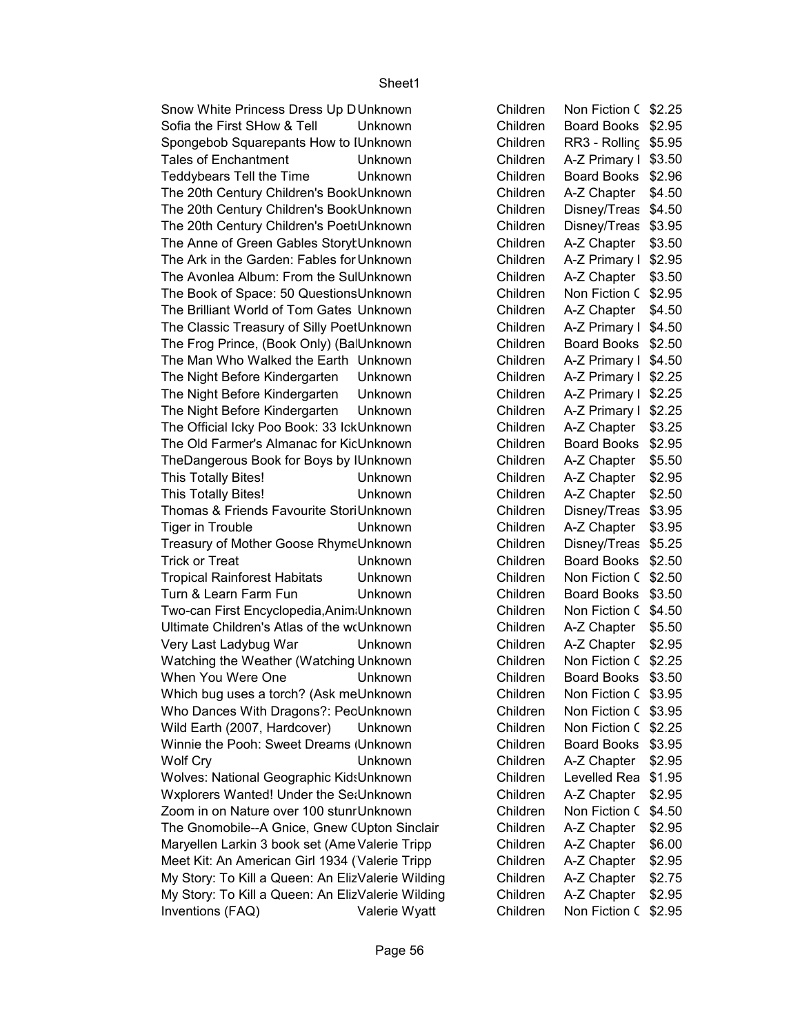| | | | | |
|---|---|---|---|---|
| Snow White Princess Dress Up D | Unknown | Children | Non Fiction ( | $2.25 |
| Sofia the First SHow & Tell | Unknown | Children | Board Books | $2.95 |
| Spongebob Squarepants How to I | Unknown | Children | RR3 - Rolling | $5.95 |
| Tales of Enchantment | Unknown | Children | A-Z Primary I | $3.50 |
| Teddybears Tell the Time | Unknown | Children | Board Books | $2.96 |
| The 20th Century Children's Book | Unknown | Children | A-Z Chapter | $4.50 |
| The 20th Century Children's Book | Unknown | Children | Disney/Treas | $4.50 |
| The 20th Century Children's Poeti | Unknown | Children | Disney/Treas | $3.95 |
| The Anne of Green Gables Storyb | Unknown | Children | A-Z Chapter | $3.50 |
| The Ark in the Garden: Fables for | Unknown | Children | A-Z Primary I | $2.95 |
| The Avonlea Album: From the Sul | Unknown | Children | A-Z Chapter | $3.50 |
| The Book of Space: 50 Questions | Unknown | Children | Non Fiction ( | $2.95 |
| The Brilliant World of Tom Gates | Unknown | Children | A-Z Chapter | $4.50 |
| The Classic Treasury of Silly Poet | Unknown | Children | A-Z Primary I | $4.50 |
| The Frog Prince, (Book Only) (Ba | Unknown | Children | Board Books | $2.50 |
| The Man Who Walked the Earth | Unknown | Children | A-Z Primary I | $4.50 |
| The Night Before Kindergarten | Unknown | Children | A-Z Primary I | $2.25 |
| The Night Before Kindergarten | Unknown | Children | A-Z Primary I | $2.25 |
| The Night Before Kindergarten | Unknown | Children | A-Z Primary I | $2.25 |
| The Official Icky Poo Book: 33 Ick | Unknown | Children | A-Z Chapter | $3.25 |
| The Old Farmer's Almanac for Kic | Unknown | Children | Board Books | $2.95 |
| TheDangerous Book for Boys by I | Unknown | Children | A-Z Chapter | $5.50 |
| This Totally Bites! | Unknown | Children | A-Z Chapter | $2.95 |
| This Totally Bites! | Unknown | Children | A-Z Chapter | $2.50 |
| Thomas & Friends Favourite Stori | Unknown | Children | Disney/Treas | $3.95 |
| Tiger in Trouble | Unknown | Children | A-Z Chapter | $3.95 |
| Treasury of Mother Goose Rhyme | Unknown | Children | Disney/Treas | $5.25 |
| Trick or Treat | Unknown | Children | Board Books | $2.50 |
| Tropical Rainforest Habitats | Unknown | Children | Non Fiction ( | $2.50 |
| Turn & Learn Farm Fun | Unknown | Children | Board Books | $3.50 |
| Two-can First Encyclopedia,Anim | Unknown | Children | Non Fiction ( | $4.50 |
| Ultimate Children's Atlas of the wo | Unknown | Children | A-Z Chapter | $5.50 |
| Very Last Ladybug War | Unknown | Children | A-Z Chapter | $2.95 |
| Watching the Weather (Watching | Unknown | Children | Non Fiction ( | $2.25 |
| When You Were One | Unknown | Children | Board Books | $3.50 |
| Which bug uses a torch? (Ask me | Unknown | Children | Non Fiction ( | $3.95 |
| Who Dances With Dragons?: Peo | Unknown | Children | Non Fiction ( | $3.95 |
| Wild Earth (2007, Hardcover) | Unknown | Children | Non Fiction ( | $2.25 |
| Winnie the Pooh: Sweet Dreams ( | Unknown | Children | Board Books | $3.95 |
| Wolf Cry | Unknown | Children | A-Z Chapter | $2.95 |
| Wolves: National Geographic Kids | Unknown | Children | Levelled Rea | $1.95 |
| Wxplorers Wanted! Under the Sea | Unknown | Children | A-Z Chapter | $2.95 |
| Zoom in on Nature over 100 stunr | Unknown | Children | Non Fiction ( | $4.50 |
| The Gnomobile--A Gnice, Gnew ( | Upton Sinclair | Children | A-Z Chapter | $2.95 |
| Maryellen Larkin 3 book set (Ame | Valerie Tripp | Children | A-Z Chapter | $6.00 |
| Meet Kit: An American Girl 1934 ( | Valerie Tripp | Children | A-Z Chapter | $2.95 |
| My Story: To Kill a Queen: An Eliz | Valerie Wilding | Children | A-Z Chapter | $2.75 |
| My Story: To Kill a Queen: An Eliz | Valerie Wilding | Children | A-Z Chapter | $2.95 |
| Inventions (FAQ) | Valerie Wyatt | Children | Non Fiction ( | $2.95 |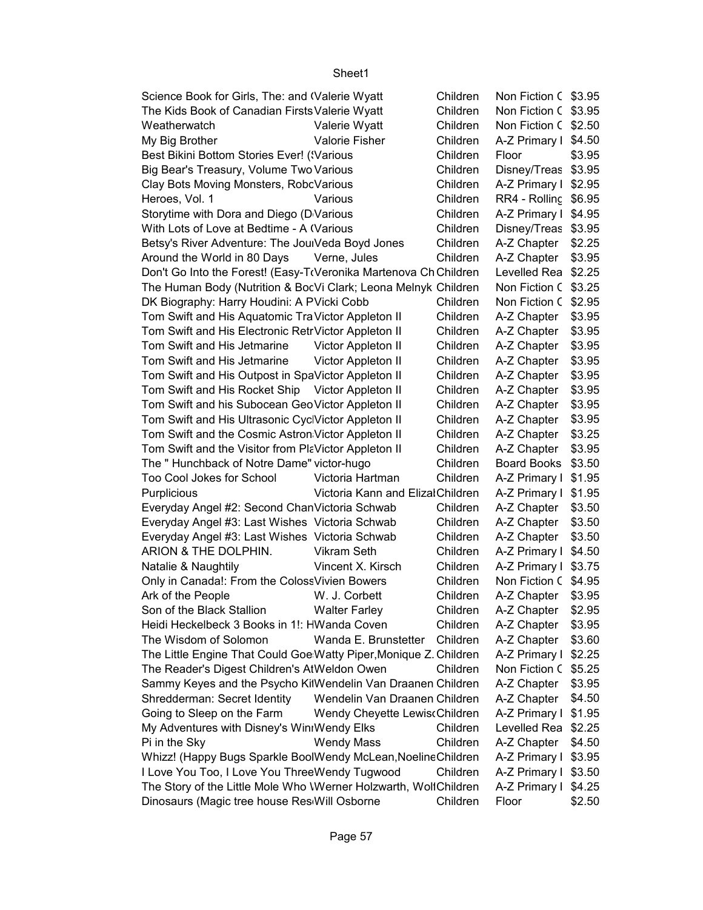| | | | | |
|---|---|---|---|---|
| Science Book for Girls, The: and (Valerie Wyatt | | Children | Non Fiction ( | $3.95 |
| The Kids Book of Canadian Firsts | Valerie Wyatt | Children | Non Fiction ( | $3.95 |
| Weatherwatch | Valerie Wyatt | Children | Non Fiction ( | $2.50 |
| My Big Brother | Valorie Fisher | Children | A-Z Primary I | $4.50 |
| Best Bikini Bottom Stories Ever! (\ | Various | Children | Floor | $3.95 |
| Big Bear's Treasury, Volume Two | Various | Children | Disney/Treas | $3.95 |
| Clay Bots Moving Monsters, Robc | Various | Children | A-Z Primary I | $2.95 |
| Heroes, Vol. 1 | Various | Children | RR4 - Rolling | $6.95 |
| Storytime with Dora and Diego (D | Various | Children | A-Z Primary I | $4.95 |
| With Lots of Love at Bedtime - A ( | Various | Children | Disney/Treas | $3.95 |
| Betsy's River Adventure: The Jour | Veda Boyd Jones | Children | A-Z Chapter | $2.25 |
| Around the World in 80 Days | Verne, Jules | Children | A-Z Chapter | $3.95 |
| Don't Go Into the Forest! (Easy-T( | Veronika Martenova Ch | Children | Levelled Rea | $2.25 |
| The Human Body (Nutrition & Boc | Vi Clark; Leona Melnyk | Children | Non Fiction ( | $3.25 |
| DK Biography: Harry Houdini: A P | Vicki Cobb | Children | Non Fiction ( | $2.95 |
| Tom Swift and His Aquatomic Tra | Victor Appleton II | Children | A-Z Chapter | $3.95 |
| Tom Swift and His Electronic Retr | Victor Appleton II | Children | A-Z Chapter | $3.95 |
| Tom Swift and His Jetmarine | Victor Appleton II | Children | A-Z Chapter | $3.95 |
| Tom Swift and His Jetmarine | Victor Appleton II | Children | A-Z Chapter | $3.95 |
| Tom Swift and His Outpost in Spa | Victor Appleton II | Children | A-Z Chapter | $3.95 |
| Tom Swift and His Rocket Ship | Victor Appleton II | Children | A-Z Chapter | $3.95 |
| Tom Swift and his Subocean Geo | Victor Appleton II | Children | A-Z Chapter | $3.95 |
| Tom Swift and His Ultrasonic Cycl | Victor Appleton II | Children | A-Z Chapter | $3.95 |
| Tom Swift and the Cosmic Astron | Victor Appleton II | Children | A-Z Chapter | $3.25 |
| Tom Swift and the Visitor from Pla | Victor Appleton II | Children | A-Z Chapter | $3.95 |
| The " Hunchback of Notre Dame" | victor-hugo | Children | Board Books | $3.50 |
| Too Cool Jokes for School | Victoria Hartman | Children | A-Z Primary I | $1.95 |
| Purplicious | Victoria Kann and Elizal | Children | A-Z Primary I | $1.95 |
| Everyday Angel #2: Second Chan | Victoria Schwab | Children | A-Z Chapter | $3.50 |
| Everyday Angel #3: Last Wishes | Victoria Schwab | Children | A-Z Chapter | $3.50 |
| Everyday Angel #3: Last Wishes | Victoria Schwab | Children | A-Z Chapter | $3.50 |
| ARION & THE DOLPHIN. | Vikram Seth | Children | A-Z Primary I | $4.50 |
| Natalie & Naughtily | Vincent X. Kirsch | Children | A-Z Primary I | $3.75 |
| Only in Canada!: From the Coloss | Vivien Bowers | Children | Non Fiction ( | $4.95 |
| Ark of the People | W. J. Corbett | Children | A-Z Chapter | $3.95 |
| Son of the Black Stallion | Walter Farley | Children | A-Z Chapter | $2.95 |
| Heidi Heckelbeck 3 Books in 1!: H | Wanda Coven | Children | A-Z Chapter | $3.95 |
| The Wisdom of Solomon | Wanda E. Brunstetter | Children | A-Z Chapter | $3.60 |
| The Little Engine That Could Goe | Watty Piper,Monique Z. | Children | A-Z Primary I | $2.25 |
| The Reader's Digest Children's At | Weldon Owen | Children | Non Fiction ( | $5.25 |
| Sammy Keyes and the Psycho Kil | Wendelin Van Draanen | Children | A-Z Chapter | $3.95 |
| Shredderman: Secret Identity | Wendelin Van Draanen | Children | A-Z Chapter | $4.50 |
| Going to Sleep on the Farm | Wendy Cheyette Lewis( | Children | A-Z Primary I | $1.95 |
| My Adventures with Disney's Winr | Wendy Elks | Children | Levelled Rea | $2.25 |
| Pi in the Sky | Wendy Mass | Children | A-Z Chapter | $4.50 |
| Whizz! (Happy Bugs Sparkle Bool | Wendy McLean,Noeline | Children | A-Z Primary I | $3.95 |
| I Love You Too, I Love You Three | Wendy Tugwood | Children | A-Z Primary I | $3.50 |
| The Story of the Little Mole Who \ | Werner Holzwarth, Wolf | Children | A-Z Primary I | $4.25 |
| Dinosaurs (Magic tree house Res | Will Osborne | Children | Floor | $2.50 |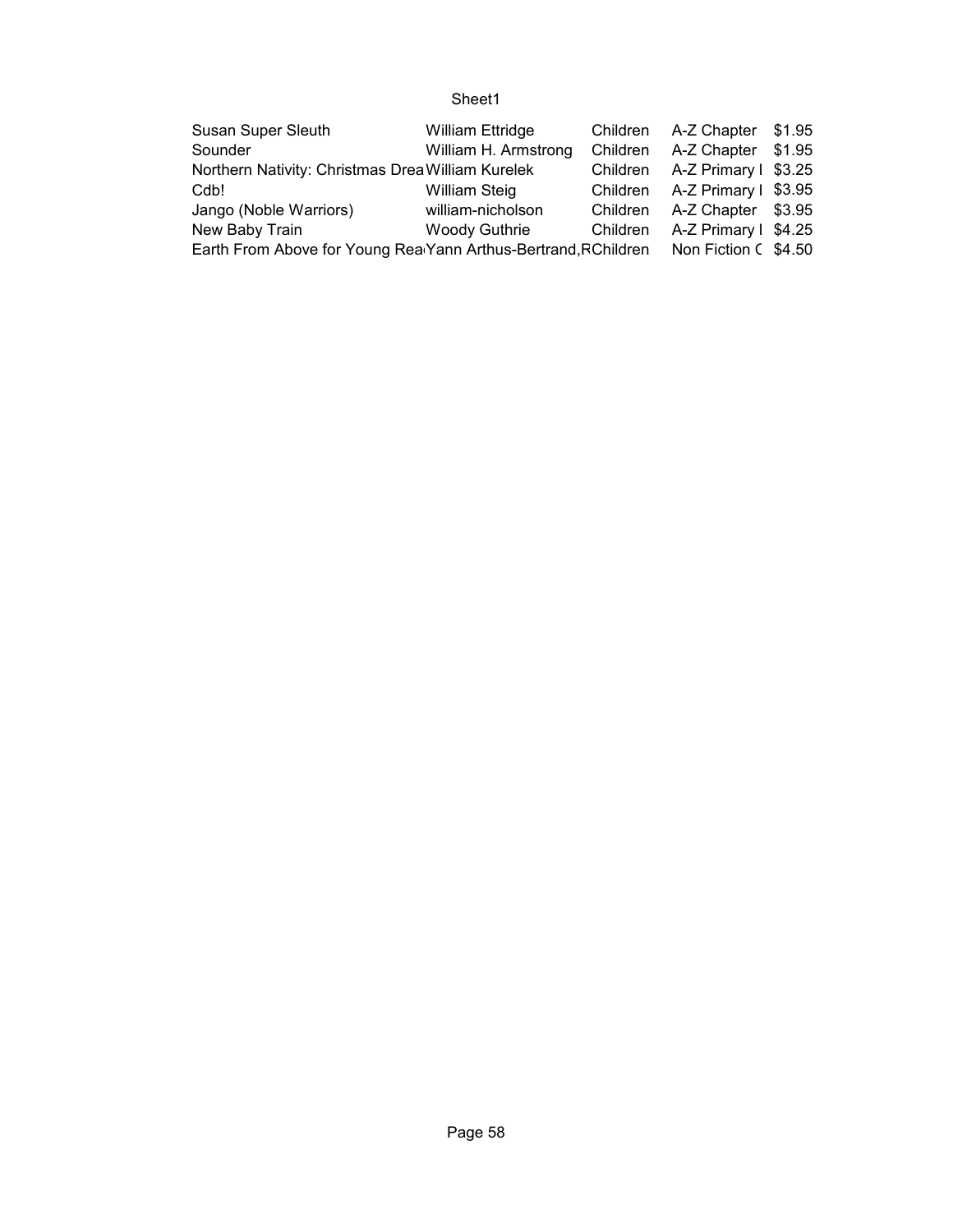| | | | | |
|---|---|---|---|---|
| Susan Super Sleuth | William Ettridge | Children | A-Z Chapter | $1.95 |
| Sounder | William H. Armstrong | Children | A-Z Chapter | $1.95 |
| Northern Nativity: Christmas Drea | William Kurelek | Children | A-Z Primary I | $3.25 |
| Cdb! | William Steig | Children | A-Z Primary I | $3.95 |
| Jango (Noble Warriors) | william-nicholson | Children | A-Z Chapter | $3.95 |
| New Baby Train | Woody Guthrie | Children | A-Z Primary I | $4.25 |
| Earth From Above for Young Rea | Yann Arthus-Bertrand,R | Children | Non Fiction C | $4.50 |